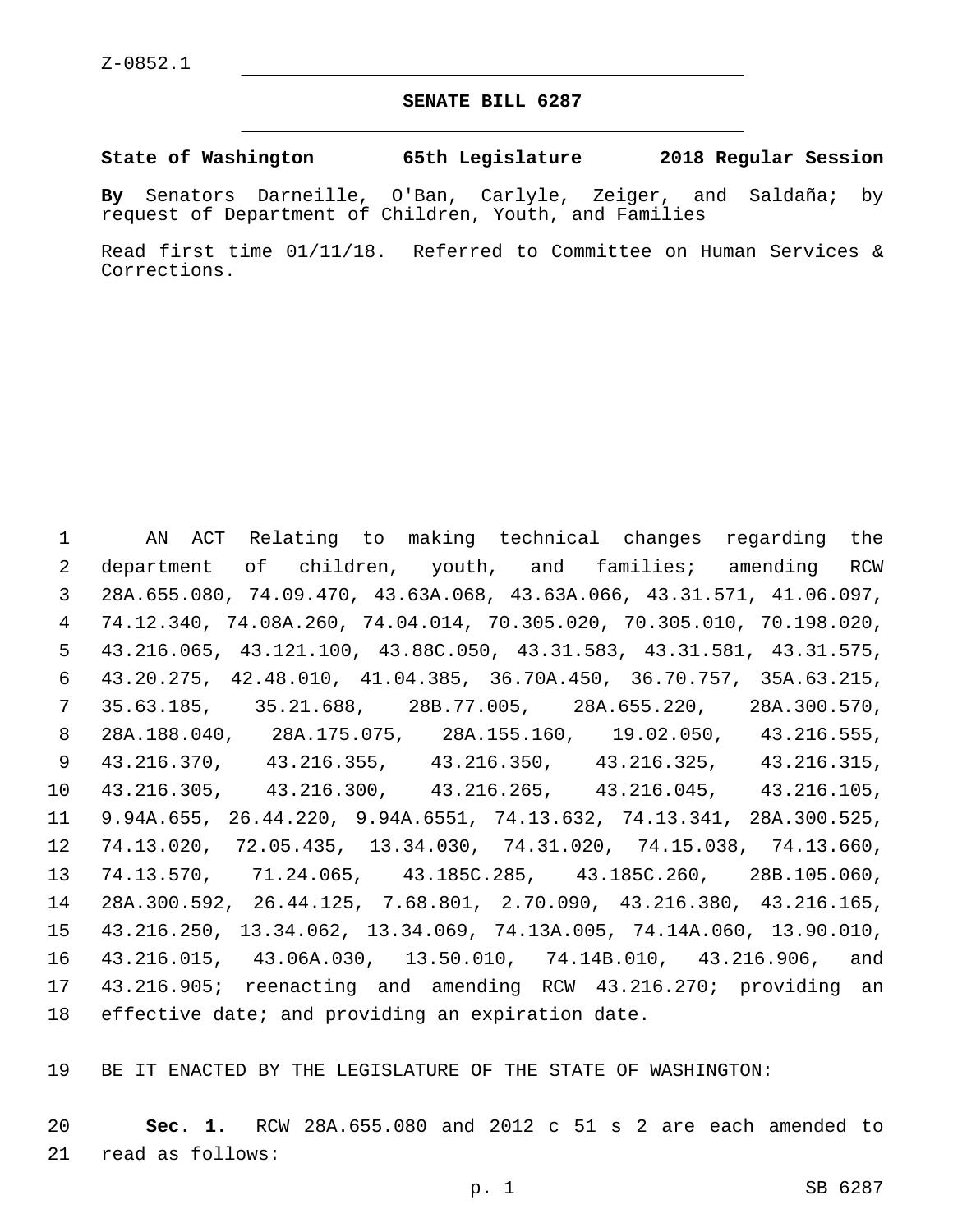Z-0852.1

# SENATE BILL 6287

**State of Washington 65th Legislature 2018 Regular Session**

**By** Senators Darneille, O'Ban, Carlyle, Zeiger, and Saldaña; by request of Department of Children, Youth, and Families

Read first time 01/11/18. Referred to Committee on Human Services & Corrections.

AN ACT Relating to making technical changes regarding the department of children, youth, and families; amending RCW 28A.655.080, 74.09.470, 43.63A.068, 43.63A.066, 43.31.571, 41.06.097, 74.12.340, 74.08A.260, 74.04.014, 70.305.020, 70.305.010, 70.198.020, 43.216.065, 43.121.100, 43.88C.050, 43.31.583, 43.31.581, 43.31.575, 43.20.275, 42.48.010, 41.04.385, 36.70A.450, 36.70.757, 35A.63.215, 35.63.185, 35.21.688, 28B.77.005, 28A.655.220, 28A.300.570, 28A.188.040, 28A.175.075, 28A.155.160, 19.02.050, 43.216.555, 43.216.370, 43.216.355, 43.216.350, 43.216.325, 43.216.315, 43.216.305, 43.216.300, 43.216.265, 43.216.045, 43.216.105, 9.94A.655, 26.44.220, 9.94A.6551, 74.13.632, 74.13.341, 28A.300.525, 74.13.020, 72.05.435, 13.34.030, 74.31.020, 74.15.038, 74.13.660, 74.13.570, 71.24.065, 43.185C.285, 43.185C.260, 28B.105.060, 28A.300.592, 26.44.125, 7.68.801, 2.70.090, 43.216.380, 43.216.165, 43.216.250, 13.34.062, 13.34.069, 74.13A.005, 74.14A.060, 13.90.010, 43.216.015, 43.06A.030, 13.50.010, 74.14B.010, 43.216.906, and 43.216.905; reenacting and amending RCW 43.216.270; providing an effective date; and providing an expiration date.

BE IT ENACTED BY THE LEGISLATURE OF THE STATE OF WASHINGTON:

**Sec. 1.** RCW 28A.655.080 and 2012 c 51 s 2 are each amended to read as follows: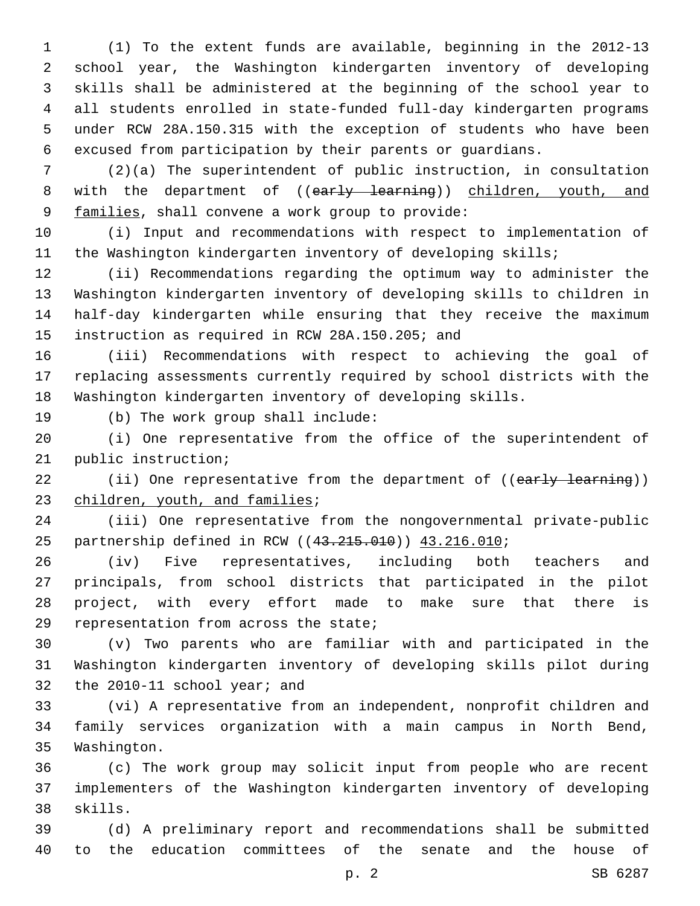(1) To the extent funds are available, beginning in the 2012-13 school year, the Washington kindergarten inventory of developing skills shall be administered at the beginning of the school year to all students enrolled in state-funded full-day kindergarten programs under RCW 28A.150.315 with the exception of students who have been excused from participation by their parents or guardians.

(2)(a) The superintendent of public instruction, in consultation with the department of ((~~early learning~~)) children, youth, and families, shall convene a work group to provide:

(i) Input and recommendations with respect to implementation of the Washington kindergarten inventory of developing skills;

(ii) Recommendations regarding the optimum way to administer the Washington kindergarten inventory of developing skills to children in half-day kindergarten while ensuring that they receive the maximum instruction as required in RCW 28A.150.205; and

(iii) Recommendations with respect to achieving the goal of replacing assessments currently required by school districts with the Washington kindergarten inventory of developing skills.

(b) The work group shall include:

(i) One representative from the office of the superintendent of public instruction;

(ii) One representative from the department of ((~~early learning~~)) children, youth, and families;

(iii) One representative from the nongovernmental private-public partnership defined in RCW ((~~43.215.010~~)) 43.216.010;

(iv) Five representatives, including both teachers and principals, from school districts that participated in the pilot project, with every effort made to make sure that there is representation from across the state;

(v) Two parents who are familiar with and participated in the Washington kindergarten inventory of developing skills pilot during the 2010-11 school year; and

(vi) A representative from an independent, nonprofit children and family services organization with a main campus in North Bend, Washington.

(c) The work group may solicit input from people who are recent implementers of the Washington kindergarten inventory of developing skills.

(d) A preliminary report and recommendations shall be submitted to the education committees of the senate and the house of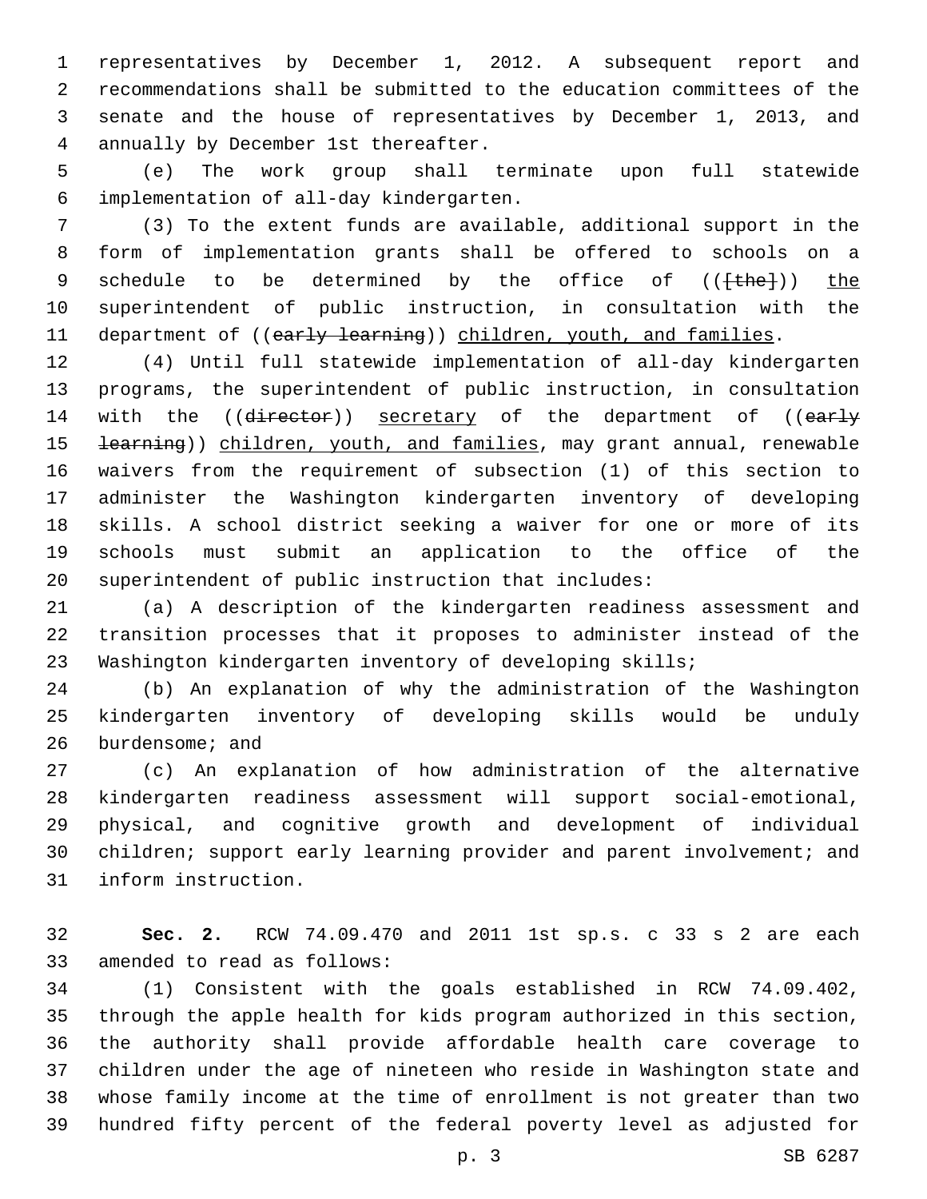representatives by December 1, 2012. A subsequent report and recommendations shall be submitted to the education committees of the senate and the house of representatives by December 1, 2013, and annually by December 1st thereafter.

(e) The work group shall terminate upon full statewide implementation of all-day kindergarten.

(3) To the extent funds are available, additional support in the form of implementation grants shall be offered to schools on a schedule to be determined by the office of (([the])) the superintendent of public instruction, in consultation with the department of ((early learning)) children, youth, and families.

(4) Until full statewide implementation of all-day kindergarten programs, the superintendent of public instruction, in consultation with the ((director)) secretary of the department of ((early learning)) children, youth, and families, may grant annual, renewable waivers from the requirement of subsection (1) of this section to administer the Washington kindergarten inventory of developing skills. A school district seeking a waiver for one or more of its schools must submit an application to the office of the superintendent of public instruction that includes:

(a) A description of the kindergarten readiness assessment and transition processes that it proposes to administer instead of the Washington kindergarten inventory of developing skills;

(b) An explanation of why the administration of the Washington kindergarten inventory of developing skills would be unduly burdensome; and

(c) An explanation of how administration of the alternative kindergarten readiness assessment will support social-emotional, physical, and cognitive growth and development of individual children; support early learning provider and parent involvement; and inform instruction.

**Sec. 2.** RCW 74.09.470 and 2011 1st sp.s. c 33 s 2 are each amended to read as follows:

(1) Consistent with the goals established in RCW 74.09.402, through the apple health for kids program authorized in this section, the authority shall provide affordable health care coverage to children under the age of nineteen who reside in Washington state and whose family income at the time of enrollment is not greater than two hundred fifty percent of the federal poverty level as adjusted for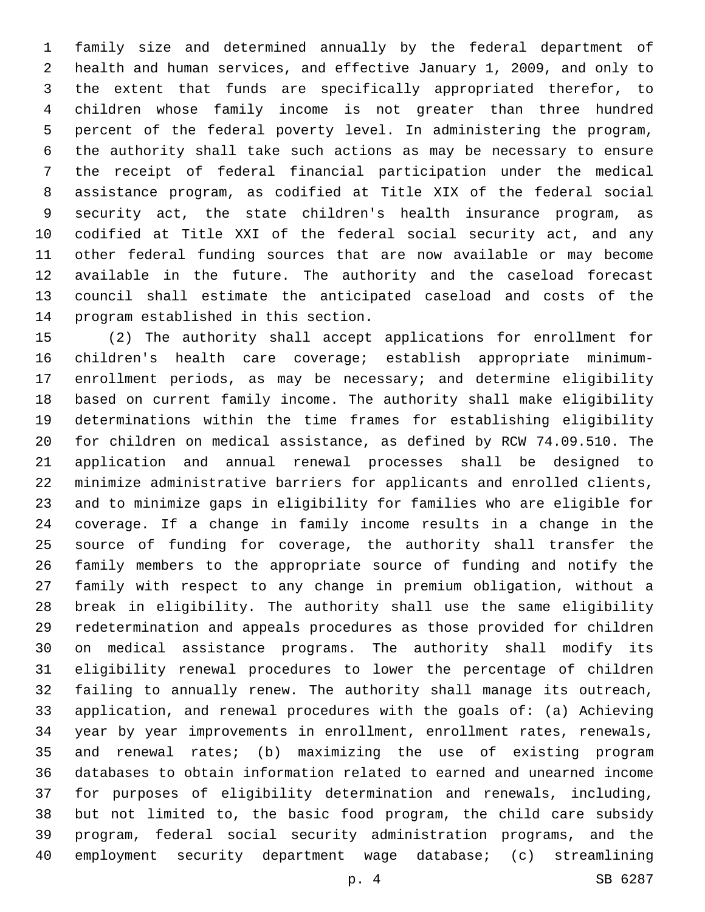family size and determined annually by the federal department of health and human services, and effective January 1, 2009, and only to the extent that funds are specifically appropriated therefor, to children whose family income is not greater than three hundred percent of the federal poverty level. In administering the program, the authority shall take such actions as may be necessary to ensure the receipt of federal financial participation under the medical assistance program, as codified at Title XIX of the federal social security act, the state children's health insurance program, as codified at Title XXI of the federal social security act, and any other federal funding sources that are now available or may become available in the future. The authority and the caseload forecast council shall estimate the anticipated caseload and costs of the program established in this section.

(2) The authority shall accept applications for enrollment for children's health care coverage; establish appropriate minimum-enrollment periods, as may be necessary; and determine eligibility based on current family income. The authority shall make eligibility determinations within the time frames for establishing eligibility for children on medical assistance, as defined by RCW 74.09.510. The application and annual renewal processes shall be designed to minimize administrative barriers for applicants and enrolled clients, and to minimize gaps in eligibility for families who are eligible for coverage. If a change in family income results in a change in the source of funding for coverage, the authority shall transfer the family members to the appropriate source of funding and notify the family with respect to any change in premium obligation, without a break in eligibility. The authority shall use the same eligibility redetermination and appeals procedures as those provided for children on medical assistance programs. The authority shall modify its eligibility renewal procedures to lower the percentage of children failing to annually renew. The authority shall manage its outreach, application, and renewal procedures with the goals of: (a) Achieving year by year improvements in enrollment, enrollment rates, renewals, and renewal rates; (b) maximizing the use of existing program databases to obtain information related to earned and unearned income for purposes of eligibility determination and renewals, including, but not limited to, the basic food program, the child care subsidy program, federal social security administration programs, and the employment security department wage database; (c) streamlining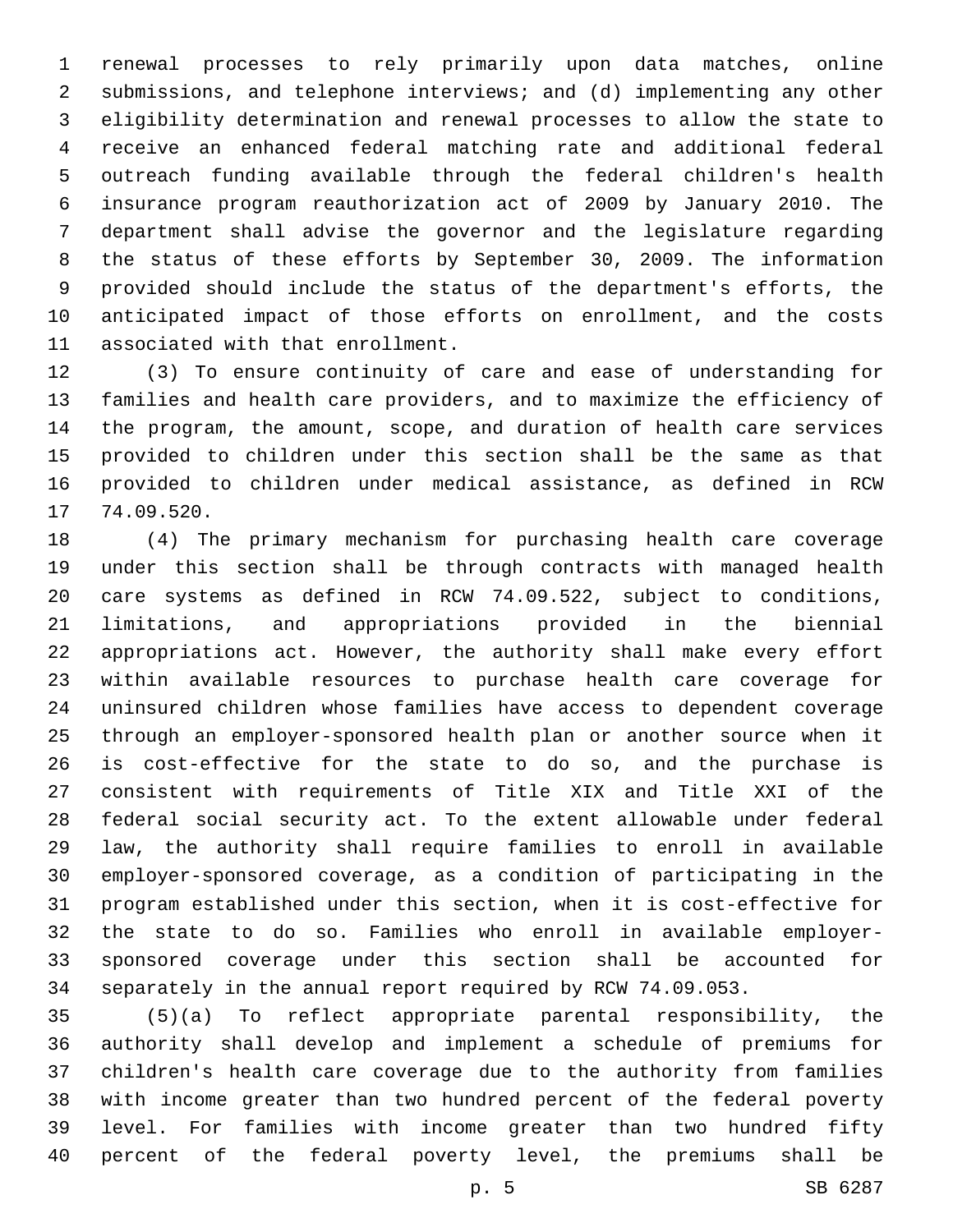renewal processes to rely primarily upon data matches, online submissions, and telephone interviews; and (d) implementing any other eligibility determination and renewal processes to allow the state to receive an enhanced federal matching rate and additional federal outreach funding available through the federal children's health insurance program reauthorization act of 2009 by January 2010. The department shall advise the governor and the legislature regarding the status of these efforts by September 30, 2009. The information provided should include the status of the department's efforts, the anticipated impact of those efforts on enrollment, and the costs associated with that enrollment.

(3) To ensure continuity of care and ease of understanding for families and health care providers, and to maximize the efficiency of the program, the amount, scope, and duration of health care services provided to children under this section shall be the same as that provided to children under medical assistance, as defined in RCW 74.09.520.

(4) The primary mechanism for purchasing health care coverage under this section shall be through contracts with managed health care systems as defined in RCW 74.09.522, subject to conditions, limitations, and appropriations provided in the biennial appropriations act. However, the authority shall make every effort within available resources to purchase health care coverage for uninsured children whose families have access to dependent coverage through an employer-sponsored health plan or another source when it is cost-effective for the state to do so, and the purchase is consistent with requirements of Title XIX and Title XXI of the federal social security act. To the extent allowable under federal law, the authority shall require families to enroll in available employer-sponsored coverage, as a condition of participating in the program established under this section, when it is cost-effective for the state to do so. Families who enroll in available employer-sponsored coverage under this section shall be accounted for separately in the annual report required by RCW 74.09.053.

(5)(a) To reflect appropriate parental responsibility, the authority shall develop and implement a schedule of premiums for children's health care coverage due to the authority from families with income greater than two hundred percent of the federal poverty level. For families with income greater than two hundred fifty percent of the federal poverty level, the premiums shall be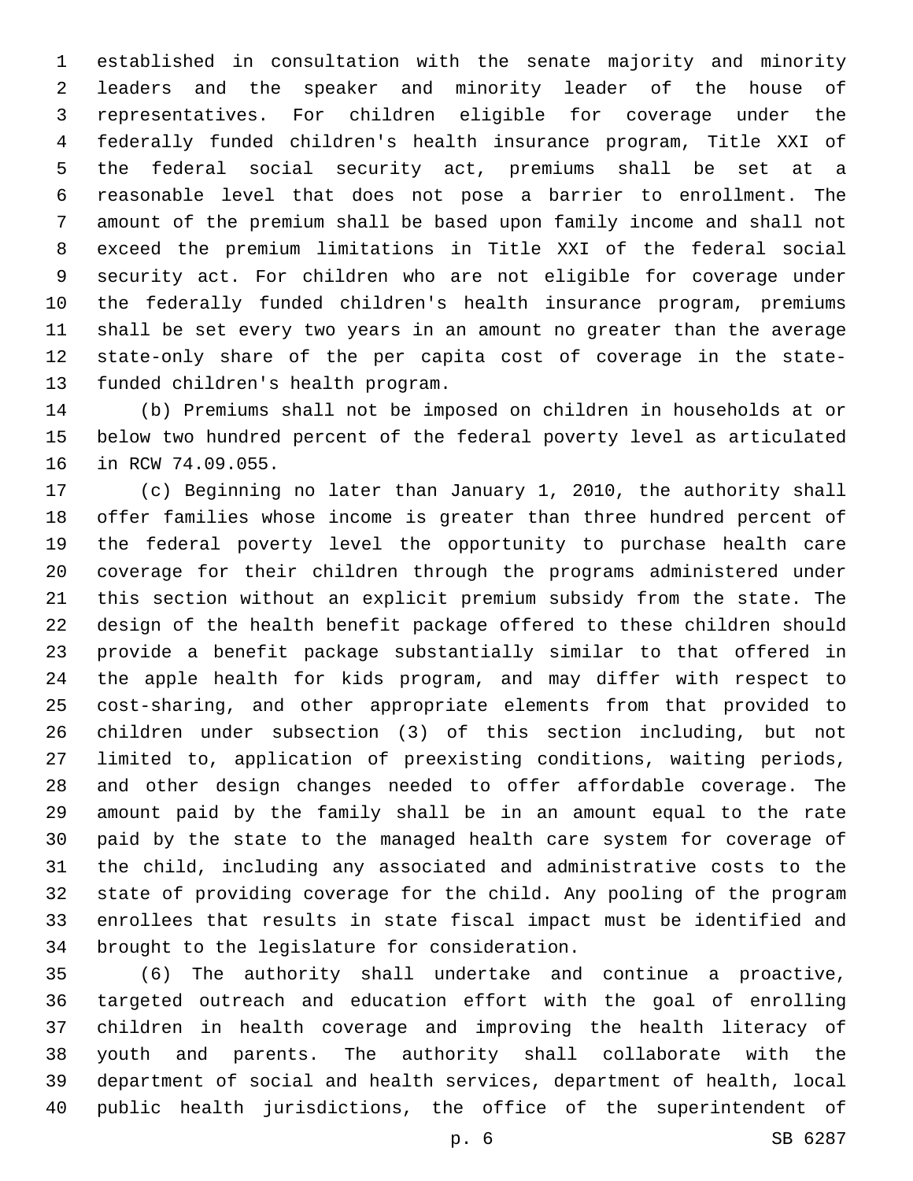established in consultation with the senate majority and minority leaders and the speaker and minority leader of the house of representatives. For children eligible for coverage under the federally funded children's health insurance program, Title XXI of the federal social security act, premiums shall be set at a reasonable level that does not pose a barrier to enrollment. The amount of the premium shall be based upon family income and shall not exceed the premium limitations in Title XXI of the federal social security act. For children who are not eligible for coverage under the federally funded children's health insurance program, premiums shall be set every two years in an amount no greater than the average state-only share of the per capita cost of coverage in the state-funded children's health program.

(b) Premiums shall not be imposed on children in households at or below two hundred percent of the federal poverty level as articulated in RCW 74.09.055.

(c) Beginning no later than January 1, 2010, the authority shall offer families whose income is greater than three hundred percent of the federal poverty level the opportunity to purchase health care coverage for their children through the programs administered under this section without an explicit premium subsidy from the state. The design of the health benefit package offered to these children should provide a benefit package substantially similar to that offered in the apple health for kids program, and may differ with respect to cost-sharing, and other appropriate elements from that provided to children under subsection (3) of this section including, but not limited to, application of preexisting conditions, waiting periods, and other design changes needed to offer affordable coverage. The amount paid by the family shall be in an amount equal to the rate paid by the state to the managed health care system for coverage of the child, including any associated and administrative costs to the state of providing coverage for the child. Any pooling of the program enrollees that results in state fiscal impact must be identified and brought to the legislature for consideration.

(6) The authority shall undertake and continue a proactive, targeted outreach and education effort with the goal of enrolling children in health coverage and improving the health literacy of youth and parents. The authority shall collaborate with the department of social and health services, department of health, local public health jurisdictions, the office of the superintendent of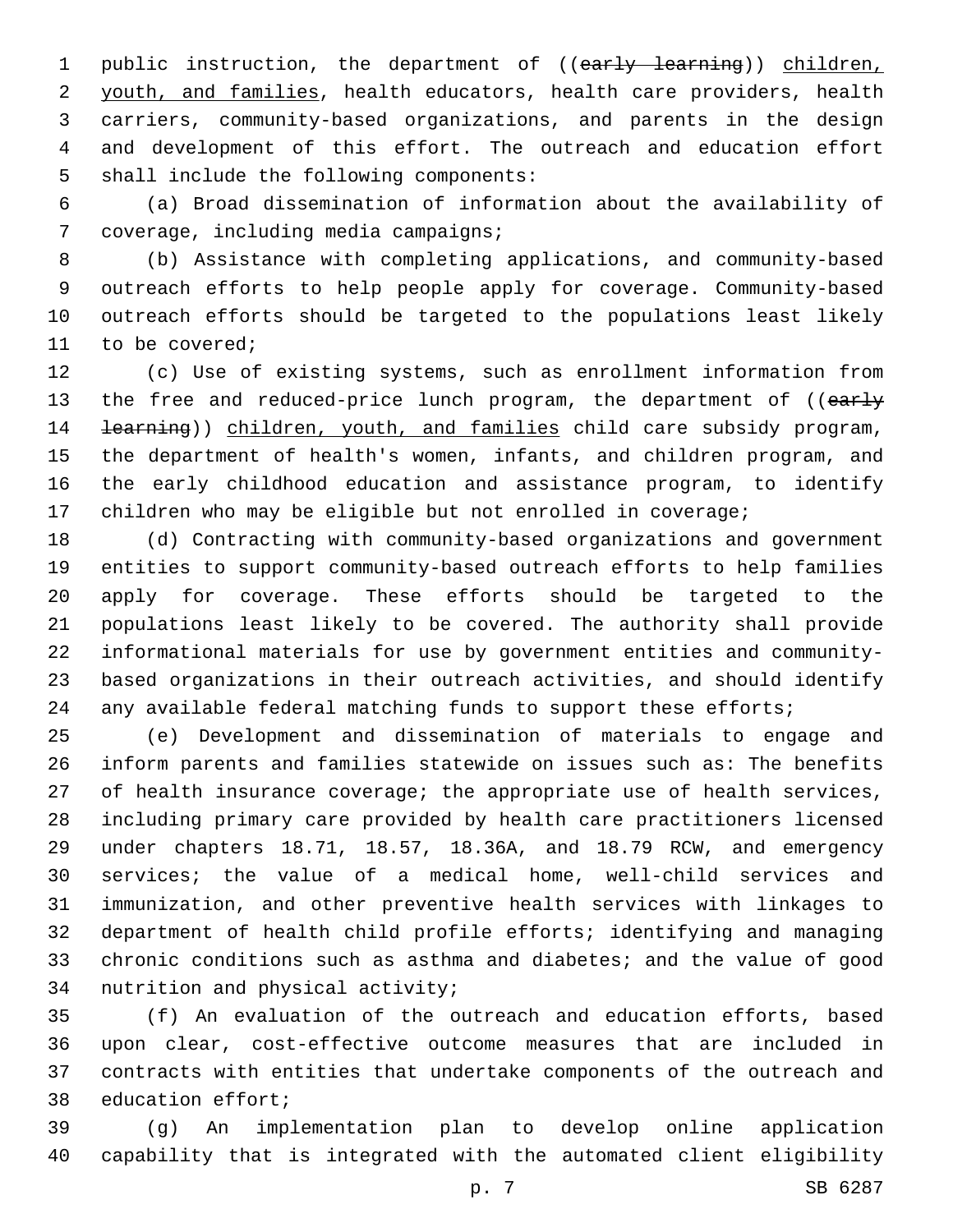public instruction, the department of ((~~early learning~~)) children, youth, and families, health educators, health care providers, health carriers, community-based organizations, and parents in the design and development of this effort. The outreach and education effort shall include the following components:

(a) Broad dissemination of information about the availability of coverage, including media campaigns;

(b) Assistance with completing applications, and community-based outreach efforts to help people apply for coverage. Community-based outreach efforts should be targeted to the populations least likely to be covered;

(c) Use of existing systems, such as enrollment information from the free and reduced-price lunch program, the department of ((~~early learning~~)) children, youth, and families child care subsidy program, the department of health's women, infants, and children program, and the early childhood education and assistance program, to identify children who may be eligible but not enrolled in coverage;

(d) Contracting with community-based organizations and government entities to support community-based outreach efforts to help families apply for coverage. These efforts should be targeted to the populations least likely to be covered. The authority shall provide informational materials for use by government entities and community-based organizations in their outreach activities, and should identify any available federal matching funds to support these efforts;

(e) Development and dissemination of materials to engage and inform parents and families statewide on issues such as: The benefits of health insurance coverage; the appropriate use of health services, including primary care provided by health care practitioners licensed under chapters 18.71, 18.57, 18.36A, and 18.79 RCW, and emergency services; the value of a medical home, well-child services and immunization, and other preventive health services with linkages to department of health child profile efforts; identifying and managing chronic conditions such as asthma and diabetes; and the value of good nutrition and physical activity;

(f) An evaluation of the outreach and education efforts, based upon clear, cost-effective outcome measures that are included in contracts with entities that undertake components of the outreach and education effort;

(g) An implementation plan to develop online application capability that is integrated with the automated client eligibility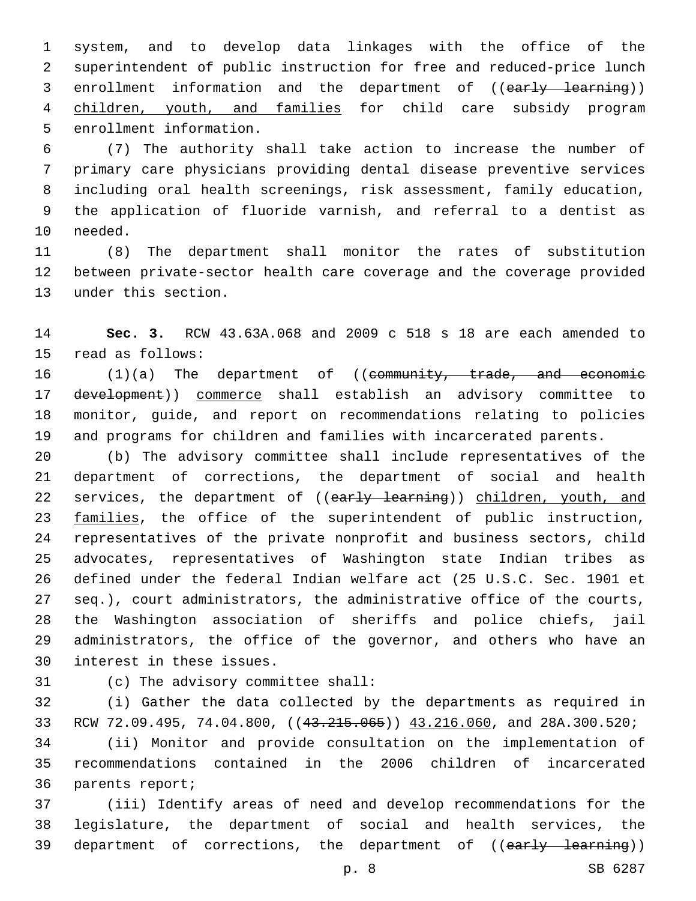system, and to develop data linkages with the office of the superintendent of public instruction for free and reduced-price lunch enrollment information and the department of ((~~early learning~~)) <u>children, youth, and families</u> for child care subsidy program enrollment information.

(7) The authority shall take action to increase the number of primary care physicians providing dental disease preventive services including oral health screenings, risk assessment, family education, the application of fluoride varnish, and referral to a dentist as needed.

(8) The department shall monitor the rates of substitution between private-sector health care coverage and the coverage provided under this section.

**Sec. 3.** RCW 43.63A.068 and 2009 c 518 s 18 are each amended to read as follows:

(1)(a) The department of ((~~community, trade, and economic development~~)) <u>commerce</u> shall establish an advisory committee to monitor, guide, and report on recommendations relating to policies and programs for children and families with incarcerated parents.

(b) The advisory committee shall include representatives of the department of corrections, the department of social and health services, the department of ((~~early learning~~)) <u>children, youth, and families</u>, the office of the superintendent of public instruction, representatives of the private nonprofit and business sectors, child advocates, representatives of Washington state Indian tribes as defined under the federal Indian welfare act (25 U.S.C. Sec. 1901 et seq.), court administrators, the administrative office of the courts, the Washington association of sheriffs and police chiefs, jail administrators, the office of the governor, and others who have an interest in these issues.

(c) The advisory committee shall:

(i) Gather the data collected by the departments as required in RCW 72.09.495, 74.04.800, ((~~43.215.065~~)) <u>43.216.060</u>, and 28A.300.520;

(ii) Monitor and provide consultation on the implementation of recommendations contained in the 2006 children of incarcerated parents report;

(iii) Identify areas of need and develop recommendations for the legislature, the department of social and health services, the department of corrections, the department of ((~~early learning~~))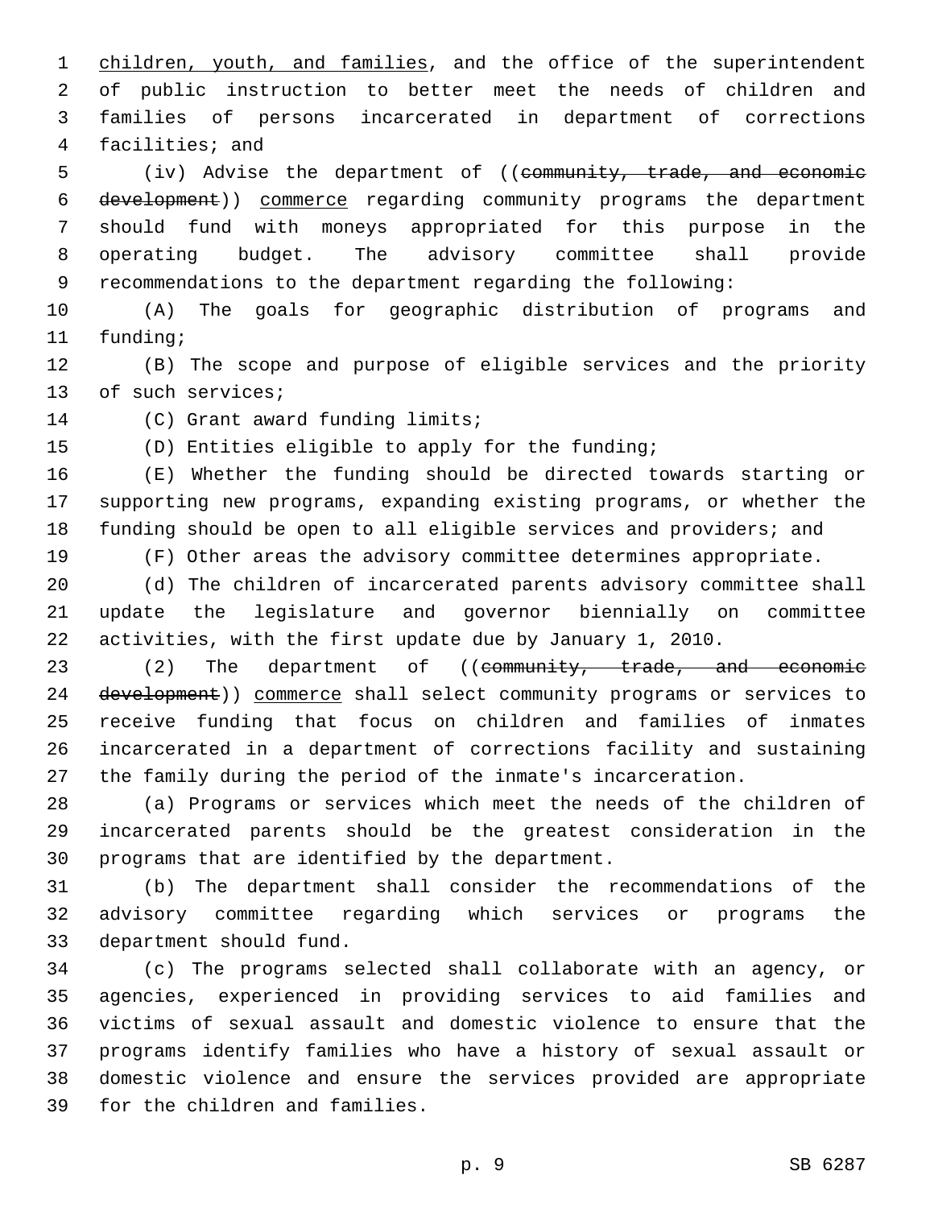children, youth, and families, and the office of the superintendent of public instruction to better meet the needs of children and families of persons incarcerated in department of corrections facilities; and

(iv) Advise the department of ((~~community, trade, and economic development~~)) commerce regarding community programs the department should fund with moneys appropriated for this purpose in the operating budget. The advisory committee shall provide recommendations to the department regarding the following:

(A) The goals for geographic distribution of programs and funding;

(B) The scope and purpose of eligible services and the priority of such services;

(C) Grant award funding limits;

(D) Entities eligible to apply for the funding;

(E) Whether the funding should be directed towards starting or supporting new programs, expanding existing programs, or whether the funding should be open to all eligible services and providers; and

(F) Other areas the advisory committee determines appropriate.

(d) The children of incarcerated parents advisory committee shall update the legislature and governor biennially on committee activities, with the first update due by January 1, 2010.

(2) The department of ((~~community, trade, and economic development~~)) commerce shall select community programs or services to receive funding that focus on children and families of inmates incarcerated in a department of corrections facility and sustaining the family during the period of the inmate's incarceration.

(a) Programs or services which meet the needs of the children of incarcerated parents should be the greatest consideration in the programs that are identified by the department.

(b) The department shall consider the recommendations of the advisory committee regarding which services or programs the department should fund.

(c) The programs selected shall collaborate with an agency, or agencies, experienced in providing services to aid families and victims of sexual assault and domestic violence to ensure that the programs identify families who have a history of sexual assault or domestic violence and ensure the services provided are appropriate for the children and families.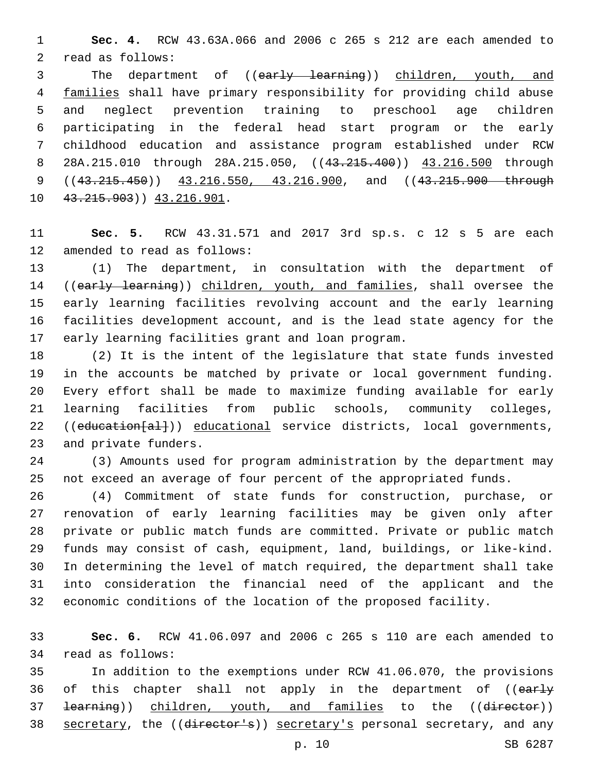**Sec. 4.** RCW 43.63A.066 and 2006 c 265 s 212 are each amended to read as follows:

The department of ((~~early learning~~)) children, youth, and families shall have primary responsibility for providing child abuse and neglect prevention training to preschool age children participating in the federal head start program or the early childhood education and assistance program established under RCW 28A.215.010 through 28A.215.050, ((~~43.215.400~~)) 43.216.500 through ((~~43.215.450~~)) 43.216.550, 43.216.900, and ((~~43.215.900 through 43.215.903~~)) 43.216.901.

**Sec. 5.** RCW 43.31.571 and 2017 3rd sp.s. c 12 s 5 are each amended to read as follows:

(1) The department, in consultation with the department of ((~~early learning~~)) children, youth, and families, shall oversee the early learning facilities revolving account and the early learning facilities development account, and is the lead state agency for the early learning facilities grant and loan program.

(2) It is the intent of the legislature that state funds invested in the accounts be matched by private or local government funding. Every effort shall be made to maximize funding available for early learning facilities from public schools, community colleges, ((~~education[al]~~)) educational service districts, local governments, and private funders.

(3) Amounts used for program administration by the department may not exceed an average of four percent of the appropriated funds.

(4) Commitment of state funds for construction, purchase, or renovation of early learning facilities may be given only after private or public match funds are committed. Private or public match funds may consist of cash, equipment, land, buildings, or like-kind. In determining the level of match required, the department shall take into consideration the financial need of the applicant and the economic conditions of the location of the proposed facility.

**Sec. 6.** RCW 41.06.097 and 2006 c 265 s 110 are each amended to read as follows:

In addition to the exemptions under RCW 41.06.070, the provisions of this chapter shall not apply in the department of ((~~early learning~~)) children, youth, and families to the ((~~director~~)) secretary, the ((~~director's~~)) secretary's personal secretary, and any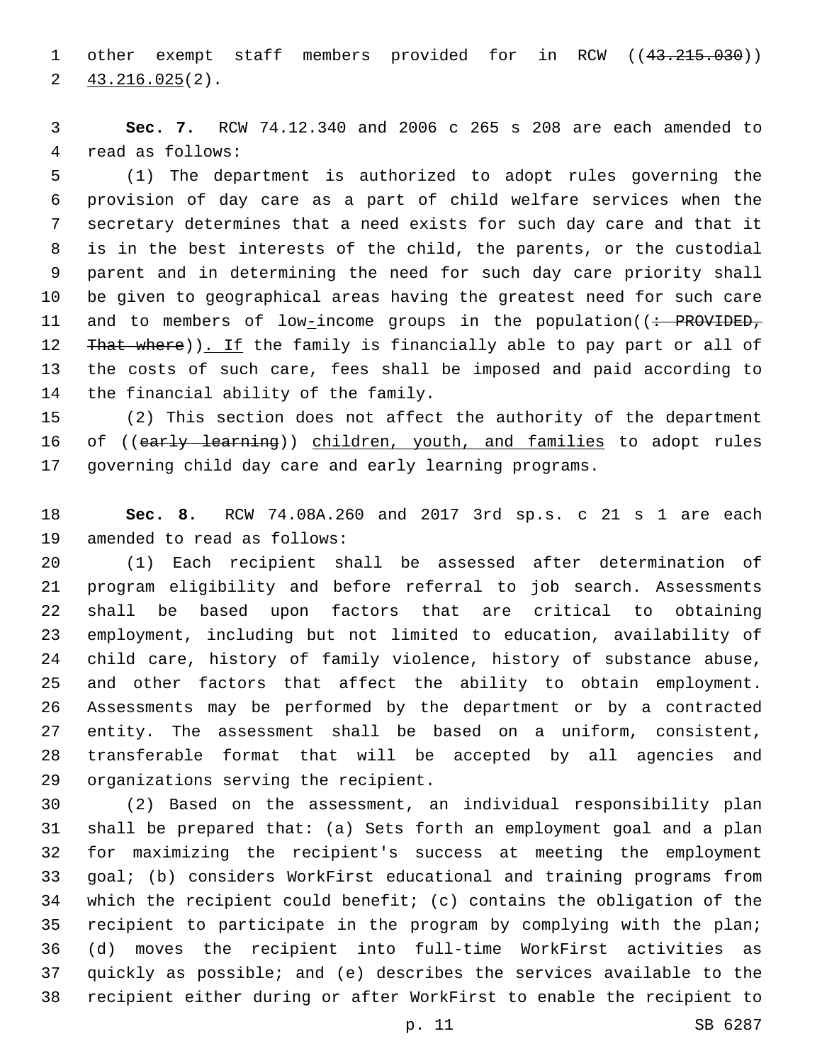other exempt staff members provided for in RCW ((~~43.215.030~~)) 43.216.025(2).

**Sec. 7.** RCW 74.12.340 and 2006 c 265 s 208 are each amended to read as follows:

(1) The department is authorized to adopt rules governing the provision of day care as a part of child welfare services when the secretary determines that a need exists for such day care and that it is in the best interests of the child, the parents, or the custodial parent and in determining the need for such day care priority shall be given to geographical areas having the greatest need for such care and to members of low-income groups in the population((~~: PROVIDED, That where~~)). If the family is financially able to pay part or all of the costs of such care, fees shall be imposed and paid according to the financial ability of the family.

(2) This section does not affect the authority of the department of ((~~early learning~~)) children, youth, and families to adopt rules governing child day care and early learning programs.

**Sec. 8.** RCW 74.08A.260 and 2017 3rd sp.s. c 21 s 1 are each amended to read as follows:

(1) Each recipient shall be assessed after determination of program eligibility and before referral to job search. Assessments shall be based upon factors that are critical to obtaining employment, including but not limited to education, availability of child care, history of family violence, history of substance abuse, and other factors that affect the ability to obtain employment. Assessments may be performed by the department or by a contracted entity. The assessment shall be based on a uniform, consistent, transferable format that will be accepted by all agencies and organizations serving the recipient.

(2) Based on the assessment, an individual responsibility plan shall be prepared that: (a) Sets forth an employment goal and a plan for maximizing the recipient's success at meeting the employment goal; (b) considers WorkFirst educational and training programs from which the recipient could benefit; (c) contains the obligation of the recipient to participate in the program by complying with the plan; (d) moves the recipient into full-time WorkFirst activities as quickly as possible; and (e) describes the services available to the recipient either during or after WorkFirst to enable the recipient to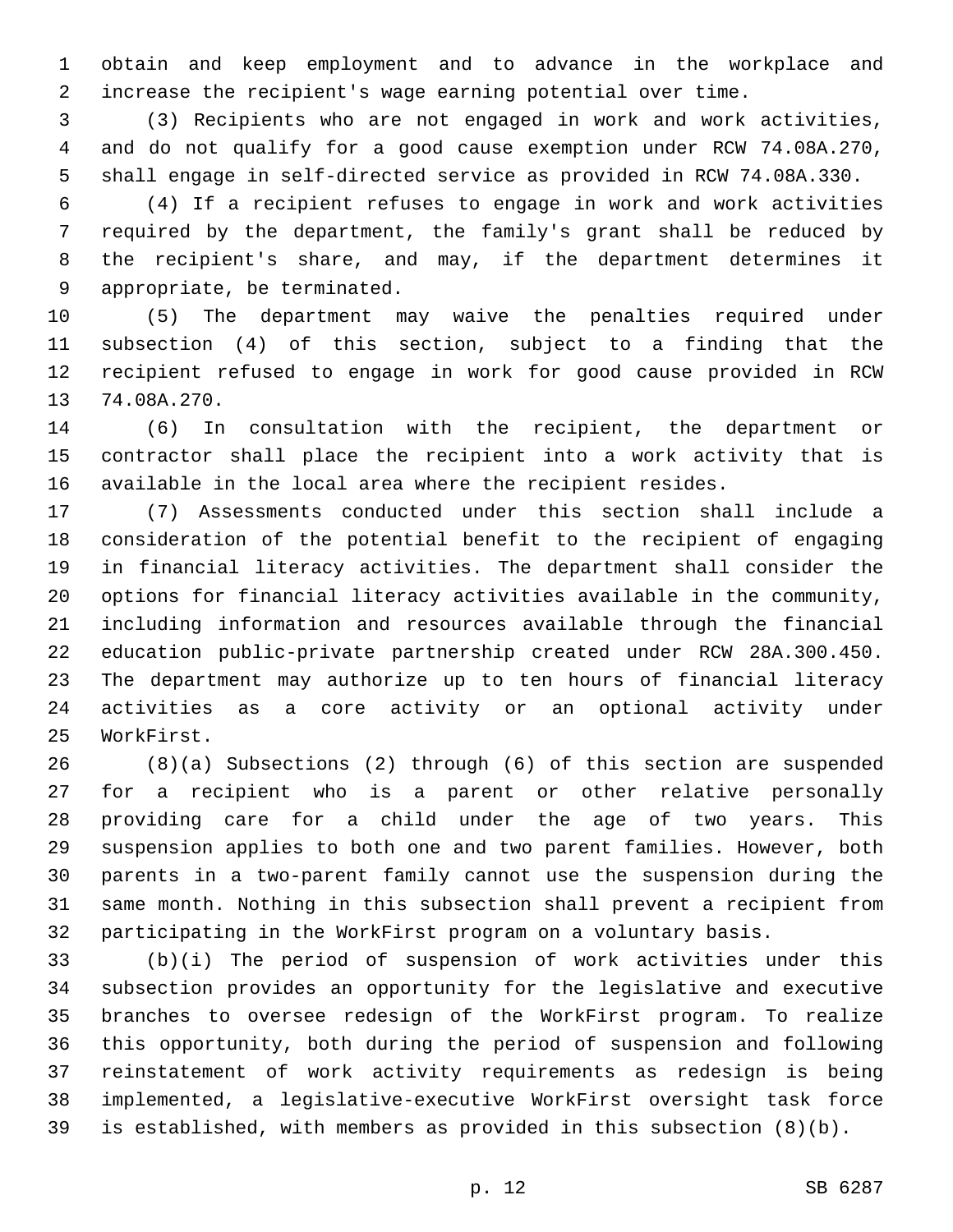obtain and keep employment and to advance in the workplace and increase the recipient's wage earning potential over time.

(3) Recipients who are not engaged in work and work activities, and do not qualify for a good cause exemption under RCW 74.08A.270, shall engage in self-directed service as provided in RCW 74.08A.330.

(4) If a recipient refuses to engage in work and work activities required by the department, the family's grant shall be reduced by the recipient's share, and may, if the department determines it appropriate, be terminated.

(5) The department may waive the penalties required under subsection (4) of this section, subject to a finding that the recipient refused to engage in work for good cause provided in RCW 74.08A.270.

(6) In consultation with the recipient, the department or contractor shall place the recipient into a work activity that is available in the local area where the recipient resides.

(7) Assessments conducted under this section shall include a consideration of the potential benefit to the recipient of engaging in financial literacy activities. The department shall consider the options for financial literacy activities available in the community, including information and resources available through the financial education public-private partnership created under RCW 28A.300.450. The department may authorize up to ten hours of financial literacy activities as a core activity or an optional activity under WorkFirst.

(8)(a) Subsections (2) through (6) of this section are suspended for a recipient who is a parent or other relative personally providing care for a child under the age of two years. This suspension applies to both one and two parent families. However, both parents in a two-parent family cannot use the suspension during the same month. Nothing in this subsection shall prevent a recipient from participating in the WorkFirst program on a voluntary basis.

(b)(i) The period of suspension of work activities under this subsection provides an opportunity for the legislative and executive branches to oversee redesign of the WorkFirst program. To realize this opportunity, both during the period of suspension and following reinstatement of work activity requirements as redesign is being implemented, a legislative-executive WorkFirst oversight task force is established, with members as provided in this subsection (8)(b).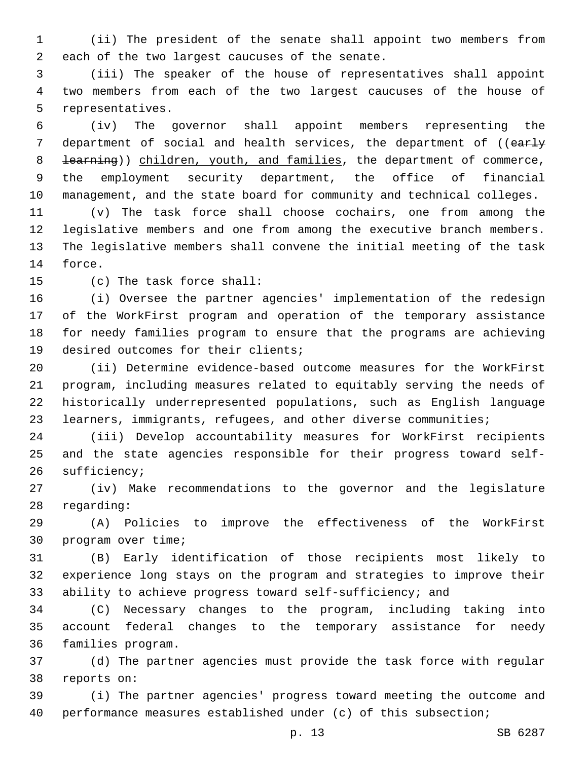(ii) The president of the senate shall appoint two members from each of the two largest caucuses of the senate.

(iii) The speaker of the house of representatives shall appoint two members from each of the two largest caucuses of the house of representatives.

(iv) The governor shall appoint members representing the department of social and health services, the department of ((~~early learning~~)) <u>children, youth, and families</u>, the department of commerce, the employment security department, the office of financial management, and the state board for community and technical colleges.

(v) The task force shall choose cochairs, one from among the legislative members and one from among the executive branch members. The legislative members shall convene the initial meeting of the task force.

(c) The task force shall:

(i) Oversee the partner agencies' implementation of the redesign of the WorkFirst program and operation of the temporary assistance for needy families program to ensure that the programs are achieving desired outcomes for their clients;

(ii) Determine evidence-based outcome measures for the WorkFirst program, including measures related to equitably serving the needs of historically underrepresented populations, such as English language learners, immigrants, refugees, and other diverse communities;

(iii) Develop accountability measures for WorkFirst recipients and the state agencies responsible for their progress toward self-sufficiency;

(iv) Make recommendations to the governor and the legislature regarding:

(A) Policies to improve the effectiveness of the WorkFirst program over time;

(B) Early identification of those recipients most likely to experience long stays on the program and strategies to improve their ability to achieve progress toward self-sufficiency; and

(C) Necessary changes to the program, including taking into account federal changes to the temporary assistance for needy families program.

(d) The partner agencies must provide the task force with regular reports on:

(i) The partner agencies' progress toward meeting the outcome and performance measures established under (c) of this subsection;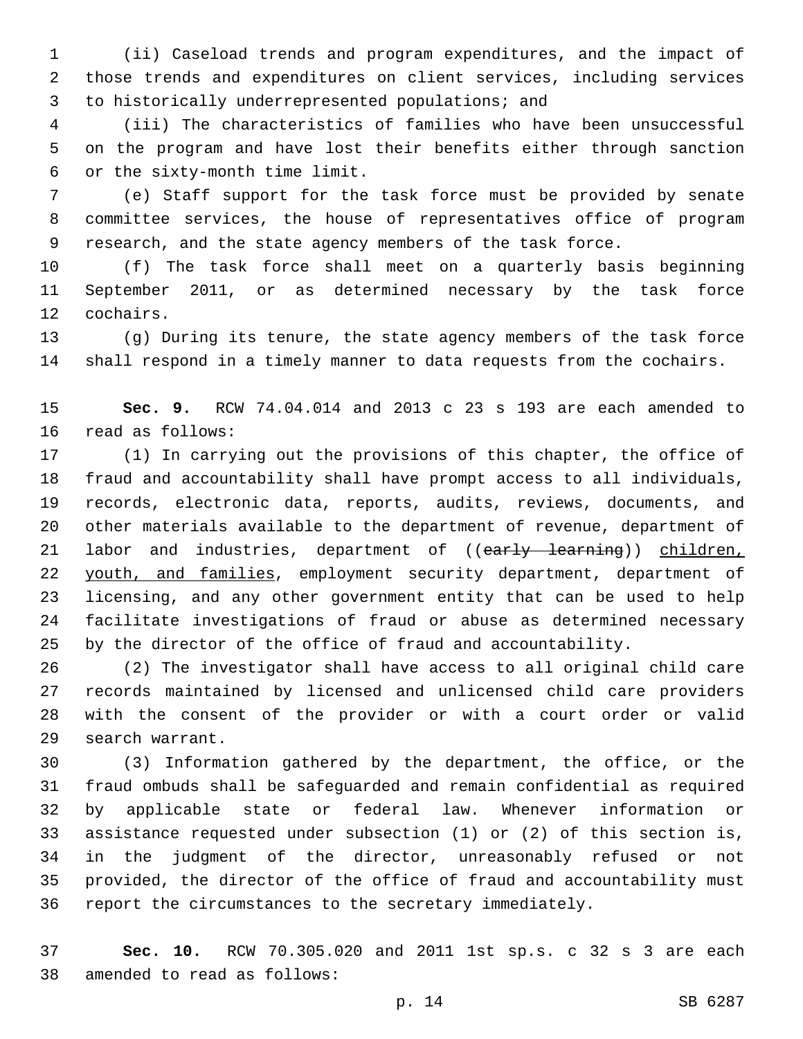(ii) Caseload trends and program expenditures, and the impact of those trends and expenditures on client services, including services to historically underrepresented populations; and

(iii) The characteristics of families who have been unsuccessful on the program and have lost their benefits either through sanction or the sixty-month time limit.

(e) Staff support for the task force must be provided by senate committee services, the house of representatives office of program research, and the state agency members of the task force.

(f) The task force shall meet on a quarterly basis beginning September 2011, or as determined necessary by the task force cochairs.

(g) During its tenure, the state agency members of the task force shall respond in a timely manner to data requests from the cochairs.

**Sec. 9.** RCW 74.04.014 and 2013 c 23 s 193 are each amended to read as follows:

(1) In carrying out the provisions of this chapter, the office of fraud and accountability shall have prompt access to all individuals, records, electronic data, reports, audits, reviews, documents, and other materials available to the department of revenue, department of labor and industries, department of ((~~early learning~~)) children, youth, and families, employment security department, department of licensing, and any other government entity that can be used to help facilitate investigations of fraud or abuse as determined necessary by the director of the office of fraud and accountability.

(2) The investigator shall have access to all original child care records maintained by licensed and unlicensed child care providers with the consent of the provider or with a court order or valid search warrant.

(3) Information gathered by the department, the office, or the fraud ombuds shall be safeguarded and remain confidential as required by applicable state or federal law. Whenever information or assistance requested under subsection (1) or (2) of this section is, in the judgment of the director, unreasonably refused or not provided, the director of the office of fraud and accountability must report the circumstances to the secretary immediately.

**Sec. 10.** RCW 70.305.020 and 2011 1st sp.s. c 32 s 3 are each amended to read as follows: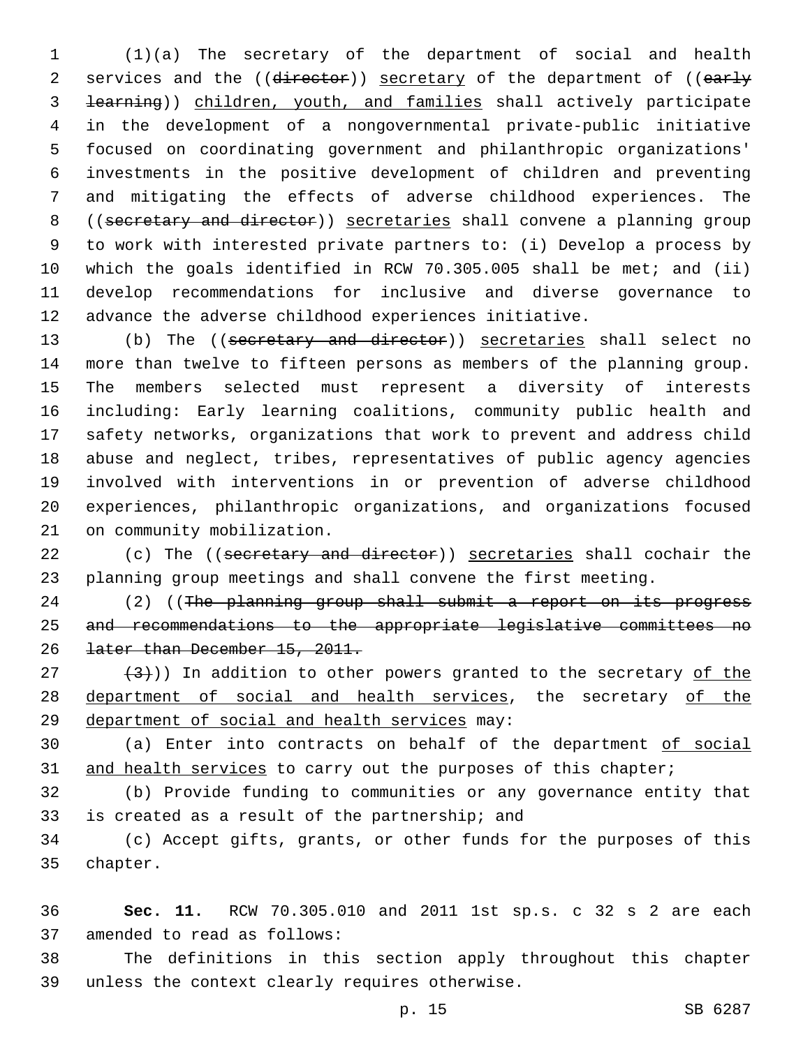(1)(a) The secretary of the department of social and health services and the ((~~director~~)) secretary of the department of ((~~early learning~~)) children, youth, and families shall actively participate in the development of a nongovernmental private-public initiative focused on coordinating government and philanthropic organizations' investments in the positive development of children and preventing and mitigating the effects of adverse childhood experiences. The ((~~secretary and director~~)) secretaries shall convene a planning group to work with interested private partners to: (i) Develop a process by which the goals identified in RCW 70.305.005 shall be met; and (ii) develop recommendations for inclusive and diverse governance to advance the adverse childhood experiences initiative.

(b) The ((~~secretary and director~~)) secretaries shall select no more than twelve to fifteen persons as members of the planning group. The members selected must represent a diversity of interests including: Early learning coalitions, community public health and safety networks, organizations that work to prevent and address child abuse and neglect, tribes, representatives of public agency agencies involved with interventions in or prevention of adverse childhood experiences, philanthropic organizations, and organizations focused on community mobilization.

(c) The ((~~secretary and director~~)) secretaries shall cochair the planning group meetings and shall convene the first meeting.

(2) ((~~The planning group shall submit a report on its progress and recommendations to the appropriate legislative committees no later than December 15, 2011.~~

~~(3)~~)) In addition to other powers granted to the secretary of the department of social and health services, the secretary of the department of social and health services may:

(a) Enter into contracts on behalf of the department of social and health services to carry out the purposes of this chapter;

(b) Provide funding to communities or any governance entity that is created as a result of the partnership; and

(c) Accept gifts, grants, or other funds for the purposes of this chapter.

**Sec. 11.** RCW 70.305.010 and 2011 1st sp.s. c 32 s 2 are each amended to read as follows:

The definitions in this section apply throughout this chapter unless the context clearly requires otherwise.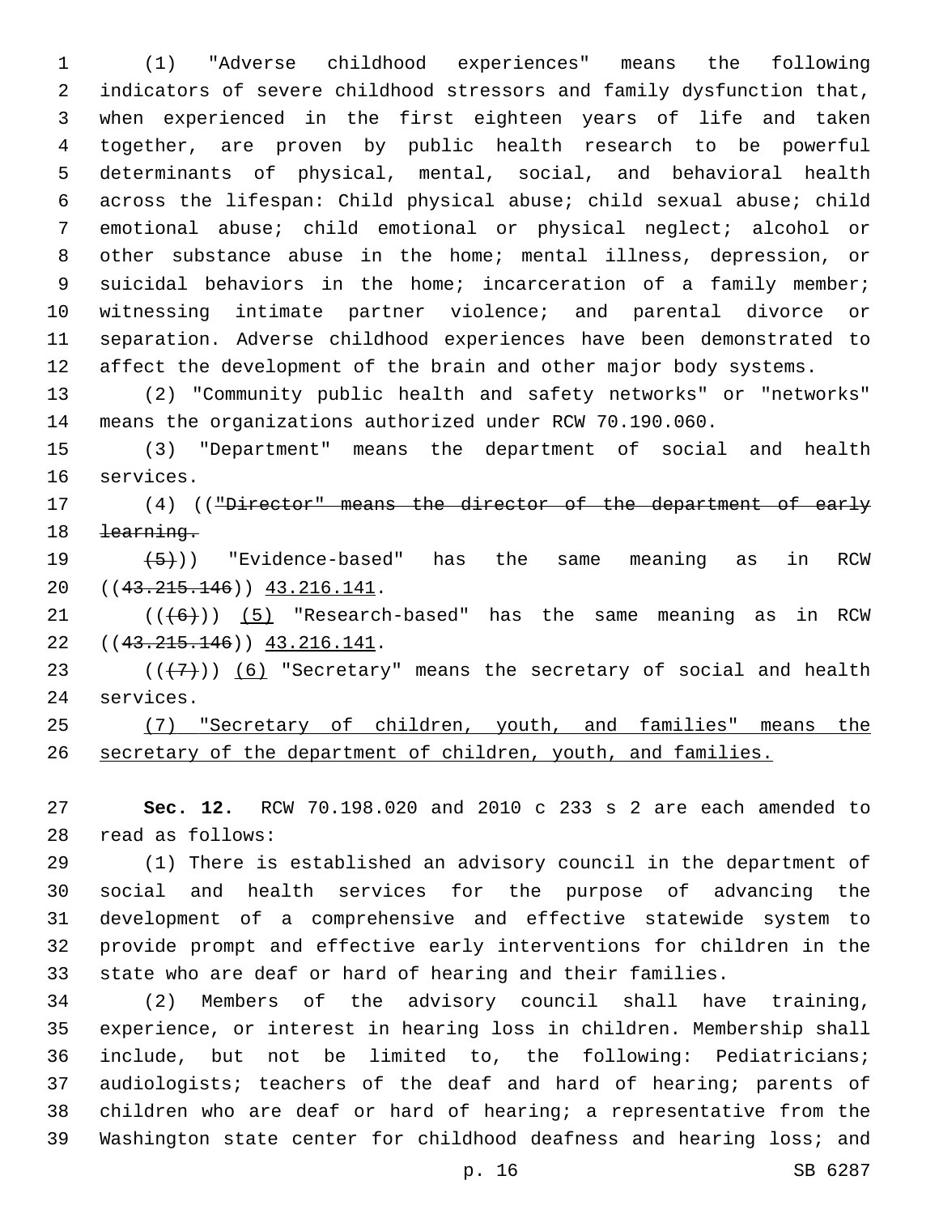(1) "Adverse childhood experiences" means the following indicators of severe childhood stressors and family dysfunction that, when experienced in the first eighteen years of life and taken together, are proven by public health research to be powerful determinants of physical, mental, social, and behavioral health across the lifespan: Child physical abuse; child sexual abuse; child emotional abuse; child emotional or physical neglect; alcohol or other substance abuse in the home; mental illness, depression, or suicidal behaviors in the home; incarceration of a family member; witnessing intimate partner violence; and parental divorce or separation. Adverse childhood experiences have been demonstrated to affect the development of the brain and other major body systems.

(2) "Community public health and safety networks" or "networks" means the organizations authorized under RCW 70.190.060.

(3) "Department" means the department of social and health services.

(4) ((~~"Director" means the director of the department of early learning.~~

~~(5)~~)) "Evidence-based" has the same meaning as in RCW ((~~43.215.146~~)) 43.216.141.

((~~(6)~~)) (5) "Research-based" has the same meaning as in RCW ((~~43.215.146~~)) 43.216.141.

((~~(7)~~)) (6) "Secretary" means the secretary of social and health services.

(7) "Secretary of children, youth, and families" means the secretary of the department of children, youth, and families.

**Sec. 12.** RCW 70.198.020 and 2010 c 233 s 2 are each amended to read as follows:

(1) There is established an advisory council in the department of social and health services for the purpose of advancing the development of a comprehensive and effective statewide system to provide prompt and effective early interventions for children in the state who are deaf or hard of hearing and their families.

(2) Members of the advisory council shall have training, experience, or interest in hearing loss in children. Membership shall include, but not be limited to, the following: Pediatricians; audiologists; teachers of the deaf and hard of hearing; parents of children who are deaf or hard of hearing; a representative from the Washington state center for childhood deafness and hearing loss; and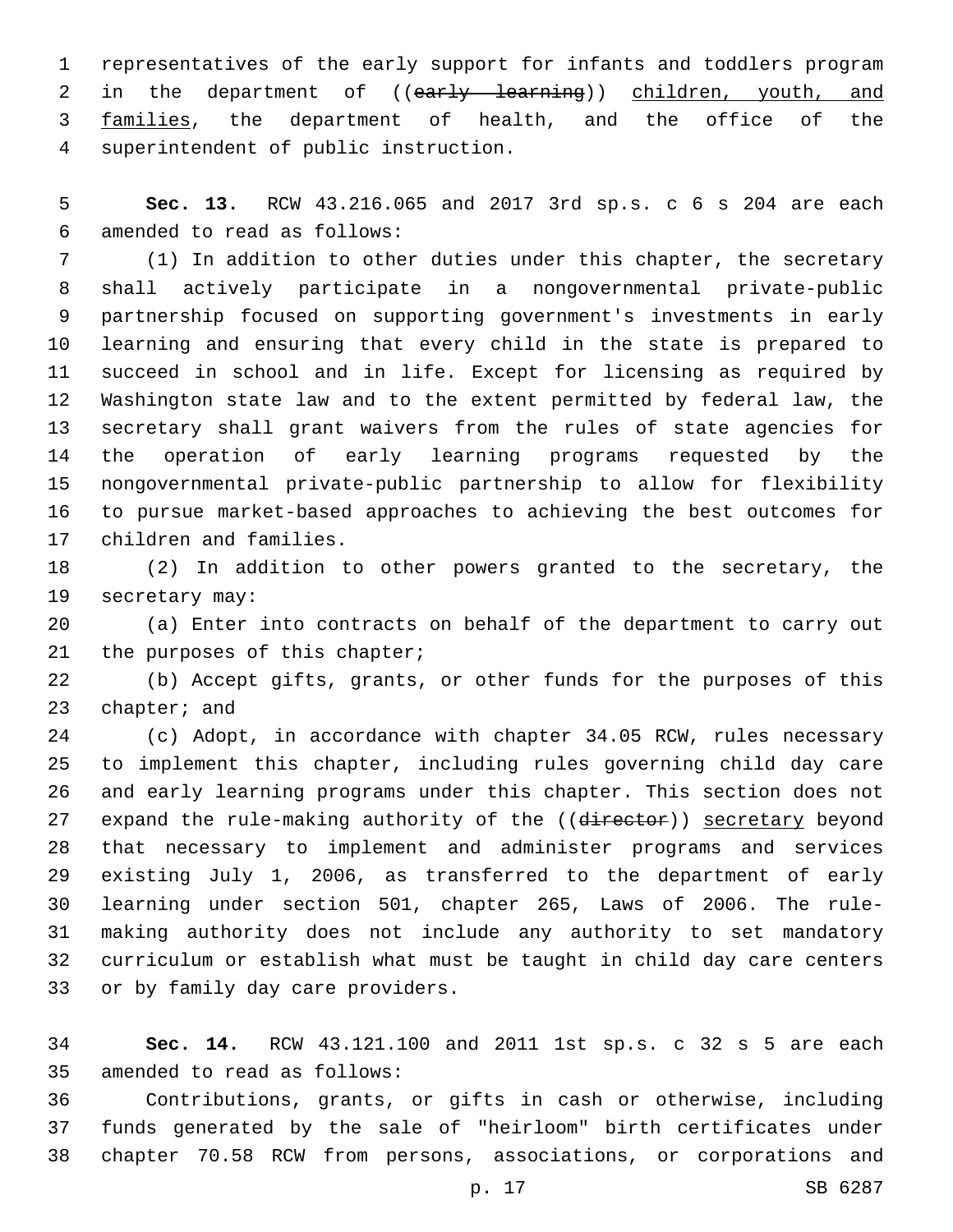representatives of the early support for infants and toddlers program in the department of ((~~early learning~~)) <u>children, youth, and families</u>, the department of health, and the office of the superintendent of public instruction.

**Sec. 13.** RCW 43.216.065 and 2017 3rd sp.s. c 6 s 204 are each amended to read as follows:

(1) In addition to other duties under this chapter, the secretary shall actively participate in a nongovernmental private-public partnership focused on supporting government's investments in early learning and ensuring that every child in the state is prepared to succeed in school and in life. Except for licensing as required by Washington state law and to the extent permitted by federal law, the secretary shall grant waivers from the rules of state agencies for the operation of early learning programs requested by the nongovernmental private-public partnership to allow for flexibility to pursue market-based approaches to achieving the best outcomes for children and families.

(2) In addition to other powers granted to the secretary, the secretary may:

(a) Enter into contracts on behalf of the department to carry out the purposes of this chapter;

(b) Accept gifts, grants, or other funds for the purposes of this chapter; and

(c) Adopt, in accordance with chapter 34.05 RCW, rules necessary to implement this chapter, including rules governing child day care and early learning programs under this chapter. This section does not expand the rule-making authority of the ((~~director~~)) <u>secretary</u> beyond that necessary to implement and administer programs and services existing July 1, 2006, as transferred to the department of early learning under section 501, chapter 265, Laws of 2006. The rule-making authority does not include any authority to set mandatory curriculum or establish what must be taught in child day care centers or by family day care providers.

**Sec. 14.** RCW 43.121.100 and 2011 1st sp.s. c 32 s 5 are each amended to read as follows:

Contributions, grants, or gifts in cash or otherwise, including funds generated by the sale of "heirloom" birth certificates under chapter 70.58 RCW from persons, associations, or corporations and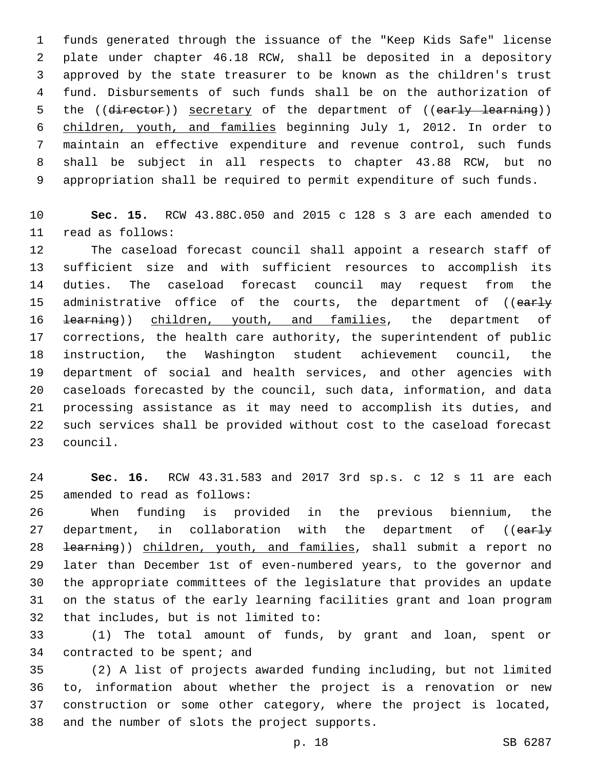funds generated through the issuance of the "Keep Kids Safe" license plate under chapter 46.18 RCW, shall be deposited in a depository approved by the state treasurer to be known as the children's trust fund. Disbursements of such funds shall be on the authorization of the ((~~director~~)) <u>secretary</u> of the department of ((~~early learning~~)) <u>children, youth, and families</u> beginning July 1, 2012. In order to maintain an effective expenditure and revenue control, such funds shall be subject in all respects to chapter 43.88 RCW, but no appropriation shall be required to permit expenditure of such funds.

**Sec. 15.** RCW 43.88C.050 and 2015 c 128 s 3 are each amended to read as follows:

The caseload forecast council shall appoint a research staff of sufficient size and with sufficient resources to accomplish its duties. The caseload forecast council may request from the administrative office of the courts, the department of ((~~early learning~~)) <u>children, youth, and families</u>, the department of corrections, the health care authority, the superintendent of public instruction, the Washington student achievement council, the department of social and health services, and other agencies with caseloads forecasted by the council, such data, information, and data processing assistance as it may need to accomplish its duties, and such services shall be provided without cost to the caseload forecast council.

**Sec. 16.** RCW 43.31.583 and 2017 3rd sp.s. c 12 s 11 are each amended to read as follows:

When funding is provided in the previous biennium, the department, in collaboration with the department of ((~~early learning~~)) <u>children, youth, and families</u>, shall submit a report no later than December 1st of even-numbered years, to the governor and the appropriate committees of the legislature that provides an update on the status of the early learning facilities grant and loan program that includes, but is not limited to:

(1) The total amount of funds, by grant and loan, spent or contracted to be spent; and

(2) A list of projects awarded funding including, but not limited to, information about whether the project is a renovation or new construction or some other category, where the project is located, and the number of slots the project supports.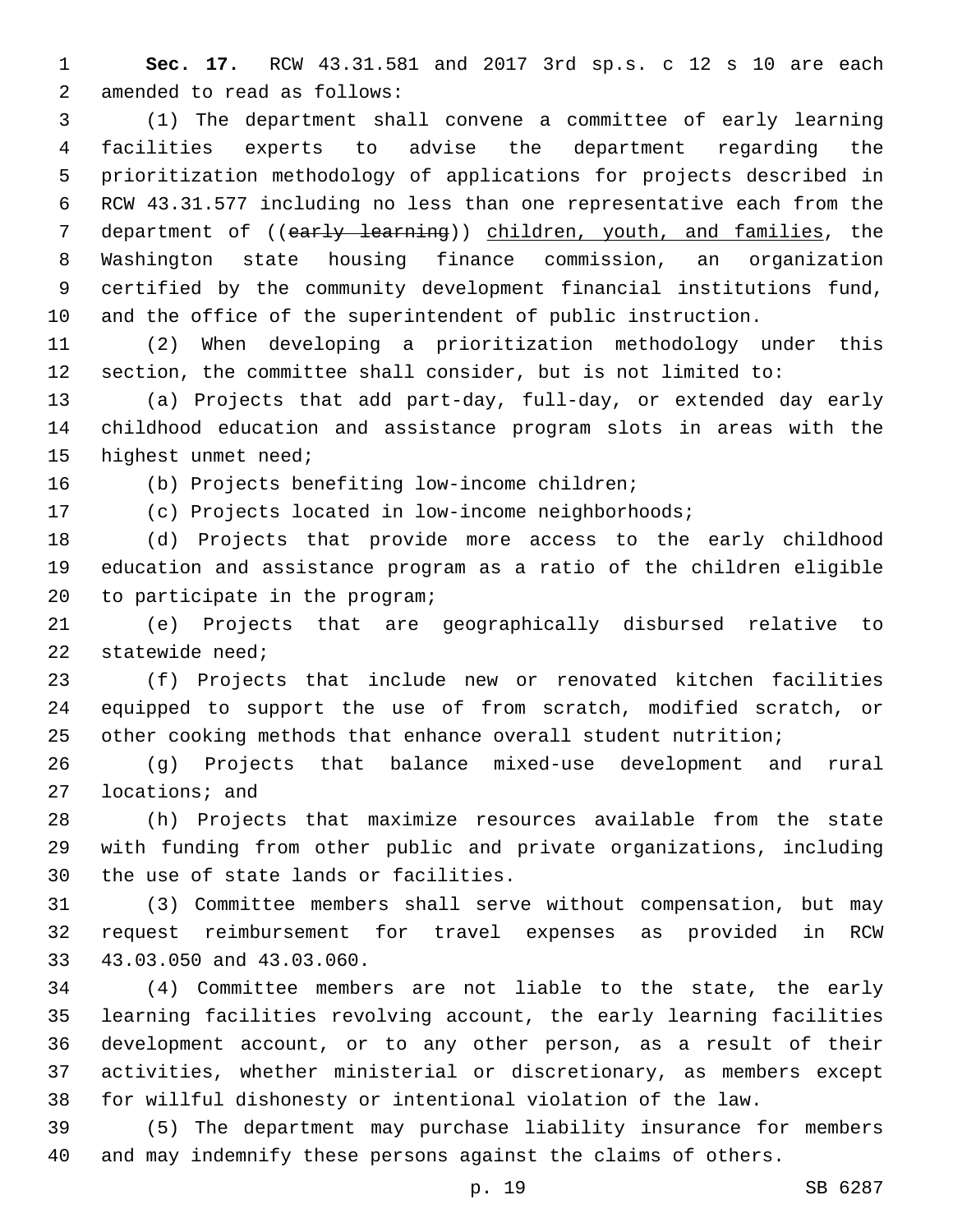**Sec. 17.** RCW 43.31.581 and 2017 3rd sp.s. c 12 s 10 are each amended to read as follows:

(1) The department shall convene a committee of early learning facilities experts to advise the department regarding the prioritization methodology of applications for projects described in RCW 43.31.577 including no less than one representative each from the department of ((~~early learning~~)) children, youth, and families, the Washington state housing finance commission, an organization certified by the community development financial institutions fund, and the office of the superintendent of public instruction.

(2) When developing a prioritization methodology under this section, the committee shall consider, but is not limited to:

(a) Projects that add part-day, full-day, or extended day early childhood education and assistance program slots in areas with the highest unmet need;

(b) Projects benefiting low-income children;

(c) Projects located in low-income neighborhoods;

(d) Projects that provide more access to the early childhood education and assistance program as a ratio of the children eligible to participate in the program;

(e) Projects that are geographically disbursed relative to statewide need;

(f) Projects that include new or renovated kitchen facilities equipped to support the use of from scratch, modified scratch, or other cooking methods that enhance overall student nutrition;

(g) Projects that balance mixed-use development and rural locations; and

(h) Projects that maximize resources available from the state with funding from other public and private organizations, including the use of state lands or facilities.

(3) Committee members shall serve without compensation, but may request reimbursement for travel expenses as provided in RCW 43.03.050 and 43.03.060.

(4) Committee members are not liable to the state, the early learning facilities revolving account, the early learning facilities development account, or to any other person, as a result of their activities, whether ministerial or discretionary, as members except for willful dishonesty or intentional violation of the law.

(5) The department may purchase liability insurance for members and may indemnify these persons against the claims of others.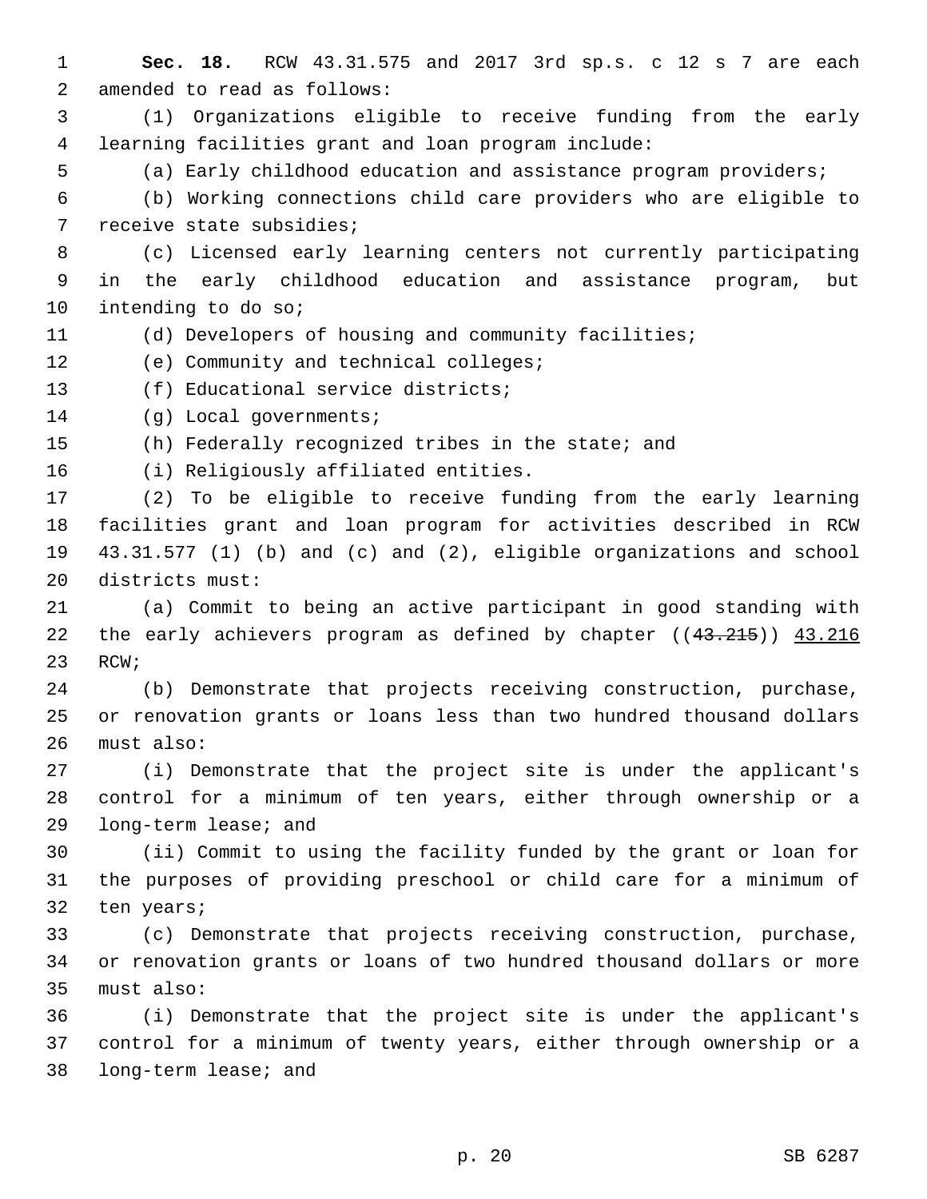**Sec. 18.** RCW 43.31.575 and 2017 3rd sp.s. c 12 s 7 are each amended to read as follows:

(1) Organizations eligible to receive funding from the early learning facilities grant and loan program include:

(a) Early childhood education and assistance program providers;

(b) Working connections child care providers who are eligible to receive state subsidies;

(c) Licensed early learning centers not currently participating in the early childhood education and assistance program, but intending to do so;

(d) Developers of housing and community facilities;

(e) Community and technical colleges;

(f) Educational service districts;

(g) Local governments;

(h) Federally recognized tribes in the state; and

(i) Religiously affiliated entities.

(2) To be eligible to receive funding from the early learning facilities grant and loan program for activities described in RCW 43.31.577 (1) (b) and (c) and (2), eligible organizations and school districts must:

(a) Commit to being an active participant in good standing with the early achievers program as defined by chapter ((~~43.215~~)) 43.216 RCW;

(b) Demonstrate that projects receiving construction, purchase, or renovation grants or loans less than two hundred thousand dollars must also:

(i) Demonstrate that the project site is under the applicant's control for a minimum of ten years, either through ownership or a long-term lease; and

(ii) Commit to using the facility funded by the grant or loan for the purposes of providing preschool or child care for a minimum of ten years;

(c) Demonstrate that projects receiving construction, purchase, or renovation grants or loans of two hundred thousand dollars or more must also:

(i) Demonstrate that the project site is under the applicant's control for a minimum of twenty years, either through ownership or a long-term lease; and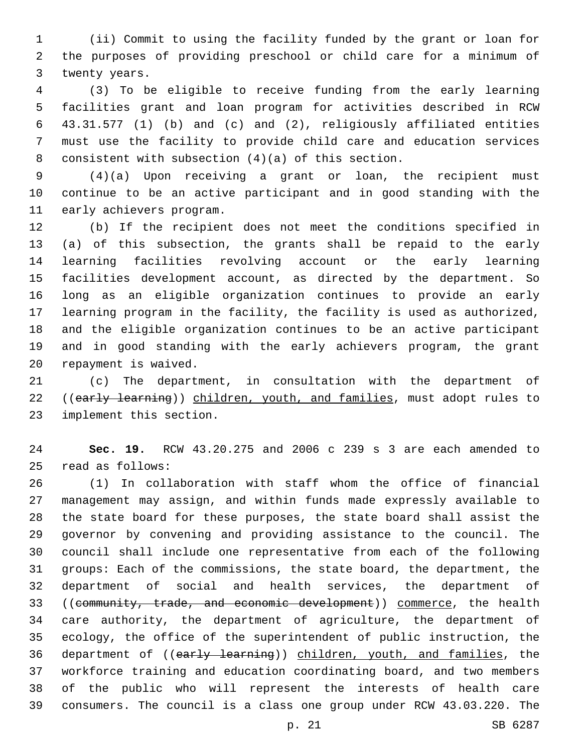(ii) Commit to using the facility funded by the grant or loan for the purposes of providing preschool or child care for a minimum of twenty years.

(3) To be eligible to receive funding from the early learning facilities grant and loan program for activities described in RCW 43.31.577 (1) (b) and (c) and (2), religiously affiliated entities must use the facility to provide child care and education services consistent with subsection (4)(a) of this section.

(4)(a) Upon receiving a grant or loan, the recipient must continue to be an active participant and in good standing with the early achievers program.

(b) If the recipient does not meet the conditions specified in (a) of this subsection, the grants shall be repaid to the early learning facilities revolving account or the early learning facilities development account, as directed by the department. So long as an eligible organization continues to provide an early learning program in the facility, the facility is used as authorized, and the eligible organization continues to be an active participant and in good standing with the early achievers program, the grant repayment is waived.

(c) The department, in consultation with the department of ((~~early learning~~)) <u>children, youth, and families</u>, must adopt rules to implement this section.

**Sec. 19.** RCW 43.20.275 and 2006 c 239 s 3 are each amended to read as follows:

(1) In collaboration with staff whom the office of financial management may assign, and within funds made expressly available to the state board for these purposes, the state board shall assist the governor by convening and providing assistance to the council. The council shall include one representative from each of the following groups: Each of the commissions, the state board, the department, the department of social and health services, the department of ((~~community, trade, and economic development~~)) <u>commerce</u>, the health care authority, the department of agriculture, the department of ecology, the office of the superintendent of public instruction, the department of ((~~early learning~~)) <u>children, youth, and families</u>, the workforce training and education coordinating board, and two members of the public who will represent the interests of health care consumers. The council is a class one group under RCW 43.03.220. The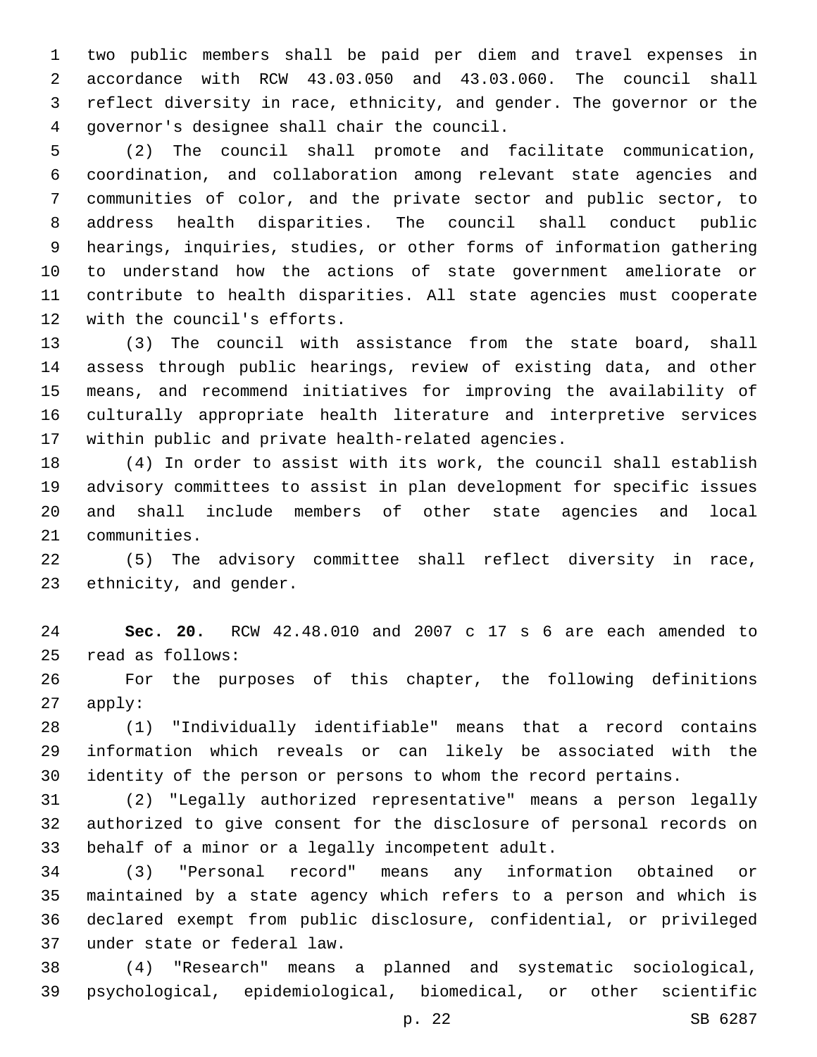two public members shall be paid per diem and travel expenses in accordance with RCW 43.03.050 and 43.03.060. The council shall reflect diversity in race, ethnicity, and gender. The governor or the governor's designee shall chair the council.

(2) The council shall promote and facilitate communication, coordination, and collaboration among relevant state agencies and communities of color, and the private sector and public sector, to address health disparities. The council shall conduct public hearings, inquiries, studies, or other forms of information gathering to understand how the actions of state government ameliorate or contribute to health disparities. All state agencies must cooperate with the council's efforts.

(3) The council with assistance from the state board, shall assess through public hearings, review of existing data, and other means, and recommend initiatives for improving the availability of culturally appropriate health literature and interpretive services within public and private health-related agencies.

(4) In order to assist with its work, the council shall establish advisory committees to assist in plan development for specific issues and shall include members of other state agencies and local communities.

(5) The advisory committee shall reflect diversity in race, ethnicity, and gender.

**Sec. 20.** RCW 42.48.010 and 2007 c 17 s 6 are each amended to read as follows:

For the purposes of this chapter, the following definitions apply:

(1) "Individually identifiable" means that a record contains information which reveals or can likely be associated with the identity of the person or persons to whom the record pertains.

(2) "Legally authorized representative" means a person legally authorized to give consent for the disclosure of personal records on behalf of a minor or a legally incompetent adult.

(3) "Personal record" means any information obtained or maintained by a state agency which refers to a person and which is declared exempt from public disclosure, confidential, or privileged under state or federal law.

(4) "Research" means a planned and systematic sociological, psychological, epidemiological, biomedical, or other scientific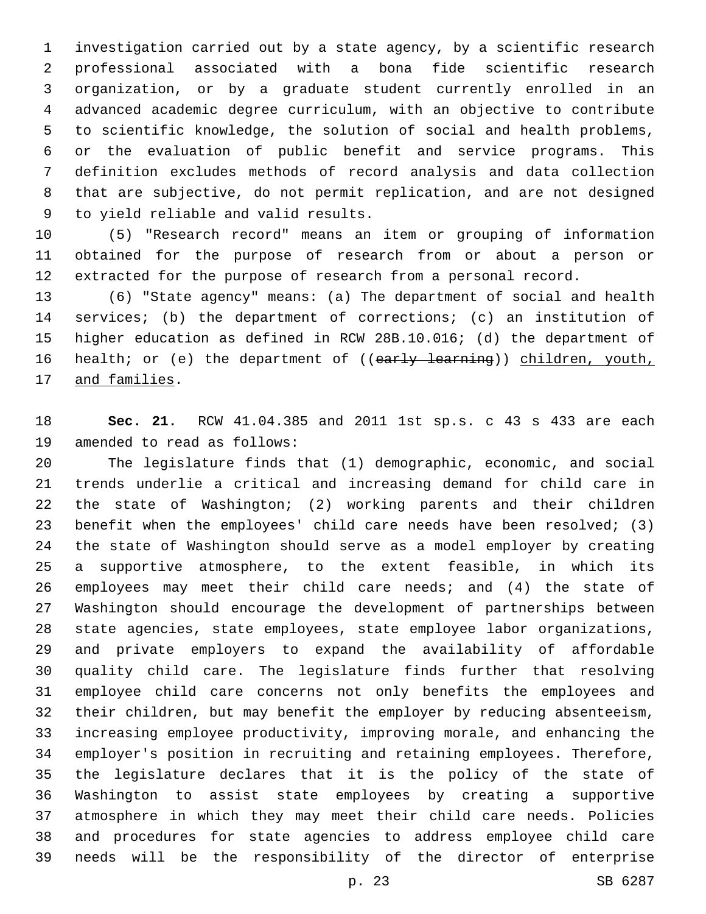investigation carried out by a state agency, by a scientific research professional associated with a bona fide scientific research organization, or by a graduate student currently enrolled in an advanced academic degree curriculum, with an objective to contribute to scientific knowledge, the solution of social and health problems, or the evaluation of public benefit and service programs. This definition excludes methods of record analysis and data collection that are subjective, do not permit replication, and are not designed to yield reliable and valid results.

(5) "Research record" means an item or grouping of information obtained for the purpose of research from or about a person or extracted for the purpose of research from a personal record.

(6) "State agency" means: (a) The department of social and health services; (b) the department of corrections; (c) an institution of higher education as defined in RCW 28B.10.016; (d) the department of health; or (e) the department of ((~~early learning~~)) <u>children, youth, and families</u>.

**Sec. 21.** RCW 41.04.385 and 2011 1st sp.s. c 43 s 433 are each amended to read as follows:

The legislature finds that (1) demographic, economic, and social trends underlie a critical and increasing demand for child care in the state of Washington; (2) working parents and their children benefit when the employees' child care needs have been resolved; (3) the state of Washington should serve as a model employer by creating a supportive atmosphere, to the extent feasible, in which its employees may meet their child care needs; and (4) the state of Washington should encourage the development of partnerships between state agencies, state employees, state employee labor organizations, and private employers to expand the availability of affordable quality child care. The legislature finds further that resolving employee child care concerns not only benefits the employees and their children, but may benefit the employer by reducing absenteeism, increasing employee productivity, improving morale, and enhancing the employer's position in recruiting and retaining employees. Therefore, the legislature declares that it is the policy of the state of Washington to assist state employees by creating a supportive atmosphere in which they may meet their child care needs. Policies and procedures for state agencies to address employee child care needs will be the responsibility of the director of enterprise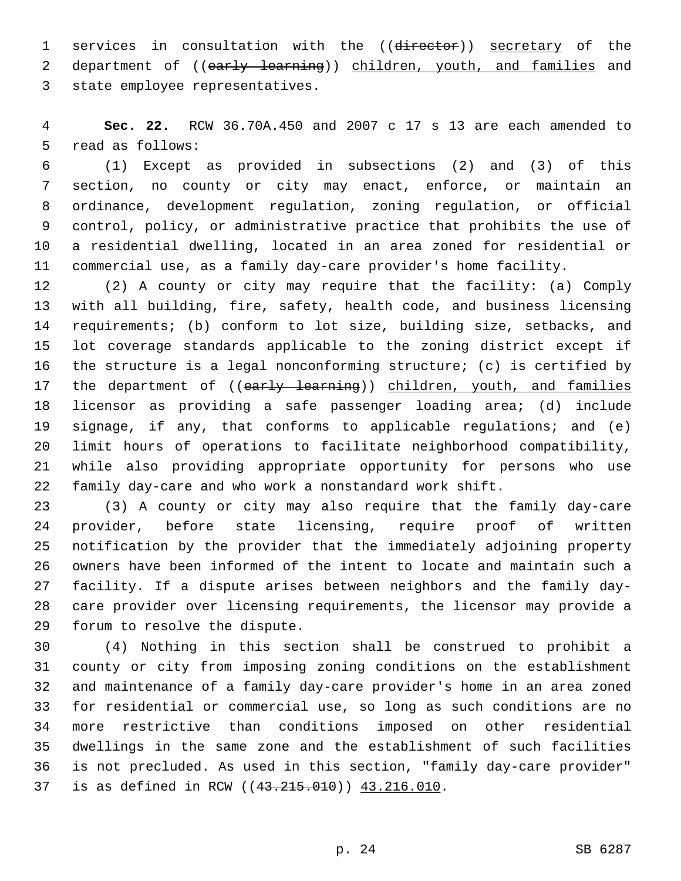services in consultation with the ((~~director~~)) <u>secretary</u> of the department of ((~~early learning~~)) <u>children, youth, and families</u> and state employee representatives.

**Sec. 22.** RCW 36.70A.450 and 2007 c 17 s 13 are each amended to read as follows:

(1) Except as provided in subsections (2) and (3) of this section, no county or city may enact, enforce, or maintain an ordinance, development regulation, zoning regulation, or official control, policy, or administrative practice that prohibits the use of a residential dwelling, located in an area zoned for residential or commercial use, as a family day-care provider's home facility.

(2) A county or city may require that the facility: (a) Comply with all building, fire, safety, health code, and business licensing requirements; (b) conform to lot size, building size, setbacks, and lot coverage standards applicable to the zoning district except if the structure is a legal nonconforming structure; (c) is certified by the department of ((~~early learning~~)) <u>children, youth, and families</u> licensor as providing a safe passenger loading area; (d) include signage, if any, that conforms to applicable regulations; and (e) limit hours of operations to facilitate neighborhood compatibility, while also providing appropriate opportunity for persons who use family day-care and who work a nonstandard work shift.

(3) A county or city may also require that the family day-care provider, before state licensing, require proof of written notification by the provider that the immediately adjoining property owners have been informed of the intent to locate and maintain such a facility. If a dispute arises between neighbors and the family day-care provider over licensing requirements, the licensor may provide a forum to resolve the dispute.

(4) Nothing in this section shall be construed to prohibit a county or city from imposing zoning conditions on the establishment and maintenance of a family day-care provider's home in an area zoned for residential or commercial use, so long as such conditions are no more restrictive than conditions imposed on other residential dwellings in the same zone and the establishment of such facilities is not precluded. As used in this section, "family day-care provider" is as defined in RCW ((~~43.215.010~~)) <u>43.216.010</u>.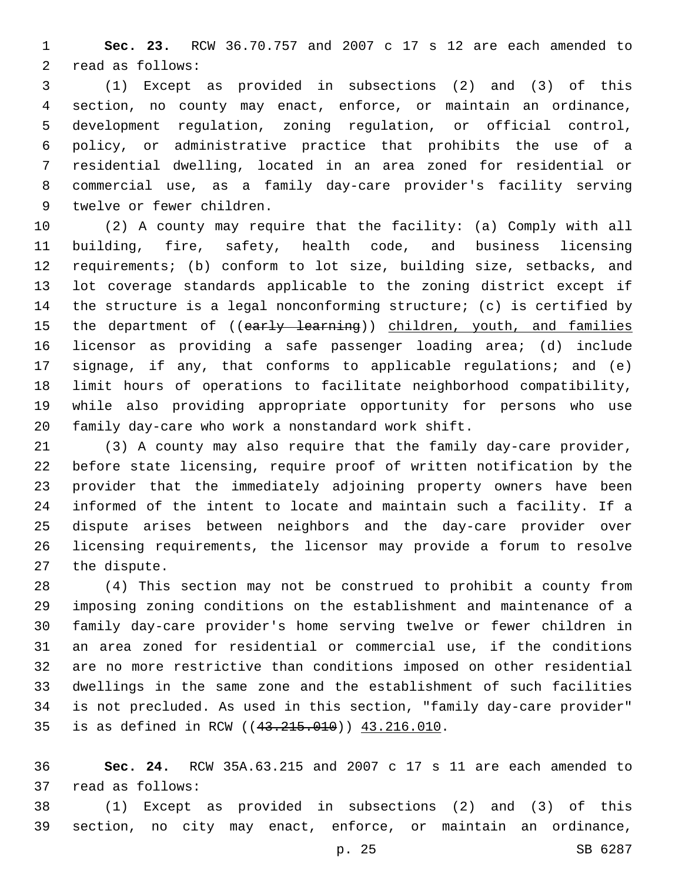**Sec. 23.** RCW 36.70.757 and 2007 c 17 s 12 are each amended to read as follows:

(1) Except as provided in subsections (2) and (3) of this section, no county may enact, enforce, or maintain an ordinance, development regulation, zoning regulation, or official control, policy, or administrative practice that prohibits the use of a residential dwelling, located in an area zoned for residential or commercial use, as a family day-care provider's facility serving twelve or fewer children.

(2) A county may require that the facility: (a) Comply with all building, fire, safety, health code, and business licensing requirements; (b) conform to lot size, building size, setbacks, and lot coverage standards applicable to the zoning district except if the structure is a legal nonconforming structure; (c) is certified by the department of ((~~early learning~~)) children, youth, and families licensor as providing a safe passenger loading area; (d) include signage, if any, that conforms to applicable regulations; and (e) limit hours of operations to facilitate neighborhood compatibility, while also providing appropriate opportunity for persons who use family day-care who work a nonstandard work shift.

(3) A county may also require that the family day-care provider, before state licensing, require proof of written notification by the provider that the immediately adjoining property owners have been informed of the intent to locate and maintain such a facility. If a dispute arises between neighbors and the day-care provider over licensing requirements, the licensor may provide a forum to resolve the dispute.

(4) This section may not be construed to prohibit a county from imposing zoning conditions on the establishment and maintenance of a family day-care provider's home serving twelve or fewer children in an area zoned for residential or commercial use, if the conditions are no more restrictive than conditions imposed on other residential dwellings in the same zone and the establishment of such facilities is not precluded. As used in this section, "family day-care provider" is as defined in RCW ((~~43.215.010~~)) 43.216.010.

**Sec. 24.** RCW 35A.63.215 and 2007 c 17 s 11 are each amended to read as follows:

(1) Except as provided in subsections (2) and (3) of this section, no city may enact, enforce, or maintain an ordinance,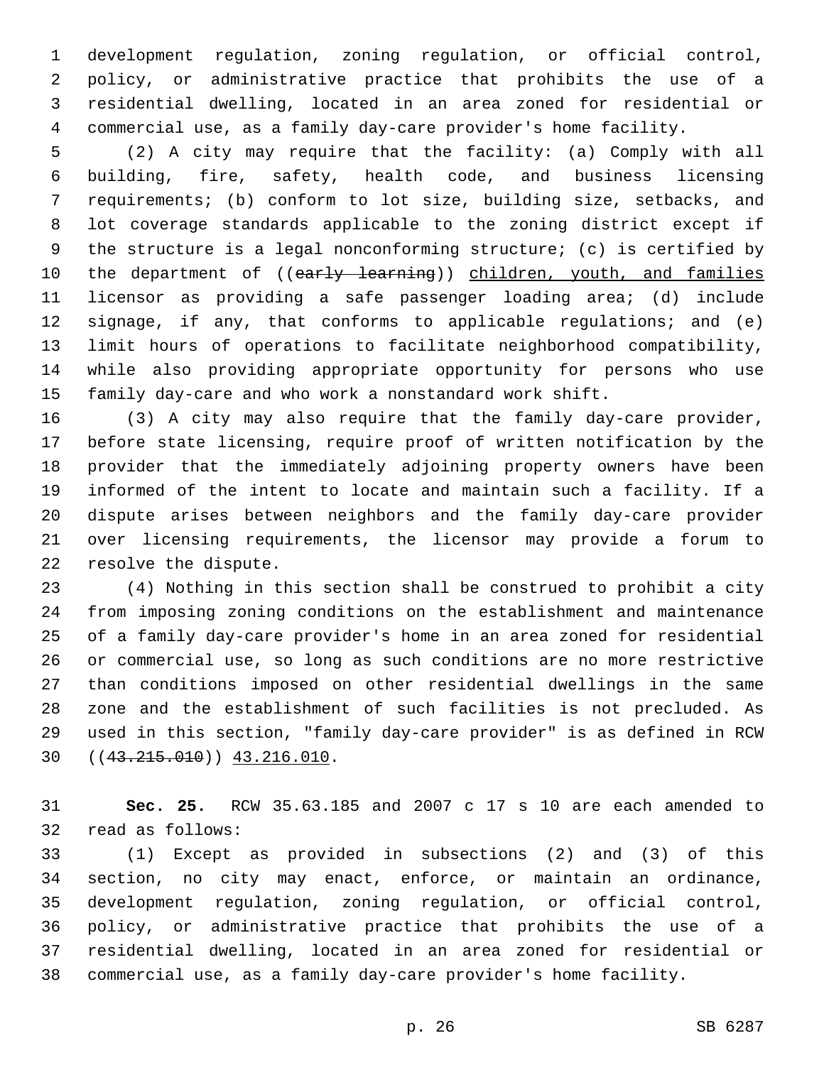development regulation, zoning regulation, or official control, policy, or administrative practice that prohibits the use of a residential dwelling, located in an area zoned for residential or commercial use, as a family day-care provider's home facility.

(2) A city may require that the facility: (a) Comply with all building, fire, safety, health code, and business licensing requirements; (b) conform to lot size, building size, setbacks, and lot coverage standards applicable to the zoning district except if the structure is a legal nonconforming structure; (c) is certified by the department of ((~~early learning~~)) children, youth, and families licensor as providing a safe passenger loading area; (d) include signage, if any, that conforms to applicable regulations; and (e) limit hours of operations to facilitate neighborhood compatibility, while also providing appropriate opportunity for persons who use family day-care and who work a nonstandard work shift.

(3) A city may also require that the family day-care provider, before state licensing, require proof of written notification by the provider that the immediately adjoining property owners have been informed of the intent to locate and maintain such a facility. If a dispute arises between neighbors and the family day-care provider over licensing requirements, the licensor may provide a forum to resolve the dispute.

(4) Nothing in this section shall be construed to prohibit a city from imposing zoning conditions on the establishment and maintenance of a family day-care provider's home in an area zoned for residential or commercial use, so long as such conditions are no more restrictive than conditions imposed on other residential dwellings in the same zone and the establishment of such facilities is not precluded. As used in this section, "family day-care provider" is as defined in RCW ((~~43.215.010~~)) 43.216.010.

**Sec. 25.** RCW 35.63.185 and 2007 c 17 s 10 are each amended to read as follows:

(1) Except as provided in subsections (2) and (3) of this section, no city may enact, enforce, or maintain an ordinance, development regulation, zoning regulation, or official control, policy, or administrative practice that prohibits the use of a residential dwelling, located in an area zoned for residential or commercial use, as a family day-care provider's home facility.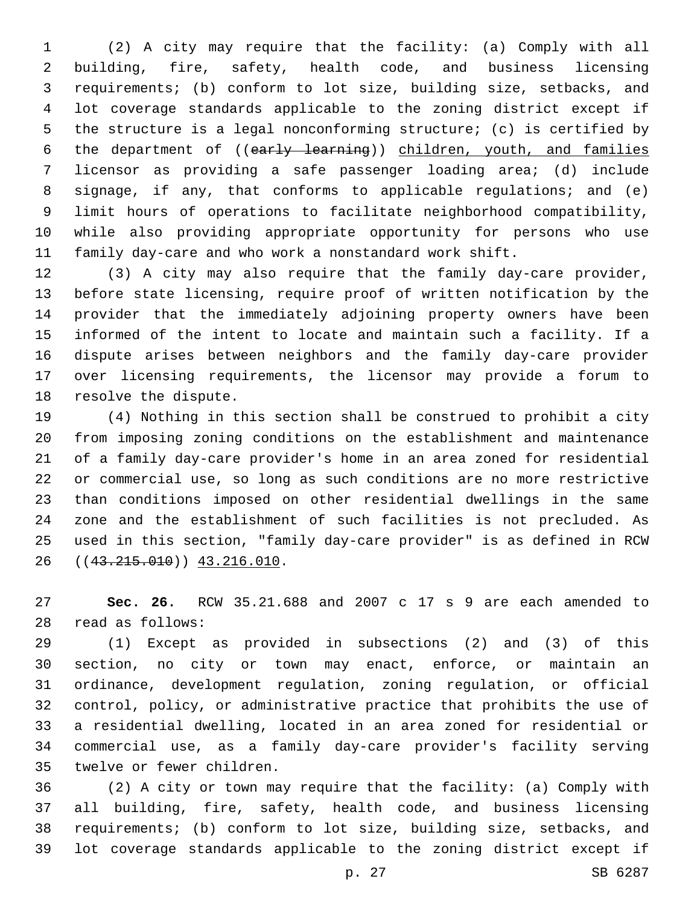(2) A city may require that the facility: (a) Comply with all building, fire, safety, health code, and business licensing requirements; (b) conform to lot size, building size, setbacks, and lot coverage standards applicable to the zoning district except if the structure is a legal nonconforming structure; (c) is certified by the department of ((~~early learning~~)) children, youth, and families licensor as providing a safe passenger loading area; (d) include signage, if any, that conforms to applicable regulations; and (e) limit hours of operations to facilitate neighborhood compatibility, while also providing appropriate opportunity for persons who use family day-care and who work a nonstandard work shift.

(3) A city may also require that the family day-care provider, before state licensing, require proof of written notification by the provider that the immediately adjoining property owners have been informed of the intent to locate and maintain such a facility. If a dispute arises between neighbors and the family day-care provider over licensing requirements, the licensor may provide a forum to resolve the dispute.

(4) Nothing in this section shall be construed to prohibit a city from imposing zoning conditions on the establishment and maintenance of a family day-care provider's home in an area zoned for residential or commercial use, so long as such conditions are no more restrictive than conditions imposed on other residential dwellings in the same zone and the establishment of such facilities is not precluded. As used in this section, "family day-care provider" is as defined in RCW ((~~43.215.010~~)) 43.216.010.

**Sec. 26.** RCW 35.21.688 and 2007 c 17 s 9 are each amended to read as follows:

(1) Except as provided in subsections (2) and (3) of this section, no city or town may enact, enforce, or maintain an ordinance, development regulation, zoning regulation, or official control, policy, or administrative practice that prohibits the use of a residential dwelling, located in an area zoned for residential or commercial use, as a family day-care provider's facility serving twelve or fewer children.

(2) A city or town may require that the facility: (a) Comply with all building, fire, safety, health code, and business licensing requirements; (b) conform to lot size, building size, setbacks, and lot coverage standards applicable to the zoning district except if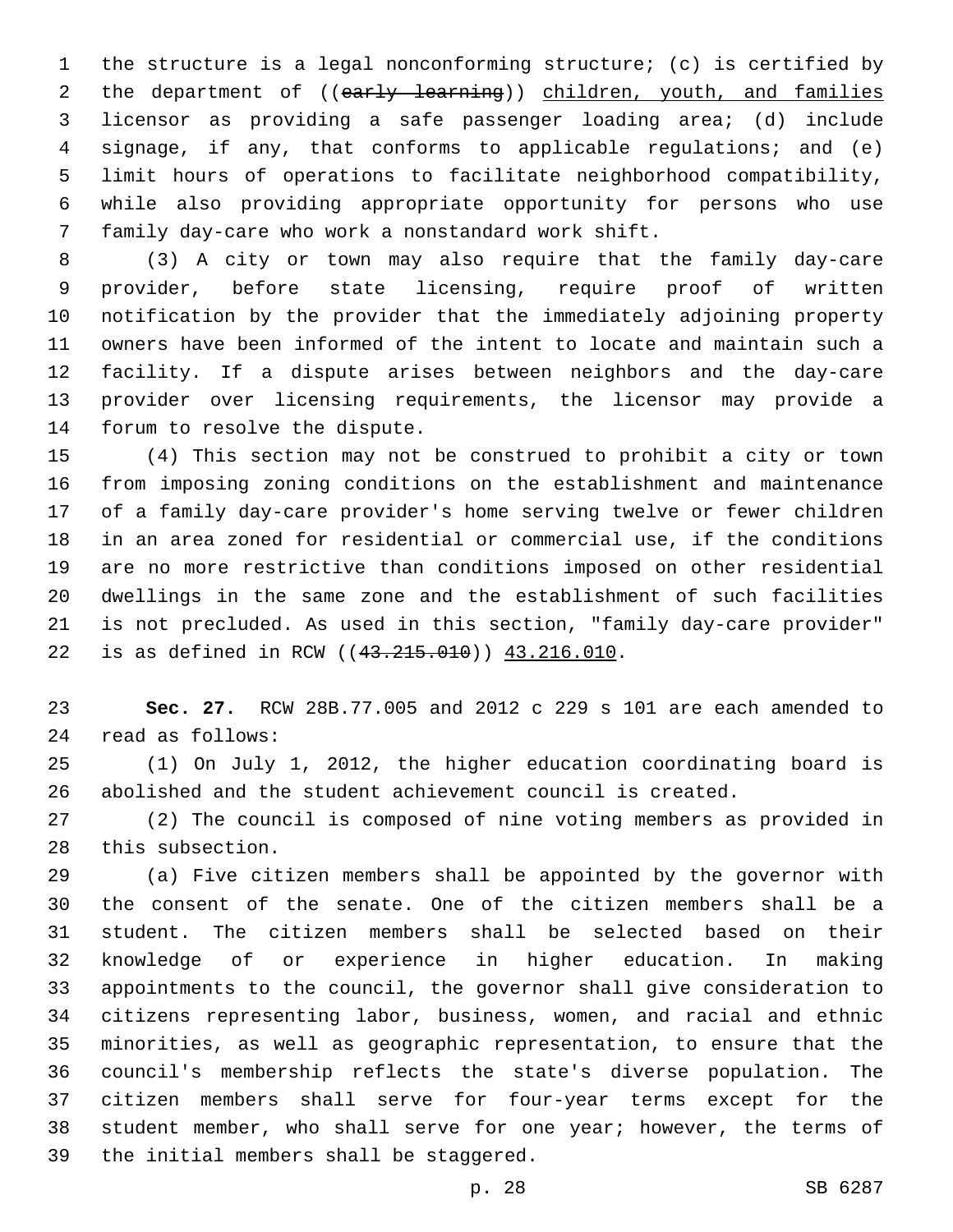the structure is a legal nonconforming structure; (c) is certified by the department of ((~~early learning~~)) <u>children, youth, and families</u> licensor as providing a safe passenger loading area; (d) include signage, if any, that conforms to applicable regulations; and (e) limit hours of operations to facilitate neighborhood compatibility, while also providing appropriate opportunity for persons who use family day-care who work a nonstandard work shift.

(3) A city or town may also require that the family day-care provider, before state licensing, require proof of written notification by the provider that the immediately adjoining property owners have been informed of the intent to locate and maintain such a facility. If a dispute arises between neighbors and the day-care provider over licensing requirements, the licensor may provide a forum to resolve the dispute.

(4) This section may not be construed to prohibit a city or town from imposing zoning conditions on the establishment and maintenance of a family day-care provider's home serving twelve or fewer children in an area zoned for residential or commercial use, if the conditions are no more restrictive than conditions imposed on other residential dwellings in the same zone and the establishment of such facilities is not precluded. As used in this section, "family day-care provider" is as defined in RCW ((~~43.215.010~~)) <u>43.216.010</u>.

**Sec. 27.** RCW 28B.77.005 and 2012 c 229 s 101 are each amended to read as follows:

(1) On July 1, 2012, the higher education coordinating board is abolished and the student achievement council is created.

(2) The council is composed of nine voting members as provided in this subsection.

(a) Five citizen members shall be appointed by the governor with the consent of the senate. One of the citizen members shall be a student. The citizen members shall be selected based on their knowledge of or experience in higher education. In making appointments to the council, the governor shall give consideration to citizens representing labor, business, women, and racial and ethnic minorities, as well as geographic representation, to ensure that the council's membership reflects the state's diverse population. The citizen members shall serve for four-year terms except for the student member, who shall serve for one year; however, the terms of the initial members shall be staggered.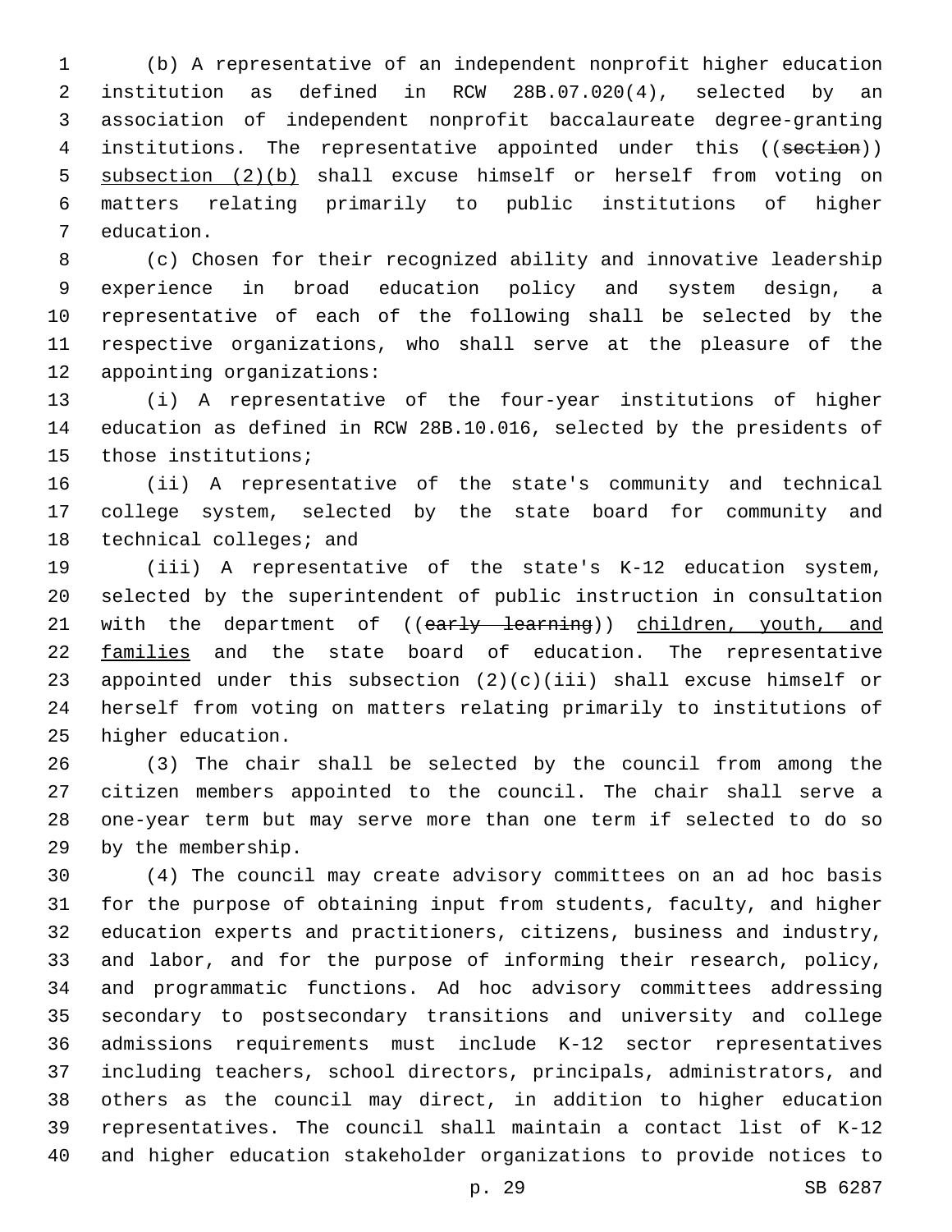(b) A representative of an independent nonprofit higher education institution as defined in RCW 28B.07.020(4), selected by an association of independent nonprofit baccalaureate degree-granting institutions. The representative appointed under this ((~~section~~)) subsection (2)(b) shall excuse himself or herself from voting on matters relating primarily to public institutions of higher education.

(c) Chosen for their recognized ability and innovative leadership experience in broad education policy and system design, a representative of each of the following shall be selected by the respective organizations, who shall serve at the pleasure of the appointing organizations:

(i) A representative of the four-year institutions of higher education as defined in RCW 28B.10.016, selected by the presidents of those institutions;

(ii) A representative of the state's community and technical college system, selected by the state board for community and technical colleges; and

(iii) A representative of the state's K-12 education system, selected by the superintendent of public instruction in consultation with the department of ((~~early learning~~)) children, youth, and families and the state board of education. The representative appointed under this subsection (2)(c)(iii) shall excuse himself or herself from voting on matters relating primarily to institutions of higher education.

(3) The chair shall be selected by the council from among the citizen members appointed to the council. The chair shall serve a one-year term but may serve more than one term if selected to do so by the membership.

(4) The council may create advisory committees on an ad hoc basis for the purpose of obtaining input from students, faculty, and higher education experts and practitioners, citizens, business and industry, and labor, and for the purpose of informing their research, policy, and programmatic functions. Ad hoc advisory committees addressing secondary to postsecondary transitions and university and college admissions requirements must include K-12 sector representatives including teachers, school directors, principals, administrators, and others as the council may direct, in addition to higher education representatives. The council shall maintain a contact list of K-12 and higher education stakeholder organizations to provide notices to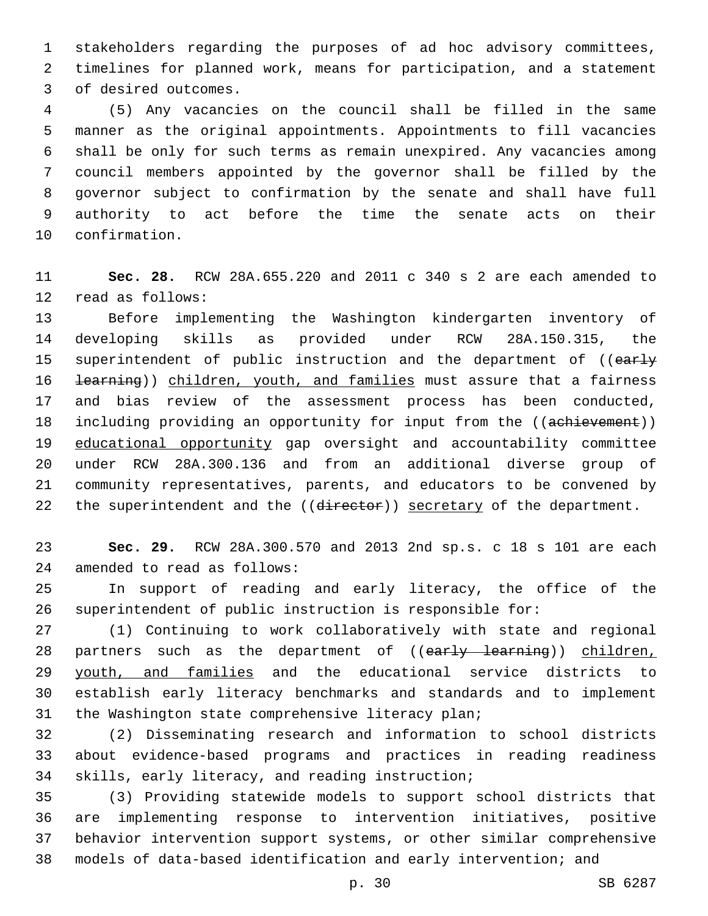stakeholders regarding the purposes of ad hoc advisory committees, timelines for planned work, means for participation, and a statement of desired outcomes.

(5) Any vacancies on the council shall be filled in the same manner as the original appointments. Appointments to fill vacancies shall be only for such terms as remain unexpired. Any vacancies among council members appointed by the governor shall be filled by the governor subject to confirmation by the senate and shall have full authority to act before the time the senate acts on their confirmation.

**Sec. 28.** RCW 28A.655.220 and 2011 c 340 s 2 are each amended to read as follows:

Before implementing the Washington kindergarten inventory of developing skills as provided under RCW 28A.150.315, the superintendent of public instruction and the department of ((~~early learning~~)) children, youth, and families must assure that a fairness and bias review of the assessment process has been conducted, including providing an opportunity for input from the ((~~achievement~~)) educational opportunity gap oversight and accountability committee under RCW 28A.300.136 and from an additional diverse group of community representatives, parents, and educators to be convened by the superintendent and the ((~~director~~)) secretary of the department.

**Sec. 29.** RCW 28A.300.570 and 2013 2nd sp.s. c 18 s 101 are each amended to read as follows:

In support of reading and early literacy, the office of the superintendent of public instruction is responsible for:

(1) Continuing to work collaboratively with state and regional partners such as the department of ((~~early learning~~)) children, youth, and families and the educational service districts to establish early literacy benchmarks and standards and to implement the Washington state comprehensive literacy plan;

(2) Disseminating research and information to school districts about evidence-based programs and practices in reading readiness skills, early literacy, and reading instruction;

(3) Providing statewide models to support school districts that are implementing response to intervention initiatives, positive behavior intervention support systems, or other similar comprehensive models of data-based identification and early intervention; and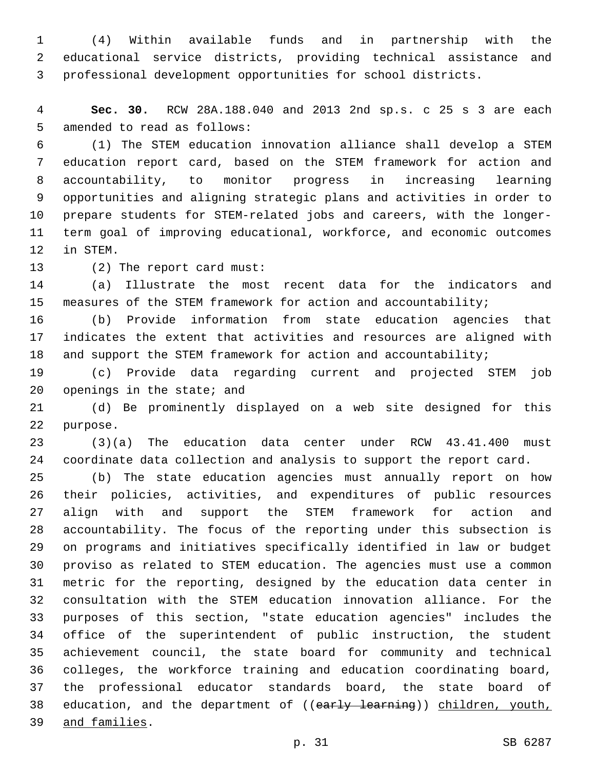(4) Within available funds and in partnership with the educational service districts, providing technical assistance and professional development opportunities for school districts.

**Sec. 30.** RCW 28A.188.040 and 2013 2nd sp.s. c 25 s 3 are each amended to read as follows:

(1) The STEM education innovation alliance shall develop a STEM education report card, based on the STEM framework for action and accountability, to monitor progress in increasing learning opportunities and aligning strategic plans and activities in order to prepare students for STEM-related jobs and careers, with the longer-term goal of improving educational, workforce, and economic outcomes in STEM.

(2) The report card must:

(a) Illustrate the most recent data for the indicators and measures of the STEM framework for action and accountability;

(b) Provide information from state education agencies that indicates the extent that activities and resources are aligned with and support the STEM framework for action and accountability;

(c) Provide data regarding current and projected STEM job openings in the state; and

(d) Be prominently displayed on a web site designed for this purpose.

(3)(a) The education data center under RCW 43.41.400 must coordinate data collection and analysis to support the report card.

(b) The state education agencies must annually report on how their policies, activities, and expenditures of public resources align with and support the STEM framework for action and accountability. The focus of the reporting under this subsection is on programs and initiatives specifically identified in law or budget proviso as related to STEM education. The agencies must use a common metric for the reporting, designed by the education data center in consultation with the STEM education innovation alliance. For the purposes of this section, "state education agencies" includes the office of the superintendent of public instruction, the student achievement council, the state board for community and technical colleges, the workforce training and education coordinating board, the professional educator standards board, the state board of education, and the department of ((~~early learning~~)) <u>children, youth, and families</u>.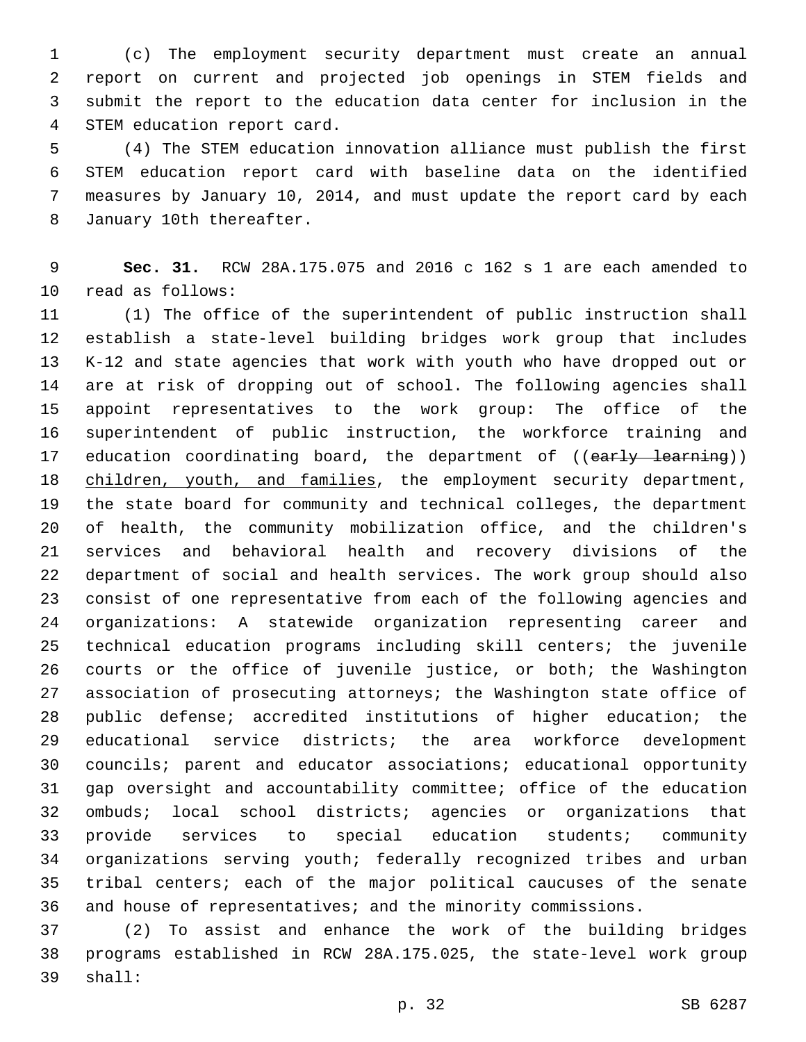(c) The employment security department must create an annual report on current and projected job openings in STEM fields and submit the report to the education data center for inclusion in the STEM education report card.

(4) The STEM education innovation alliance must publish the first STEM education report card with baseline data on the identified measures by January 10, 2014, and must update the report card by each January 10th thereafter.

**Sec. 31.** RCW 28A.175.075 and 2016 c 162 s 1 are each amended to read as follows:

(1) The office of the superintendent of public instruction shall establish a state-level building bridges work group that includes K-12 and state agencies that work with youth who have dropped out or are at risk of dropping out of school. The following agencies shall appoint representatives to the work group: The office of the superintendent of public instruction, the workforce training and education coordinating board, the department of ((~~early learning~~)) children, youth, and families, the employment security department, the state board for community and technical colleges, the department of health, the community mobilization office, and the children's services and behavioral health and recovery divisions of the department of social and health services. The work group should also consist of one representative from each of the following agencies and organizations: A statewide organization representing career and technical education programs including skill centers; the juvenile courts or the office of juvenile justice, or both; the Washington association of prosecuting attorneys; the Washington state office of public defense; accredited institutions of higher education; the educational service districts; the area workforce development councils; parent and educator associations; educational opportunity gap oversight and accountability committee; office of the education ombuds; local school districts; agencies or organizations that provide services to special education students; community organizations serving youth; federally recognized tribes and urban tribal centers; each of the major political caucuses of the senate and house of representatives; and the minority commissions.

(2) To assist and enhance the work of the building bridges programs established in RCW 28A.175.025, the state-level work group shall: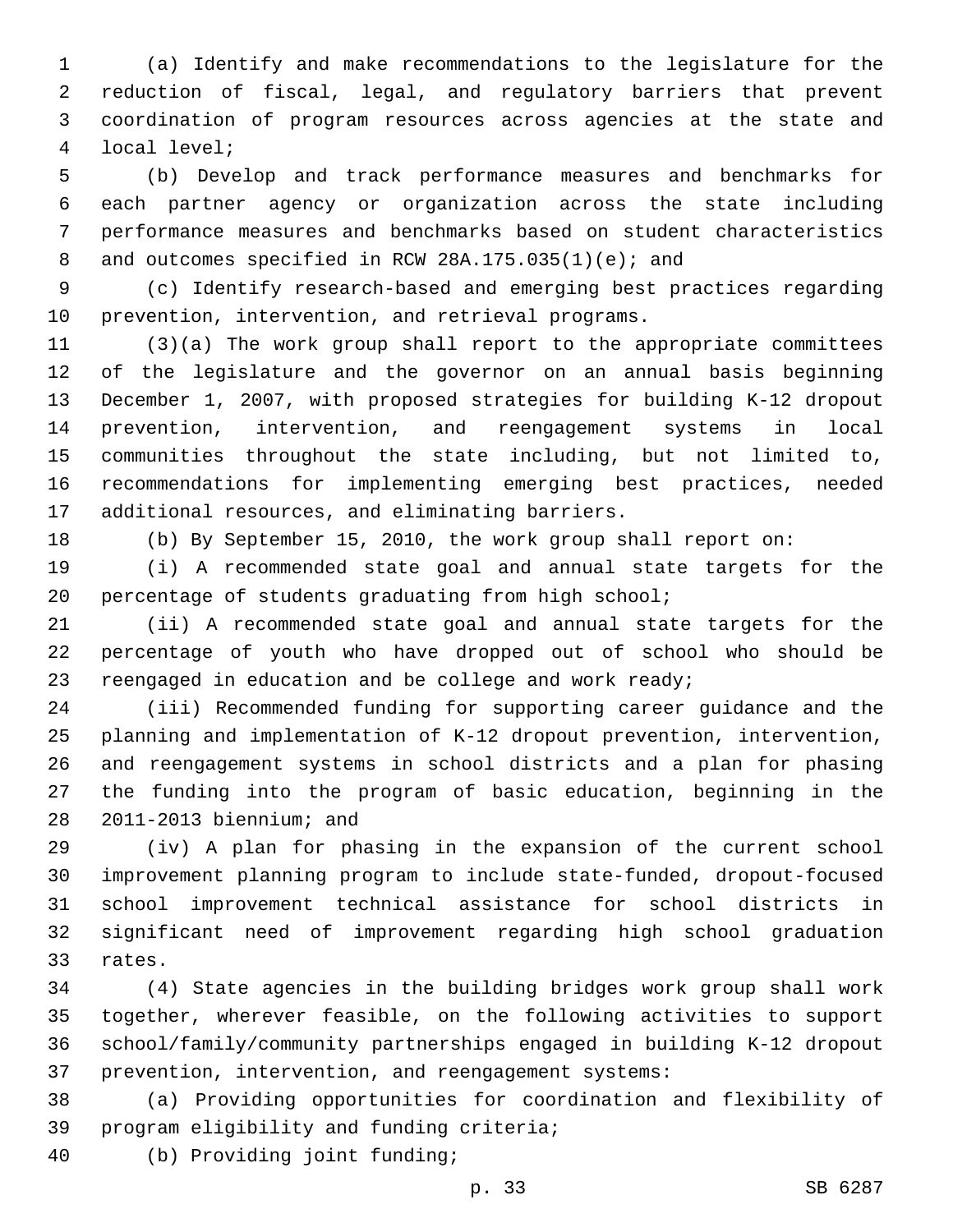(a) Identify and make recommendations to the legislature for the reduction of fiscal, legal, and regulatory barriers that prevent coordination of program resources across agencies at the state and local level;

(b) Develop and track performance measures and benchmarks for each partner agency or organization across the state including performance measures and benchmarks based on student characteristics and outcomes specified in RCW 28A.175.035(1)(e); and

(c) Identify research-based and emerging best practices regarding prevention, intervention, and retrieval programs.

(3)(a) The work group shall report to the appropriate committees of the legislature and the governor on an annual basis beginning December 1, 2007, with proposed strategies for building K-12 dropout prevention, intervention, and reengagement systems in local communities throughout the state including, but not limited to, recommendations for implementing emerging best practices, needed additional resources, and eliminating barriers.

(b) By September 15, 2010, the work group shall report on:

(i) A recommended state goal and annual state targets for the percentage of students graduating from high school;

(ii) A recommended state goal and annual state targets for the percentage of youth who have dropped out of school who should be reengaged in education and be college and work ready;

(iii) Recommended funding for supporting career guidance and the planning and implementation of K-12 dropout prevention, intervention, and reengagement systems in school districts and a plan for phasing the funding into the program of basic education, beginning in the 2011-2013 biennium; and

(iv) A plan for phasing in the expansion of the current school improvement planning program to include state-funded, dropout-focused school improvement technical assistance for school districts in significant need of improvement regarding high school graduation rates.

(4) State agencies in the building bridges work group shall work together, wherever feasible, on the following activities to support school/family/community partnerships engaged in building K-12 dropout prevention, intervention, and reengagement systems:

(a) Providing opportunities for coordination and flexibility of program eligibility and funding criteria;

(b) Providing joint funding;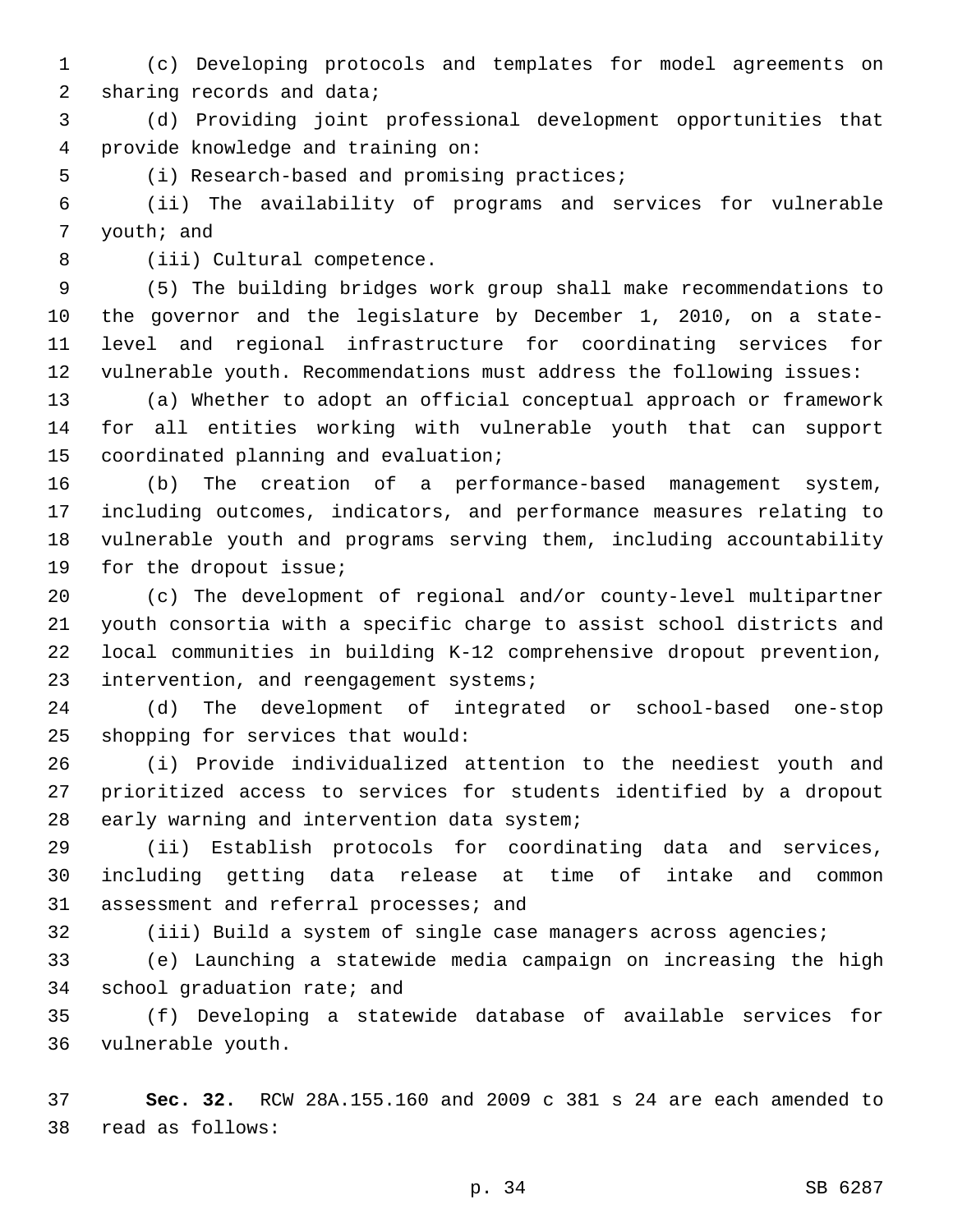(c) Developing protocols and templates for model agreements on sharing records and data;

(d) Providing joint professional development opportunities that provide knowledge and training on:

(i) Research-based and promising practices;

(ii) The availability of programs and services for vulnerable youth; and

(iii) Cultural competence.

(5) The building bridges work group shall make recommendations to the governor and the legislature by December 1, 2010, on a state-level and regional infrastructure for coordinating services for vulnerable youth. Recommendations must address the following issues:

(a) Whether to adopt an official conceptual approach or framework for all entities working with vulnerable youth that can support coordinated planning and evaluation;

(b) The creation of a performance-based management system, including outcomes, indicators, and performance measures relating to vulnerable youth and programs serving them, including accountability for the dropout issue;

(c) The development of regional and/or county-level multipartner youth consortia with a specific charge to assist school districts and local communities in building K-12 comprehensive dropout prevention, intervention, and reengagement systems;

(d) The development of integrated or school-based one-stop shopping for services that would:

(i) Provide individualized attention to the neediest youth and prioritized access to services for students identified by a dropout early warning and intervention data system;

(ii) Establish protocols for coordinating data and services, including getting data release at time of intake and common assessment and referral processes; and

(iii) Build a system of single case managers across agencies;

(e) Launching a statewide media campaign on increasing the high school graduation rate; and

(f) Developing a statewide database of available services for vulnerable youth.

**Sec. 32.** RCW 28A.155.160 and 2009 c 381 s 24 are each amended to read as follows: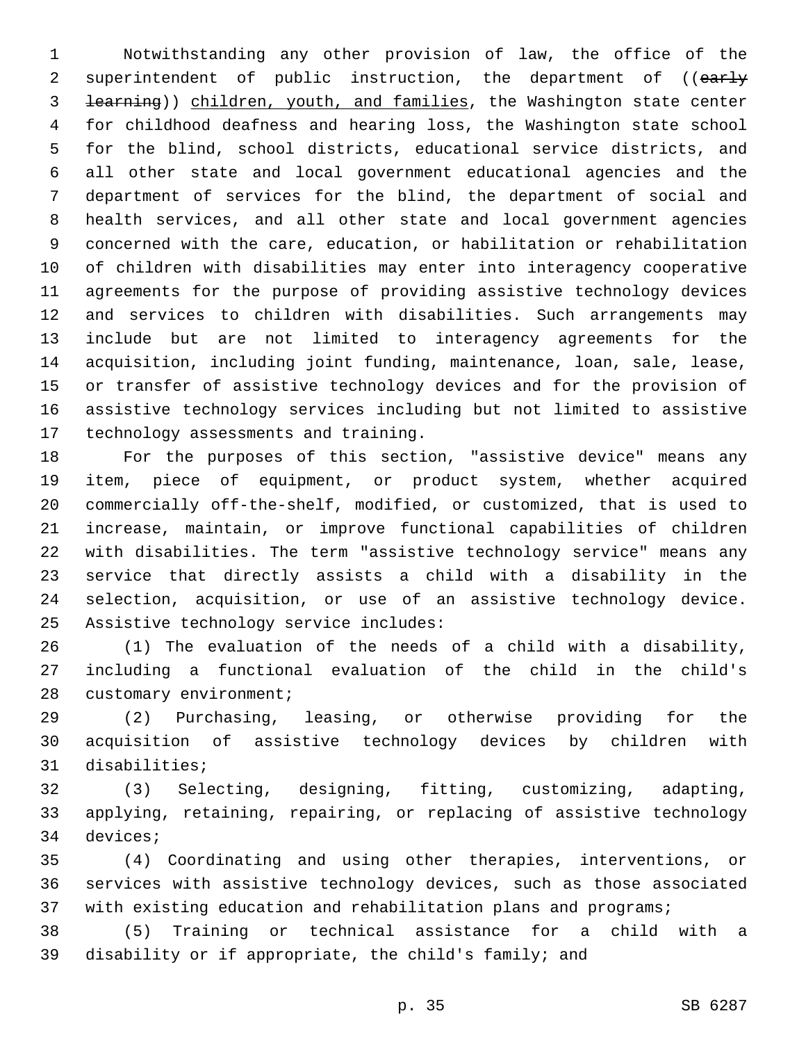Notwithstanding any other provision of law, the office of the superintendent of public instruction, the department of ((~~early learning~~)) children, youth, and families, the Washington state center for childhood deafness and hearing loss, the Washington state school for the blind, school districts, educational service districts, and all other state and local government educational agencies and the department of services for the blind, the department of social and health services, and all other state and local government agencies concerned with the care, education, or habilitation or rehabilitation of children with disabilities may enter into interagency cooperative agreements for the purpose of providing assistive technology devices and services to children with disabilities. Such arrangements may include but are not limited to interagency agreements for the acquisition, including joint funding, maintenance, loan, sale, lease, or transfer of assistive technology devices and for the provision of assistive technology services including but not limited to assistive technology assessments and training.

For the purposes of this section, "assistive device" means any item, piece of equipment, or product system, whether acquired commercially off-the-shelf, modified, or customized, that is used to increase, maintain, or improve functional capabilities of children with disabilities. The term "assistive technology service" means any service that directly assists a child with a disability in the selection, acquisition, or use of an assistive technology device. Assistive technology service includes:

(1) The evaluation of the needs of a child with a disability, including a functional evaluation of the child in the child's customary environment;

(2) Purchasing, leasing, or otherwise providing for the acquisition of assistive technology devices by children with disabilities;

(3) Selecting, designing, fitting, customizing, adapting, applying, retaining, repairing, or replacing of assistive technology devices;

(4) Coordinating and using other therapies, interventions, or services with assistive technology devices, such as those associated with existing education and rehabilitation plans and programs;

(5) Training or technical assistance for a child with a disability or if appropriate, the child's family; and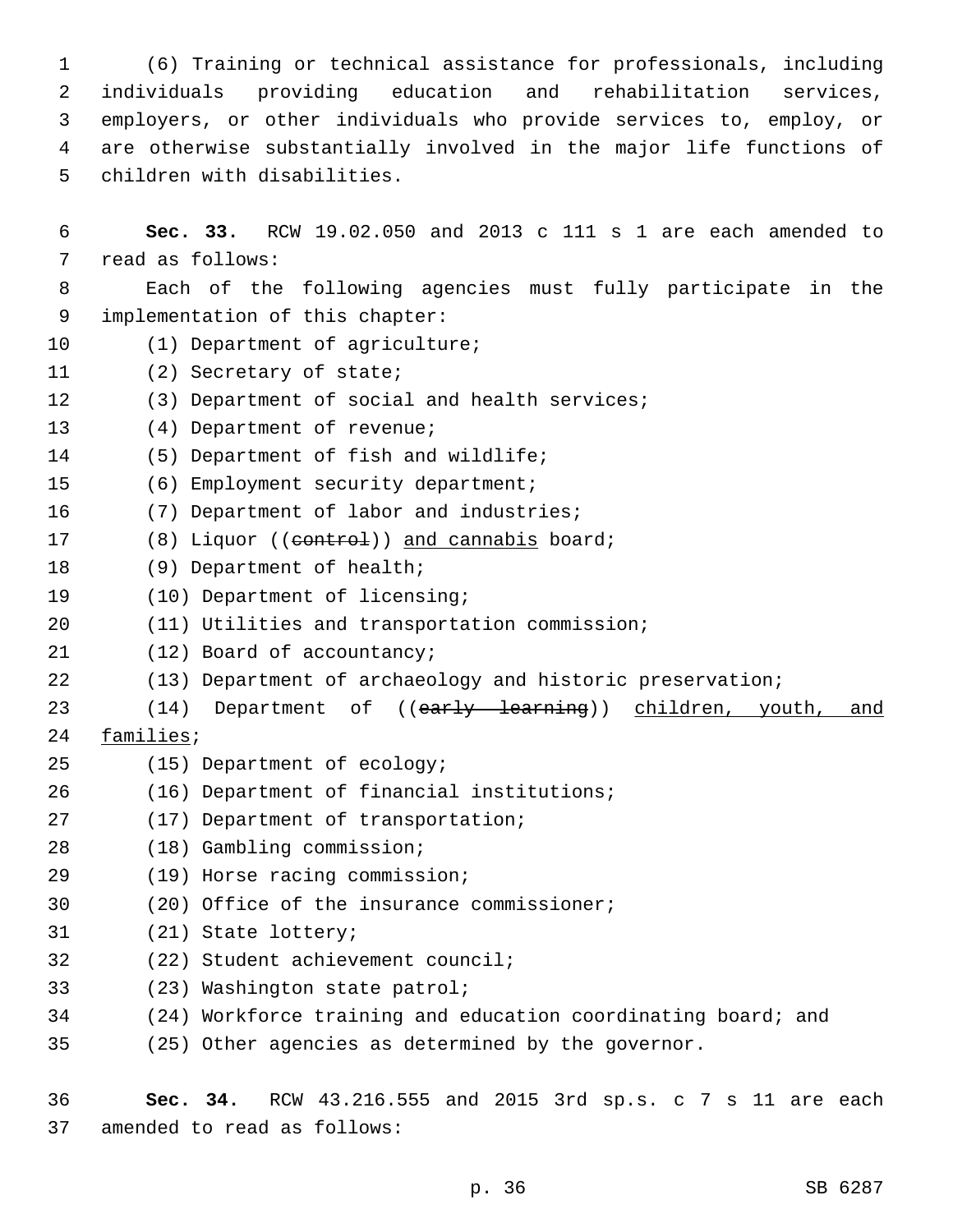(6) Training or technical assistance for professionals, including individuals providing education and rehabilitation services, employers, or other individuals who provide services to, employ, or are otherwise substantially involved in the major life functions of children with disabilities.

**Sec. 33.** RCW 19.02.050 and 2013 c 111 s 1 are each amended to read as follows:

Each of the following agencies must fully participate in the implementation of this chapter:

(1) Department of agriculture;

(2) Secretary of state;

(3) Department of social and health services;

(4) Department of revenue;

(5) Department of fish and wildlife;

(6) Employment security department;

(7) Department of labor and industries;

(8) Liquor ((~~control~~)) <u>and cannabis</u> board;

(9) Department of health;

(10) Department of licensing;

(11) Utilities and transportation commission;

(12) Board of accountancy;

(13) Department of archaeology and historic preservation;

(14) Department of ((~~early learning~~)) <u>children, youth, and families</u>;

(15) Department of ecology;

(16) Department of financial institutions;

(17) Department of transportation;

(18) Gambling commission;

(19) Horse racing commission;

(20) Office of the insurance commissioner;

(21) State lottery;

(22) Student achievement council;

(23) Washington state patrol;

(24) Workforce training and education coordinating board; and

(25) Other agencies as determined by the governor.

**Sec. 34.** RCW 43.216.555 and 2015 3rd sp.s. c 7 s 11 are each amended to read as follows: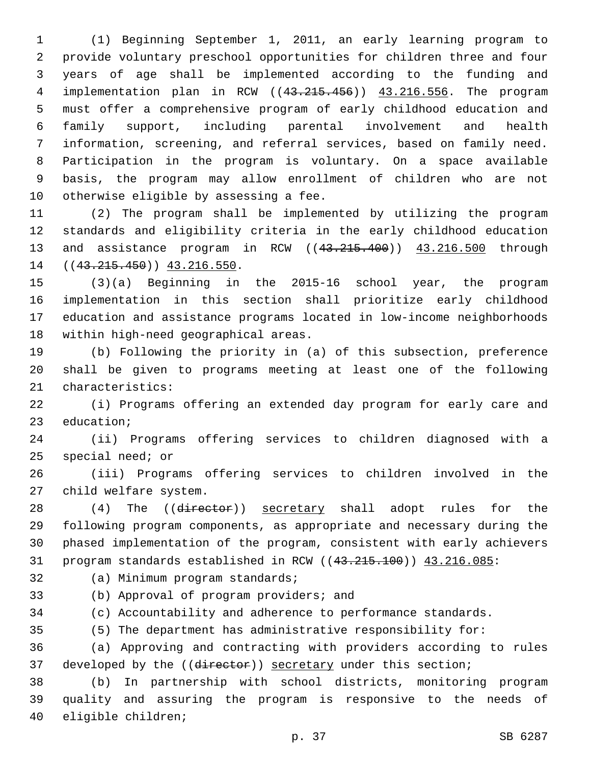(1) Beginning September 1, 2011, an early learning program to provide voluntary preschool opportunities for children three and four years of age shall be implemented according to the funding and implementation plan in RCW ((~~43.215.456~~)) <u>43.216.556</u>. The program must offer a comprehensive program of early childhood education and family support, including parental involvement and health information, screening, and referral services, based on family need. Participation in the program is voluntary. On a space available basis, the program may allow enrollment of children who are not otherwise eligible by assessing a fee.

(2) The program shall be implemented by utilizing the program standards and eligibility criteria in the early childhood education and assistance program in RCW ((~~43.215.400~~)) <u>43.216.500</u> through ((~~43.215.450~~)) <u>43.216.550</u>.

(3)(a) Beginning in the 2015-16 school year, the program implementation in this section shall prioritize early childhood education and assistance programs located in low-income neighborhoods within high-need geographical areas.

(b) Following the priority in (a) of this subsection, preference shall be given to programs meeting at least one of the following characteristics:

(i) Programs offering an extended day program for early care and education;

(ii) Programs offering services to children diagnosed with a special need; or

(iii) Programs offering services to children involved in the child welfare system.

(4) The ((~~director~~)) <u>secretary</u> shall adopt rules for the following program components, as appropriate and necessary during the phased implementation of the program, consistent with early achievers program standards established in RCW ((~~43.215.100~~)) <u>43.216.085</u>:

(a) Minimum program standards;

(b) Approval of program providers; and

(c) Accountability and adherence to performance standards.

(5) The department has administrative responsibility for:

(a) Approving and contracting with providers according to rules developed by the ((~~director~~)) <u>secretary</u> under this section;

(b) In partnership with school districts, monitoring program quality and assuring the program is responsive to the needs of eligible children;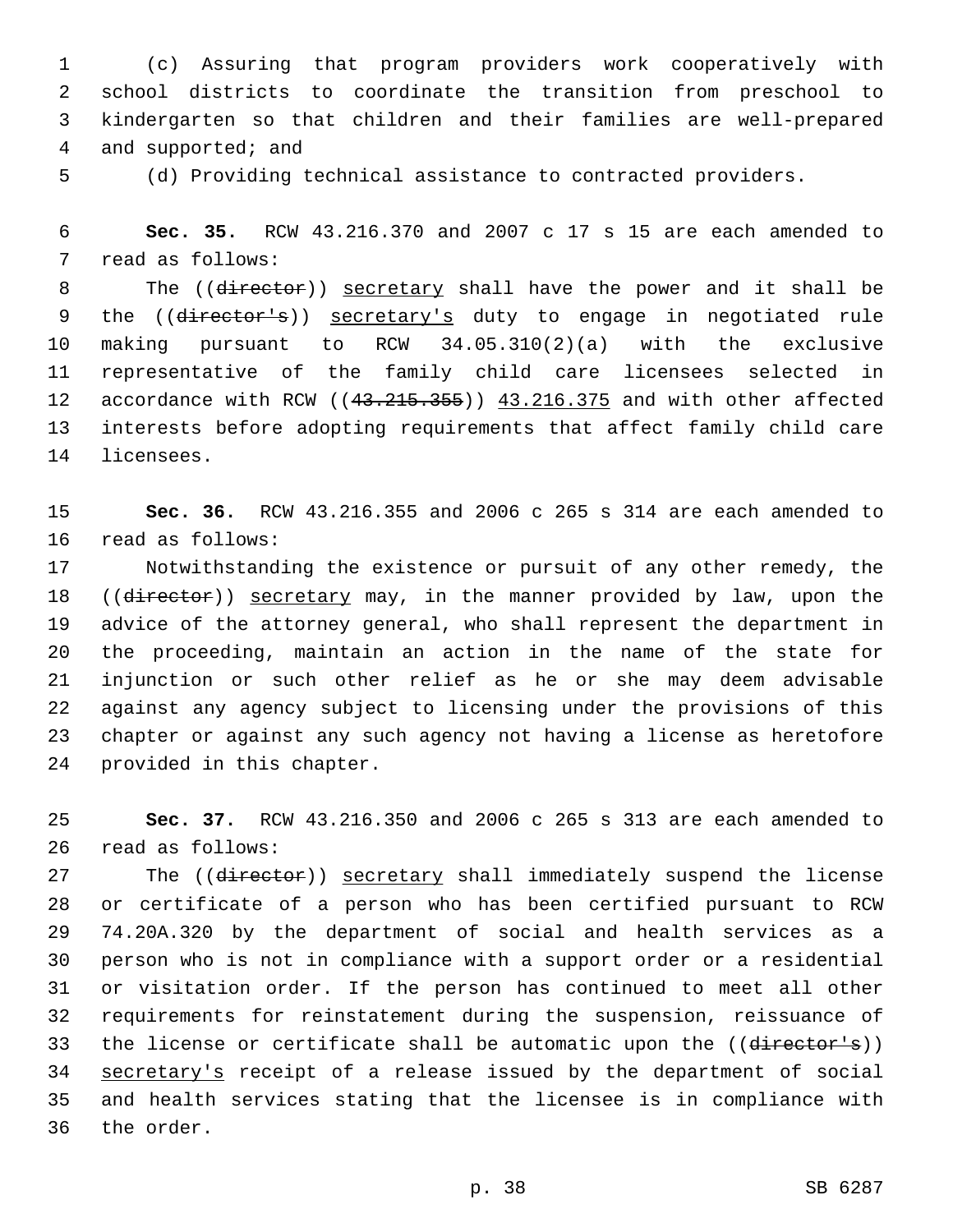(c) Assuring that program providers work cooperatively with school districts to coordinate the transition from preschool to kindergarten so that children and their families are well-prepared and supported; and

(d) Providing technical assistance to contracted providers.

**Sec. 35.** RCW 43.216.370 and 2007 c 17 s 15 are each amended to read as follows:

The ((~~director~~)) secretary shall have the power and it shall be the ((~~director's~~)) secretary's duty to engage in negotiated rule making pursuant to RCW 34.05.310(2)(a) with the exclusive representative of the family child care licensees selected in accordance with RCW ((~~43.215.355~~)) 43.216.375 and with other affected interests before adopting requirements that affect family child care licensees.

**Sec. 36.** RCW 43.216.355 and 2006 c 265 s 314 are each amended to read as follows:

Notwithstanding the existence or pursuit of any other remedy, the ((~~director~~)) secretary may, in the manner provided by law, upon the advice of the attorney general, who shall represent the department in the proceeding, maintain an action in the name of the state for injunction or such other relief as he or she may deem advisable against any agency subject to licensing under the provisions of this chapter or against any such agency not having a license as heretofore provided in this chapter.

**Sec. 37.** RCW 43.216.350 and 2006 c 265 s 313 are each amended to read as follows:

The ((~~director~~)) secretary shall immediately suspend the license or certificate of a person who has been certified pursuant to RCW 74.20A.320 by the department of social and health services as a person who is not in compliance with a support order or a residential or visitation order. If the person has continued to meet all other requirements for reinstatement during the suspension, reissuance of the license or certificate shall be automatic upon the ((~~director's~~)) secretary's receipt of a release issued by the department of social and health services stating that the licensee is in compliance with the order.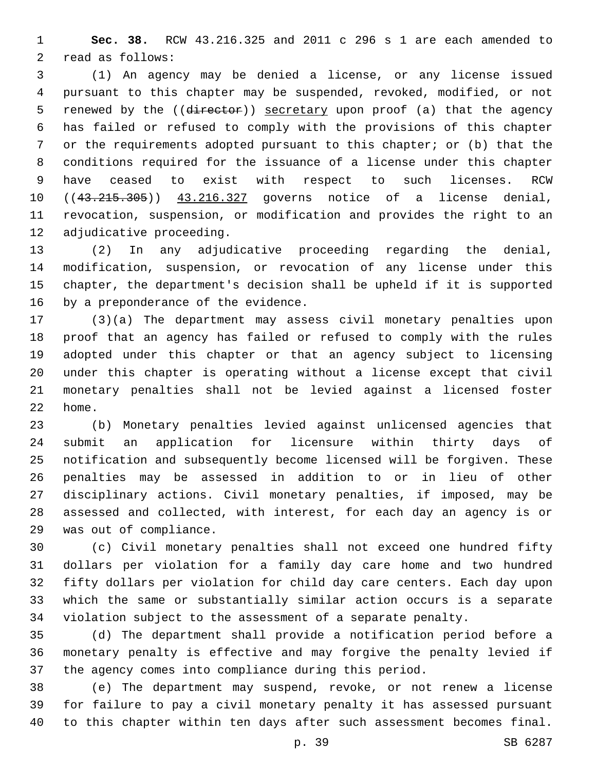**Sec. 38.** RCW 43.216.325 and 2011 c 296 s 1 are each amended to read as follows:

(1) An agency may be denied a license, or any license issued pursuant to this chapter may be suspended, revoked, modified, or not renewed by the ((~~director~~)) <u>secretary</u> upon proof (a) that the agency has failed or refused to comply with the provisions of this chapter or the requirements adopted pursuant to this chapter; or (b) that the conditions required for the issuance of a license under this chapter have ceased to exist with respect to such licenses. RCW ((~~43.215.305~~)) <u>43.216.327</u> governs notice of a license denial, revocation, suspension, or modification and provides the right to an adjudicative proceeding.

(2) In any adjudicative proceeding regarding the denial, modification, suspension, or revocation of any license under this chapter, the department's decision shall be upheld if it is supported by a preponderance of the evidence.

(3)(a) The department may assess civil monetary penalties upon proof that an agency has failed or refused to comply with the rules adopted under this chapter or that an agency subject to licensing under this chapter is operating without a license except that civil monetary penalties shall not be levied against a licensed foster home.

(b) Monetary penalties levied against unlicensed agencies that submit an application for licensure within thirty days of notification and subsequently become licensed will be forgiven. These penalties may be assessed in addition to or in lieu of other disciplinary actions. Civil monetary penalties, if imposed, may be assessed and collected, with interest, for each day an agency is or was out of compliance.

(c) Civil monetary penalties shall not exceed one hundred fifty dollars per violation for a family day care home and two hundred fifty dollars per violation for child day care centers. Each day upon which the same or substantially similar action occurs is a separate violation subject to the assessment of a separate penalty.

(d) The department shall provide a notification period before a monetary penalty is effective and may forgive the penalty levied if the agency comes into compliance during this period.

(e) The department may suspend, revoke, or not renew a license for failure to pay a civil monetary penalty it has assessed pursuant to this chapter within ten days after such assessment becomes final.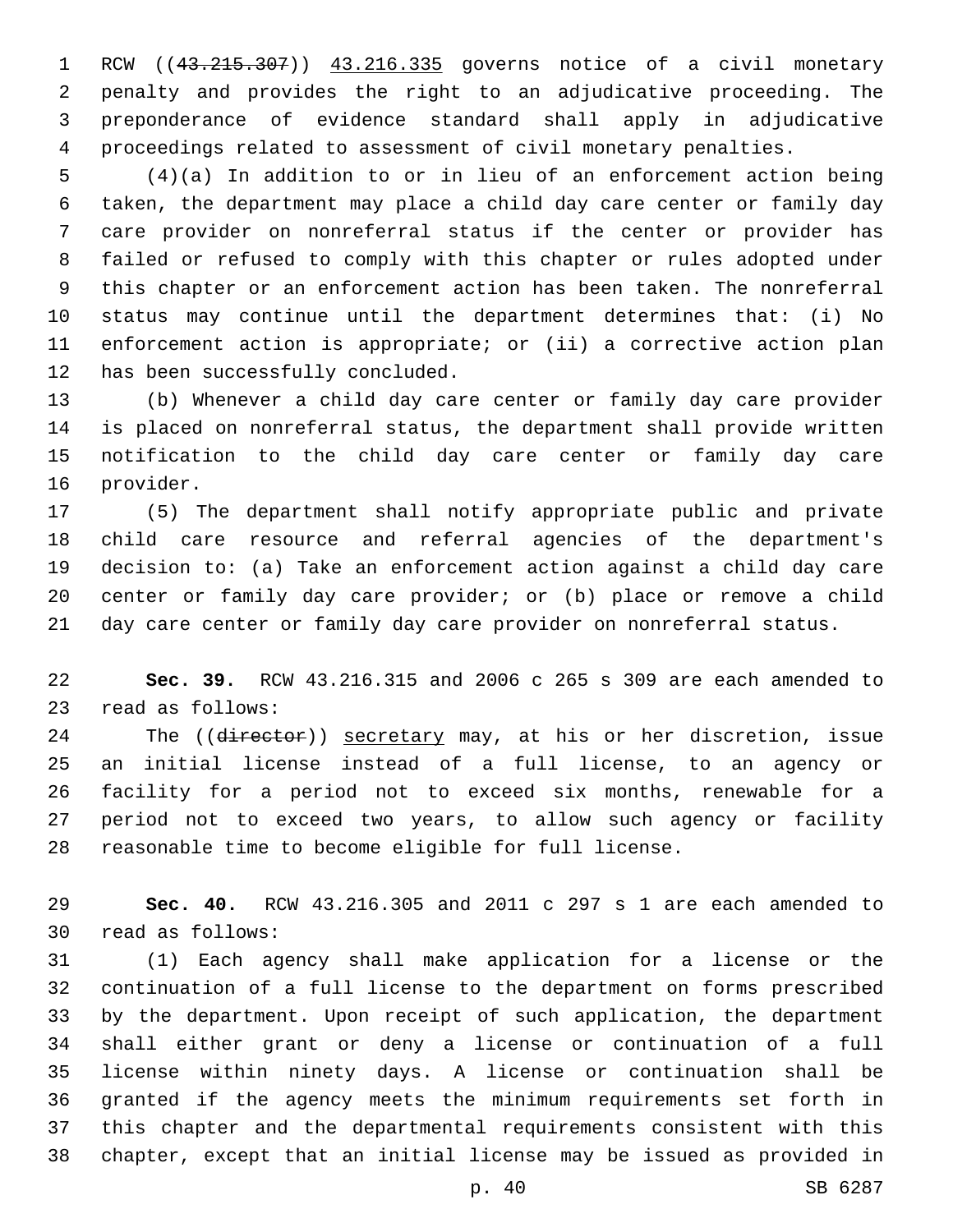RCW ((~~43.215.307~~)) 43.216.335 governs notice of a civil monetary penalty and provides the right to an adjudicative proceeding. The preponderance of evidence standard shall apply in adjudicative proceedings related to assessment of civil monetary penalties.

(4)(a) In addition to or in lieu of an enforcement action being taken, the department may place a child day care center or family day care provider on nonreferral status if the center or provider has failed or refused to comply with this chapter or rules adopted under this chapter or an enforcement action has been taken. The nonreferral status may continue until the department determines that: (i) No enforcement action is appropriate; or (ii) a corrective action plan has been successfully concluded.

(b) Whenever a child day care center or family day care provider is placed on nonreferral status, the department shall provide written notification to the child day care center or family day care provider.

(5) The department shall notify appropriate public and private child care resource and referral agencies of the department's decision to: (a) Take an enforcement action against a child day care center or family day care provider; or (b) place or remove a child day care center or family day care provider on nonreferral status.

**Sec. 39.** RCW 43.216.315 and 2006 c 265 s 309 are each amended to read as follows:

The ((~~director~~)) secretary may, at his or her discretion, issue an initial license instead of a full license, to an agency or facility for a period not to exceed six months, renewable for a period not to exceed two years, to allow such agency or facility reasonable time to become eligible for full license.

**Sec. 40.** RCW 43.216.305 and 2011 c 297 s 1 are each amended to read as follows:

(1) Each agency shall make application for a license or the continuation of a full license to the department on forms prescribed by the department. Upon receipt of such application, the department shall either grant or deny a license or continuation of a full license within ninety days. A license or continuation shall be granted if the agency meets the minimum requirements set forth in this chapter and the departmental requirements consistent with this chapter, except that an initial license may be issued as provided in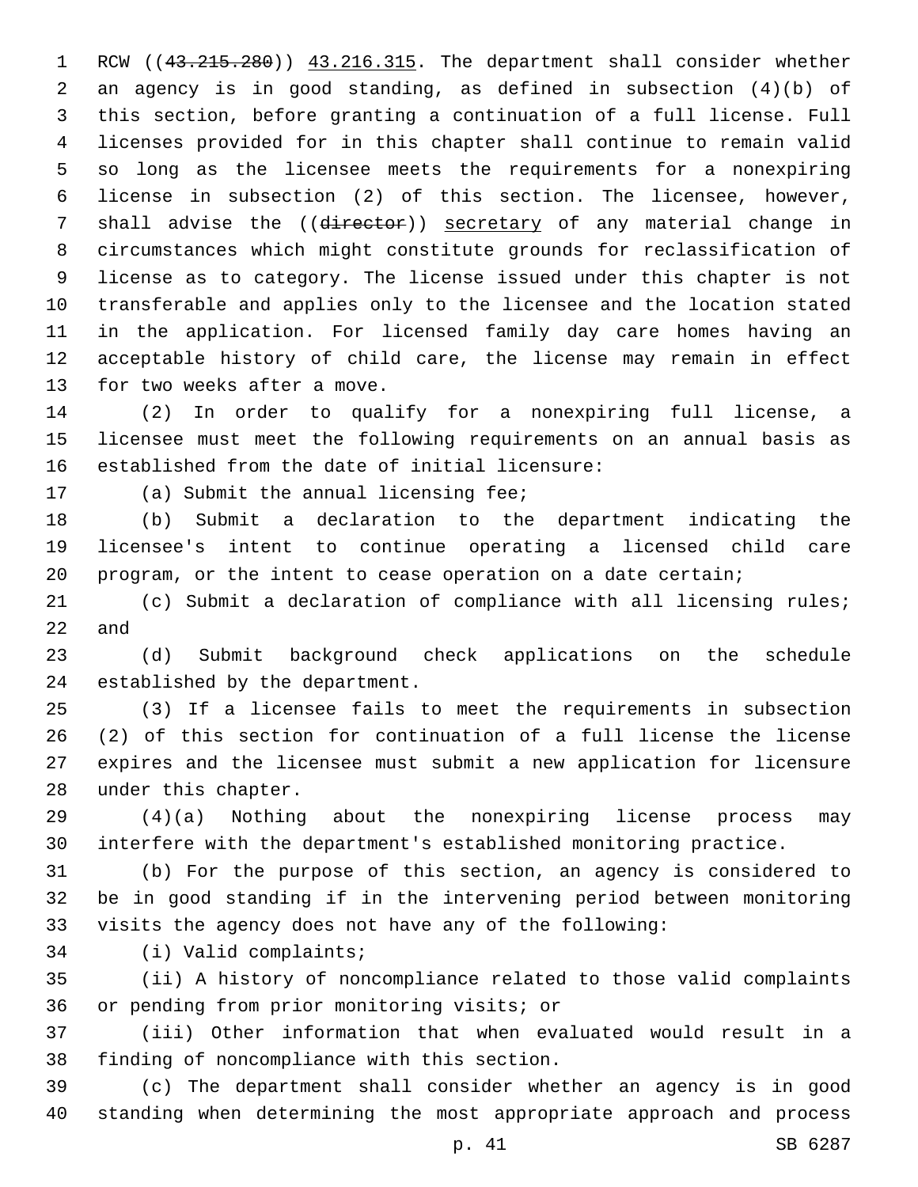RCW ((~~43.215.280~~)) 43.216.315. The department shall consider whether an agency is in good standing, as defined in subsection (4)(b) of this section, before granting a continuation of a full license. Full licenses provided for in this chapter shall continue to remain valid so long as the licensee meets the requirements for a nonexpiring license in subsection (2) of this section. The licensee, however, shall advise the ((~~director~~)) secretary of any material change in circumstances which might constitute grounds for reclassification of license as to category. The license issued under this chapter is not transferable and applies only to the licensee and the location stated in the application. For licensed family day care homes having an acceptable history of child care, the license may remain in effect for two weeks after a move.

(2) In order to qualify for a nonexpiring full license, a licensee must meet the following requirements on an annual basis as established from the date of initial licensure:

(a) Submit the annual licensing fee;

(b) Submit a declaration to the department indicating the licensee's intent to continue operating a licensed child care program, or the intent to cease operation on a date certain;

(c) Submit a declaration of compliance with all licensing rules; and

(d) Submit background check applications on the schedule established by the department.

(3) If a licensee fails to meet the requirements in subsection (2) of this section for continuation of a full license the license expires and the licensee must submit a new application for licensure under this chapter.

(4)(a) Nothing about the nonexpiring license process may interfere with the department's established monitoring practice.

(b) For the purpose of this section, an agency is considered to be in good standing if in the intervening period between monitoring visits the agency does not have any of the following:

(i) Valid complaints;

(ii) A history of noncompliance related to those valid complaints or pending from prior monitoring visits; or

(iii) Other information that when evaluated would result in a finding of noncompliance with this section.

(c) The department shall consider whether an agency is in good standing when determining the most appropriate approach and process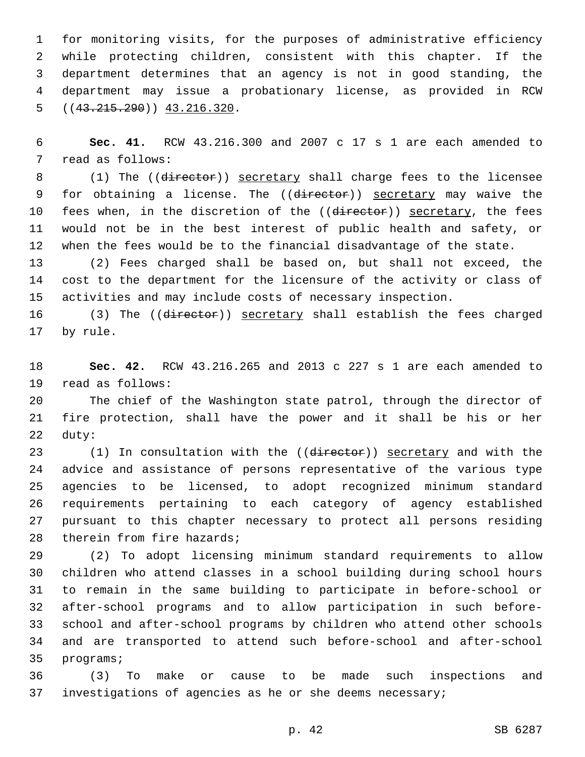for monitoring visits, for the purposes of administrative efficiency while protecting children, consistent with this chapter. If the department determines that an agency is not in good standing, the department may issue a probationary license, as provided in RCW ((~~43.215.290~~)) <u>43.216.320</u>.

**Sec. 41.** RCW 43.216.300 and 2007 c 17 s 1 are each amended to read as follows:

(1) The ((~~director~~)) <u>secretary</u> shall charge fees to the licensee for obtaining a license. The ((~~director~~)) <u>secretary</u> may waive the fees when, in the discretion of the ((~~director~~)) <u>secretary</u>, the fees would not be in the best interest of public health and safety, or when the fees would be to the financial disadvantage of the state.

(2) Fees charged shall be based on, but shall not exceed, the cost to the department for the licensure of the activity or class of activities and may include costs of necessary inspection.

(3) The ((~~director~~)) <u>secretary</u> shall establish the fees charged by rule.

**Sec. 42.** RCW 43.216.265 and 2013 c 227 s 1 are each amended to read as follows:

The chief of the Washington state patrol, through the director of fire protection, shall have the power and it shall be his or her duty:

(1) In consultation with the ((~~director~~)) <u>secretary</u> and with the advice and assistance of persons representative of the various type agencies to be licensed, to adopt recognized minimum standard requirements pertaining to each category of agency established pursuant to this chapter necessary to protect all persons residing therein from fire hazards;

(2) To adopt licensing minimum standard requirements to allow children who attend classes in a school building during school hours to remain in the same building to participate in before-school or after-school programs and to allow participation in such before-school and after-school programs by children who attend other schools and are transported to attend such before-school and after-school programs;

(3) To make or cause to be made such inspections and investigations of agencies as he or she deems necessary;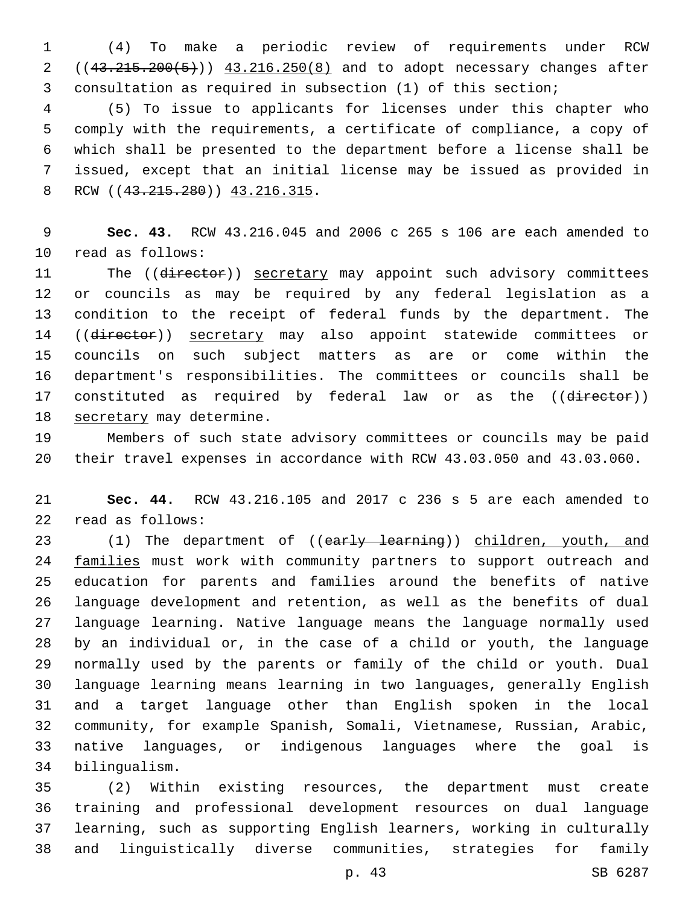(4) To make a periodic review of requirements under RCW ((~~43.215.200(5)~~)) 43.216.250(8) and to adopt necessary changes after consultation as required in subsection (1) of this section;

(5) To issue to applicants for licenses under this chapter who comply with the requirements, a certificate of compliance, a copy of which shall be presented to the department before a license shall be issued, except that an initial license may be issued as provided in RCW ((~~43.215.280~~)) 43.216.315.

**Sec. 43.** RCW 43.216.045 and 2006 c 265 s 106 are each amended to read as follows:

The ((~~director~~)) secretary may appoint such advisory committees or councils as may be required by any federal legislation as a condition to the receipt of federal funds by the department. The ((~~director~~)) secretary may also appoint statewide committees or councils on such subject matters as are or come within the department's responsibilities. The committees or councils shall be constituted as required by federal law or as the ((~~director~~)) secretary may determine.

Members of such state advisory committees or councils may be paid their travel expenses in accordance with RCW 43.03.050 and 43.03.060.

**Sec. 44.** RCW 43.216.105 and 2017 c 236 s 5 are each amended to read as follows:

(1) The department of ((~~early learning~~)) children, youth, and families must work with community partners to support outreach and education for parents and families around the benefits of native language development and retention, as well as the benefits of dual language learning. Native language means the language normally used by an individual or, in the case of a child or youth, the language normally used by the parents or family of the child or youth. Dual language learning means learning in two languages, generally English and a target language other than English spoken in the local community, for example Spanish, Somali, Vietnamese, Russian, Arabic, native languages, or indigenous languages where the goal is bilingualism.

(2) Within existing resources, the department must create training and professional development resources on dual language learning, such as supporting English learners, working in culturally and linguistically diverse communities, strategies for family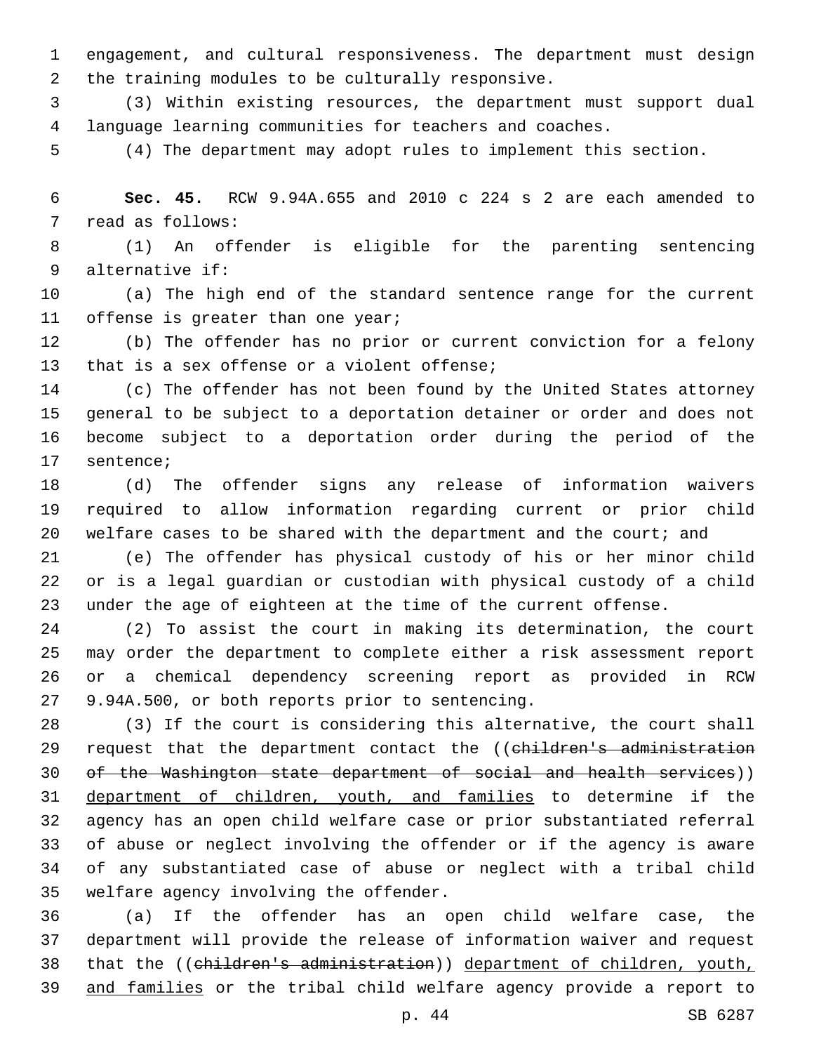engagement, and cultural responsiveness. The department must design the training modules to be culturally responsive.

(3) Within existing resources, the department must support dual language learning communities for teachers and coaches.

(4) The department may adopt rules to implement this section.

**Sec. 45.** RCW 9.94A.655 and 2010 c 224 s 2 are each amended to read as follows:

(1) An offender is eligible for the parenting sentencing alternative if:

(a) The high end of the standard sentence range for the current offense is greater than one year;

(b) The offender has no prior or current conviction for a felony that is a sex offense or a violent offense;

(c) The offender has not been found by the United States attorney general to be subject to a deportation detainer or order and does not become subject to a deportation order during the period of the sentence;

(d) The offender signs any release of information waivers required to allow information regarding current or prior child welfare cases to be shared with the department and the court; and

(e) The offender has physical custody of his or her minor child or is a legal guardian or custodian with physical custody of a child under the age of eighteen at the time of the current offense.

(2) To assist the court in making its determination, the court may order the department to complete either a risk assessment report or a chemical dependency screening report as provided in RCW 9.94A.500, or both reports prior to sentencing.

(3) If the court is considering this alternative, the court shall request that the department contact the ((~~children's administration of the Washington state department of social and health services~~)) department of children, youth, and families to determine if the agency has an open child welfare case or prior substantiated referral of abuse or neglect involving the offender or if the agency is aware of any substantiated case of abuse or neglect with a tribal child welfare agency involving the offender.

(a) If the offender has an open child welfare case, the department will provide the release of information waiver and request that the ((~~children's administration~~)) department of children, youth, and families or the tribal child welfare agency provide a report to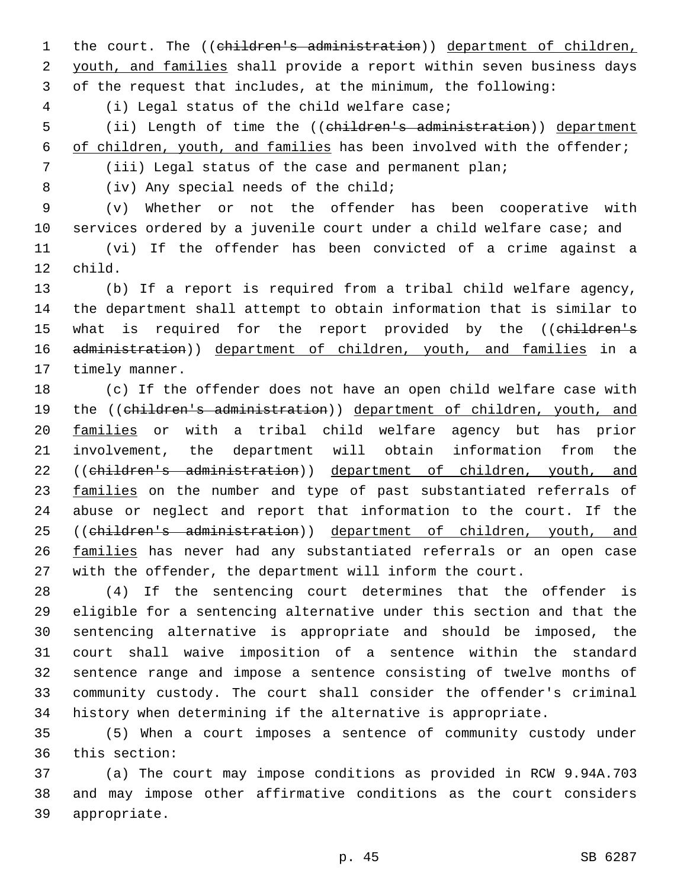the court. The ((~~children's administration~~)) <u>department of children, youth, and families</u> shall provide a report within seven business days of the request that includes, at the minimum, the following:

(i) Legal status of the child welfare case;

(ii) Length of time the ((~~children's administration~~)) <u>department of children, youth, and families</u> has been involved with the offender;

(iii) Legal status of the case and permanent plan;

(iv) Any special needs of the child;

(v) Whether or not the offender has been cooperative with services ordered by a juvenile court under a child welfare case; and

(vi) If the offender has been convicted of a crime against a child.

(b) If a report is required from a tribal child welfare agency, the department shall attempt to obtain information that is similar to what is required for the report provided by the ((~~children's administration~~)) <u>department of children, youth, and families</u> in a timely manner.

(c) If the offender does not have an open child welfare case with the ((~~children's administration~~)) <u>department of children, youth, and families</u> or with a tribal child welfare agency but has prior involvement, the department will obtain information from the ((~~children's administration~~)) <u>department of children, youth, and families</u> on the number and type of past substantiated referrals of abuse or neglect and report that information to the court. If the ((~~children's administration~~)) <u>department of children, youth, and families</u> has never had any substantiated referrals or an open case with the offender, the department will inform the court.

(4) If the sentencing court determines that the offender is eligible for a sentencing alternative under this section and that the sentencing alternative is appropriate and should be imposed, the court shall waive imposition of a sentence within the standard sentence range and impose a sentence consisting of twelve months of community custody. The court shall consider the offender's criminal history when determining if the alternative is appropriate.

(5) When a court imposes a sentence of community custody under this section:

(a) The court may impose conditions as provided in RCW 9.94A.703 and may impose other affirmative conditions as the court considers appropriate.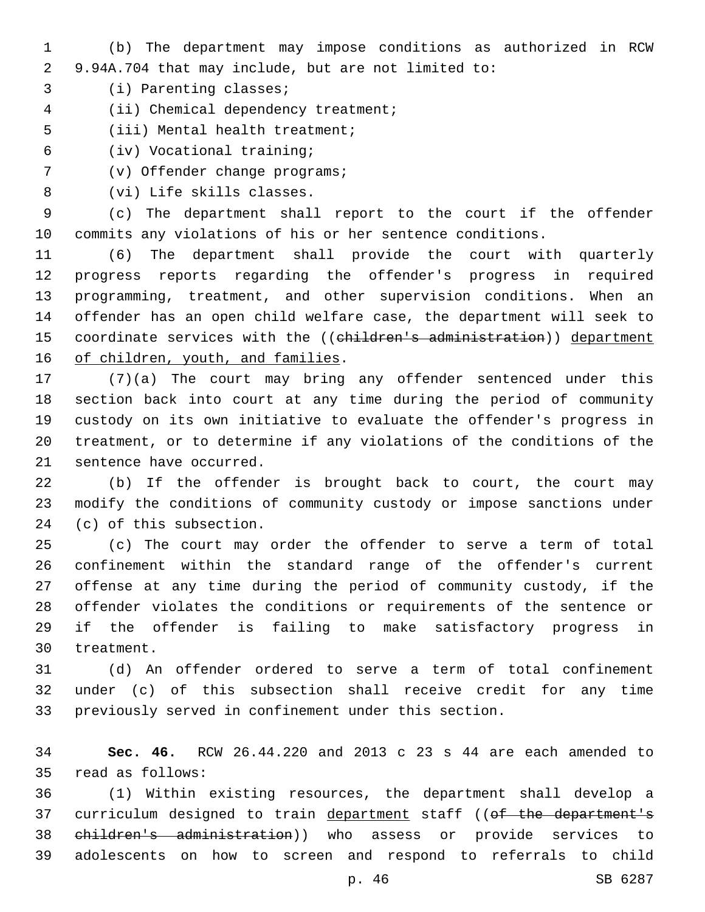(b) The department may impose conditions as authorized in RCW 9.94A.704 that may include, but are not limited to:

(i) Parenting classes;

(ii) Chemical dependency treatment;

(iii) Mental health treatment;

(iv) Vocational training;

(v) Offender change programs;

(vi) Life skills classes.

(c) The department shall report to the court if the offender commits any violations of his or her sentence conditions.

(6) The department shall provide the court with quarterly progress reports regarding the offender's progress in required programming, treatment, and other supervision conditions. When an offender has an open child welfare case, the department will seek to coordinate services with the ((~~children's administration~~)) <u>department of children, youth, and families</u>.

(7)(a) The court may bring any offender sentenced under this section back into court at any time during the period of community custody on its own initiative to evaluate the offender's progress in treatment, or to determine if any violations of the conditions of the sentence have occurred.

(b) If the offender is brought back to court, the court may modify the conditions of community custody or impose sanctions under (c) of this subsection.

(c) The court may order the offender to serve a term of total confinement within the standard range of the offender's current offense at any time during the period of community custody, if the offender violates the conditions or requirements of the sentence or if the offender is failing to make satisfactory progress in treatment.

(d) An offender ordered to serve a term of total confinement under (c) of this subsection shall receive credit for any time previously served in confinement under this section.

**Sec. 46.** RCW 26.44.220 and 2013 c 23 s 44 are each amended to read as follows:

(1) Within existing resources, the department shall develop a curriculum designed to train <u>department</u> staff ((~~of the department's children's administration~~)) who assess or provide services to adolescents on how to screen and respond to referrals to child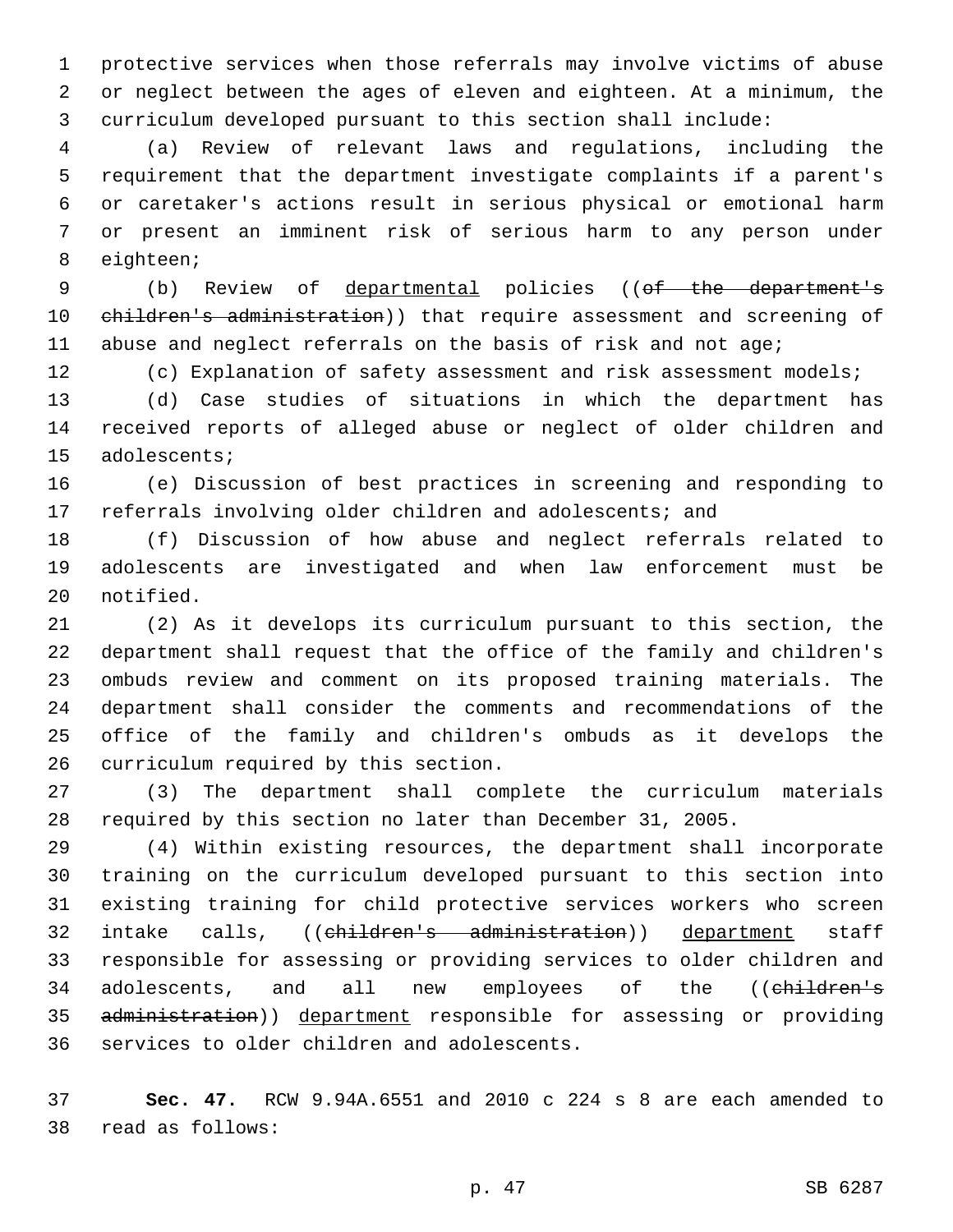protective services when those referrals may involve victims of abuse or neglect between the ages of eleven and eighteen. At a minimum, the curriculum developed pursuant to this section shall include:

(a) Review of relevant laws and regulations, including the requirement that the department investigate complaints if a parent's or caretaker's actions result in serious physical or emotional harm or present an imminent risk of serious harm to any person under eighteen;

(b) Review of departmental policies ((of the department's children's administration)) that require assessment and screening of abuse and neglect referrals on the basis of risk and not age;

(c) Explanation of safety assessment and risk assessment models;

(d) Case studies of situations in which the department has received reports of alleged abuse or neglect of older children and adolescents;

(e) Discussion of best practices in screening and responding to referrals involving older children and adolescents; and

(f) Discussion of how abuse and neglect referrals related to adolescents are investigated and when law enforcement must be notified.

(2) As it develops its curriculum pursuant to this section, the department shall request that the office of the family and children's ombuds review and comment on its proposed training materials. The department shall consider the comments and recommendations of the office of the family and children's ombuds as it develops the curriculum required by this section.

(3) The department shall complete the curriculum materials required by this section no later than December 31, 2005.

(4) Within existing resources, the department shall incorporate training on the curriculum developed pursuant to this section into existing training for child protective services workers who screen intake calls, ((children's administration)) department staff responsible for assessing or providing services to older children and adolescents, and all new employees of the ((children's administration)) department responsible for assessing or providing services to older children and adolescents.

**Sec. 47.** RCW 9.94A.6551 and 2010 c 224 s 8 are each amended to read as follows: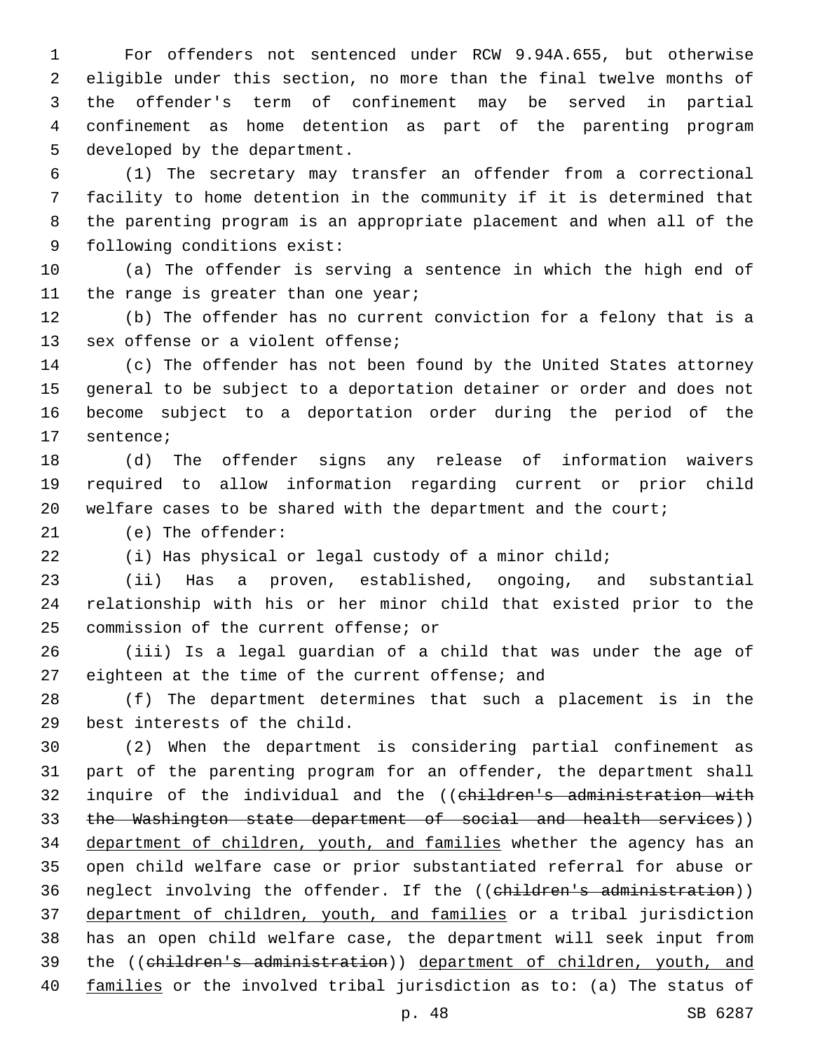For offenders not sentenced under RCW 9.94A.655, but otherwise eligible under this section, no more than the final twelve months of the offender's term of confinement may be served in partial confinement as home detention as part of the parenting program developed by the department.

(1) The secretary may transfer an offender from a correctional facility to home detention in the community if it is determined that the parenting program is an appropriate placement and when all of the following conditions exist:

(a) The offender is serving a sentence in which the high end of the range is greater than one year;

(b) The offender has no current conviction for a felony that is a sex offense or a violent offense;

(c) The offender has not been found by the United States attorney general to be subject to a deportation detainer or order and does not become subject to a deportation order during the period of the sentence;

(d) The offender signs any release of information waivers required to allow information regarding current or prior child welfare cases to be shared with the department and the court;

(e) The offender:

(i) Has physical or legal custody of a minor child;

(ii) Has a proven, established, ongoing, and substantial relationship with his or her minor child that existed prior to the commission of the current offense; or

(iii) Is a legal guardian of a child that was under the age of eighteen at the time of the current offense; and

(f) The department determines that such a placement is in the best interests of the child.

(2) When the department is considering partial confinement as part of the parenting program for an offender, the department shall inquire of the individual and the ((~~children's administration with the Washington state department of social and health services~~)) <u>department of children, youth, and families</u> whether the agency has an open child welfare case or prior substantiated referral for abuse or neglect involving the offender. If the ((~~children's administration~~)) <u>department of children, youth, and families</u> or a tribal jurisdiction has an open child welfare case, the department will seek input from the ((~~children's administration~~)) <u>department of children, youth, and families</u> or the involved tribal jurisdiction as to: (a) The status of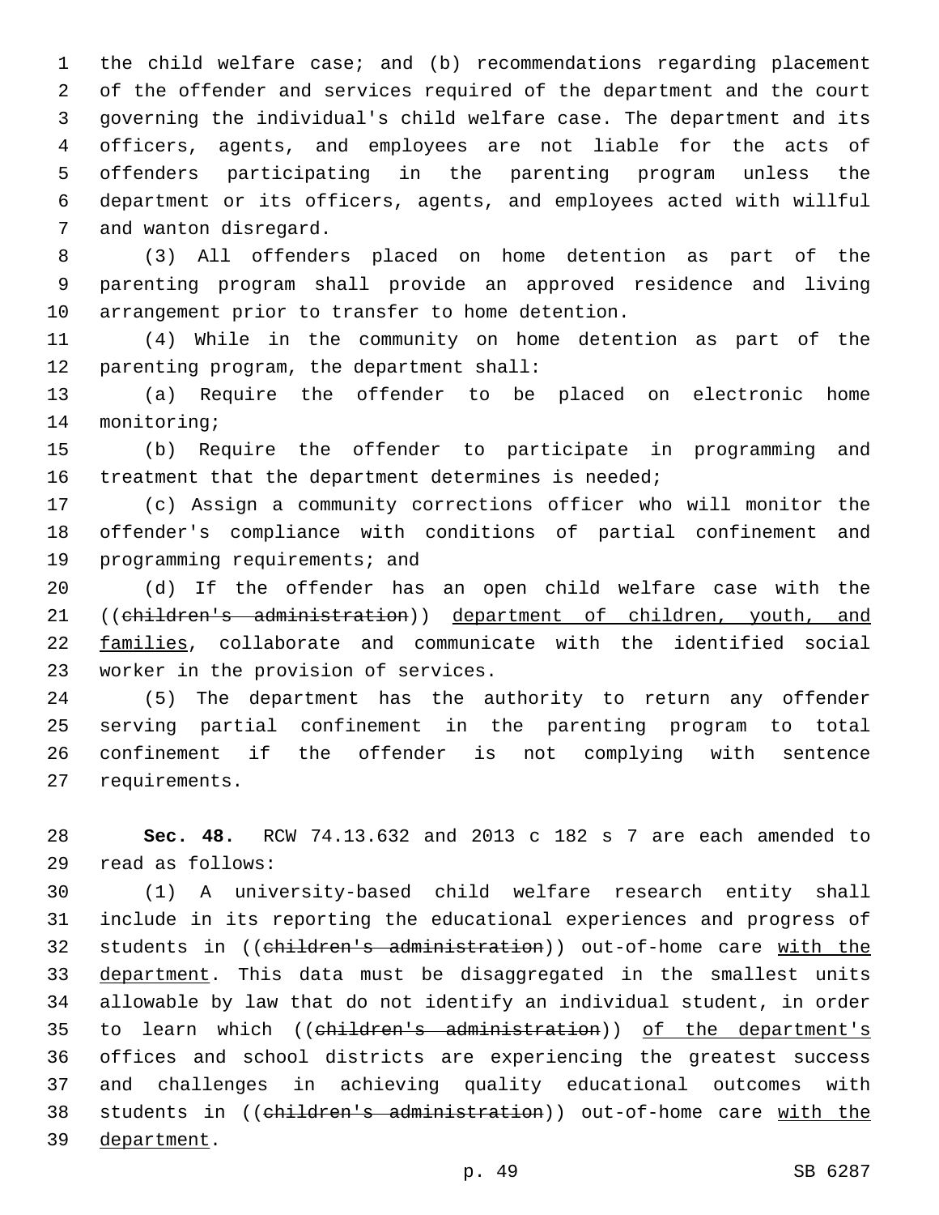the child welfare case; and (b) recommendations regarding placement of the offender and services required of the department and the court governing the individual's child welfare case. The department and its officers, agents, and employees are not liable for the acts of offenders participating in the parenting program unless the department or its officers, agents, and employees acted with willful and wanton disregard.

(3) All offenders placed on home detention as part of the parenting program shall provide an approved residence and living arrangement prior to transfer to home detention.

(4) While in the community on home detention as part of the parenting program, the department shall:

(a) Require the offender to be placed on electronic home monitoring;

(b) Require the offender to participate in programming and treatment that the department determines is needed;

(c) Assign a community corrections officer who will monitor the offender's compliance with conditions of partial confinement and programming requirements; and

(d) If the offender has an open child welfare case with the ((~~children's administration~~)) department of children, youth, and families, collaborate and communicate with the identified social worker in the provision of services.

(5) The department has the authority to return any offender serving partial confinement in the parenting program to total confinement if the offender is not complying with sentence requirements.

**Sec. 48.** RCW 74.13.632 and 2013 c 182 s 7 are each amended to read as follows:

(1) A university-based child welfare research entity shall include in its reporting the educational experiences and progress of students in ((~~children's administration~~)) out-of-home care with the department. This data must be disaggregated in the smallest units allowable by law that do not identify an individual student, in order to learn which ((~~children's administration~~)) of the department's offices and school districts are experiencing the greatest success and challenges in achieving quality educational outcomes with students in ((~~children's administration~~)) out-of-home care with the department.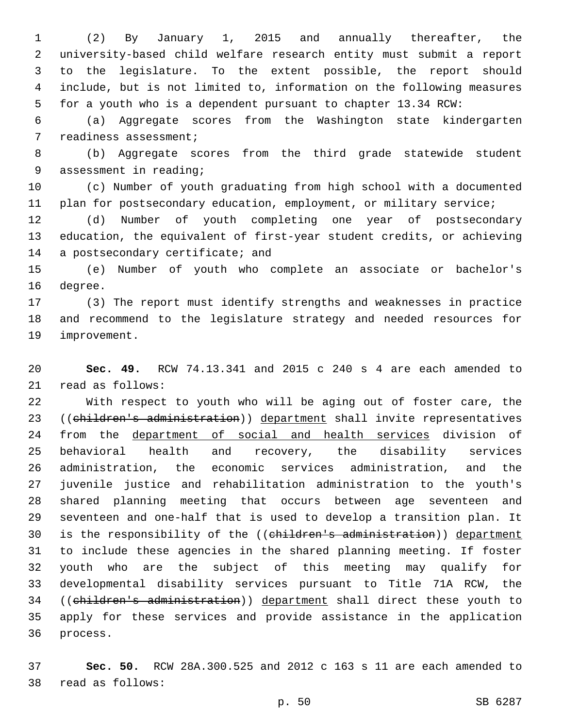(2) By January 1, 2015 and annually thereafter, the university-based child welfare research entity must submit a report to the legislature. To the extent possible, the report should include, but is not limited to, information on the following measures for a youth who is a dependent pursuant to chapter 13.34 RCW:

(a) Aggregate scores from the Washington state kindergarten readiness assessment;

(b) Aggregate scores from the third grade statewide student assessment in reading;

(c) Number of youth graduating from high school with a documented plan for postsecondary education, employment, or military service;

(d) Number of youth completing one year of postsecondary education, the equivalent of first-year student credits, or achieving a postsecondary certificate; and

(e) Number of youth who complete an associate or bachelor's degree.

(3) The report must identify strengths and weaknesses in practice and recommend to the legislature strategy and needed resources for improvement.

**Sec. 49.** RCW 74.13.341 and 2015 c 240 s 4 are each amended to read as follows:

With respect to youth who will be aging out of foster care, the ((~~children's administration~~)) department shall invite representatives from the department of social and health services division of behavioral health and recovery, the disability services administration, the economic services administration, and the juvenile justice and rehabilitation administration to the youth's shared planning meeting that occurs between age seventeen and seventeen and one-half that is used to develop a transition plan. It is the responsibility of the ((~~children's administration~~)) department to include these agencies in the shared planning meeting. If foster youth who are the subject of this meeting may qualify for developmental disability services pursuant to Title 71A RCW, the ((~~children's administration~~)) department shall direct these youth to apply for these services and provide assistance in the application process.

**Sec. 50.** RCW 28A.300.525 and 2012 c 163 s 11 are each amended to read as follows: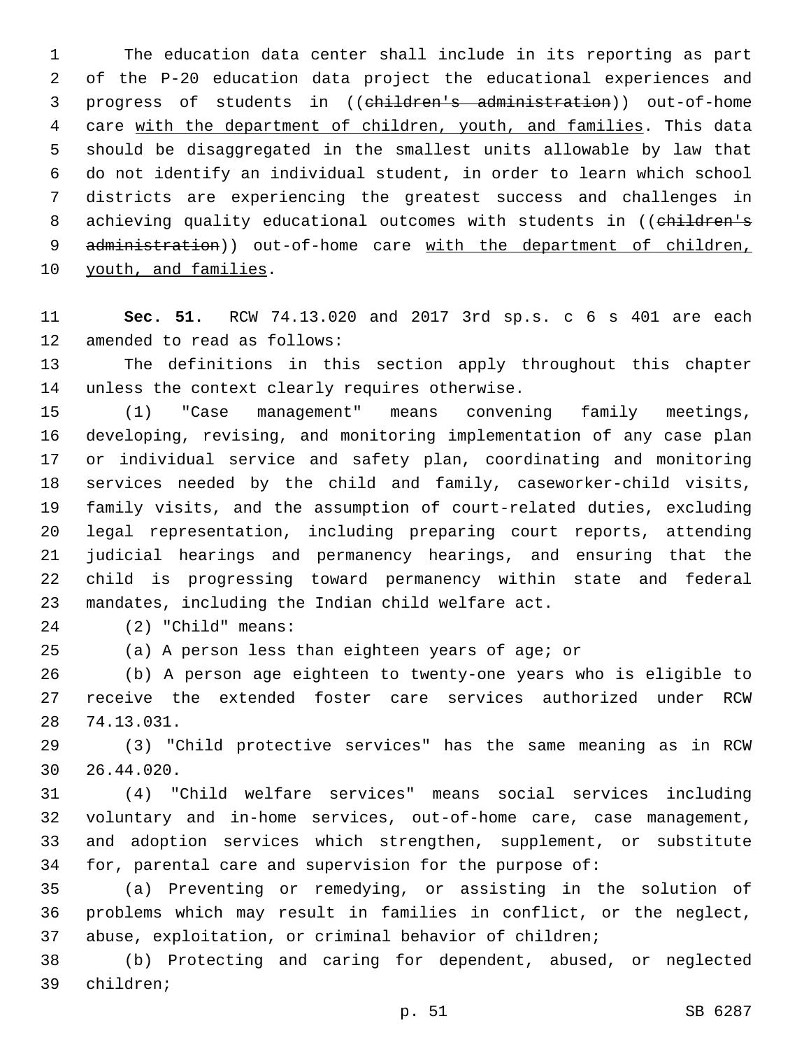The education data center shall include in its reporting as part of the P-20 education data project the educational experiences and progress of students in ((~~children's administration~~)) out-of-home care <u>with the department of children, youth, and families</u>. This data should be disaggregated in the smallest units allowable by law that do not identify an individual student, in order to learn which school districts are experiencing the greatest success and challenges in achieving quality educational outcomes with students in ((~~children's administration~~)) out-of-home care <u>with the department of children, youth, and families</u>.

**Sec. 51.** RCW 74.13.020 and 2017 3rd sp.s. c 6 s 401 are each amended to read as follows:

The definitions in this section apply throughout this chapter unless the context clearly requires otherwise.

(1) "Case management" means convening family meetings, developing, revising, and monitoring implementation of any case plan or individual service and safety plan, coordinating and monitoring services needed by the child and family, caseworker-child visits, family visits, and the assumption of court-related duties, excluding legal representation, including preparing court reports, attending judicial hearings and permanency hearings, and ensuring that the child is progressing toward permanency within state and federal mandates, including the Indian child welfare act.

(2) "Child" means:

(a) A person less than eighteen years of age; or

(b) A person age eighteen to twenty-one years who is eligible to receive the extended foster care services authorized under RCW 74.13.031.

(3) "Child protective services" has the same meaning as in RCW 26.44.020.

(4) "Child welfare services" means social services including voluntary and in-home services, out-of-home care, case management, and adoption services which strengthen, supplement, or substitute for, parental care and supervision for the purpose of:

(a) Preventing or remedying, or assisting in the solution of problems which may result in families in conflict, or the neglect, abuse, exploitation, or criminal behavior of children;

(b) Protecting and caring for dependent, abused, or neglected children;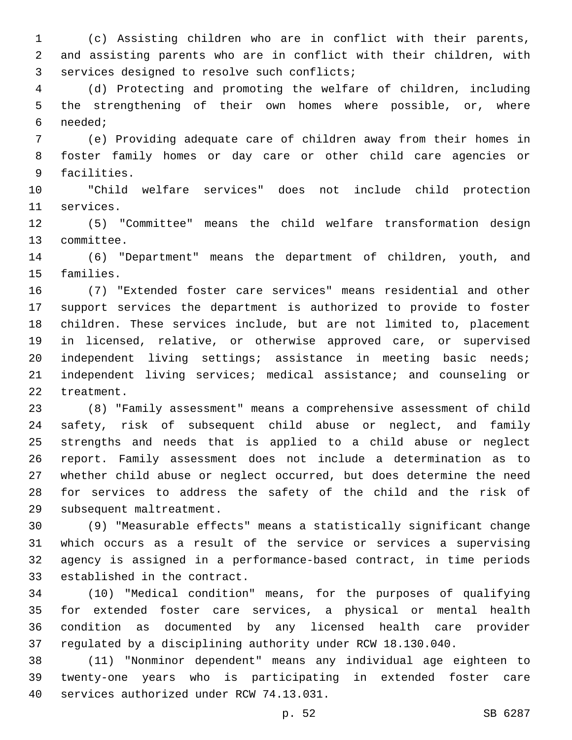(c) Assisting children who are in conflict with their parents, and assisting parents who are in conflict with their children, with services designed to resolve such conflicts;

(d) Protecting and promoting the welfare of children, including the strengthening of their own homes where possible, or, where needed;

(e) Providing adequate care of children away from their homes in foster family homes or day care or other child care agencies or facilities.

"Child welfare services" does not include child protection services.

(5) "Committee" means the child welfare transformation design committee.

(6) "Department" means the department of children, youth, and families.

(7) "Extended foster care services" means residential and other support services the department is authorized to provide to foster children. These services include, but are not limited to, placement in licensed, relative, or otherwise approved care, or supervised independent living settings; assistance in meeting basic needs; independent living services; medical assistance; and counseling or treatment.

(8) "Family assessment" means a comprehensive assessment of child safety, risk of subsequent child abuse or neglect, and family strengths and needs that is applied to a child abuse or neglect report. Family assessment does not include a determination as to whether child abuse or neglect occurred, but does determine the need for services to address the safety of the child and the risk of subsequent maltreatment.

(9) "Measurable effects" means a statistically significant change which occurs as a result of the service or services a supervising agency is assigned in a performance-based contract, in time periods established in the contract.

(10) "Medical condition" means, for the purposes of qualifying for extended foster care services, a physical or mental health condition as documented by any licensed health care provider regulated by a disciplining authority under RCW 18.130.040.

(11) "Nonminor dependent" means any individual age eighteen to twenty-one years who is participating in extended foster care services authorized under RCW 74.13.031.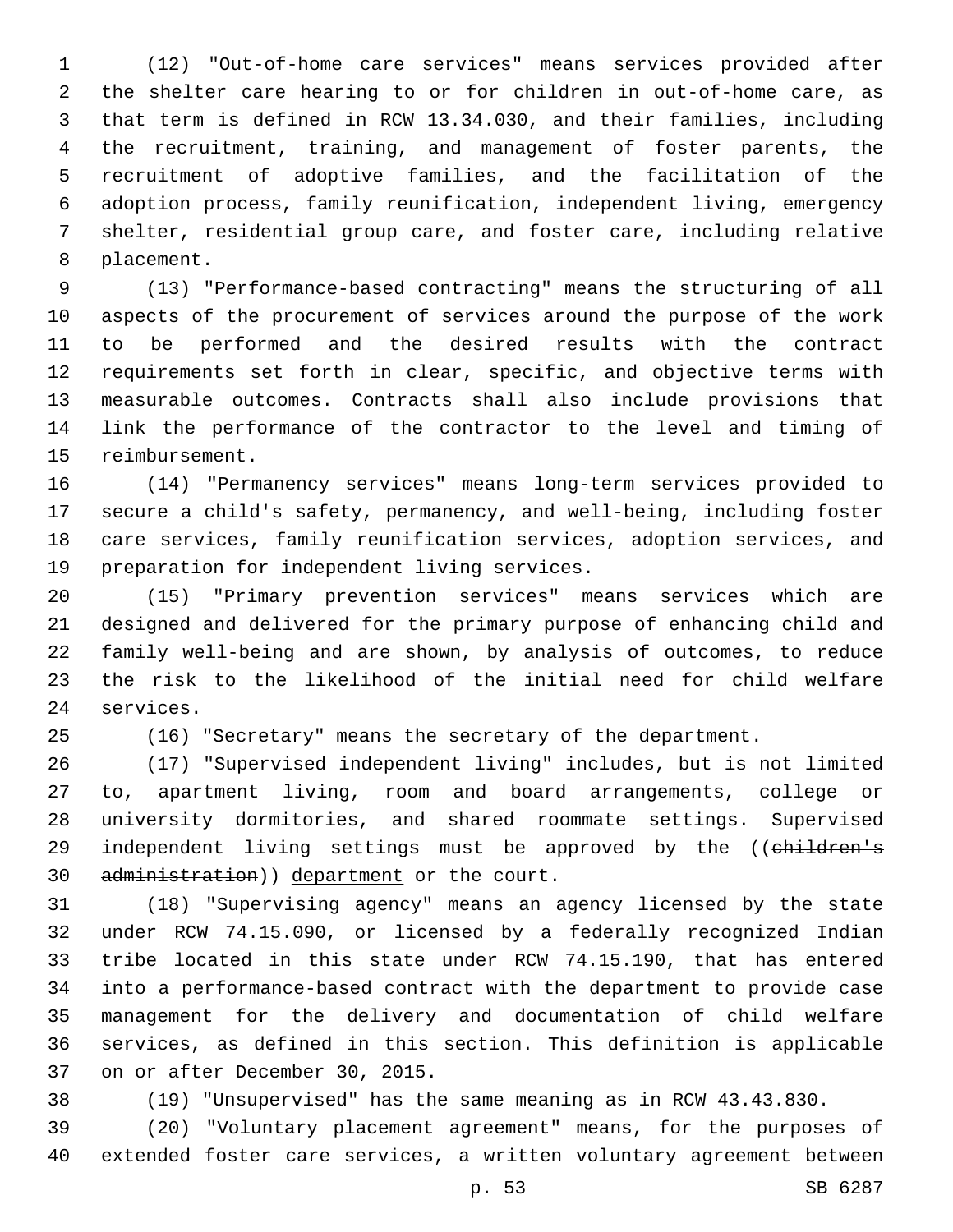(12) "Out-of-home care services" means services provided after the shelter care hearing to or for children in out-of-home care, as that term is defined in RCW 13.34.030, and their families, including the recruitment, training, and management of foster parents, the recruitment of adoptive families, and the facilitation of the adoption process, family reunification, independent living, emergency shelter, residential group care, and foster care, including relative placement.

(13) "Performance-based contracting" means the structuring of all aspects of the procurement of services around the purpose of the work to be performed and the desired results with the contract requirements set forth in clear, specific, and objective terms with measurable outcomes. Contracts shall also include provisions that link the performance of the contractor to the level and timing of reimbursement.

(14) "Permanency services" means long-term services provided to secure a child's safety, permanency, and well-being, including foster care services, family reunification services, adoption services, and preparation for independent living services.

(15) "Primary prevention services" means services which are designed and delivered for the primary purpose of enhancing child and family well-being and are shown, by analysis of outcomes, to reduce the risk to the likelihood of the initial need for child welfare services.

(16) "Secretary" means the secretary of the department.

(17) "Supervised independent living" includes, but is not limited to, apartment living, room and board arrangements, college or university dormitories, and shared roommate settings. Supervised independent living settings must be approved by the ((~~children's administration~~)) department or the court.

(18) "Supervising agency" means an agency licensed by the state under RCW 74.15.090, or licensed by a federally recognized Indian tribe located in this state under RCW 74.15.190, that has entered into a performance-based contract with the department to provide case management for the delivery and documentation of child welfare services, as defined in this section. This definition is applicable on or after December 30, 2015.

(19) "Unsupervised" has the same meaning as in RCW 43.43.830.

(20) "Voluntary placement agreement" means, for the purposes of extended foster care services, a written voluntary agreement between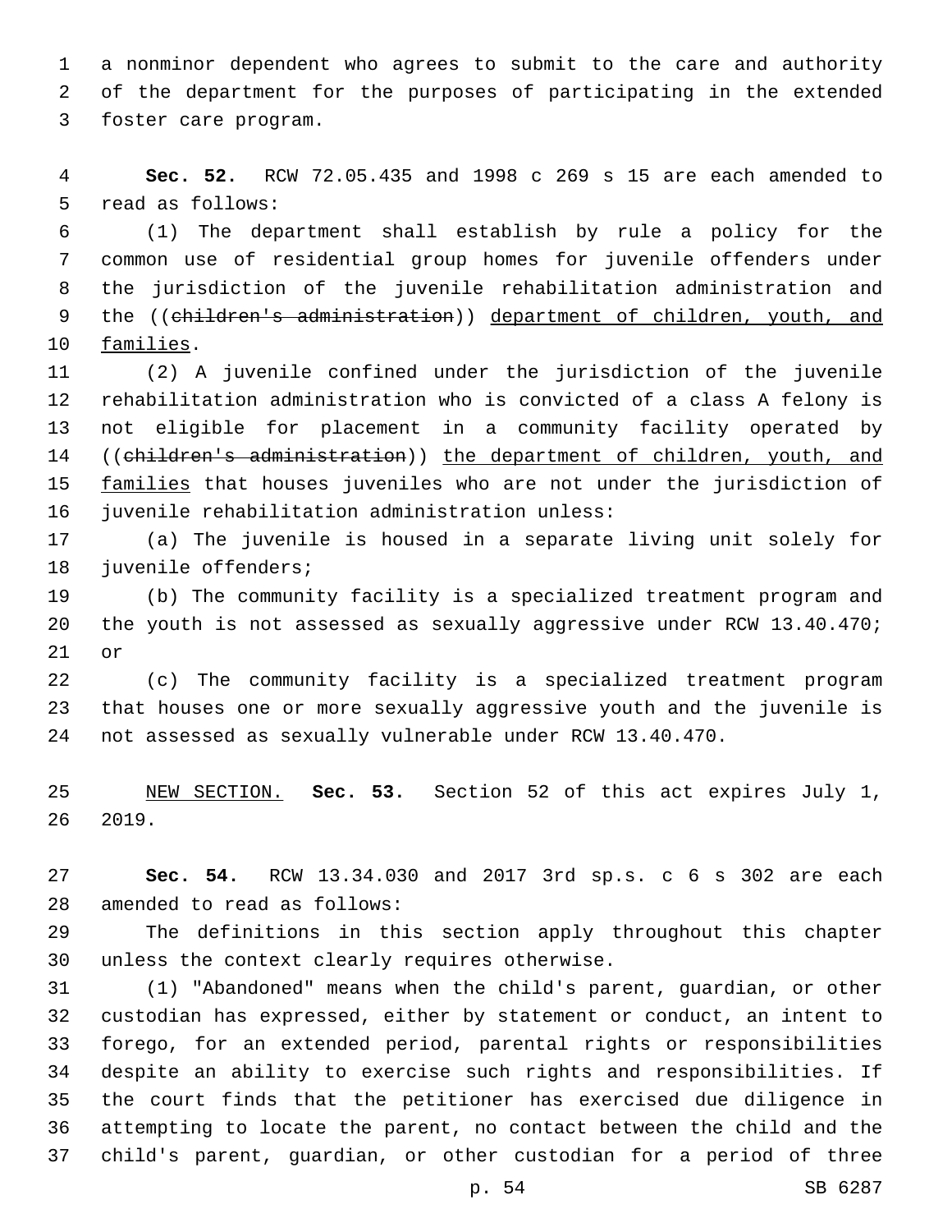a nonminor dependent who agrees to submit to the care and authority of the department for the purposes of participating in the extended foster care program.

**Sec. 52.** RCW 72.05.435 and 1998 c 269 s 15 are each amended to read as follows:

(1) The department shall establish by rule a policy for the common use of residential group homes for juvenile offenders under the jurisdiction of the juvenile rehabilitation administration and the ((~~children's administration~~)) department of children, youth, and families.

(2) A juvenile confined under the jurisdiction of the juvenile rehabilitation administration who is convicted of a class A felony is not eligible for placement in a community facility operated by ((~~children's administration~~)) the department of children, youth, and families that houses juveniles who are not under the jurisdiction of juvenile rehabilitation administration unless:

(a) The juvenile is housed in a separate living unit solely for juvenile offenders;

(b) The community facility is a specialized treatment program and the youth is not assessed as sexually aggressive under RCW 13.40.470; or

(c) The community facility is a specialized treatment program that houses one or more sexually aggressive youth and the juvenile is not assessed as sexually vulnerable under RCW 13.40.470.

NEW SECTION. **Sec. 53.** Section 52 of this act expires July 1, 2019.

**Sec. 54.** RCW 13.34.030 and 2017 3rd sp.s. c 6 s 302 are each amended to read as follows:

The definitions in this section apply throughout this chapter unless the context clearly requires otherwise.

(1) "Abandoned" means when the child's parent, guardian, or other custodian has expressed, either by statement or conduct, an intent to forego, for an extended period, parental rights or responsibilities despite an ability to exercise such rights and responsibilities. If the court finds that the petitioner has exercised due diligence in attempting to locate the parent, no contact between the child and the child's parent, guardian, or other custodian for a period of three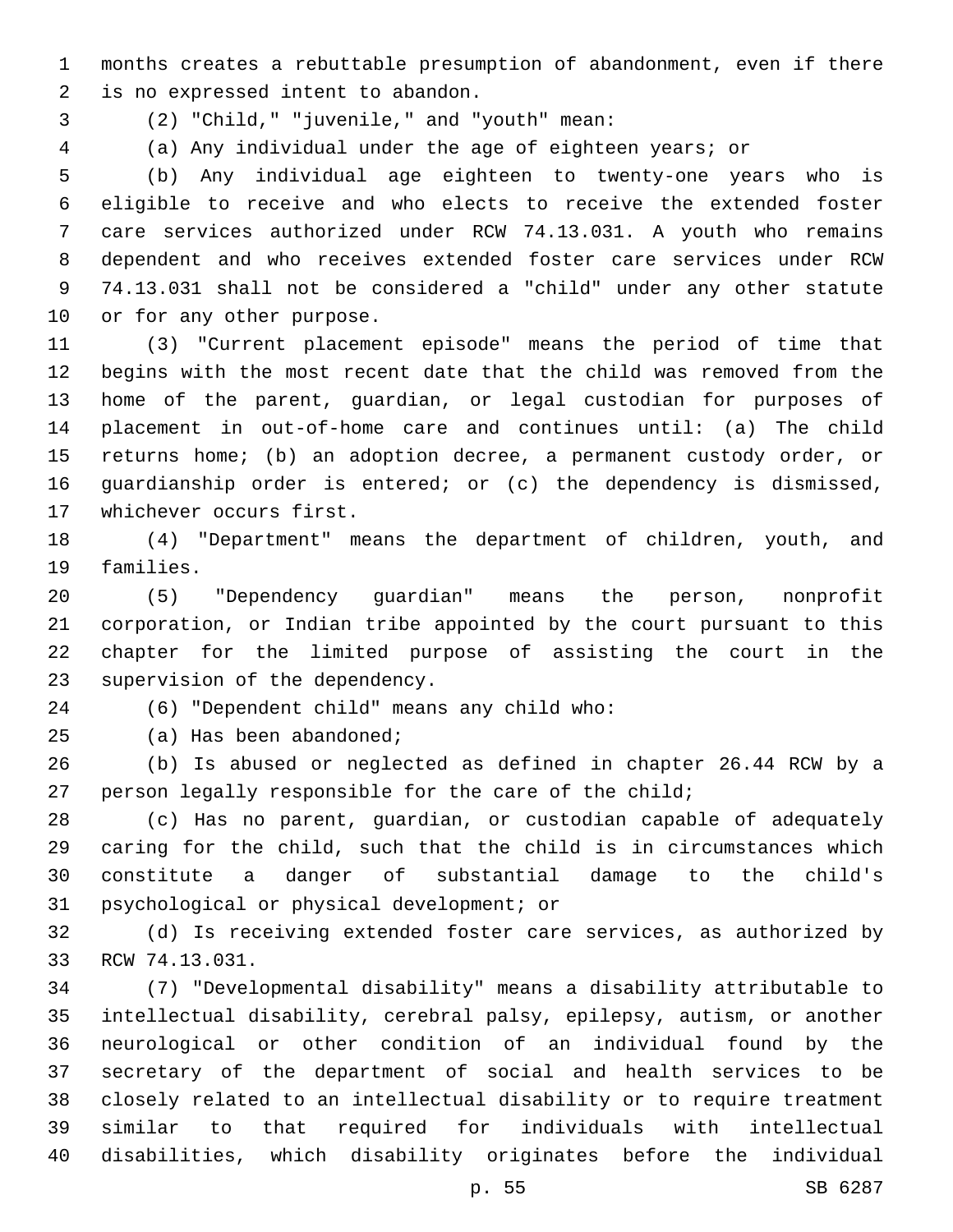months creates a rebuttable presumption of abandonment, even if there is no expressed intent to abandon.

(2) "Child," "juvenile," and "youth" mean:

(a) Any individual under the age of eighteen years; or

(b) Any individual age eighteen to twenty-one years who is eligible to receive and who elects to receive the extended foster care services authorized under RCW 74.13.031. A youth who remains dependent and who receives extended foster care services under RCW 74.13.031 shall not be considered a "child" under any other statute or for any other purpose.

(3) "Current placement episode" means the period of time that begins with the most recent date that the child was removed from the home of the parent, guardian, or legal custodian for purposes of placement in out-of-home care and continues until: (a) The child returns home; (b) an adoption decree, a permanent custody order, or guardianship order is entered; or (c) the dependency is dismissed, whichever occurs first.

(4) "Department" means the department of children, youth, and families.

(5) "Dependency guardian" means the person, nonprofit corporation, or Indian tribe appointed by the court pursuant to this chapter for the limited purpose of assisting the court in the supervision of the dependency.

(6) "Dependent child" means any child who:

(a) Has been abandoned;

(b) Is abused or neglected as defined in chapter 26.44 RCW by a person legally responsible for the care of the child;

(c) Has no parent, guardian, or custodian capable of adequately caring for the child, such that the child is in circumstances which constitute a danger of substantial damage to the child's psychological or physical development; or

(d) Is receiving extended foster care services, as authorized by RCW 74.13.031.

(7) "Developmental disability" means a disability attributable to intellectual disability, cerebral palsy, epilepsy, autism, or another neurological or other condition of an individual found by the secretary of the department of social and health services to be closely related to an intellectual disability or to require treatment similar to that required for individuals with intellectual disabilities, which disability originates before the individual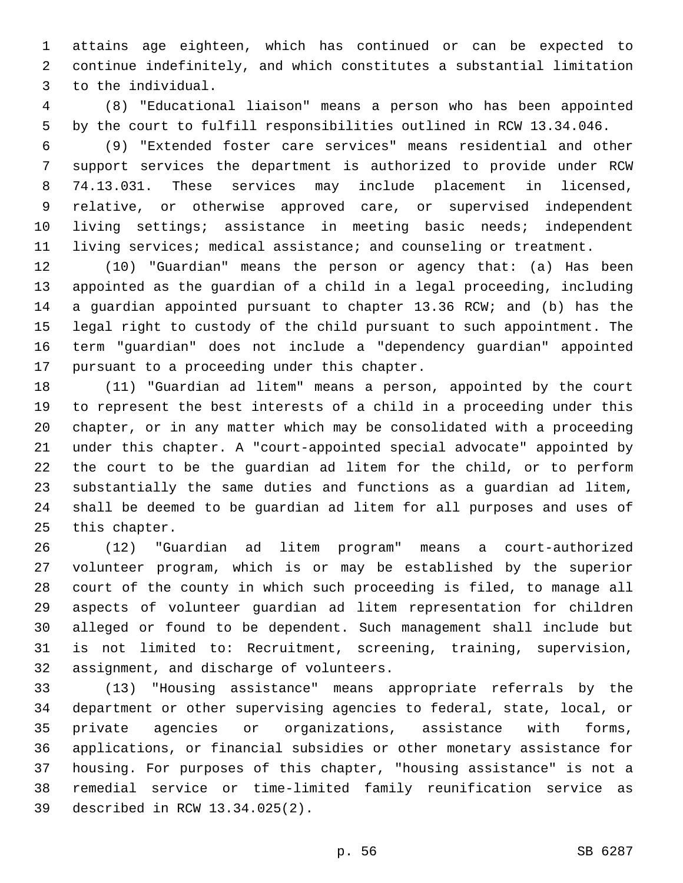attains age eighteen, which has continued or can be expected to continue indefinitely, and which constitutes a substantial limitation to the individual.

(8) "Educational liaison" means a person who has been appointed by the court to fulfill responsibilities outlined in RCW 13.34.046.

(9) "Extended foster care services" means residential and other support services the department is authorized to provide under RCW 74.13.031. These services may include placement in licensed, relative, or otherwise approved care, or supervised independent living settings; assistance in meeting basic needs; independent living services; medical assistance; and counseling or treatment.

(10) "Guardian" means the person or agency that: (a) Has been appointed as the guardian of a child in a legal proceeding, including a guardian appointed pursuant to chapter 13.36 RCW; and (b) has the legal right to custody of the child pursuant to such appointment. The term "guardian" does not include a "dependency guardian" appointed pursuant to a proceeding under this chapter.

(11) "Guardian ad litem" means a person, appointed by the court to represent the best interests of a child in a proceeding under this chapter, or in any matter which may be consolidated with a proceeding under this chapter. A "court-appointed special advocate" appointed by the court to be the guardian ad litem for the child, or to perform substantially the same duties and functions as a guardian ad litem, shall be deemed to be guardian ad litem for all purposes and uses of this chapter.

(12) "Guardian ad litem program" means a court-authorized volunteer program, which is or may be established by the superior court of the county in which such proceeding is filed, to manage all aspects of volunteer guardian ad litem representation for children alleged or found to be dependent. Such management shall include but is not limited to: Recruitment, screening, training, supervision, assignment, and discharge of volunteers.

(13) "Housing assistance" means appropriate referrals by the department or other supervising agencies to federal, state, local, or private agencies or organizations, assistance with forms, applications, or financial subsidies or other monetary assistance for housing. For purposes of this chapter, "housing assistance" is not a remedial service or time-limited family reunification service as described in RCW 13.34.025(2).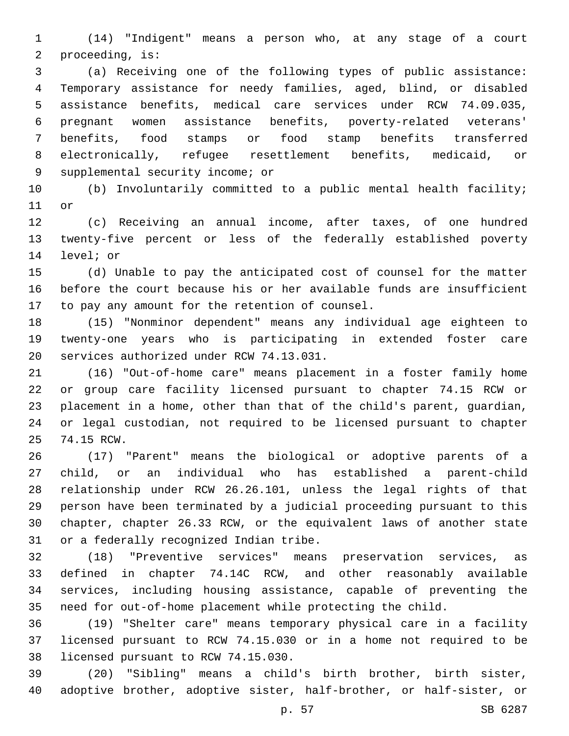(14) "Indigent" means a person who, at any stage of a court proceeding, is:

(a) Receiving one of the following types of public assistance: Temporary assistance for needy families, aged, blind, or disabled assistance benefits, medical care services under RCW 74.09.035, pregnant women assistance benefits, poverty-related veterans' benefits, food stamps or food stamp benefits transferred electronically, refugee resettlement benefits, medicaid, or supplemental security income; or

(b) Involuntarily committed to a public mental health facility; or

(c) Receiving an annual income, after taxes, of one hundred twenty-five percent or less of the federally established poverty level; or

(d) Unable to pay the anticipated cost of counsel for the matter before the court because his or her available funds are insufficient to pay any amount for the retention of counsel.

(15) "Nonminor dependent" means any individual age eighteen to twenty-one years who is participating in extended foster care services authorized under RCW 74.13.031.

(16) "Out-of-home care" means placement in a foster family home or group care facility licensed pursuant to chapter 74.15 RCW or placement in a home, other than that of the child's parent, guardian, or legal custodian, not required to be licensed pursuant to chapter 74.15 RCW.

(17) "Parent" means the biological or adoptive parents of a child, or an individual who has established a parent-child relationship under RCW 26.26.101, unless the legal rights of that person have been terminated by a judicial proceeding pursuant to this chapter, chapter 26.33 RCW, or the equivalent laws of another state or a federally recognized Indian tribe.

(18) "Preventive services" means preservation services, as defined in chapter 74.14C RCW, and other reasonably available services, including housing assistance, capable of preventing the need for out-of-home placement while protecting the child.

(19) "Shelter care" means temporary physical care in a facility licensed pursuant to RCW 74.15.030 or in a home not required to be licensed pursuant to RCW 74.15.030.

(20) "Sibling" means a child's birth brother, birth sister, adoptive brother, adoptive sister, half-brother, or half-sister, or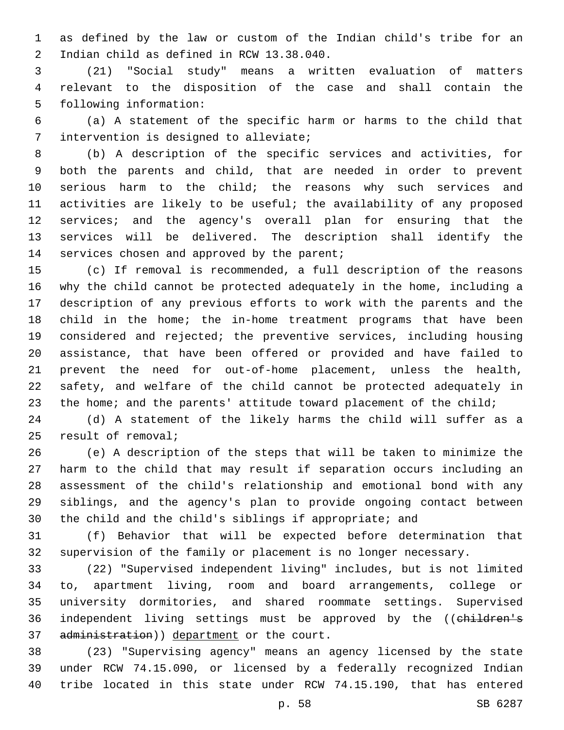as defined by the law or custom of the Indian child's tribe for an Indian child as defined in RCW 13.38.040.

(21) "Social study" means a written evaluation of matters relevant to the disposition of the case and shall contain the following information:

(a) A statement of the specific harm or harms to the child that intervention is designed to alleviate;

(b) A description of the specific services and activities, for both the parents and child, that are needed in order to prevent serious harm to the child; the reasons why such services and activities are likely to be useful; the availability of any proposed services; and the agency's overall plan for ensuring that the services will be delivered. The description shall identify the services chosen and approved by the parent;

(c) If removal is recommended, a full description of the reasons why the child cannot be protected adequately in the home, including a description of any previous efforts to work with the parents and the child in the home; the in-home treatment programs that have been considered and rejected; the preventive services, including housing assistance, that have been offered or provided and have failed to prevent the need for out-of-home placement, unless the health, safety, and welfare of the child cannot be protected adequately in the home; and the parents' attitude toward placement of the child;

(d) A statement of the likely harms the child will suffer as a result of removal;

(e) A description of the steps that will be taken to minimize the harm to the child that may result if separation occurs including an assessment of the child's relationship and emotional bond with any siblings, and the agency's plan to provide ongoing contact between the child and the child's siblings if appropriate; and

(f) Behavior that will be expected before determination that supervision of the family or placement is no longer necessary.

(22) "Supervised independent living" includes, but is not limited to, apartment living, room and board arrangements, college or university dormitories, and shared roommate settings. Supervised independent living settings must be approved by the ((~~children's administration~~)) department or the court.

(23) "Supervising agency" means an agency licensed by the state under RCW 74.15.090, or licensed by a federally recognized Indian tribe located in this state under RCW 74.15.190, that has entered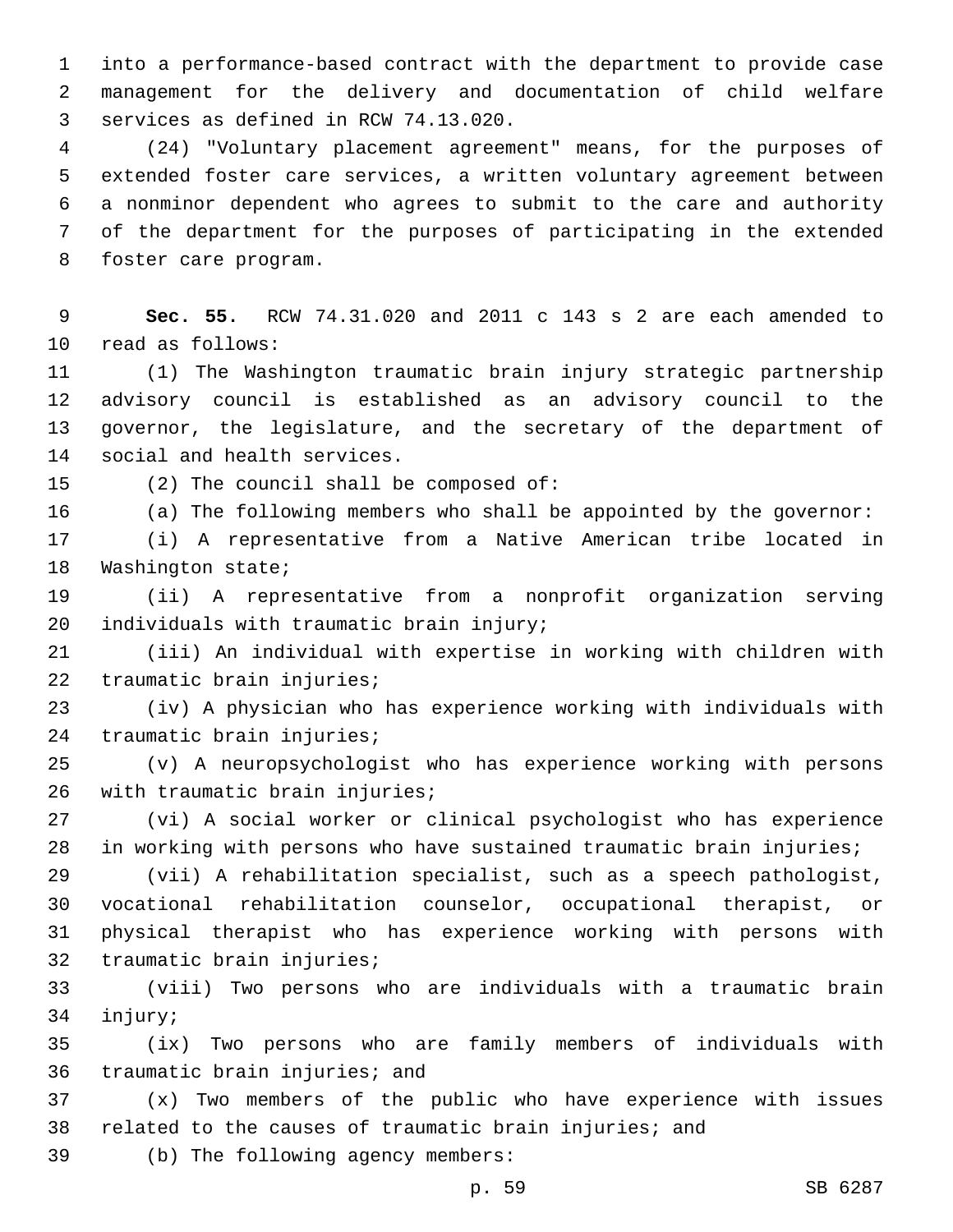into a performance-based contract with the department to provide case management for the delivery and documentation of child welfare services as defined in RCW 74.13.020.

(24) "Voluntary placement agreement" means, for the purposes of extended foster care services, a written voluntary agreement between a nonminor dependent who agrees to submit to the care and authority of the department for the purposes of participating in the extended foster care program.

**Sec. 55.** RCW 74.31.020 and 2011 c 143 s 2 are each amended to read as follows:

(1) The Washington traumatic brain injury strategic partnership advisory council is established as an advisory council to the governor, the legislature, and the secretary of the department of social and health services.

(2) The council shall be composed of:

(a) The following members who shall be appointed by the governor:

(i) A representative from a Native American tribe located in Washington state;

(ii) A representative from a nonprofit organization serving individuals with traumatic brain injury;

(iii) An individual with expertise in working with children with traumatic brain injuries;

(iv) A physician who has experience working with individuals with traumatic brain injuries;

(v) A neuropsychologist who has experience working with persons with traumatic brain injuries;

(vi) A social worker or clinical psychologist who has experience in working with persons who have sustained traumatic brain injuries;

(vii) A rehabilitation specialist, such as a speech pathologist, vocational rehabilitation counselor, occupational therapist, or physical therapist who has experience working with persons with traumatic brain injuries;

(viii) Two persons who are individuals with a traumatic brain injury;

(ix) Two persons who are family members of individuals with traumatic brain injuries; and

(x) Two members of the public who have experience with issues related to the causes of traumatic brain injuries; and

(b) The following agency members: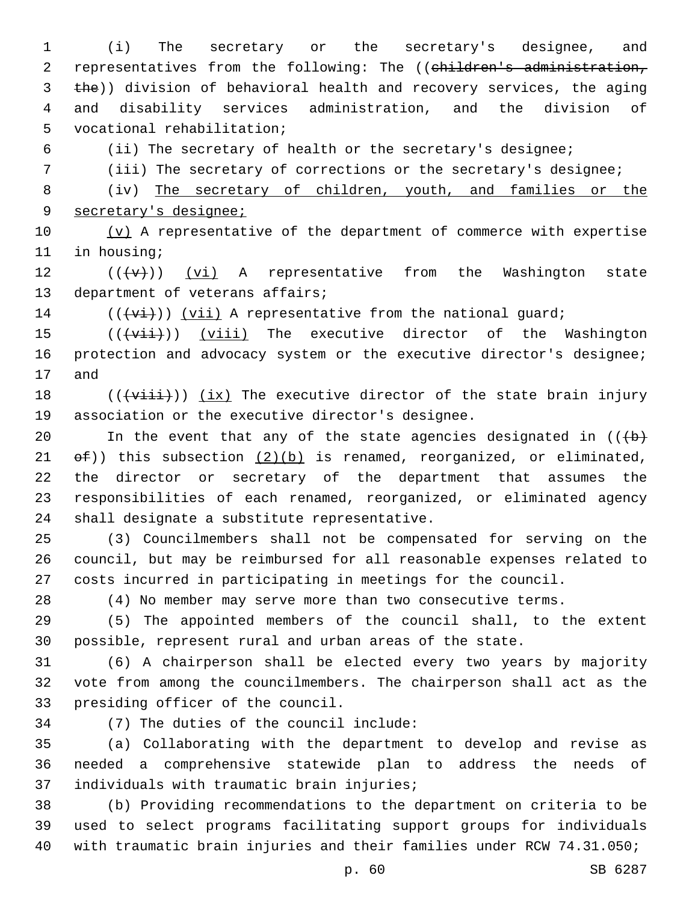(i) The secretary or the secretary's designee, and representatives from the following: The ((~~children's administration, the~~)) division of behavioral health and recovery services, the aging and disability services administration, and the division of vocational rehabilitation;

(ii) The secretary of health or the secretary's designee;

(iii) The secretary of corrections or the secretary's designee;

(iv) <u>The secretary of children, youth, and families or the secretary's designee;</u>

<u>(v)</u> A representative of the department of commerce with expertise in housing;

((~~(v)~~)) <u>(vi)</u> A representative from the Washington state department of veterans affairs;

((~~(vi)~~)) <u>(vii)</u> A representative from the national guard;

((~~(vii)~~)) <u>(viii)</u> The executive director of the Washington protection and advocacy system or the executive director's designee; and

((~~(viii)~~)) <u>(ix)</u> The executive director of the state brain injury association or the executive director's designee.

In the event that any of the state agencies designated in ((~~(b) of~~)) this subsection <u>(2)(b)</u> is renamed, reorganized, or eliminated, the director or secretary of the department that assumes the responsibilities of each renamed, reorganized, or eliminated agency shall designate a substitute representative.

(3) Councilmembers shall not be compensated for serving on the council, but may be reimbursed for all reasonable expenses related to costs incurred in participating in meetings for the council.

(4) No member may serve more than two consecutive terms.

(5) The appointed members of the council shall, to the extent possible, represent rural and urban areas of the state.

(6) A chairperson shall be elected every two years by majority vote from among the councilmembers. The chairperson shall act as the presiding officer of the council.

(7) The duties of the council include:

(a) Collaborating with the department to develop and revise as needed a comprehensive statewide plan to address the needs of individuals with traumatic brain injuries;

(b) Providing recommendations to the department on criteria to be used to select programs facilitating support groups for individuals with traumatic brain injuries and their families under RCW 74.31.050;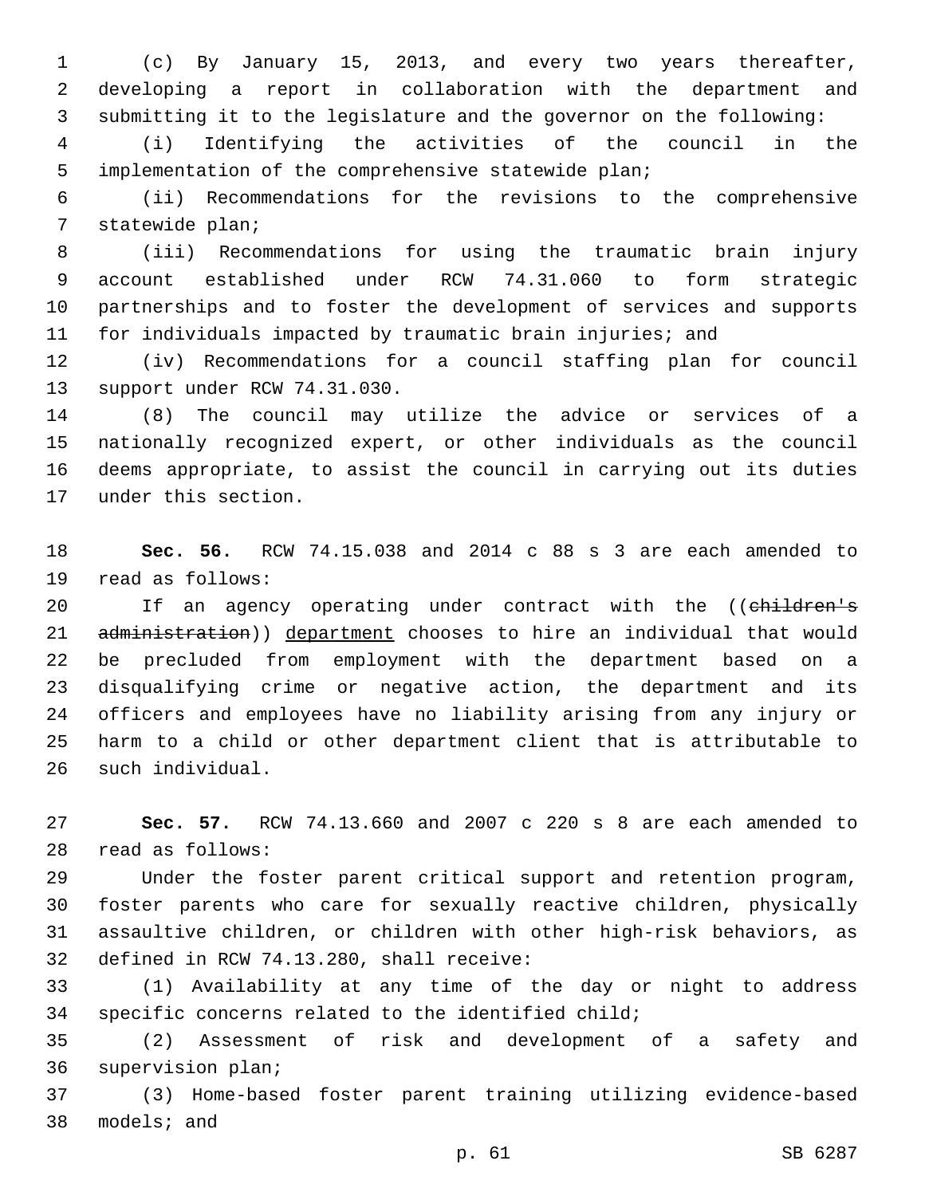(c) By January 15, 2013, and every two years thereafter, developing a report in collaboration with the department and submitting it to the legislature and the governor on the following:

(i) Identifying the activities of the council in the implementation of the comprehensive statewide plan;

(ii) Recommendations for the revisions to the comprehensive statewide plan;

(iii) Recommendations for using the traumatic brain injury account established under RCW 74.31.060 to form strategic partnerships and to foster the development of services and supports for individuals impacted by traumatic brain injuries; and

(iv) Recommendations for a council staffing plan for council support under RCW 74.31.030.

(8) The council may utilize the advice or services of a nationally recognized expert, or other individuals as the council deems appropriate, to assist the council in carrying out its duties under this section.

**Sec. 56.** RCW 74.15.038 and 2014 c 88 s 3 are each amended to read as follows:

If an agency operating under contract with the ((~~children's administration~~)) <u>department</u> chooses to hire an individual that would be precluded from employment with the department based on a disqualifying crime or negative action, the department and its officers and employees have no liability arising from any injury or harm to a child or other department client that is attributable to such individual.

**Sec. 57.** RCW 74.13.660 and 2007 c 220 s 8 are each amended to read as follows:

Under the foster parent critical support and retention program, foster parents who care for sexually reactive children, physically assaultive children, or children with other high-risk behaviors, as defined in RCW 74.13.280, shall receive:

(1) Availability at any time of the day or night to address specific concerns related to the identified child;

(2) Assessment of risk and development of a safety and supervision plan;

(3) Home-based foster parent training utilizing evidence-based models; and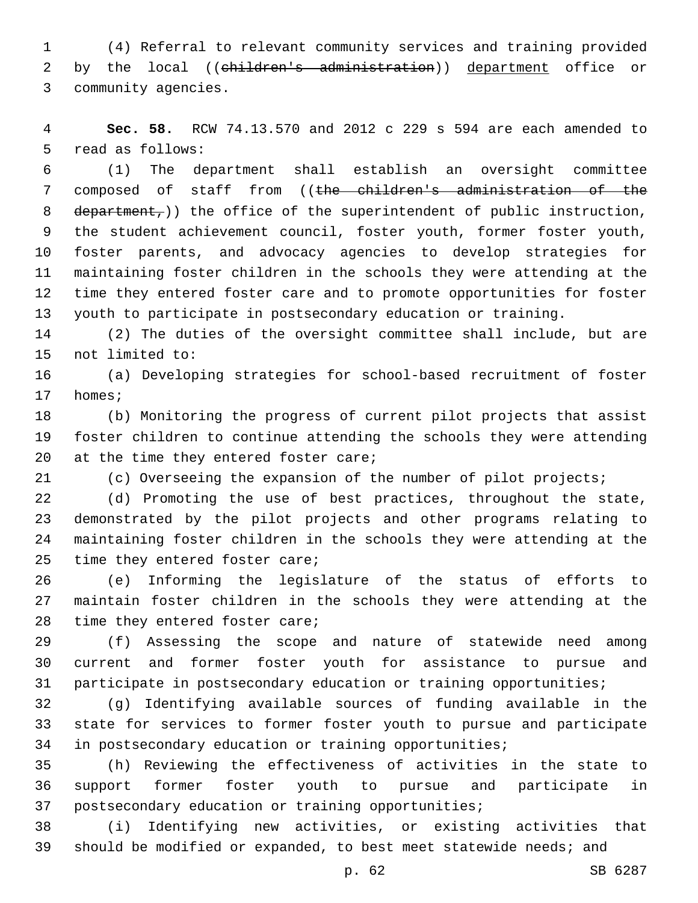(4) Referral to relevant community services and training provided by the local ((~~children's administration~~)) <u>department</u> office or community agencies.

**Sec. 58.** RCW 74.13.570 and 2012 c 229 s 594 are each amended to read as follows:

(1) The department shall establish an oversight committee composed of staff from ((~~the children's administration of the department,~~)) the office of the superintendent of public instruction, the student achievement council, foster youth, former foster youth, foster parents, and advocacy agencies to develop strategies for maintaining foster children in the schools they were attending at the time they entered foster care and to promote opportunities for foster youth to participate in postsecondary education or training.

(2) The duties of the oversight committee shall include, but are not limited to:

(a) Developing strategies for school-based recruitment of foster homes;

(b) Monitoring the progress of current pilot projects that assist foster children to continue attending the schools they were attending at the time they entered foster care;

(c) Overseeing the expansion of the number of pilot projects;

(d) Promoting the use of best practices, throughout the state, demonstrated by the pilot projects and other programs relating to maintaining foster children in the schools they were attending at the time they entered foster care;

(e) Informing the legislature of the status of efforts to maintain foster children in the schools they were attending at the time they entered foster care;

(f) Assessing the scope and nature of statewide need among current and former foster youth for assistance to pursue and participate in postsecondary education or training opportunities;

(g) Identifying available sources of funding available in the state for services to former foster youth to pursue and participate in postsecondary education or training opportunities;

(h) Reviewing the effectiveness of activities in the state to support former foster youth to pursue and participate in postsecondary education or training opportunities;

(i) Identifying new activities, or existing activities that should be modified or expanded, to best meet statewide needs; and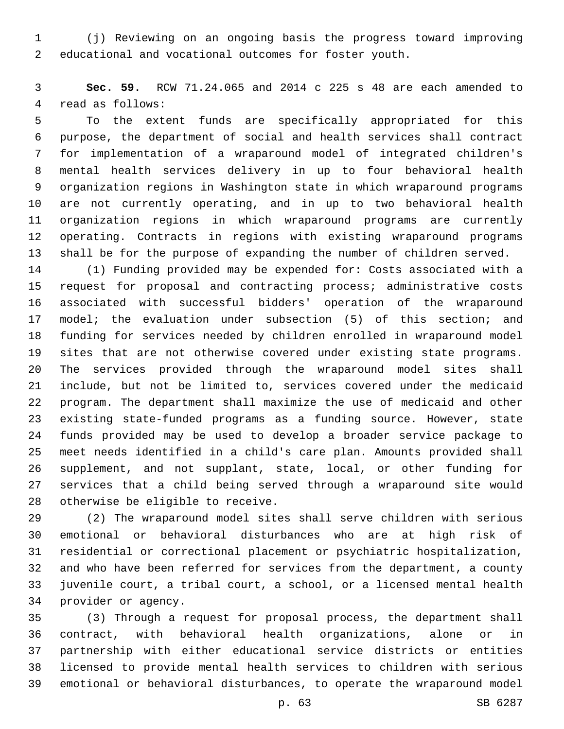(j) Reviewing on an ongoing basis the progress toward improving educational and vocational outcomes for foster youth.

**Sec. 59.** RCW 71.24.065 and 2014 c 225 s 48 are each amended to read as follows:

To the extent funds are specifically appropriated for this purpose, the department of social and health services shall contract for implementation of a wraparound model of integrated children's mental health services delivery in up to four behavioral health organization regions in Washington state in which wraparound programs are not currently operating, and in up to two behavioral health organization regions in which wraparound programs are currently operating. Contracts in regions with existing wraparound programs shall be for the purpose of expanding the number of children served.

(1) Funding provided may be expended for: Costs associated with a request for proposal and contracting process; administrative costs associated with successful bidders' operation of the wraparound model; the evaluation under subsection (5) of this section; and funding for services needed by children enrolled in wraparound model sites that are not otherwise covered under existing state programs. The services provided through the wraparound model sites shall include, but not be limited to, services covered under the medicaid program. The department shall maximize the use of medicaid and other existing state-funded programs as a funding source. However, state funds provided may be used to develop a broader service package to meet needs identified in a child's care plan. Amounts provided shall supplement, and not supplant, state, local, or other funding for services that a child being served through a wraparound site would otherwise be eligible to receive.

(2) The wraparound model sites shall serve children with serious emotional or behavioral disturbances who are at high risk of residential or correctional placement or psychiatric hospitalization, and who have been referred for services from the department, a county juvenile court, a tribal court, a school, or a licensed mental health provider or agency.

(3) Through a request for proposal process, the department shall contract, with behavioral health organizations, alone or in partnership with either educational service districts or entities licensed to provide mental health services to children with serious emotional or behavioral disturbances, to operate the wraparound model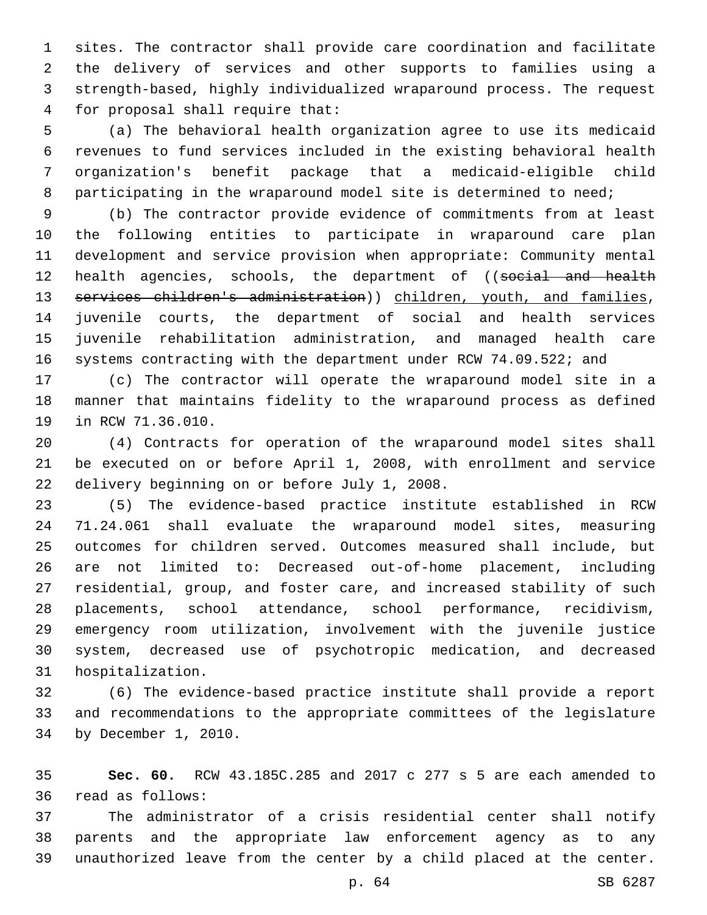sites. The contractor shall provide care coordination and facilitate the delivery of services and other supports to families using a strength-based, highly individualized wraparound process. The request for proposal shall require that:

(a) The behavioral health organization agree to use its medicaid revenues to fund services included in the existing behavioral health organization's benefit package that a medicaid-eligible child participating in the wraparound model site is determined to need;

(b) The contractor provide evidence of commitments from at least the following entities to participate in wraparound care plan development and service provision when appropriate: Community mental health agencies, schools, the department of ((~~social and health services children's administration~~)) children, youth, and families, juvenile courts, the department of social and health services juvenile rehabilitation administration, and managed health care systems contracting with the department under RCW 74.09.522; and

(c) The contractor will operate the wraparound model site in a manner that maintains fidelity to the wraparound process as defined in RCW 71.36.010.

(4) Contracts for operation of the wraparound model sites shall be executed on or before April 1, 2008, with enrollment and service delivery beginning on or before July 1, 2008.

(5) The evidence-based practice institute established in RCW 71.24.061 shall evaluate the wraparound model sites, measuring outcomes for children served. Outcomes measured shall include, but are not limited to: Decreased out-of-home placement, including residential, group, and foster care, and increased stability of such placements, school attendance, school performance, recidivism, emergency room utilization, involvement with the juvenile justice system, decreased use of psychotropic medication, and decreased hospitalization.

(6) The evidence-based practice institute shall provide a report and recommendations to the appropriate committees of the legislature by December 1, 2010.

**Sec. 60.** RCW 43.185C.285 and 2017 c 277 s 5 are each amended to read as follows:

The administrator of a crisis residential center shall notify parents and the appropriate law enforcement agency as to any unauthorized leave from the center by a child placed at the center.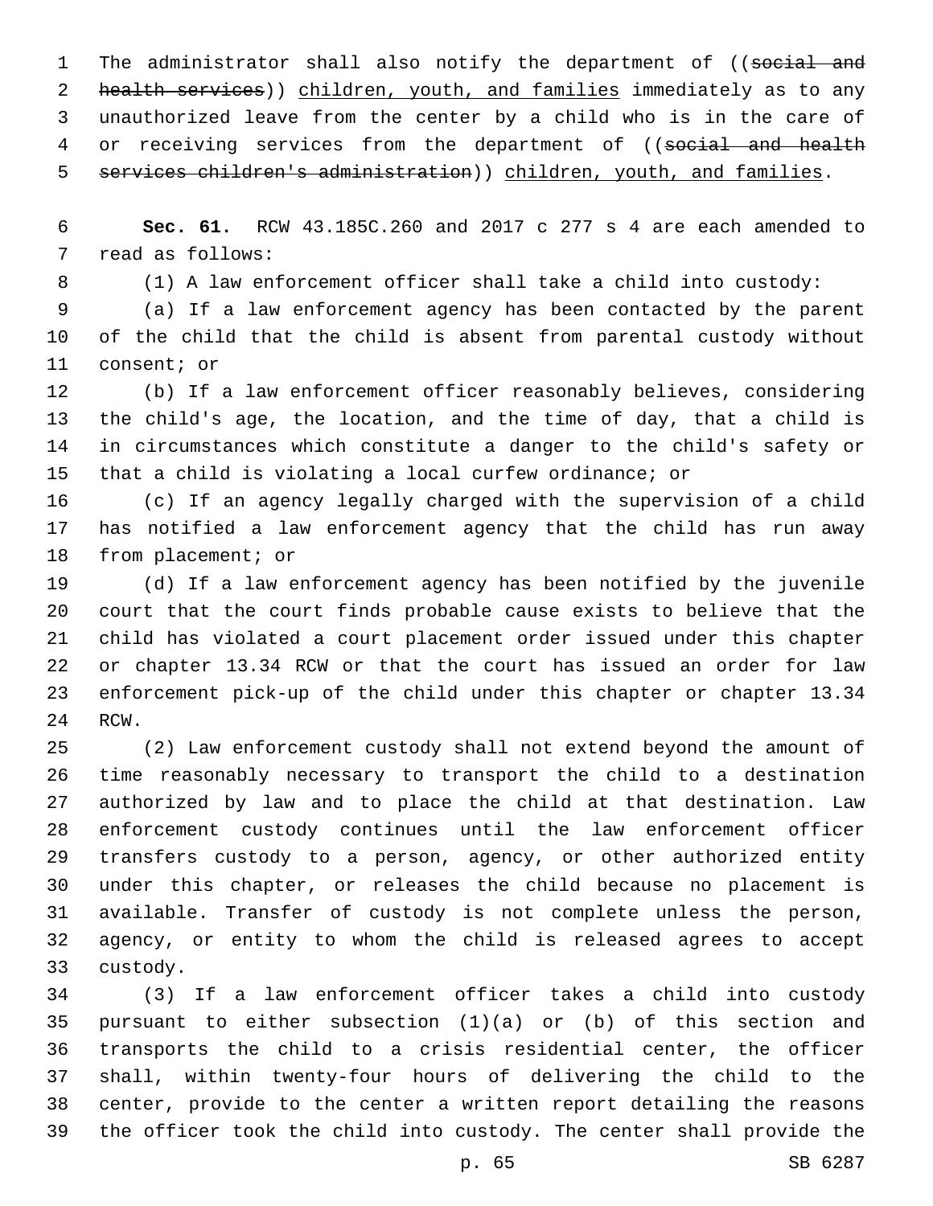The administrator shall also notify the department of ((~~social and health services~~)) children, youth, and families immediately as to any unauthorized leave from the center by a child who is in the care of or receiving services from the department of ((~~social and health services children's administration~~)) children, youth, and families.

**Sec. 61.** RCW 43.185C.260 and 2017 c 277 s 4 are each amended to read as follows:

(1) A law enforcement officer shall take a child into custody:

(a) If a law enforcement agency has been contacted by the parent of the child that the child is absent from parental custody without consent; or

(b) If a law enforcement officer reasonably believes, considering the child's age, the location, and the time of day, that a child is in circumstances which constitute a danger to the child's safety or that a child is violating a local curfew ordinance; or

(c) If an agency legally charged with the supervision of a child has notified a law enforcement agency that the child has run away from placement; or

(d) If a law enforcement agency has been notified by the juvenile court that the court finds probable cause exists to believe that the child has violated a court placement order issued under this chapter or chapter 13.34 RCW or that the court has issued an order for law enforcement pick-up of the child under this chapter or chapter 13.34 RCW.

(2) Law enforcement custody shall not extend beyond the amount of time reasonably necessary to transport the child to a destination authorized by law and to place the child at that destination. Law enforcement custody continues until the law enforcement officer transfers custody to a person, agency, or other authorized entity under this chapter, or releases the child because no placement is available. Transfer of custody is not complete unless the person, agency, or entity to whom the child is released agrees to accept custody.

(3) If a law enforcement officer takes a child into custody pursuant to either subsection (1)(a) or (b) of this section and transports the child to a crisis residential center, the officer shall, within twenty-four hours of delivering the child to the center, provide to the center a written report detailing the reasons the officer took the child into custody. The center shall provide the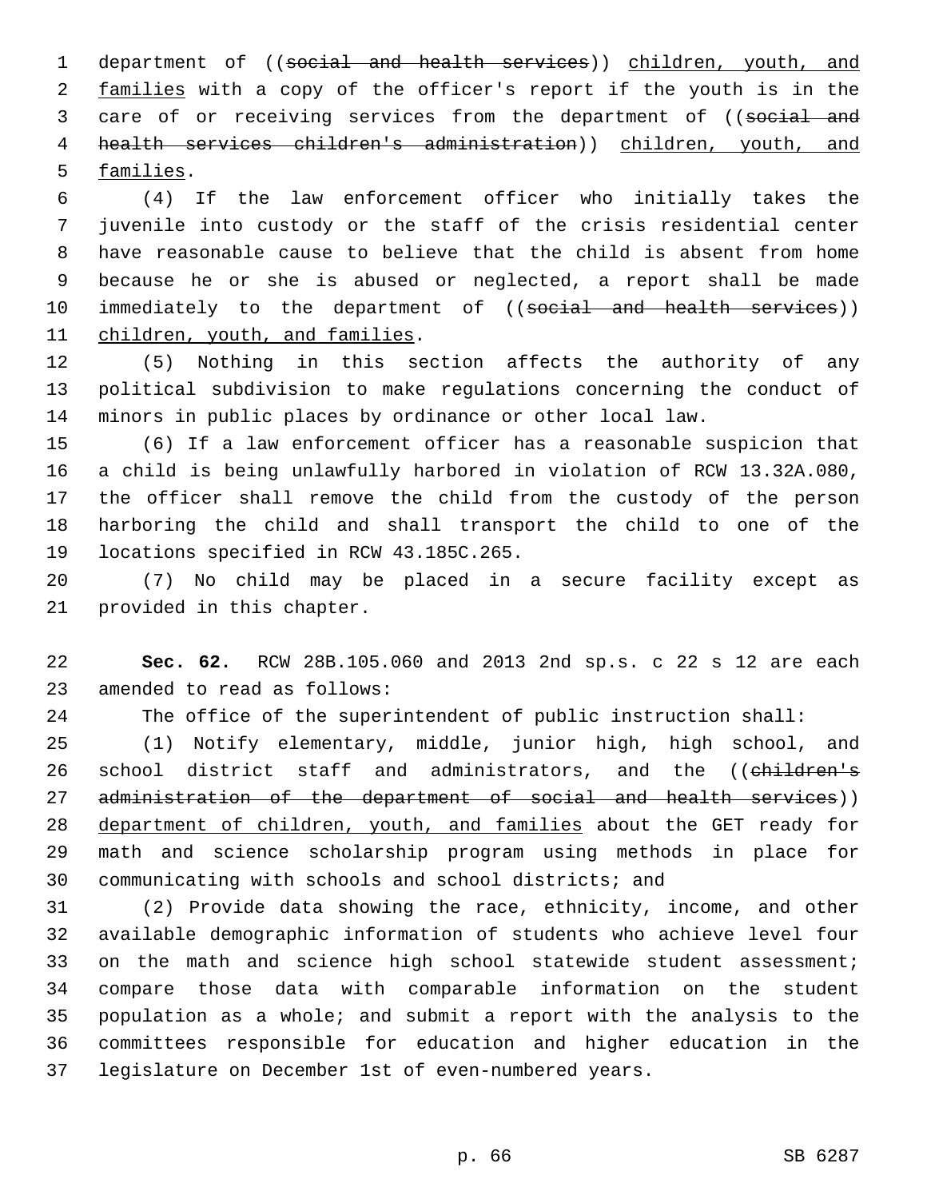department of ((~~social and health services~~)) children, youth, and families with a copy of the officer's report if the youth is in the care of or receiving services from the department of ((~~social and health services children's administration~~)) children, youth, and families.

(4) If the law enforcement officer who initially takes the juvenile into custody or the staff of the crisis residential center have reasonable cause to believe that the child is absent from home because he or she is abused or neglected, a report shall be made immediately to the department of ((~~social and health services~~)) children, youth, and families.

(5) Nothing in this section affects the authority of any political subdivision to make regulations concerning the conduct of minors in public places by ordinance or other local law.

(6) If a law enforcement officer has a reasonable suspicion that a child is being unlawfully harbored in violation of RCW 13.32A.080, the officer shall remove the child from the custody of the person harboring the child and shall transport the child to one of the locations specified in RCW 43.185C.265.

(7) No child may be placed in a secure facility except as provided in this chapter.

**Sec. 62.** RCW 28B.105.060 and 2013 2nd sp.s. c 22 s 12 are each amended to read as follows:

The office of the superintendent of public instruction shall:

(1) Notify elementary, middle, junior high, high school, and school district staff and administrators, and the ((~~children's administration of the department of social and health services~~)) department of children, youth, and families about the GET ready for math and science scholarship program using methods in place for communicating with schools and school districts; and

(2) Provide data showing the race, ethnicity, income, and other available demographic information of students who achieve level four on the math and science high school statewide student assessment; compare those data with comparable information on the student population as a whole; and submit a report with the analysis to the committees responsible for education and higher education in the legislature on December 1st of even-numbered years.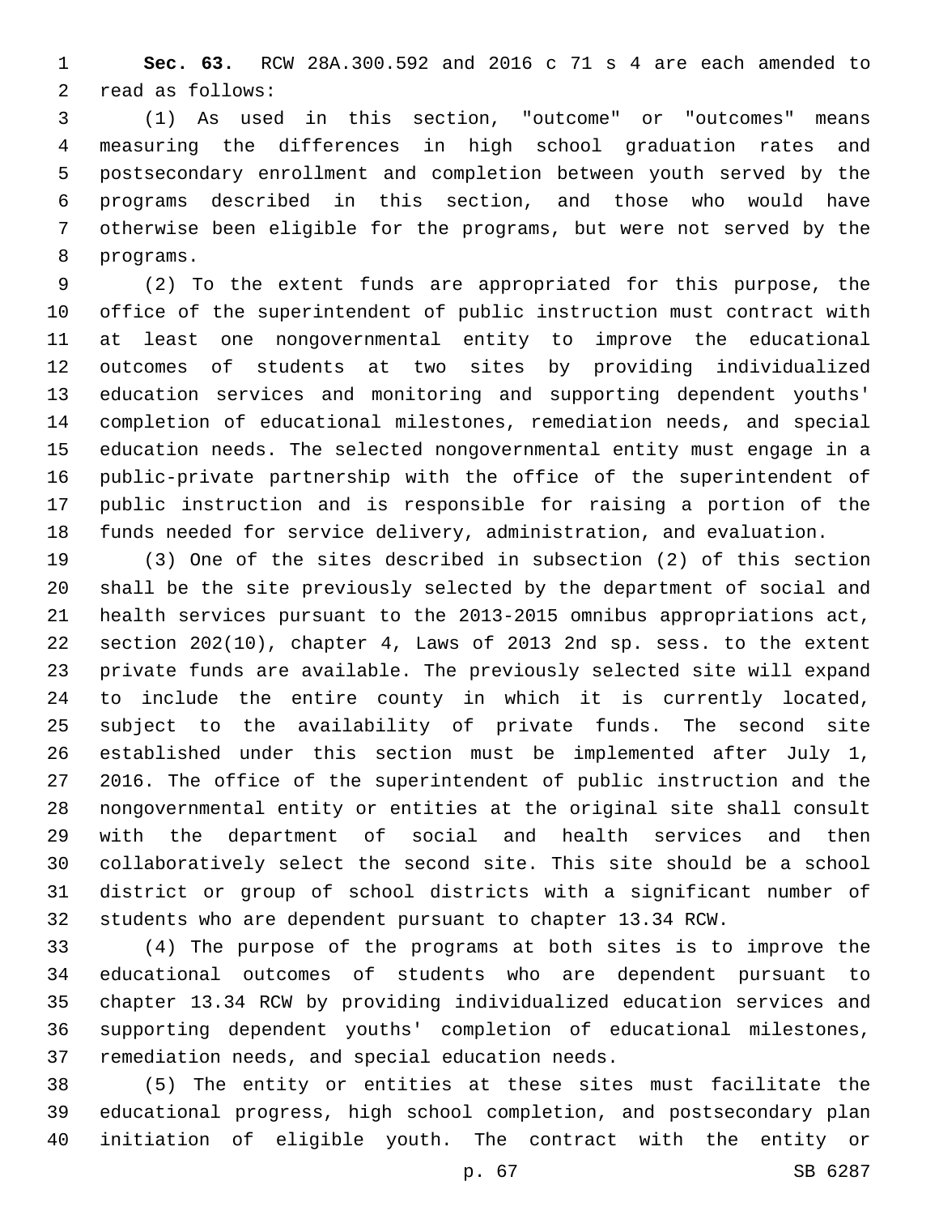**Sec. 63.** RCW 28A.300.592 and 2016 c 71 s 4 are each amended to read as follows:

(1) As used in this section, "outcome" or "outcomes" means measuring the differences in high school graduation rates and postsecondary enrollment and completion between youth served by the programs described in this section, and those who would have otherwise been eligible for the programs, but were not served by the programs.

(2) To the extent funds are appropriated for this purpose, the office of the superintendent of public instruction must contract with at least one nongovernmental entity to improve the educational outcomes of students at two sites by providing individualized education services and monitoring and supporting dependent youths' completion of educational milestones, remediation needs, and special education needs. The selected nongovernmental entity must engage in a public-private partnership with the office of the superintendent of public instruction and is responsible for raising a portion of the funds needed for service delivery, administration, and evaluation.

(3) One of the sites described in subsection (2) of this section shall be the site previously selected by the department of social and health services pursuant to the 2013-2015 omnibus appropriations act, section 202(10), chapter 4, Laws of 2013 2nd sp. sess. to the extent private funds are available. The previously selected site will expand to include the entire county in which it is currently located, subject to the availability of private funds. The second site established under this section must be implemented after July 1, 2016. The office of the superintendent of public instruction and the nongovernmental entity or entities at the original site shall consult with the department of social and health services and then collaboratively select the second site. This site should be a school district or group of school districts with a significant number of students who are dependent pursuant to chapter 13.34 RCW.

(4) The purpose of the programs at both sites is to improve the educational outcomes of students who are dependent pursuant to chapter 13.34 RCW by providing individualized education services and supporting dependent youths' completion of educational milestones, remediation needs, and special education needs.

(5) The entity or entities at these sites must facilitate the educational progress, high school completion, and postsecondary plan initiation of eligible youth. The contract with the entity or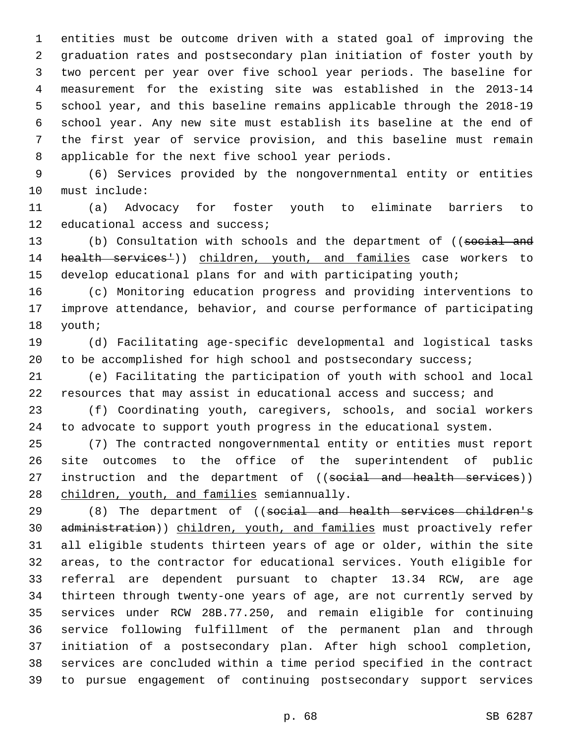entities must be outcome driven with a stated goal of improving the graduation rates and postsecondary plan initiation of foster youth by two percent per year over five school year periods. The baseline for measurement for the existing site was established in the 2013-14 school year, and this baseline remains applicable through the 2018-19 school year. Any new site must establish its baseline at the end of the first year of service provision, and this baseline must remain applicable for the next five school year periods.

(6) Services provided by the nongovernmental entity or entities must include:

(a) Advocacy for foster youth to eliminate barriers to educational access and success;

(b) Consultation with schools and the department of ((~~social and health services'~~)) children, youth, and families case workers to develop educational plans for and with participating youth;

(c) Monitoring education progress and providing interventions to improve attendance, behavior, and course performance of participating youth;

(d) Facilitating age-specific developmental and logistical tasks to be accomplished for high school and postsecondary success;

(e) Facilitating the participation of youth with school and local resources that may assist in educational access and success; and

(f) Coordinating youth, caregivers, schools, and social workers to advocate to support youth progress in the educational system.

(7) The contracted nongovernmental entity or entities must report site outcomes to the office of the superintendent of public instruction and the department of ((~~social and health services~~)) children, youth, and families semiannually.

(8) The department of ((~~social and health services children's administration~~)) children, youth, and families must proactively refer all eligible students thirteen years of age or older, within the site areas, to the contractor for educational services. Youth eligible for referral are dependent pursuant to chapter 13.34 RCW, are age thirteen through twenty-one years of age, are not currently served by services under RCW 28B.77.250, and remain eligible for continuing service following fulfillment of the permanent plan and through initiation of a postsecondary plan. After high school completion, services are concluded within a time period specified in the contract to pursue engagement of continuing postsecondary support services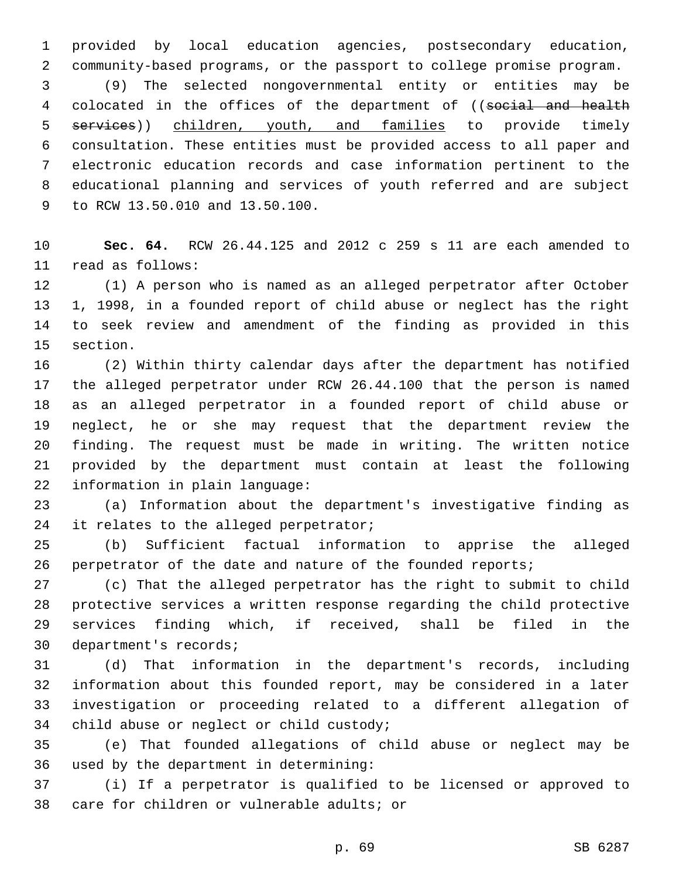provided by local education agencies, postsecondary education, community-based programs, or the passport to college promise program.

(9) The selected nongovernmental entity or entities may be colocated in the offices of the department of ((~~social and health services~~)) children, youth, and families to provide timely consultation. These entities must be provided access to all paper and electronic education records and case information pertinent to the educational planning and services of youth referred and are subject to RCW 13.50.010 and 13.50.100.

**Sec. 64.** RCW 26.44.125 and 2012 c 259 s 11 are each amended to read as follows:

(1) A person who is named as an alleged perpetrator after October 1, 1998, in a founded report of child abuse or neglect has the right to seek review and amendment of the finding as provided in this section.

(2) Within thirty calendar days after the department has notified the alleged perpetrator under RCW 26.44.100 that the person is named as an alleged perpetrator in a founded report of child abuse or neglect, he or she may request that the department review the finding. The request must be made in writing. The written notice provided by the department must contain at least the following information in plain language:

(a) Information about the department's investigative finding as it relates to the alleged perpetrator;

(b) Sufficient factual information to apprise the alleged perpetrator of the date and nature of the founded reports;

(c) That the alleged perpetrator has the right to submit to child protective services a written response regarding the child protective services finding which, if received, shall be filed in the department's records;

(d) That information in the department's records, including information about this founded report, may be considered in a later investigation or proceeding related to a different allegation of child abuse or neglect or child custody;

(e) That founded allegations of child abuse or neglect may be used by the department in determining:

(i) If a perpetrator is qualified to be licensed or approved to care for children or vulnerable adults; or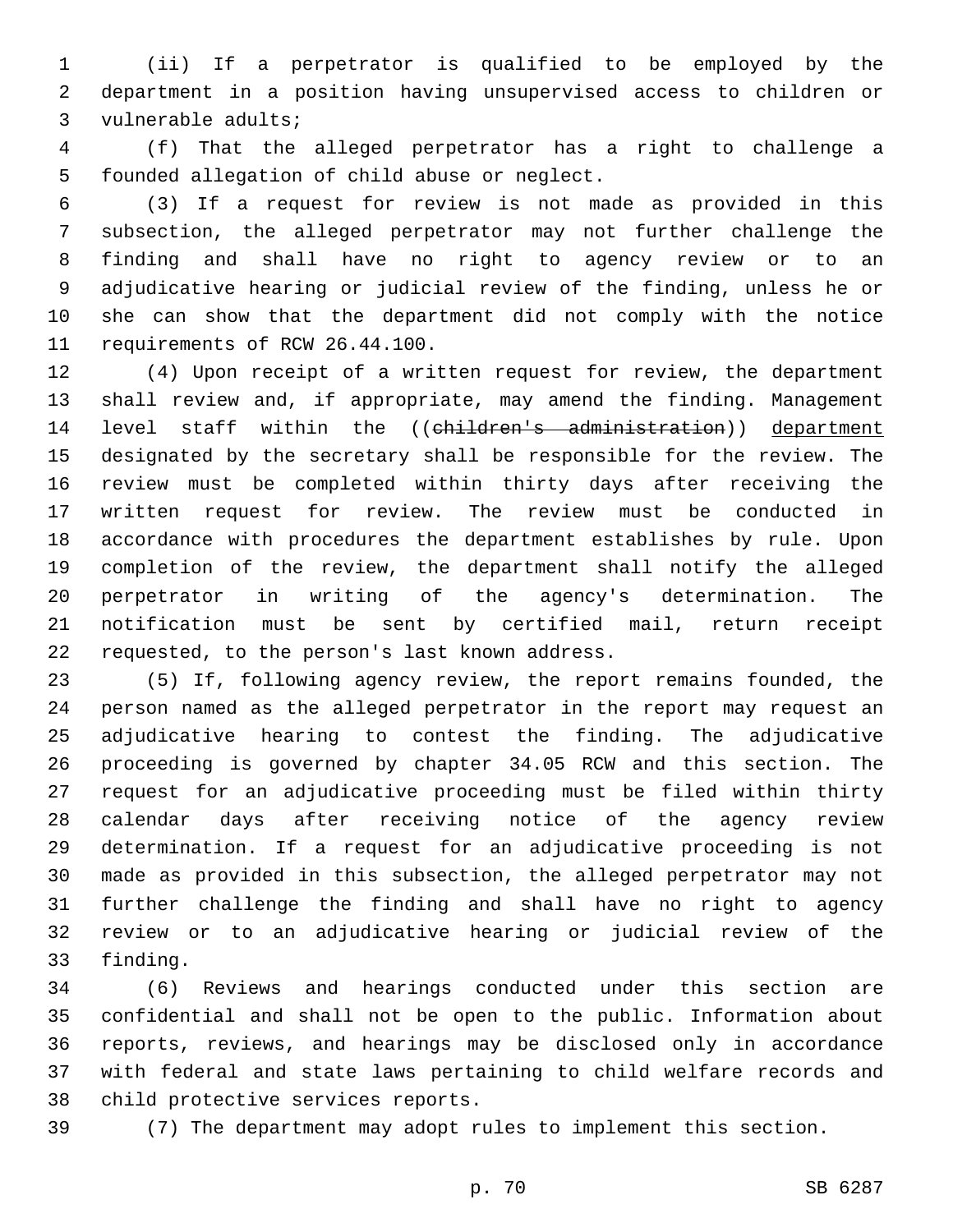(ii) If a perpetrator is qualified to be employed by the department in a position having unsupervised access to children or vulnerable adults;

(f) That the alleged perpetrator has a right to challenge a founded allegation of child abuse or neglect.

(3) If a request for review is not made as provided in this subsection, the alleged perpetrator may not further challenge the finding and shall have no right to agency review or to an adjudicative hearing or judicial review of the finding, unless he or she can show that the department did not comply with the notice requirements of RCW 26.44.100.

(4) Upon receipt of a written request for review, the department shall review and, if appropriate, may amend the finding. Management level staff within the ((~~children's administration~~)) department designated by the secretary shall be responsible for the review. The review must be completed within thirty days after receiving the written request for review. The review must be conducted in accordance with procedures the department establishes by rule. Upon completion of the review, the department shall notify the alleged perpetrator in writing of the agency's determination. The notification must be sent by certified mail, return receipt requested, to the person's last known address.

(5) If, following agency review, the report remains founded, the person named as the alleged perpetrator in the report may request an adjudicative hearing to contest the finding. The adjudicative proceeding is governed by chapter 34.05 RCW and this section. The request for an adjudicative proceeding must be filed within thirty calendar days after receiving notice of the agency review determination. If a request for an adjudicative proceeding is not made as provided in this subsection, the alleged perpetrator may not further challenge the finding and shall have no right to agency review or to an adjudicative hearing or judicial review of the finding.

(6) Reviews and hearings conducted under this section are confidential and shall not be open to the public. Information about reports, reviews, and hearings may be disclosed only in accordance with federal and state laws pertaining to child welfare records and child protective services reports.

(7) The department may adopt rules to implement this section.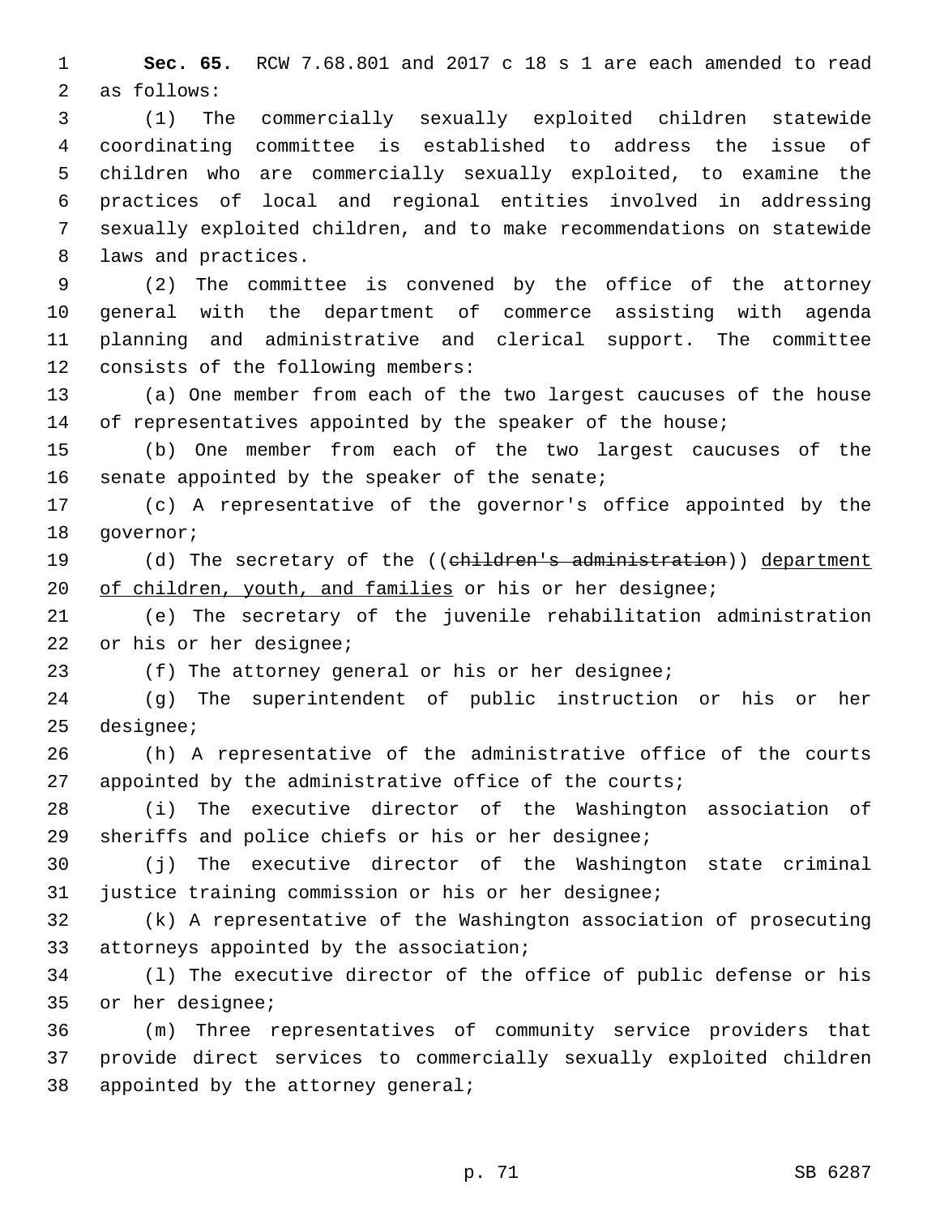**Sec. 65.** RCW 7.68.801 and 2017 c 18 s 1 are each amended to read as follows:

(1) The commercially sexually exploited children statewide coordinating committee is established to address the issue of children who are commercially sexually exploited, to examine the practices of local and regional entities involved in addressing sexually exploited children, and to make recommendations on statewide laws and practices.

(2) The committee is convened by the office of the attorney general with the department of commerce assisting with agenda planning and administrative and clerical support. The committee consists of the following members:

(a) One member from each of the two largest caucuses of the house of representatives appointed by the speaker of the house;

(b) One member from each of the two largest caucuses of the senate appointed by the speaker of the senate;

(c) A representative of the governor's office appointed by the governor;

(d) The secretary of the ((~~children's administration~~)) <u>department of children, youth, and families</u> or his or her designee;

(e) The secretary of the juvenile rehabilitation administration or his or her designee;

(f) The attorney general or his or her designee;

(g) The superintendent of public instruction or his or her designee;

(h) A representative of the administrative office of the courts appointed by the administrative office of the courts;

(i) The executive director of the Washington association of sheriffs and police chiefs or his or her designee;

(j) The executive director of the Washington state criminal justice training commission or his or her designee;

(k) A representative of the Washington association of prosecuting attorneys appointed by the association;

(l) The executive director of the office of public defense or his or her designee;

(m) Three representatives of community service providers that provide direct services to commercially sexually exploited children appointed by the attorney general;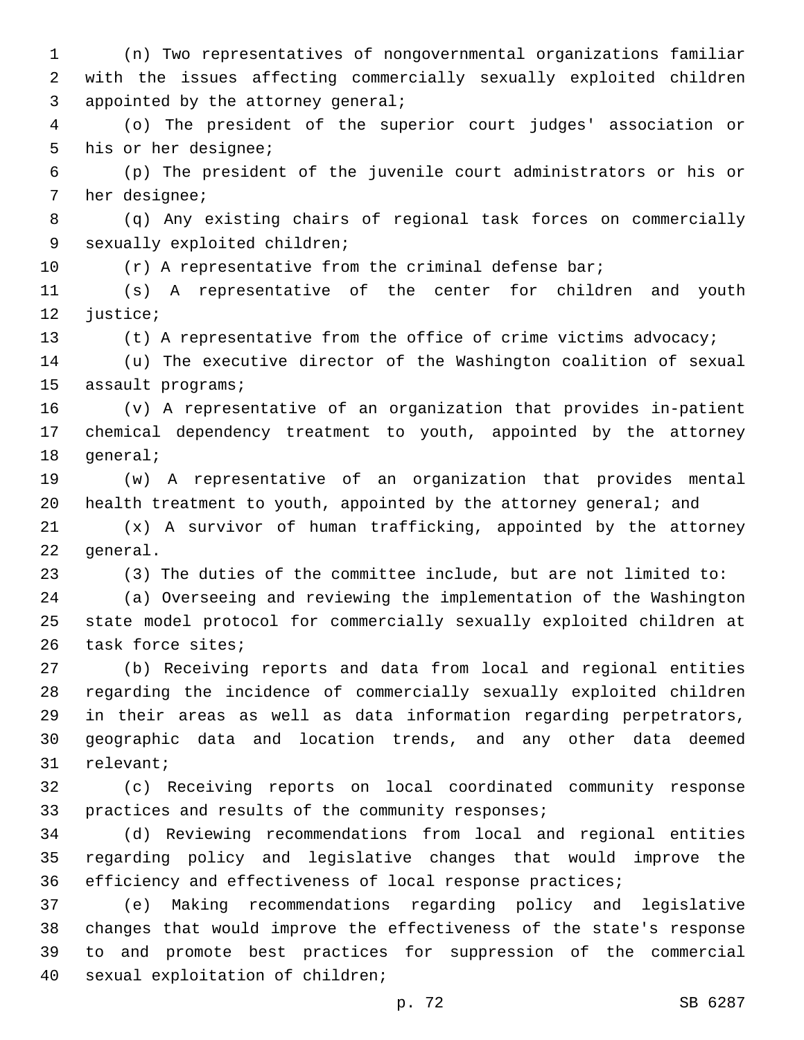(n) Two representatives of nongovernmental organizations familiar with the issues affecting commercially sexually exploited children appointed by the attorney general;

(o) The president of the superior court judges' association or his or her designee;

(p) The president of the juvenile court administrators or his or her designee;

(q) Any existing chairs of regional task forces on commercially sexually exploited children;

(r) A representative from the criminal defense bar;

(s) A representative of the center for children and youth justice;

(t) A representative from the office of crime victims advocacy;

(u) The executive director of the Washington coalition of sexual assault programs;

(v) A representative of an organization that provides in-patient chemical dependency treatment to youth, appointed by the attorney general;

(w) A representative of an organization that provides mental health treatment to youth, appointed by the attorney general; and

(x) A survivor of human trafficking, appointed by the attorney general.

(3) The duties of the committee include, but are not limited to:

(a) Overseeing and reviewing the implementation of the Washington state model protocol for commercially sexually exploited children at task force sites;

(b) Receiving reports and data from local and regional entities regarding the incidence of commercially sexually exploited children in their areas as well as data information regarding perpetrators, geographic data and location trends, and any other data deemed relevant;

(c) Receiving reports on local coordinated community response practices and results of the community responses;

(d) Reviewing recommendations from local and regional entities regarding policy and legislative changes that would improve the efficiency and effectiveness of local response practices;

(e) Making recommendations regarding policy and legislative changes that would improve the effectiveness of the state's response to and promote best practices for suppression of the commercial sexual exploitation of children;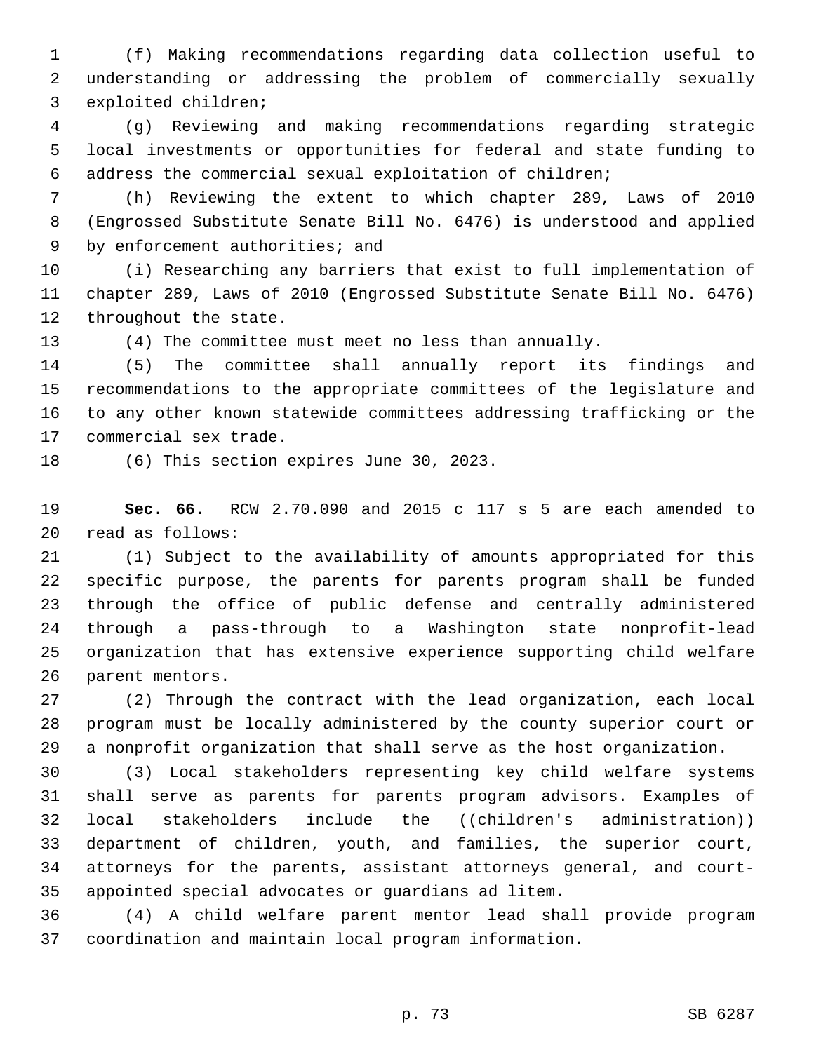(f) Making recommendations regarding data collection useful to understanding or addressing the problem of commercially sexually exploited children;

(g) Reviewing and making recommendations regarding strategic local investments or opportunities for federal and state funding to address the commercial sexual exploitation of children;

(h) Reviewing the extent to which chapter 289, Laws of 2010 (Engrossed Substitute Senate Bill No. 6476) is understood and applied by enforcement authorities; and

(i) Researching any barriers that exist to full implementation of chapter 289, Laws of 2010 (Engrossed Substitute Senate Bill No. 6476) throughout the state.

(4) The committee must meet no less than annually.

(5) The committee shall annually report its findings and recommendations to the appropriate committees of the legislature and to any other known statewide committees addressing trafficking or the commercial sex trade.

(6) This section expires June 30, 2023.

**Sec. 66.** RCW 2.70.090 and 2015 c 117 s 5 are each amended to read as follows:

(1) Subject to the availability of amounts appropriated for this specific purpose, the parents for parents program shall be funded through the office of public defense and centrally administered through a pass-through to a Washington state nonprofit-lead organization that has extensive experience supporting child welfare parent mentors.

(2) Through the contract with the lead organization, each local program must be locally administered by the county superior court or a nonprofit organization that shall serve as the host organization.

(3) Local stakeholders representing key child welfare systems shall serve as parents for parents program advisors. Examples of local stakeholders include the ((~~children's administration~~)) department of children, youth, and families, the superior court, attorneys for the parents, assistant attorneys general, and court-appointed special advocates or guardians ad litem.

(4) A child welfare parent mentor lead shall provide program coordination and maintain local program information.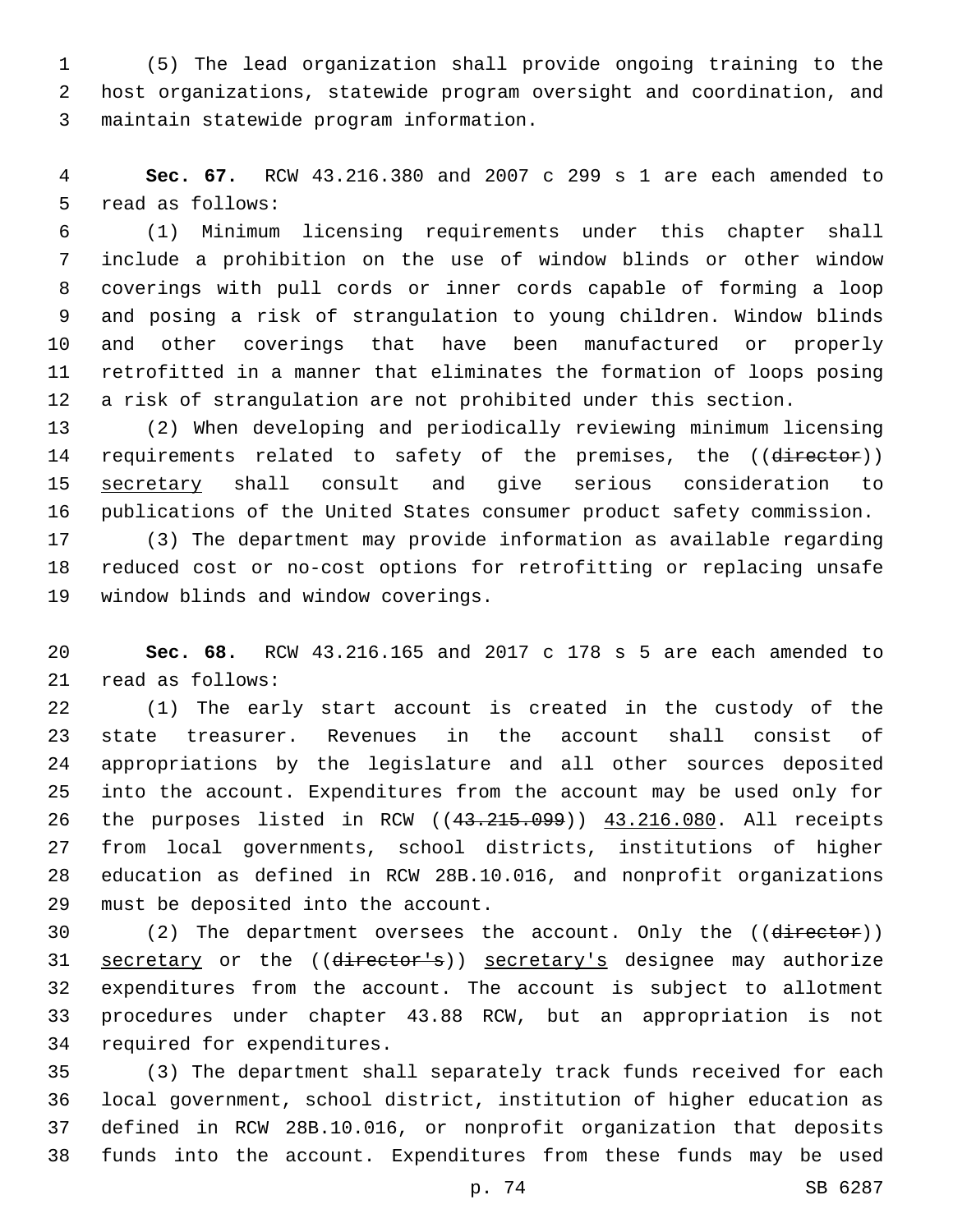(5) The lead organization shall provide ongoing training to the host organizations, statewide program oversight and coordination, and maintain statewide program information.

**Sec. 67.** RCW 43.216.380 and 2007 c 299 s 1 are each amended to read as follows:

(1) Minimum licensing requirements under this chapter shall include a prohibition on the use of window blinds or other window coverings with pull cords or inner cords capable of forming a loop and posing a risk of strangulation to young children. Window blinds and other coverings that have been manufactured or properly retrofitted in a manner that eliminates the formation of loops posing a risk of strangulation are not prohibited under this section.

(2) When developing and periodically reviewing minimum licensing requirements related to safety of the premises, the ((~~director~~)) secretary shall consult and give serious consideration to publications of the United States consumer product safety commission.

(3) The department may provide information as available regarding reduced cost or no-cost options for retrofitting or replacing unsafe window blinds and window coverings.

**Sec. 68.** RCW 43.216.165 and 2017 c 178 s 5 are each amended to read as follows:

(1) The early start account is created in the custody of the state treasurer. Revenues in the account shall consist of appropriations by the legislature and all other sources deposited into the account. Expenditures from the account may be used only for the purposes listed in RCW ((~~43.215.099~~)) 43.216.080. All receipts from local governments, school districts, institutions of higher education as defined in RCW 28B.10.016, and nonprofit organizations must be deposited into the account.

(2) The department oversees the account. Only the ((~~director~~)) secretary or the ((~~director's~~)) secretary's designee may authorize expenditures from the account. The account is subject to allotment procedures under chapter 43.88 RCW, but an appropriation is not required for expenditures.

(3) The department shall separately track funds received for each local government, school district, institution of higher education as defined in RCW 28B.10.016, or nonprofit organization that deposits funds into the account. Expenditures from these funds may be used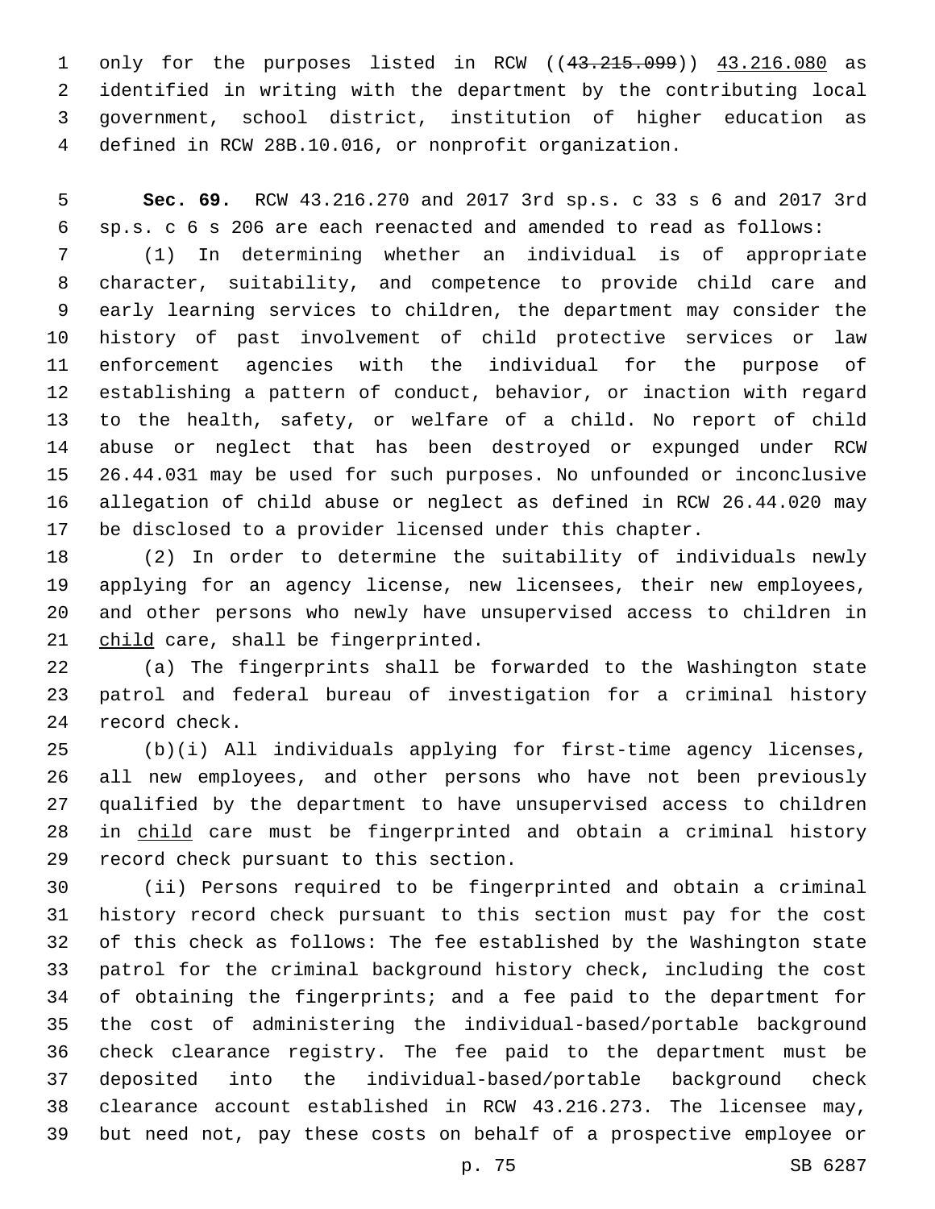only for the purposes listed in RCW ((~~43.215.099~~)) 43.216.080 as identified in writing with the department by the contributing local government, school district, institution of higher education as defined in RCW 28B.10.016, or nonprofit organization.

**Sec. 69.** RCW 43.216.270 and 2017 3rd sp.s. c 33 s 6 and 2017 3rd sp.s. c 6 s 206 are each reenacted and amended to read as follows:

(1) In determining whether an individual is of appropriate character, suitability, and competence to provide child care and early learning services to children, the department may consider the history of past involvement of child protective services or law enforcement agencies with the individual for the purpose of establishing a pattern of conduct, behavior, or inaction with regard to the health, safety, or welfare of a child. No report of child abuse or neglect that has been destroyed or expunged under RCW 26.44.031 may be used for such purposes. No unfounded or inconclusive allegation of child abuse or neglect as defined in RCW 26.44.020 may be disclosed to a provider licensed under this chapter.

(2) In order to determine the suitability of individuals newly applying for an agency license, new licensees, their new employees, and other persons who newly have unsupervised access to children in child care, shall be fingerprinted.

(a) The fingerprints shall be forwarded to the Washington state patrol and federal bureau of investigation for a criminal history record check.

(b)(i) All individuals applying for first-time agency licenses, all new employees, and other persons who have not been previously qualified by the department to have unsupervised access to children in child care must be fingerprinted and obtain a criminal history record check pursuant to this section.

(ii) Persons required to be fingerprinted and obtain a criminal history record check pursuant to this section must pay for the cost of this check as follows: The fee established by the Washington state patrol for the criminal background history check, including the cost of obtaining the fingerprints; and a fee paid to the department for the cost of administering the individual-based/portable background check clearance registry. The fee paid to the department must be deposited into the individual-based/portable background check clearance account established in RCW 43.216.273. The licensee may, but need not, pay these costs on behalf of a prospective employee or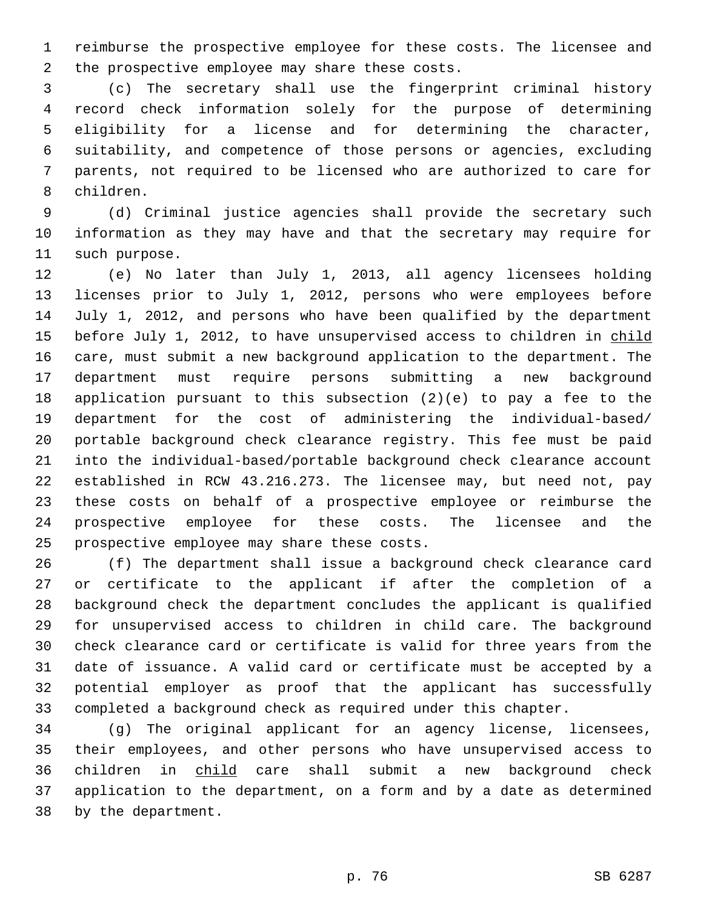reimburse the prospective employee for these costs. The licensee and the prospective employee may share these costs.

(c) The secretary shall use the fingerprint criminal history record check information solely for the purpose of determining eligibility for a license and for determining the character, suitability, and competence of those persons or agencies, excluding parents, not required to be licensed who are authorized to care for children.

(d) Criminal justice agencies shall provide the secretary such information as they may have and that the secretary may require for such purpose.

(e) No later than July 1, 2013, all agency licensees holding licenses prior to July 1, 2012, persons who were employees before July 1, 2012, and persons who have been qualified by the department before July 1, 2012, to have unsupervised access to children in child care, must submit a new background application to the department. The department must require persons submitting a new background application pursuant to this subsection (2)(e) to pay a fee to the department for the cost of administering the individual-based/portable background check clearance registry. This fee must be paid into the individual-based/portable background check clearance account established in RCW 43.216.273. The licensee may, but need not, pay these costs on behalf of a prospective employee or reimburse the prospective employee for these costs. The licensee and the prospective employee may share these costs.

(f) The department shall issue a background check clearance card or certificate to the applicant if after the completion of a background check the department concludes the applicant is qualified for unsupervised access to children in child care. The background check clearance card or certificate is valid for three years from the date of issuance. A valid card or certificate must be accepted by a potential employer as proof that the applicant has successfully completed a background check as required under this chapter.

(g) The original applicant for an agency license, licensees, their employees, and other persons who have unsupervised access to children in child care shall submit a new background check application to the department, on a form and by a date as determined by the department.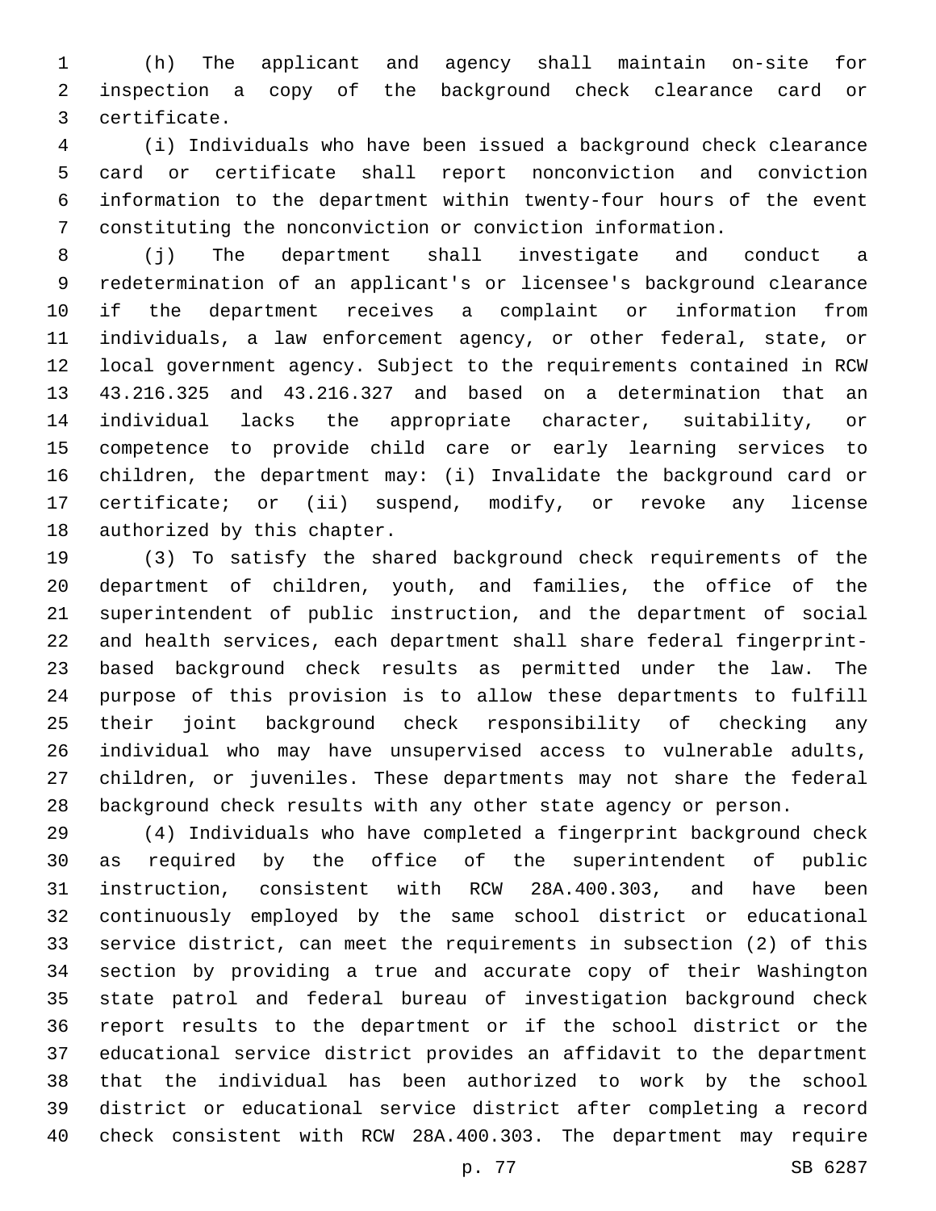(h) The applicant and agency shall maintain on-site for inspection a copy of the background check clearance card or certificate.

(i) Individuals who have been issued a background check clearance card or certificate shall report nonconviction and conviction information to the department within twenty-four hours of the event constituting the nonconviction or conviction information.

(j) The department shall investigate and conduct a redetermination of an applicant's or licensee's background clearance if the department receives a complaint or information from individuals, a law enforcement agency, or other federal, state, or local government agency. Subject to the requirements contained in RCW 43.216.325 and 43.216.327 and based on a determination that an individual lacks the appropriate character, suitability, or competence to provide child care or early learning services to children, the department may: (i) Invalidate the background card or certificate; or (ii) suspend, modify, or revoke any license authorized by this chapter.

(3) To satisfy the shared background check requirements of the department of children, youth, and families, the office of the superintendent of public instruction, and the department of social and health services, each department shall share federal fingerprint-based background check results as permitted under the law. The purpose of this provision is to allow these departments to fulfill their joint background check responsibility of checking any individual who may have unsupervised access to vulnerable adults, children, or juveniles. These departments may not share the federal background check results with any other state agency or person.

(4) Individuals who have completed a fingerprint background check as required by the office of the superintendent of public instruction, consistent with RCW 28A.400.303, and have been continuously employed by the same school district or educational service district, can meet the requirements in subsection (2) of this section by providing a true and accurate copy of their Washington state patrol and federal bureau of investigation background check report results to the department or if the school district or the educational service district provides an affidavit to the department that the individual has been authorized to work by the school district or educational service district after completing a record check consistent with RCW 28A.400.303. The department may require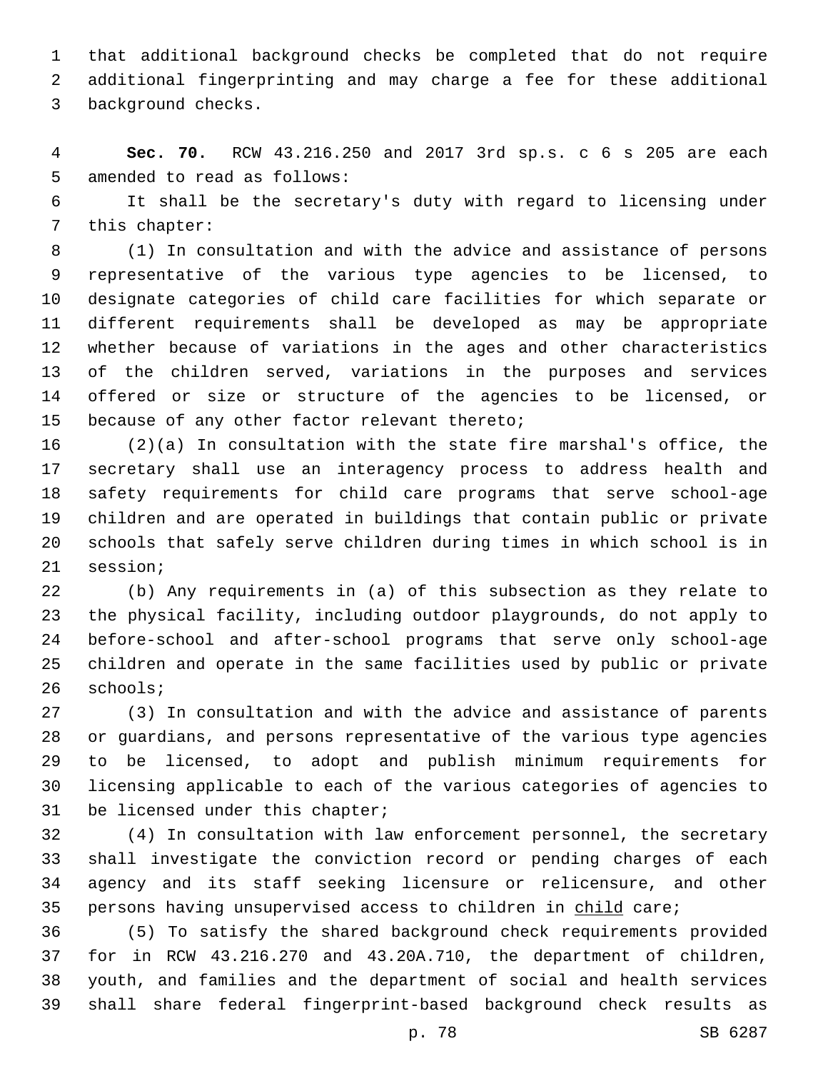that additional background checks be completed that do not require additional fingerprinting and may charge a fee for these additional background checks.

**Sec. 70.** RCW 43.216.250 and 2017 3rd sp.s. c 6 s 205 are each amended to read as follows:

It shall be the secretary's duty with regard to licensing under this chapter:

(1) In consultation and with the advice and assistance of persons representative of the various type agencies to be licensed, to designate categories of child care facilities for which separate or different requirements shall be developed as may be appropriate whether because of variations in the ages and other characteristics of the children served, variations in the purposes and services offered or size or structure of the agencies to be licensed, or because of any other factor relevant thereto;

(2)(a) In consultation with the state fire marshal's office, the secretary shall use an interagency process to address health and safety requirements for child care programs that serve school-age children and are operated in buildings that contain public or private schools that safely serve children during times in which school is in session;

(b) Any requirements in (a) of this subsection as they relate to the physical facility, including outdoor playgrounds, do not apply to before-school and after-school programs that serve only school-age children and operate in the same facilities used by public or private schools;

(3) In consultation and with the advice and assistance of parents or guardians, and persons representative of the various type agencies to be licensed, to adopt and publish minimum requirements for licensing applicable to each of the various categories of agencies to be licensed under this chapter;

(4) In consultation with law enforcement personnel, the secretary shall investigate the conviction record or pending charges of each agency and its staff seeking licensure or relicensure, and other persons having unsupervised access to children in <u>child</u> care;

(5) To satisfy the shared background check requirements provided for in RCW 43.216.270 and 43.20A.710, the department of children, youth, and families and the department of social and health services shall share federal fingerprint-based background check results as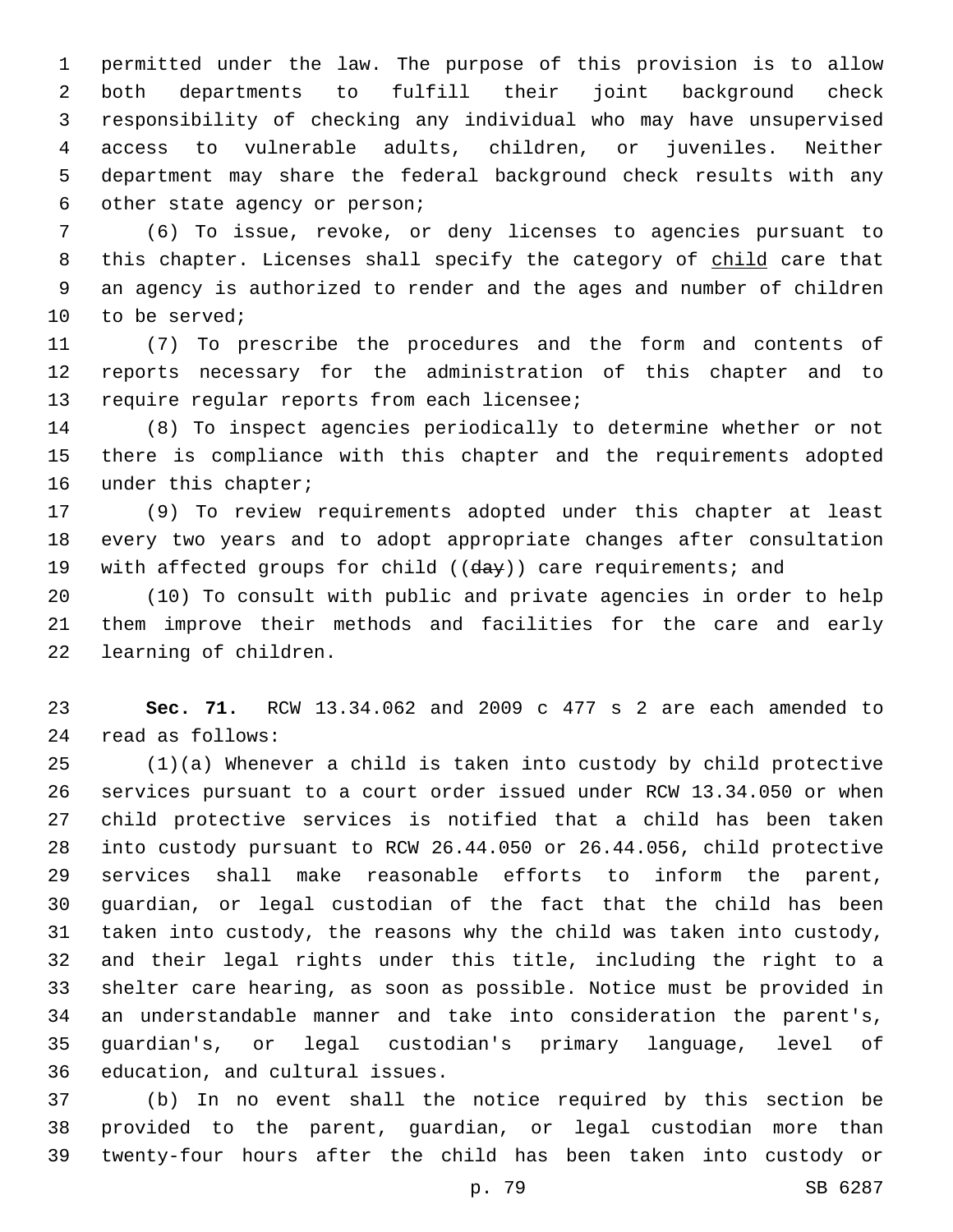permitted under the law. The purpose of this provision is to allow both departments to fulfill their joint background check responsibility of checking any individual who may have unsupervised access to vulnerable adults, children, or juveniles. Neither department may share the federal background check results with any other state agency or person;

(6) To issue, revoke, or deny licenses to agencies pursuant to this chapter. Licenses shall specify the category of child care that an agency is authorized to render and the ages and number of children to be served;

(7) To prescribe the procedures and the form and contents of reports necessary for the administration of this chapter and to require regular reports from each licensee;

(8) To inspect agencies periodically to determine whether or not there is compliance with this chapter and the requirements adopted under this chapter;

(9) To review requirements adopted under this chapter at least every two years and to adopt appropriate changes after consultation with affected groups for child ((~~day~~)) care requirements; and

(10) To consult with public and private agencies in order to help them improve their methods and facilities for the care and early learning of children.

**Sec. 71.** RCW 13.34.062 and 2009 c 477 s 2 are each amended to read as follows:

(1)(a) Whenever a child is taken into custody by child protective services pursuant to a court order issued under RCW 13.34.050 or when child protective services is notified that a child has been taken into custody pursuant to RCW 26.44.050 or 26.44.056, child protective services shall make reasonable efforts to inform the parent, guardian, or legal custodian of the fact that the child has been taken into custody, the reasons why the child was taken into custody, and their legal rights under this title, including the right to a shelter care hearing, as soon as possible. Notice must be provided in an understandable manner and take into consideration the parent's, guardian's, or legal custodian's primary language, level of education, and cultural issues.

(b) In no event shall the notice required by this section be provided to the parent, guardian, or legal custodian more than twenty-four hours after the child has been taken into custody or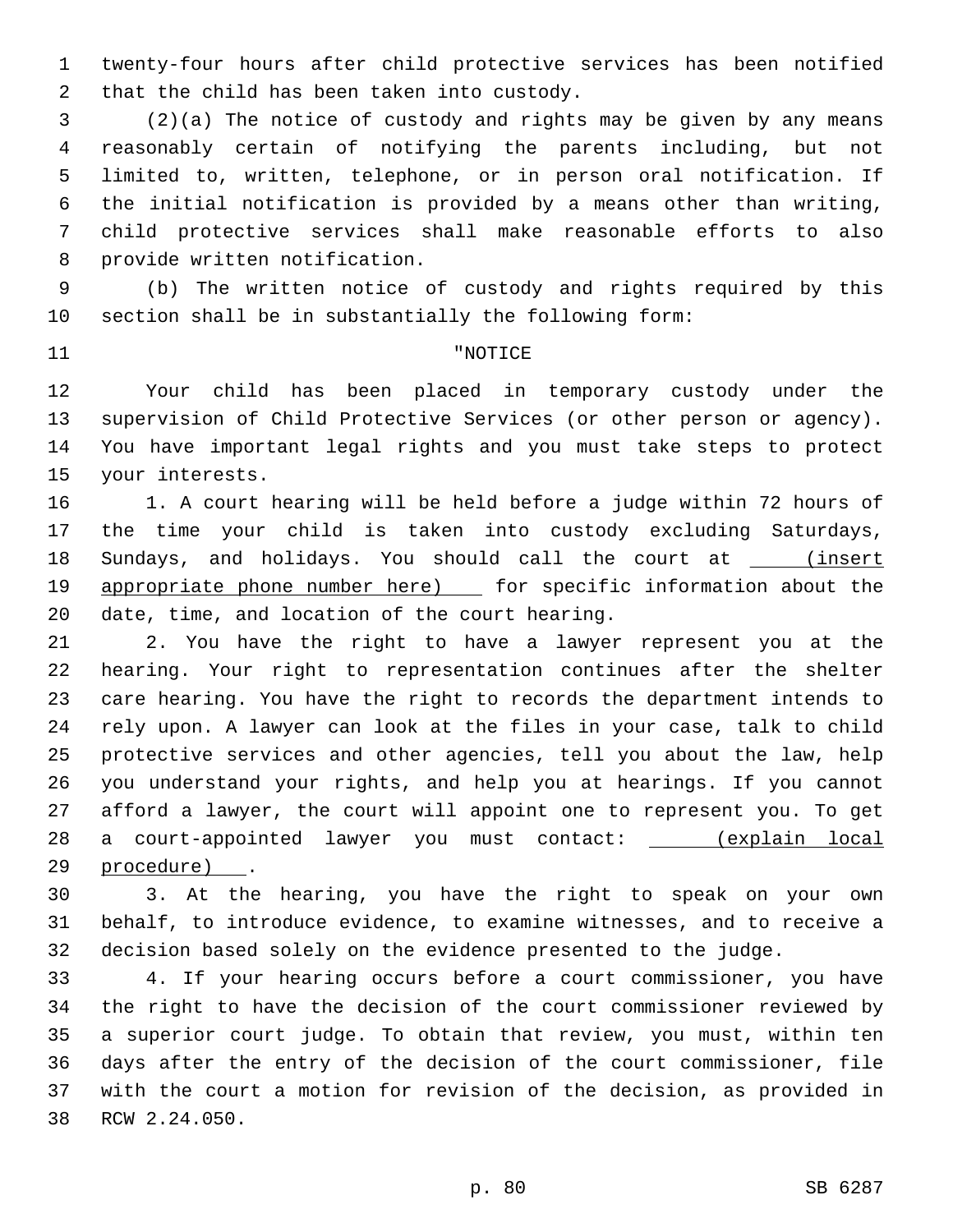twenty-four hours after child protective services has been notified that the child has been taken into custody.

(2)(a) The notice of custody and rights may be given by any means reasonably certain of notifying the parents including, but not limited to, written, telephone, or in person oral notification. If the initial notification is provided by a means other than writing, child protective services shall make reasonable efforts to also provide written notification.

(b) The written notice of custody and rights required by this section shall be in substantially the following form:

"NOTICE

Your child has been placed in temporary custody under the supervision of Child Protective Services (or other person or agency). You have important legal rights and you must take steps to protect your interests.

1. A court hearing will be held before a judge within 72 hours of the time your child is taken into custody excluding Saturdays, Sundays, and holidays. You should call the court at (insert appropriate phone number here) for specific information about the date, time, and location of the court hearing.

2. You have the right to have a lawyer represent you at the hearing. Your right to representation continues after the shelter care hearing. You have the right to records the department intends to rely upon. A lawyer can look at the files in your case, talk to child protective services and other agencies, tell you about the law, help you understand your rights, and help you at hearings. If you cannot afford a lawyer, the court will appoint one to represent you. To get a court-appointed lawyer you must contact: (explain local procedure) .

3. At the hearing, you have the right to speak on your own behalf, to introduce evidence, to examine witnesses, and to receive a decision based solely on the evidence presented to the judge.

4. If your hearing occurs before a court commissioner, you have the right to have the decision of the court commissioner reviewed by a superior court judge. To obtain that review, you must, within ten days after the entry of the decision of the court commissioner, file with the court a motion for revision of the decision, as provided in RCW 2.24.050.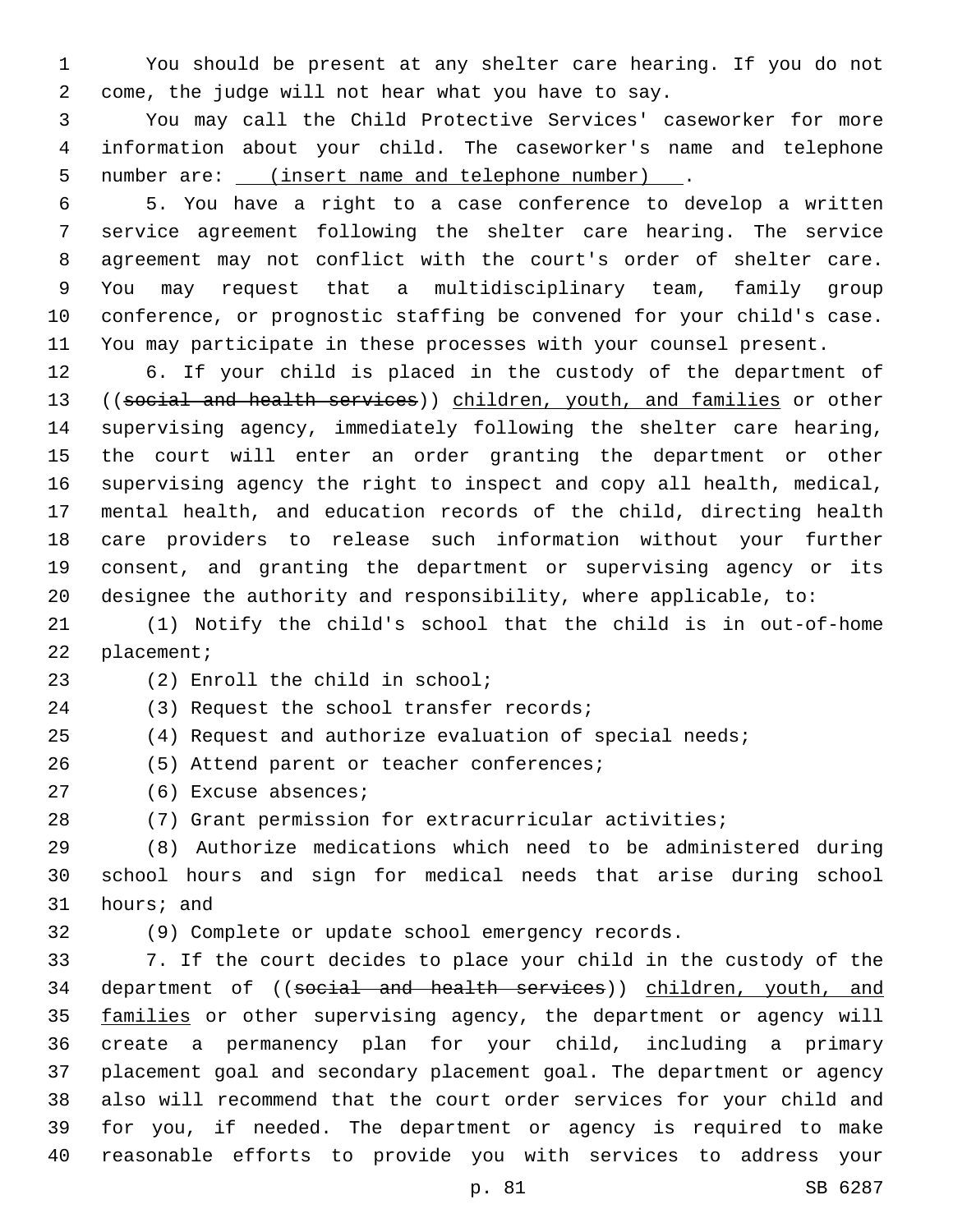You should be present at any shelter care hearing. If you do not come, the judge will not hear what you have to say.

You may call the Child Protective Services' caseworker for more information about your child. The caseworker's name and telephone number are: (insert name and telephone number) .

5. You have a right to a case conference to develop a written service agreement following the shelter care hearing. The service agreement may not conflict with the court's order of shelter care. You may request that a multidisciplinary team, family group conference, or prognostic staffing be convened for your child's case. You may participate in these processes with your counsel present.

6. If your child is placed in the custody of the department of ((~~social and health services~~)) children, youth, and families or other supervising agency, immediately following the shelter care hearing, the court will enter an order granting the department or other supervising agency the right to inspect and copy all health, medical, mental health, and education records of the child, directing health care providers to release such information without your further consent, and granting the department or supervising agency or its designee the authority and responsibility, where applicable, to:

(1) Notify the child's school that the child is in out-of-home placement;

(2) Enroll the child in school;

(3) Request the school transfer records;

(4) Request and authorize evaluation of special needs;

(5) Attend parent or teacher conferences;

(6) Excuse absences;

(7) Grant permission for extracurricular activities;

(8) Authorize medications which need to be administered during school hours and sign for medical needs that arise during school hours; and

(9) Complete or update school emergency records.

7. If the court decides to place your child in the custody of the department of ((~~social and health services~~)) children, youth, and families or other supervising agency, the department or agency will create a permanency plan for your child, including a primary placement goal and secondary placement goal. The department or agency also will recommend that the court order services for your child and for you, if needed. The department or agency is required to make reasonable efforts to provide you with services to address your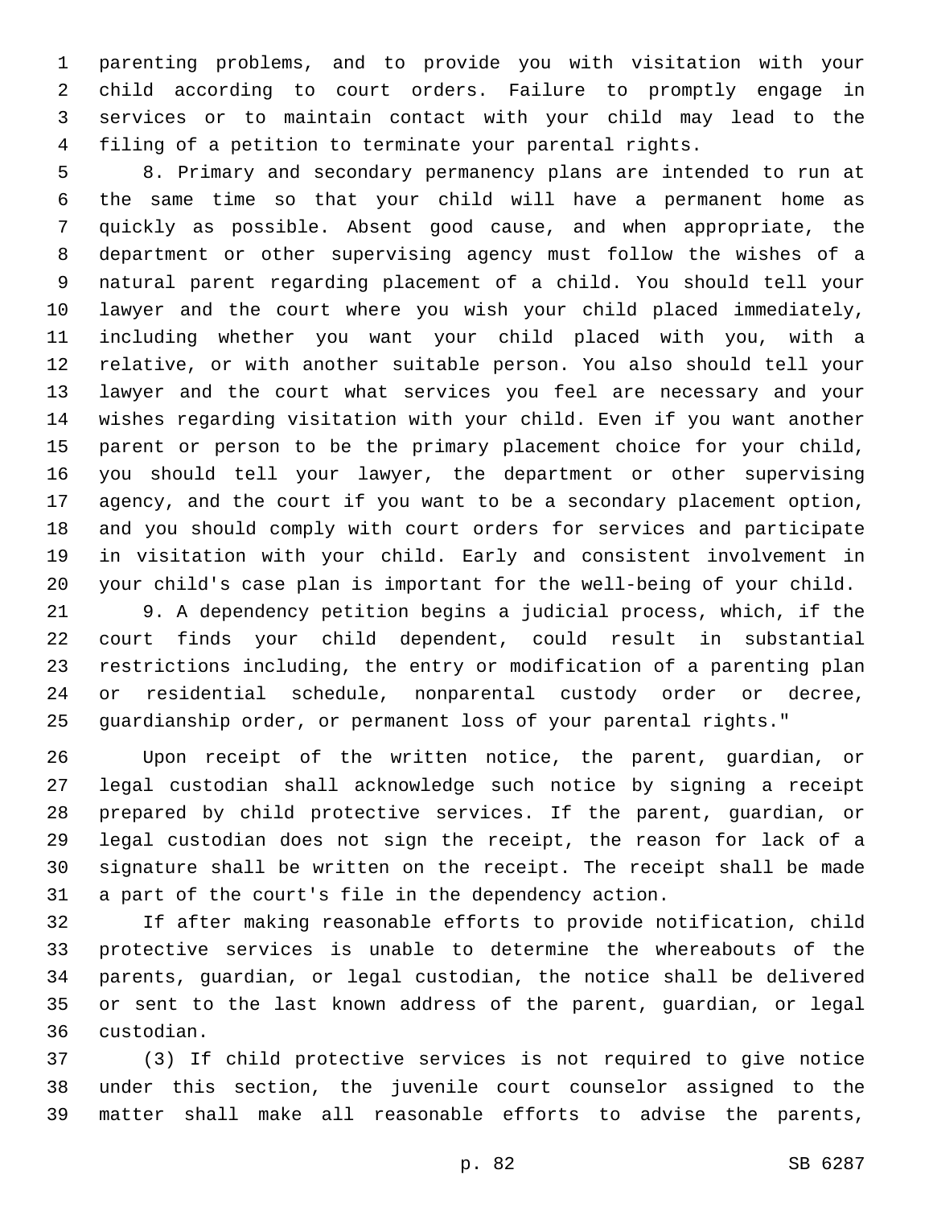parenting problems, and to provide you with visitation with your child according to court orders. Failure to promptly engage in services or to maintain contact with your child may lead to the filing of a petition to terminate your parental rights.

8. Primary and secondary permanency plans are intended to run at the same time so that your child will have a permanent home as quickly as possible. Absent good cause, and when appropriate, the department or other supervising agency must follow the wishes of a natural parent regarding placement of a child. You should tell your lawyer and the court where you wish your child placed immediately, including whether you want your child placed with you, with a relative, or with another suitable person. You also should tell your lawyer and the court what services you feel are necessary and your wishes regarding visitation with your child. Even if you want another parent or person to be the primary placement choice for your child, you should tell your lawyer, the department or other supervising agency, and the court if you want to be a secondary placement option, and you should comply with court orders for services and participate in visitation with your child. Early and consistent involvement in your child's case plan is important for the well-being of your child.

9. A dependency petition begins a judicial process, which, if the court finds your child dependent, could result in substantial restrictions including, the entry or modification of a parenting plan or residential schedule, nonparental custody order or decree, guardianship order, or permanent loss of your parental rights."

Upon receipt of the written notice, the parent, guardian, or legal custodian shall acknowledge such notice by signing a receipt prepared by child protective services. If the parent, guardian, or legal custodian does not sign the receipt, the reason for lack of a signature shall be written on the receipt. The receipt shall be made a part of the court's file in the dependency action.

If after making reasonable efforts to provide notification, child protective services is unable to determine the whereabouts of the parents, guardian, or legal custodian, the notice shall be delivered or sent to the last known address of the parent, guardian, or legal custodian.

(3) If child protective services is not required to give notice under this section, the juvenile court counselor assigned to the matter shall make all reasonable efforts to advise the parents,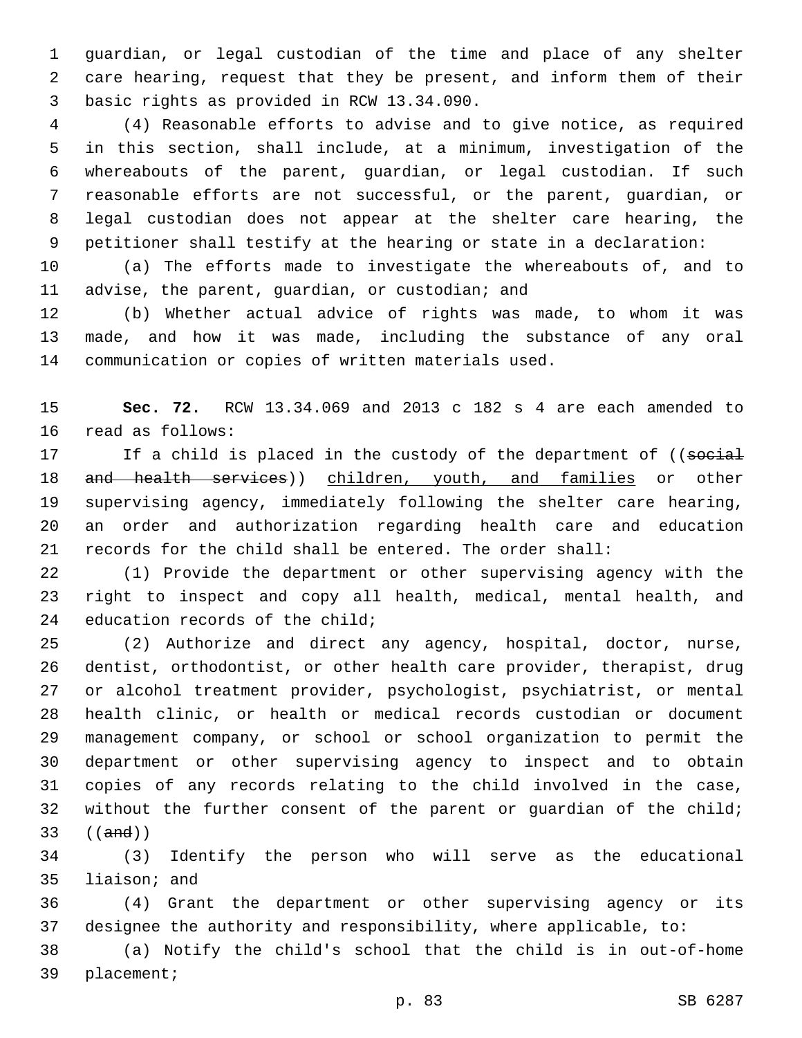guardian, or legal custodian of the time and place of any shelter care hearing, request that they be present, and inform them of their basic rights as provided in RCW 13.34.090.

(4) Reasonable efforts to advise and to give notice, as required in this section, shall include, at a minimum, investigation of the whereabouts of the parent, guardian, or legal custodian. If such reasonable efforts are not successful, or the parent, guardian, or legal custodian does not appear at the shelter care hearing, the petitioner shall testify at the hearing or state in a declaration:

(a) The efforts made to investigate the whereabouts of, and to advise, the parent, guardian, or custodian; and

(b) Whether actual advice of rights was made, to whom it was made, and how it was made, including the substance of any oral communication or copies of written materials used.

**Sec. 72.** RCW 13.34.069 and 2013 c 182 s 4 are each amended to read as follows:

If a child is placed in the custody of the department of ((~~social and health services~~)) children, youth, and families or other supervising agency, immediately following the shelter care hearing, an order and authorization regarding health care and education records for the child shall be entered. The order shall:

(1) Provide the department or other supervising agency with the right to inspect and copy all health, medical, mental health, and education records of the child;

(2) Authorize and direct any agency, hospital, doctor, nurse, dentist, orthodontist, or other health care provider, therapist, drug or alcohol treatment provider, psychologist, psychiatrist, or mental health clinic, or health or medical records custodian or document management company, or school or school organization to permit the department or other supervising agency to inspect and to obtain copies of any records relating to the child involved in the case, without the further consent of the parent or guardian of the child; ((~~and~~))

(3) Identify the person who will serve as the educational liaison; and

(4) Grant the department or other supervising agency or its designee the authority and responsibility, where applicable, to:

(a) Notify the child's school that the child is in out-of-home placement;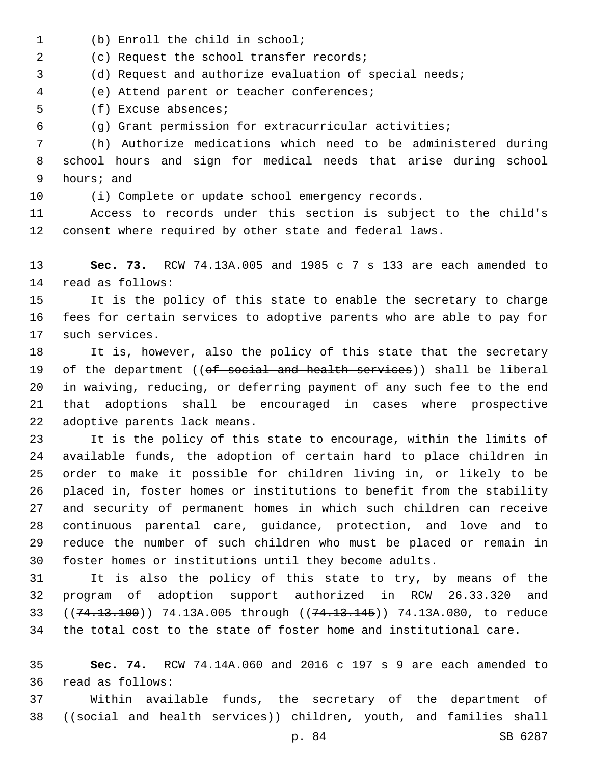(b) Enroll the child in school;

(c) Request the school transfer records;

(d) Request and authorize evaluation of special needs;

(e) Attend parent or teacher conferences;

(f) Excuse absences;

(g) Grant permission for extracurricular activities;

(h) Authorize medications which need to be administered during school hours and sign for medical needs that arise during school hours; and

(i) Complete or update school emergency records.

Access to records under this section is subject to the child's consent where required by other state and federal laws.

**Sec. 73.** RCW 74.13A.005 and 1985 c 7 s 133 are each amended to read as follows:

It is the policy of this state to enable the secretary to charge fees for certain services to adoptive parents who are able to pay for such services.

It is, however, also the policy of this state that the secretary of the department ((~~of social and health services~~)) shall be liberal in waiving, reducing, or deferring payment of any such fee to the end that adoptions shall be encouraged in cases where prospective adoptive parents lack means.

It is the policy of this state to encourage, within the limits of available funds, the adoption of certain hard to place children in order to make it possible for children living in, or likely to be placed in, foster homes or institutions to benefit from the stability and security of permanent homes in which such children can receive continuous parental care, guidance, protection, and love and to reduce the number of such children who must be placed or remain in foster homes or institutions until they become adults.

It is also the policy of this state to try, by means of the program of adoption support authorized in RCW 26.33.320 and ((~~74.13.100~~)) <u>74.13A.005</u> through ((~~74.13.145~~)) <u>74.13A.080</u>, to reduce the total cost to the state of foster home and institutional care.

**Sec. 74.** RCW 74.14A.060 and 2016 c 197 s 9 are each amended to read as follows:

Within available funds, the secretary of the department of ((~~social and health services~~)) <u>children, youth, and families</u> shall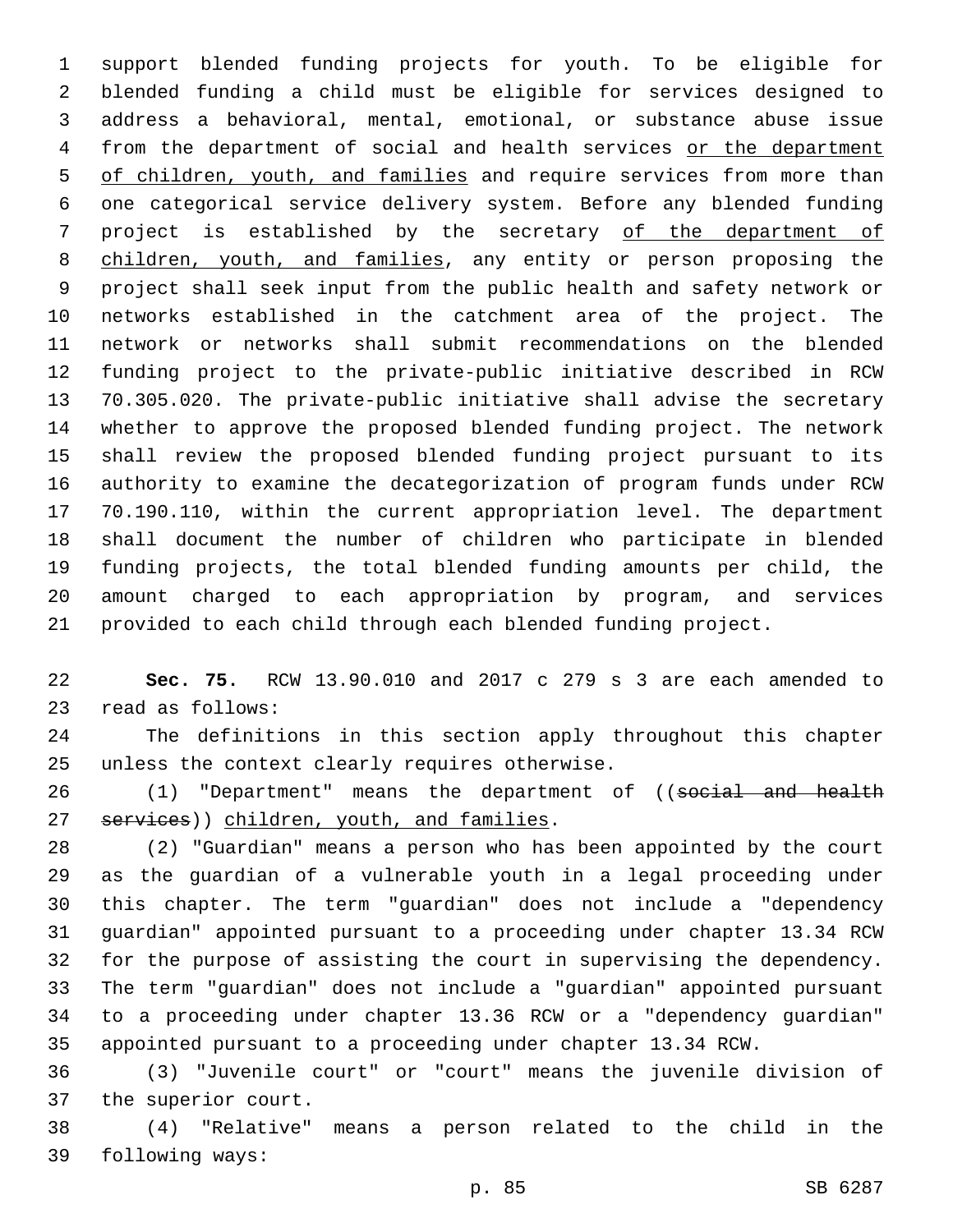support blended funding projects for youth. To be eligible for blended funding a child must be eligible for services designed to address a behavioral, mental, emotional, or substance abuse issue from the department of social and health services or the department of children, youth, and families and require services from more than one categorical service delivery system. Before any blended funding project is established by the secretary of the department of children, youth, and families, any entity or person proposing the project shall seek input from the public health and safety network or networks established in the catchment area of the project. The network or networks shall submit recommendations on the blended funding project to the private-public initiative described in RCW 70.305.020. The private-public initiative shall advise the secretary whether to approve the proposed blended funding project. The network shall review the proposed blended funding project pursuant to its authority to examine the decategorization of program funds under RCW 70.190.110, within the current appropriation level. The department shall document the number of children who participate in blended funding projects, the total blended funding amounts per child, the amount charged to each appropriation by program, and services provided to each child through each blended funding project.

**Sec. 75.** RCW 13.90.010 and 2017 c 279 s 3 are each amended to read as follows:

The definitions in this section apply throughout this chapter unless the context clearly requires otherwise.

(1) "Department" means the department of ((~~social and health services~~)) children, youth, and families.

(2) "Guardian" means a person who has been appointed by the court as the guardian of a vulnerable youth in a legal proceeding under this chapter. The term "guardian" does not include a "dependency guardian" appointed pursuant to a proceeding under chapter 13.34 RCW for the purpose of assisting the court in supervising the dependency. The term "guardian" does not include a "guardian" appointed pursuant to a proceeding under chapter 13.36 RCW or a "dependency guardian" appointed pursuant to a proceeding under chapter 13.34 RCW.

(3) "Juvenile court" or "court" means the juvenile division of the superior court.

(4) "Relative" means a person related to the child in the following ways: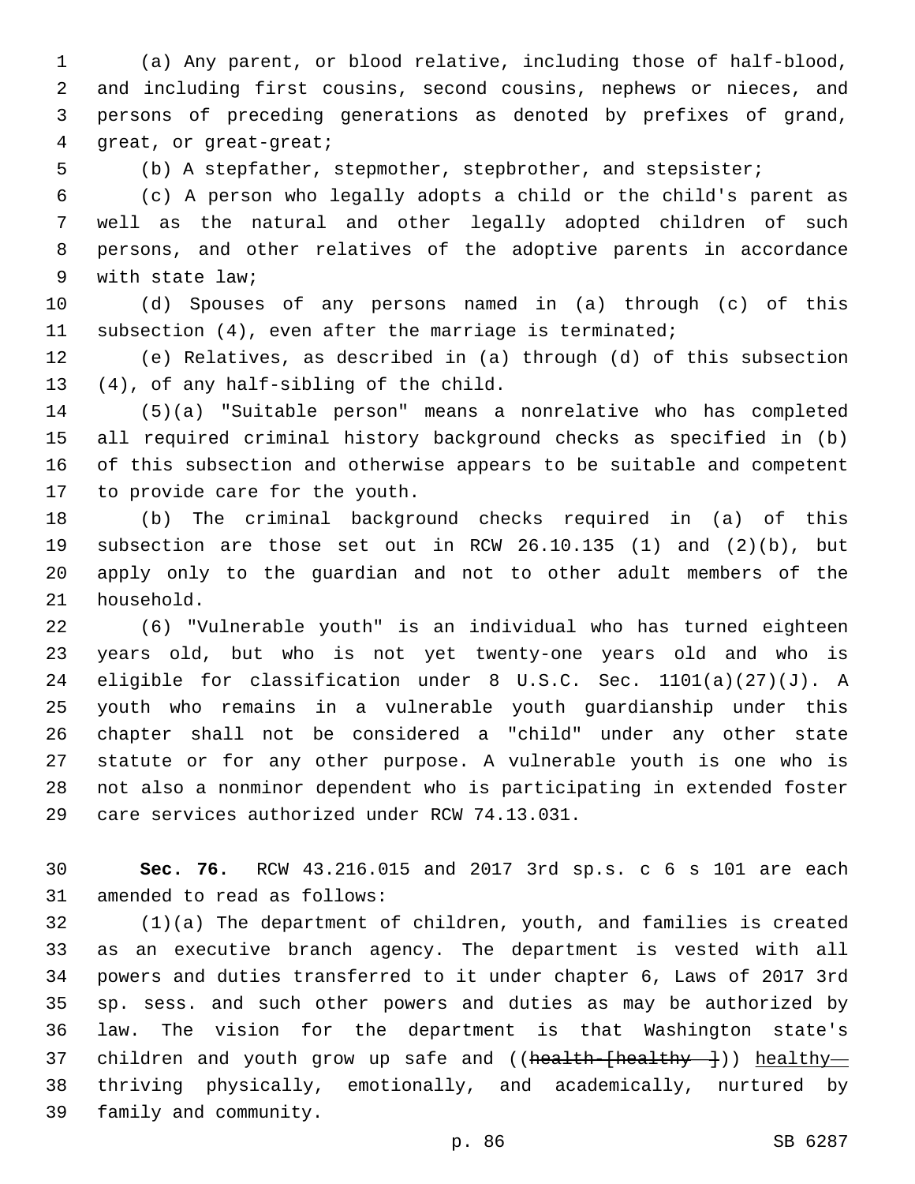(a) Any parent, or blood relative, including those of half-blood, and including first cousins, second cousins, nephews or nieces, and persons of preceding generations as denoted by prefixes of grand, great, or great-great;

(b) A stepfather, stepmother, stepbrother, and stepsister;

(c) A person who legally adopts a child or the child's parent as well as the natural and other legally adopted children of such persons, and other relatives of the adoptive parents in accordance with state law;

(d) Spouses of any persons named in (a) through (c) of this subsection (4), even after the marriage is terminated;

(e) Relatives, as described in (a) through (d) of this subsection (4), of any half-sibling of the child.

(5)(a) "Suitable person" means a nonrelative who has completed all required criminal history background checks as specified in (b) of this subsection and otherwise appears to be suitable and competent to provide care for the youth.

(b) The criminal background checks required in (a) of this subsection are those set out in RCW 26.10.135 (1) and (2)(b), but apply only to the guardian and not to other adult members of the household.

(6) "Vulnerable youth" is an individual who has turned eighteen years old, but who is not yet twenty-one years old and who is eligible for classification under 8 U.S.C. Sec. 1101(a)(27)(J). A youth who remains in a vulnerable youth guardianship under this chapter shall not be considered a "child" under any other state statute or for any other purpose. A vulnerable youth is one who is not also a nonminor dependent who is participating in extended foster care services authorized under RCW 74.13.031.

**Sec. 76.** RCW 43.216.015 and 2017 3rd sp.s. c 6 s 101 are each amended to read as follows:

(1)(a) The department of children, youth, and families is created as an executive branch agency. The department is vested with all powers and duties transferred to it under chapter 6, Laws of 2017 3rd sp. sess. and such other powers and duties as may be authorized by law. The vision for the department is that Washington state's children and youth grow up safe and ((~~health-[healthy ]~~)) <u>healthy—</u> thriving physically, emotionally, and academically, nurtured by family and community.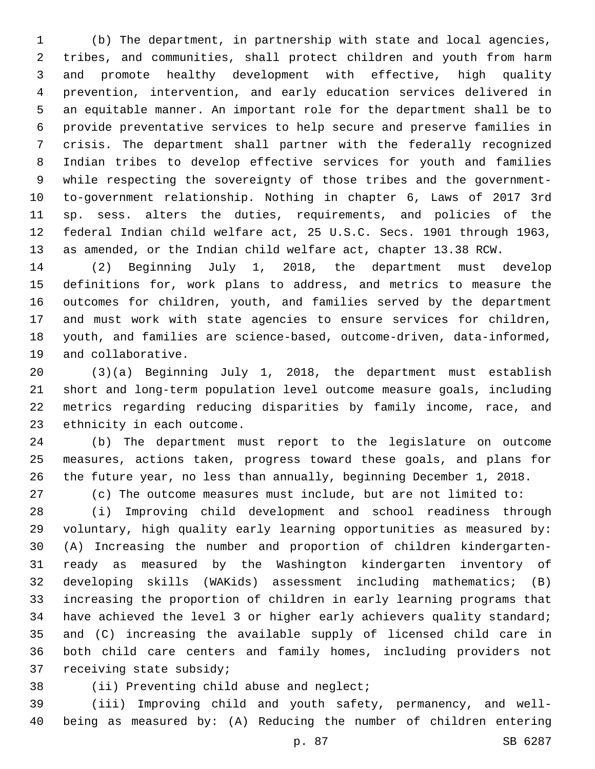(b) The department, in partnership with state and local agencies, tribes, and communities, shall protect children and youth from harm and promote healthy development with effective, high quality prevention, intervention, and early education services delivered in an equitable manner. An important role for the department shall be to provide preventative services to help secure and preserve families in crisis. The department shall partner with the federally recognized Indian tribes to develop effective services for youth and families while respecting the sovereignty of those tribes and the government-to-government relationship. Nothing in chapter 6, Laws of 2017 3rd sp. sess. alters the duties, requirements, and policies of the federal Indian child welfare act, 25 U.S.C. Secs. 1901 through 1963, as amended, or the Indian child welfare act, chapter 13.38 RCW.

(2) Beginning July 1, 2018, the department must develop definitions for, work plans to address, and metrics to measure the outcomes for children, youth, and families served by the department and must work with state agencies to ensure services for children, youth, and families are science-based, outcome-driven, data-informed, and collaborative.

(3)(a) Beginning July 1, 2018, the department must establish short and long-term population level outcome measure goals, including metrics regarding reducing disparities by family income, race, and ethnicity in each outcome.

(b) The department must report to the legislature on outcome measures, actions taken, progress toward these goals, and plans for the future year, no less than annually, beginning December 1, 2018.

(c) The outcome measures must include, but are not limited to:

(i) Improving child development and school readiness through voluntary, high quality early learning opportunities as measured by: (A) Increasing the number and proportion of children kindergarten-ready as measured by the Washington kindergarten inventory of developing skills (WAKids) assessment including mathematics; (B) increasing the proportion of children in early learning programs that have achieved the level 3 or higher early achievers quality standard; and (C) increasing the available supply of licensed child care in both child care centers and family homes, including providers not receiving state subsidy;

(ii) Preventing child abuse and neglect;

(iii) Improving child and youth safety, permanency, and well-being as measured by: (A) Reducing the number of children entering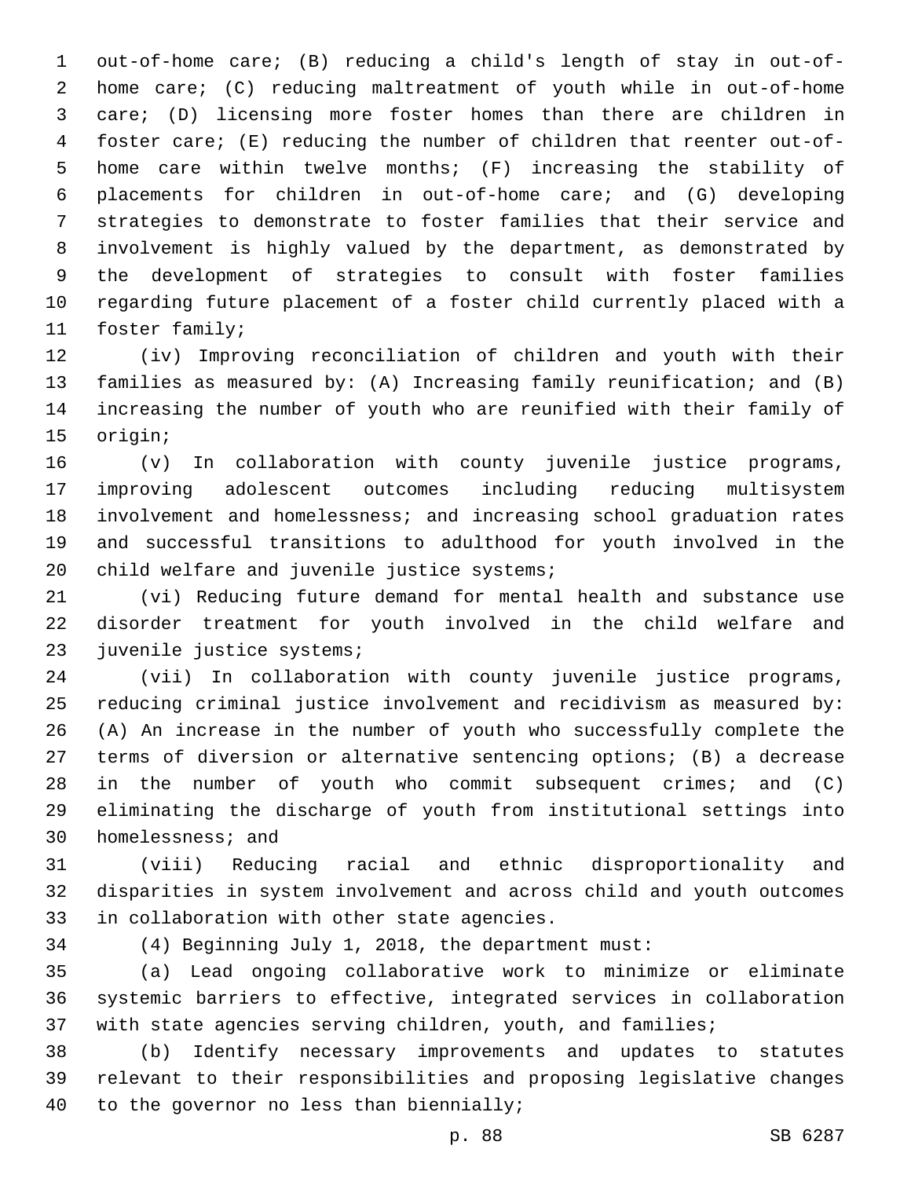out-of-home care; (B) reducing a child's length of stay in out-of-home care; (C) reducing maltreatment of youth while in out-of-home care; (D) licensing more foster homes than there are children in foster care; (E) reducing the number of children that reenter out-of-home care within twelve months; (F) increasing the stability of placements for children in out-of-home care; and (G) developing strategies to demonstrate to foster families that their service and involvement is highly valued by the department, as demonstrated by the development of strategies to consult with foster families regarding future placement of a foster child currently placed with a foster family;

(iv) Improving reconciliation of children and youth with their families as measured by: (A) Increasing family reunification; and (B) increasing the number of youth who are reunified with their family of origin;

(v) In collaboration with county juvenile justice programs, improving adolescent outcomes including reducing multisystem involvement and homelessness; and increasing school graduation rates and successful transitions to adulthood for youth involved in the child welfare and juvenile justice systems;

(vi) Reducing future demand for mental health and substance use disorder treatment for youth involved in the child welfare and juvenile justice systems;

(vii) In collaboration with county juvenile justice programs, reducing criminal justice involvement and recidivism as measured by: (A) An increase in the number of youth who successfully complete the terms of diversion or alternative sentencing options; (B) a decrease in the number of youth who commit subsequent crimes; and (C) eliminating the discharge of youth from institutional settings into homelessness; and

(viii) Reducing racial and ethnic disproportionality and disparities in system involvement and across child and youth outcomes in collaboration with other state agencies.

(4) Beginning July 1, 2018, the department must:

(a) Lead ongoing collaborative work to minimize or eliminate systemic barriers to effective, integrated services in collaboration with state agencies serving children, youth, and families;

(b) Identify necessary improvements and updates to statutes relevant to their responsibilities and proposing legislative changes to the governor no less than biennially;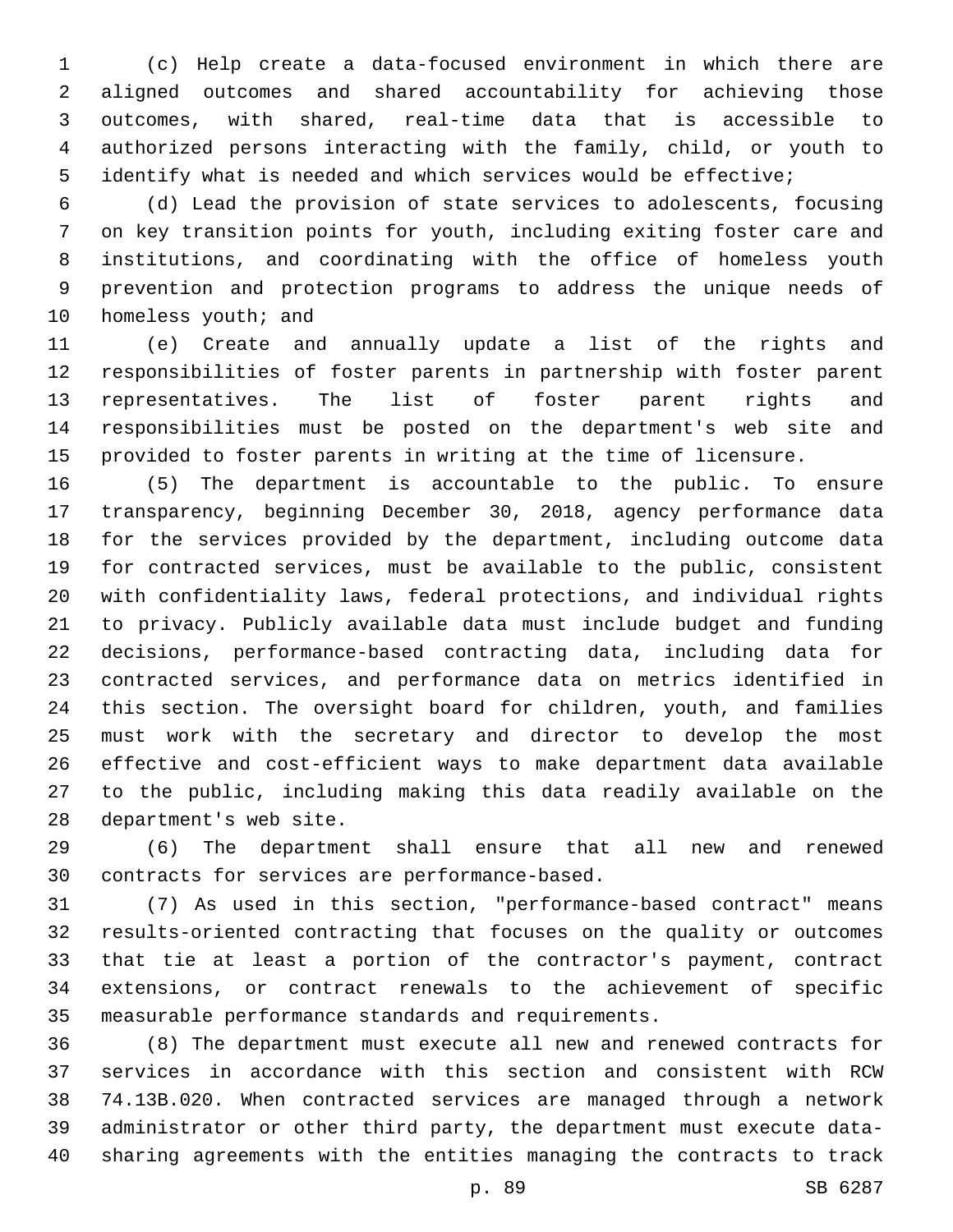(c) Help create a data-focused environment in which there are aligned outcomes and shared accountability for achieving those outcomes, with shared, real-time data that is accessible to authorized persons interacting with the family, child, or youth to identify what is needed and which services would be effective;

(d) Lead the provision of state services to adolescents, focusing on key transition points for youth, including exiting foster care and institutions, and coordinating with the office of homeless youth prevention and protection programs to address the unique needs of homeless youth; and

(e) Create and annually update a list of the rights and responsibilities of foster parents in partnership with foster parent representatives. The list of foster parent rights and responsibilities must be posted on the department's web site and provided to foster parents in writing at the time of licensure.

(5) The department is accountable to the public. To ensure transparency, beginning December 30, 2018, agency performance data for the services provided by the department, including outcome data for contracted services, must be available to the public, consistent with confidentiality laws, federal protections, and individual rights to privacy. Publicly available data must include budget and funding decisions, performance-based contracting data, including data for contracted services, and performance data on metrics identified in this section. The oversight board for children, youth, and families must work with the secretary and director to develop the most effective and cost-efficient ways to make department data available to the public, including making this data readily available on the department's web site.

(6) The department shall ensure that all new and renewed contracts for services are performance-based.

(7) As used in this section, "performance-based contract" means results-oriented contracting that focuses on the quality or outcomes that tie at least a portion of the contractor's payment, contract extensions, or contract renewals to the achievement of specific measurable performance standards and requirements.

(8) The department must execute all new and renewed contracts for services in accordance with this section and consistent with RCW 74.13B.020. When contracted services are managed through a network administrator or other third party, the department must execute data-sharing agreements with the entities managing the contracts to track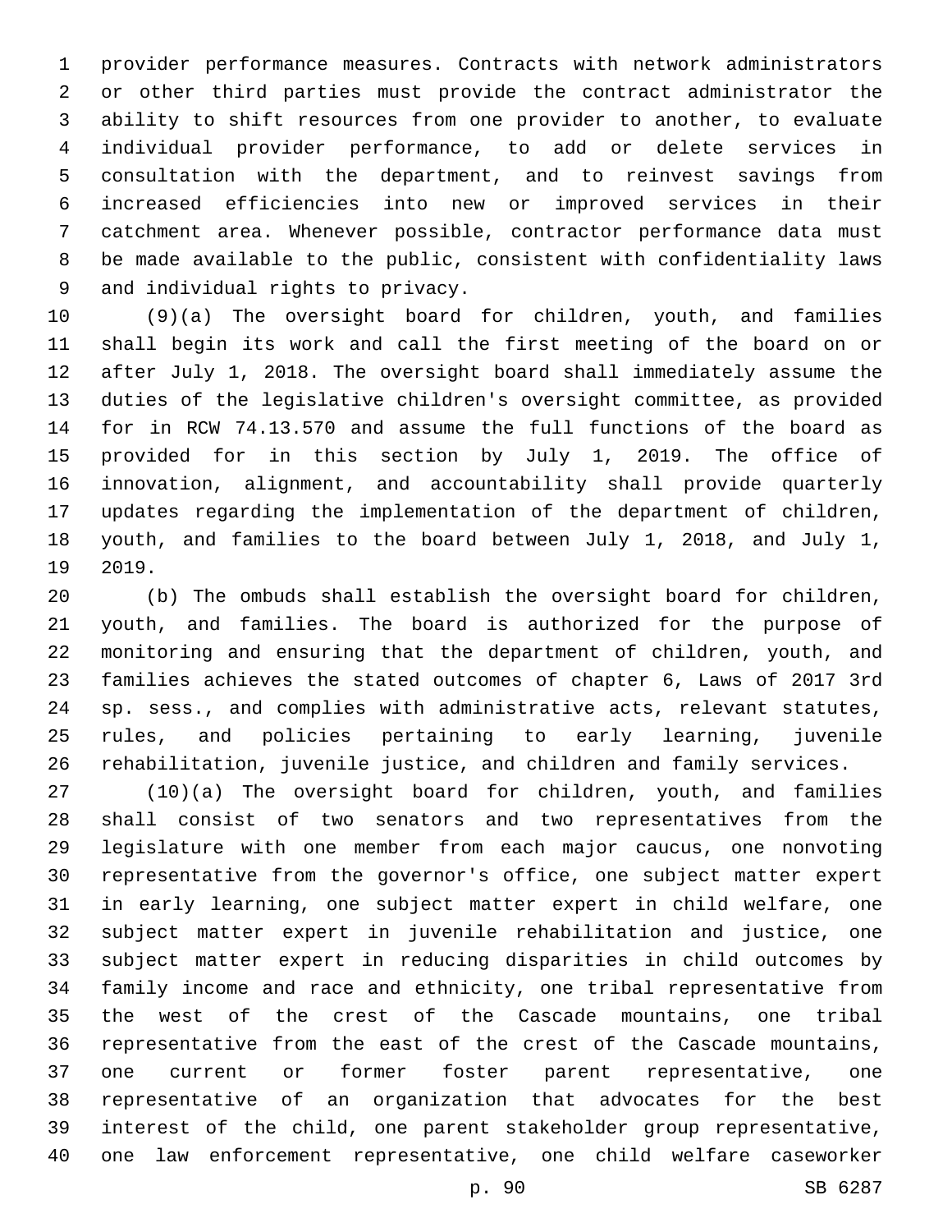provider performance measures. Contracts with network administrators or other third parties must provide the contract administrator the ability to shift resources from one provider to another, to evaluate individual provider performance, to add or delete services in consultation with the department, and to reinvest savings from increased efficiencies into new or improved services in their catchment area. Whenever possible, contractor performance data must be made available to the public, consistent with confidentiality laws and individual rights to privacy.

(9)(a) The oversight board for children, youth, and families shall begin its work and call the first meeting of the board on or after July 1, 2018. The oversight board shall immediately assume the duties of the legislative children's oversight committee, as provided for in RCW 74.13.570 and assume the full functions of the board as provided for in this section by July 1, 2019. The office of innovation, alignment, and accountability shall provide quarterly updates regarding the implementation of the department of children, youth, and families to the board between July 1, 2018, and July 1, 2019.

(b) The ombuds shall establish the oversight board for children, youth, and families. The board is authorized for the purpose of monitoring and ensuring that the department of children, youth, and families achieves the stated outcomes of chapter 6, Laws of 2017 3rd sp. sess., and complies with administrative acts, relevant statutes, rules, and policies pertaining to early learning, juvenile rehabilitation, juvenile justice, and children and family services.

(10)(a) The oversight board for children, youth, and families shall consist of two senators and two representatives from the legislature with one member from each major caucus, one nonvoting representative from the governor's office, one subject matter expert in early learning, one subject matter expert in child welfare, one subject matter expert in juvenile rehabilitation and justice, one subject matter expert in reducing disparities in child outcomes by family income and race and ethnicity, one tribal representative from the west of the crest of the Cascade mountains, one tribal representative from the east of the crest of the Cascade mountains, one current or former foster parent representative, one representative of an organization that advocates for the best interest of the child, one parent stakeholder group representative, one law enforcement representative, one child welfare caseworker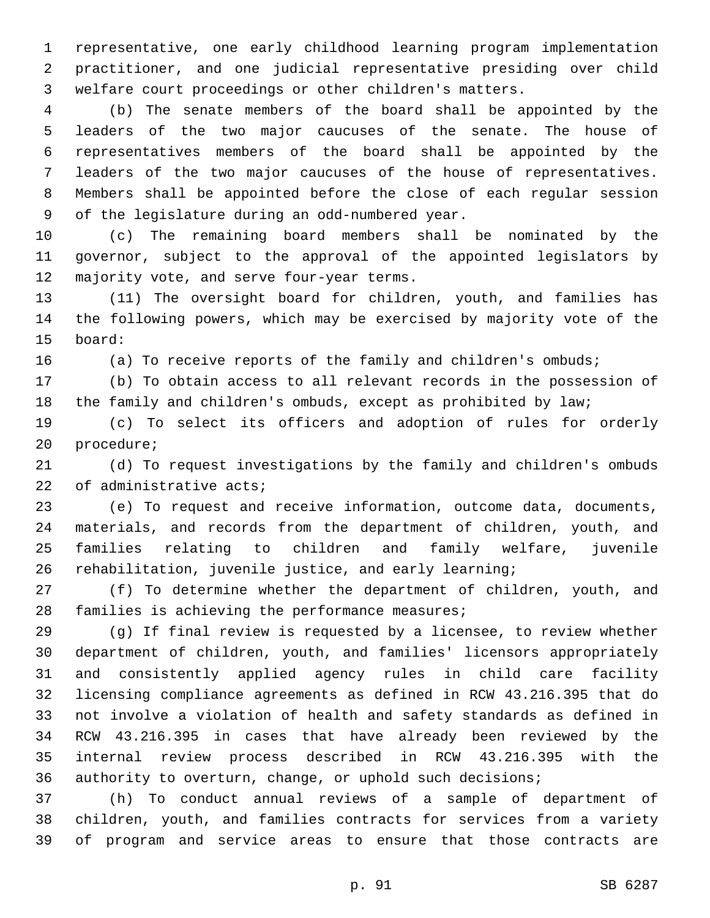representative, one early childhood learning program implementation practitioner, and one judicial representative presiding over child welfare court proceedings or other children's matters.

(b) The senate members of the board shall be appointed by the leaders of the two major caucuses of the senate. The house of representatives members of the board shall be appointed by the leaders of the two major caucuses of the house of representatives. Members shall be appointed before the close of each regular session of the legislature during an odd-numbered year.

(c) The remaining board members shall be nominated by the governor, subject to the approval of the appointed legislators by majority vote, and serve four-year terms.

(11) The oversight board for children, youth, and families has the following powers, which may be exercised by majority vote of the board:

(a) To receive reports of the family and children's ombuds;

(b) To obtain access to all relevant records in the possession of the family and children's ombuds, except as prohibited by law;

(c) To select its officers and adoption of rules for orderly procedure;

(d) To request investigations by the family and children's ombuds of administrative acts;

(e) To request and receive information, outcome data, documents, materials, and records from the department of children, youth, and families relating to children and family welfare, juvenile rehabilitation, juvenile justice, and early learning;

(f) To determine whether the department of children, youth, and families is achieving the performance measures;

(g) If final review is requested by a licensee, to review whether department of children, youth, and families' licensors appropriately and consistently applied agency rules in child care facility licensing compliance agreements as defined in RCW 43.216.395 that do not involve a violation of health and safety standards as defined in RCW 43.216.395 in cases that have already been reviewed by the internal review process described in RCW 43.216.395 with the authority to overturn, change, or uphold such decisions;

(h) To conduct annual reviews of a sample of department of children, youth, and families contracts for services from a variety of program and service areas to ensure that those contracts are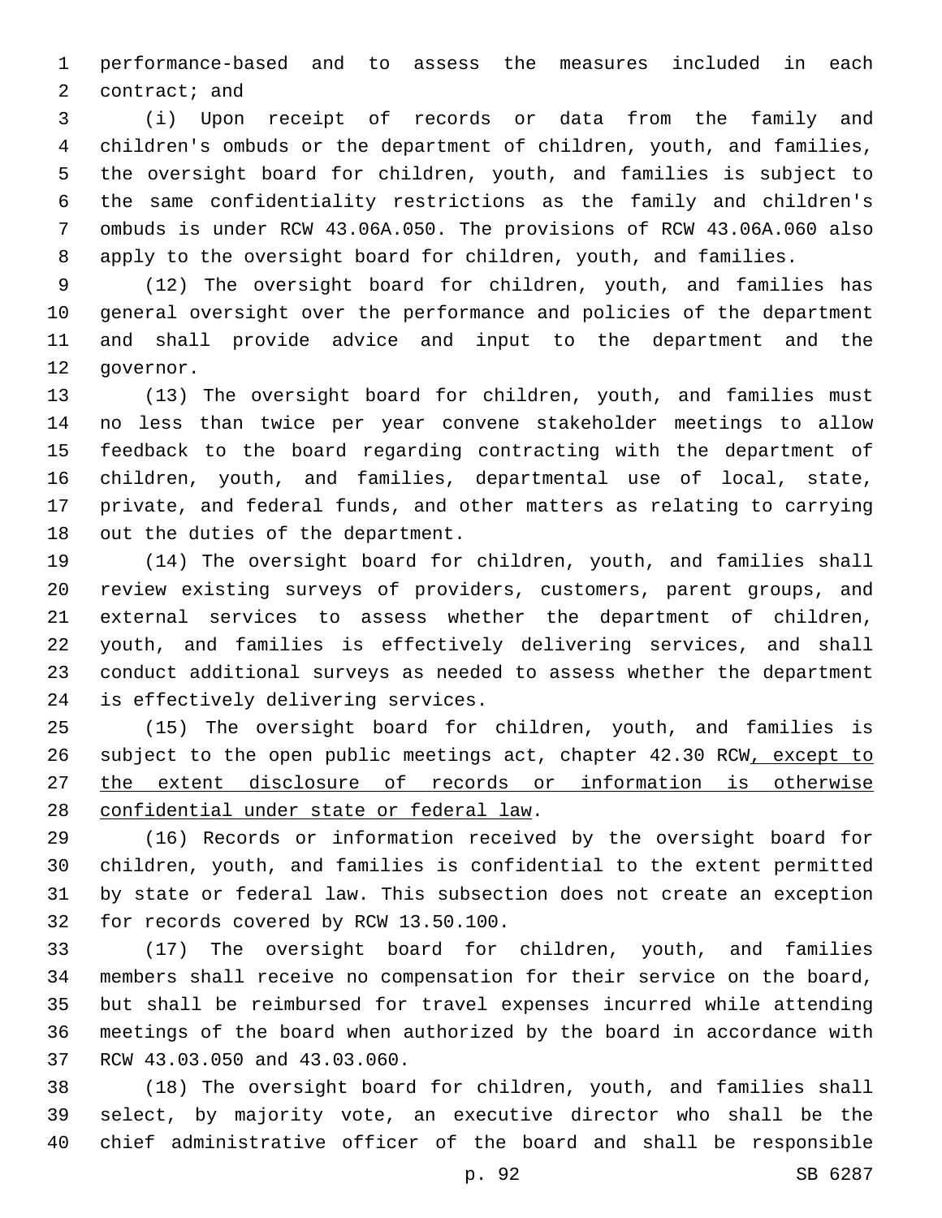performance-based and to assess the measures included in each contract; and

(i) Upon receipt of records or data from the family and children's ombuds or the department of children, youth, and families, the oversight board for children, youth, and families is subject to the same confidentiality restrictions as the family and children's ombuds is under RCW 43.06A.050. The provisions of RCW 43.06A.060 also apply to the oversight board for children, youth, and families.

(12) The oversight board for children, youth, and families has general oversight over the performance and policies of the department and shall provide advice and input to the department and the governor.

(13) The oversight board for children, youth, and families must no less than twice per year convene stakeholder meetings to allow feedback to the board regarding contracting with the department of children, youth, and families, departmental use of local, state, private, and federal funds, and other matters as relating to carrying out the duties of the department.

(14) The oversight board for children, youth, and families shall review existing surveys of providers, customers, parent groups, and external services to assess whether the department of children, youth, and families is effectively delivering services, and shall conduct additional surveys as needed to assess whether the department is effectively delivering services.

(15) The oversight board for children, youth, and families is subject to the open public meetings act, chapter 42.30 RCW, except to the extent disclosure of records or information is otherwise confidential under state or federal law.

(16) Records or information received by the oversight board for children, youth, and families is confidential to the extent permitted by state or federal law. This subsection does not create an exception for records covered by RCW 13.50.100.

(17) The oversight board for children, youth, and families members shall receive no compensation for their service on the board, but shall be reimbursed for travel expenses incurred while attending meetings of the board when authorized by the board in accordance with RCW 43.03.050 and 43.03.060.

(18) The oversight board for children, youth, and families shall select, by majority vote, an executive director who shall be the chief administrative officer of the board and shall be responsible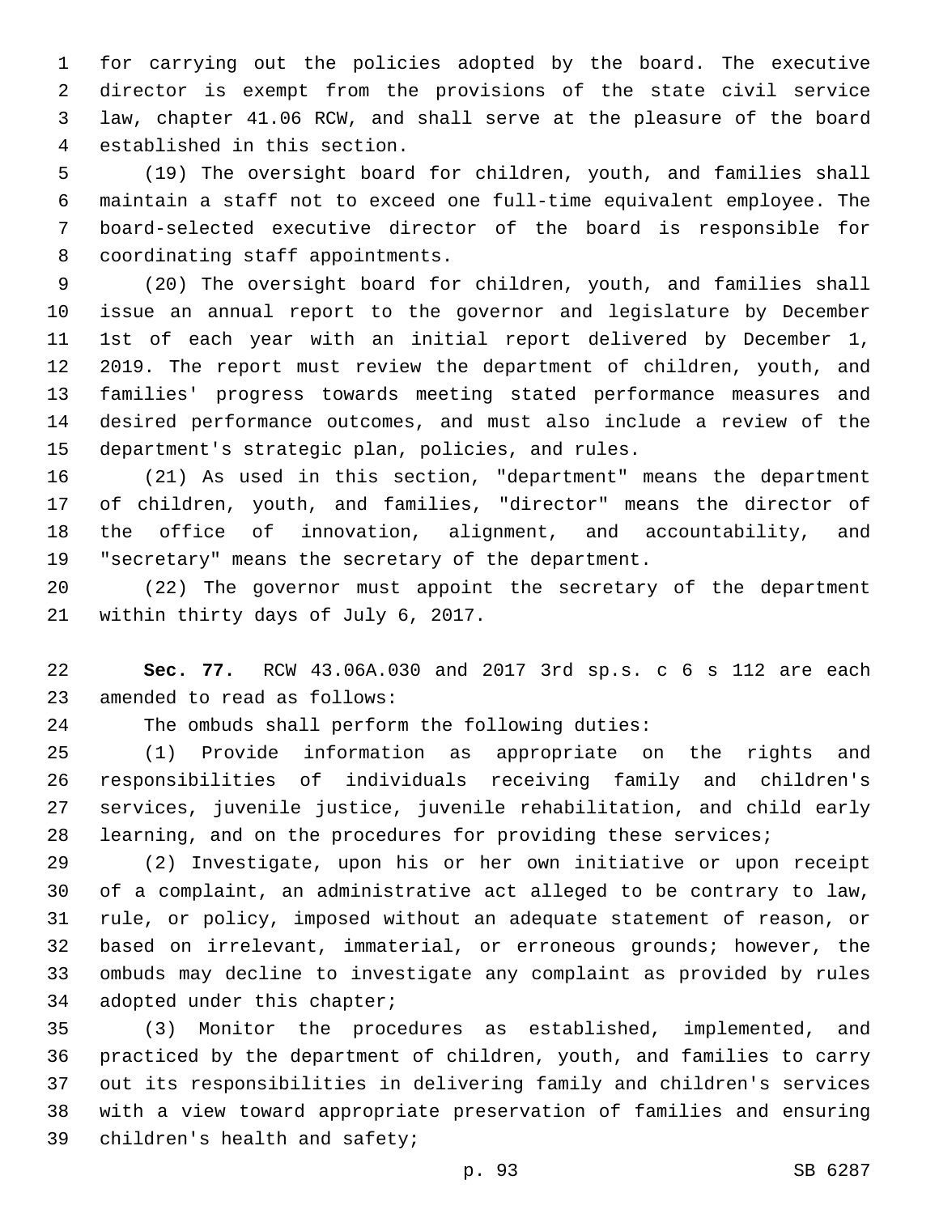for carrying out the policies adopted by the board. The executive director is exempt from the provisions of the state civil service law, chapter 41.06 RCW, and shall serve at the pleasure of the board established in this section.

(19) The oversight board for children, youth, and families shall maintain a staff not to exceed one full-time equivalent employee. The board-selected executive director of the board is responsible for coordinating staff appointments.

(20) The oversight board for children, youth, and families shall issue an annual report to the governor and legislature by December 1st of each year with an initial report delivered by December 1, 2019. The report must review the department of children, youth, and families' progress towards meeting stated performance measures and desired performance outcomes, and must also include a review of the department's strategic plan, policies, and rules.

(21) As used in this section, "department" means the department of children, youth, and families, "director" means the director of the office of innovation, alignment, and accountability, and "secretary" means the secretary of the department.

(22) The governor must appoint the secretary of the department within thirty days of July 6, 2017.

**Sec. 77.** RCW 43.06A.030 and 2017 3rd sp.s. c 6 s 112 are each amended to read as follows:

The ombuds shall perform the following duties:

(1) Provide information as appropriate on the rights and responsibilities of individuals receiving family and children's services, juvenile justice, juvenile rehabilitation, and child early learning, and on the procedures for providing these services;

(2) Investigate, upon his or her own initiative or upon receipt of a complaint, an administrative act alleged to be contrary to law, rule, or policy, imposed without an adequate statement of reason, or based on irrelevant, immaterial, or erroneous grounds; however, the ombuds may decline to investigate any complaint as provided by rules adopted under this chapter;

(3) Monitor the procedures as established, implemented, and practiced by the department of children, youth, and families to carry out its responsibilities in delivering family and children's services with a view toward appropriate preservation of families and ensuring children's health and safety;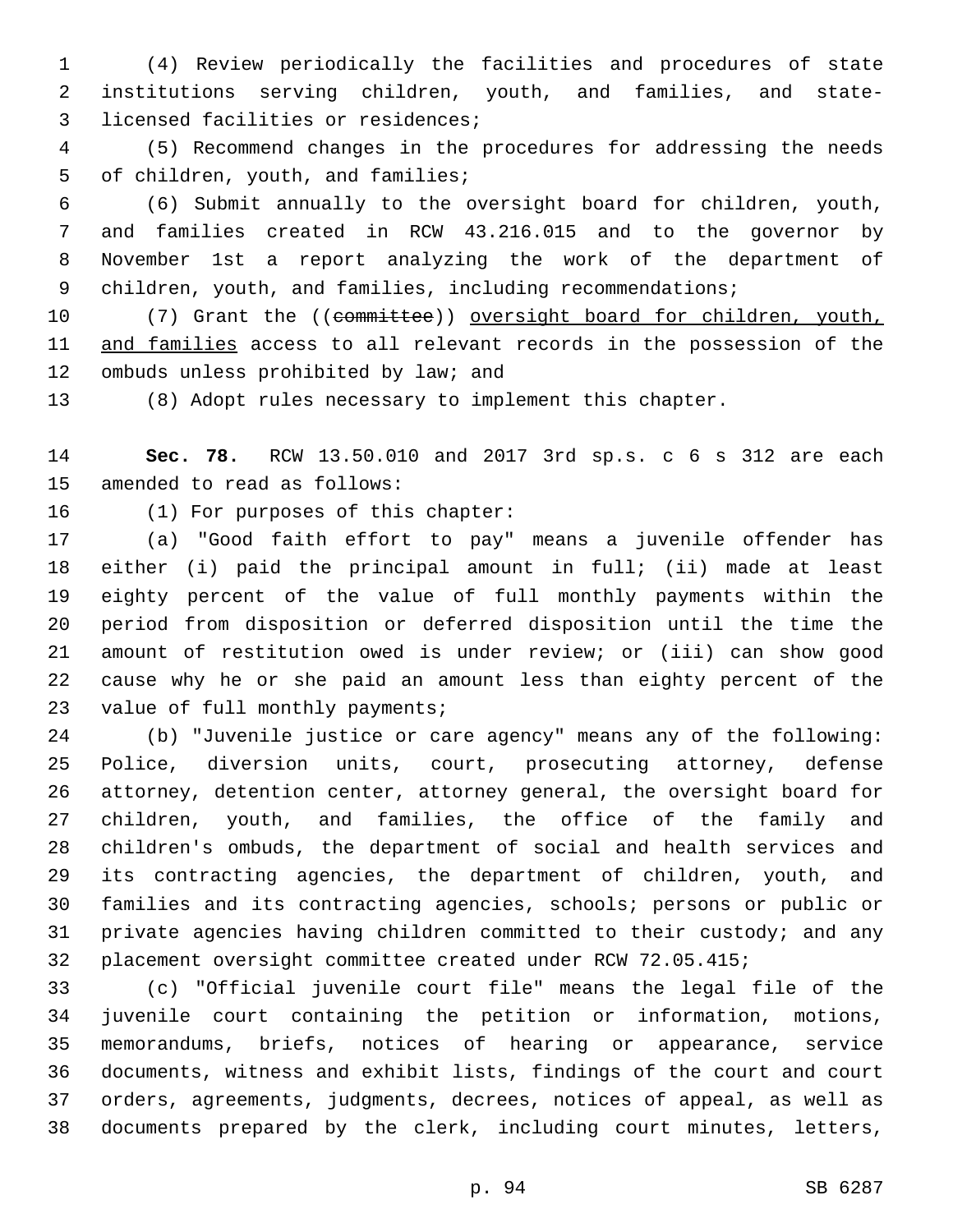(4) Review periodically the facilities and procedures of state institutions serving children, youth, and families, and state-licensed facilities or residences;

(5) Recommend changes in the procedures for addressing the needs of children, youth, and families;

(6) Submit annually to the oversight board for children, youth, and families created in RCW 43.216.015 and to the governor by November 1st a report analyzing the work of the department of children, youth, and families, including recommendations;

(7) Grant the ((~~committee~~)) <u>oversight board for children, youth, and families</u> access to all relevant records in the possession of the ombuds unless prohibited by law; and

(8) Adopt rules necessary to implement this chapter.

**Sec. 78.** RCW 13.50.010 and 2017 3rd sp.s. c 6 s 312 are each amended to read as follows:

(1) For purposes of this chapter:

(a) "Good faith effort to pay" means a juvenile offender has either (i) paid the principal amount in full; (ii) made at least eighty percent of the value of full monthly payments within the period from disposition or deferred disposition until the time the amount of restitution owed is under review; or (iii) can show good cause why he or she paid an amount less than eighty percent of the value of full monthly payments;

(b) "Juvenile justice or care agency" means any of the following: Police, diversion units, court, prosecuting attorney, defense attorney, detention center, attorney general, the oversight board for children, youth, and families, the office of the family and children's ombuds, the department of social and health services and its contracting agencies, the department of children, youth, and families and its contracting agencies, schools; persons or public or private agencies having children committed to their custody; and any placement oversight committee created under RCW 72.05.415;

(c) "Official juvenile court file" means the legal file of the juvenile court containing the petition or information, motions, memorandums, briefs, notices of hearing or appearance, service documents, witness and exhibit lists, findings of the court and court orders, agreements, judgments, decrees, notices of appeal, as well as documents prepared by the clerk, including court minutes, letters,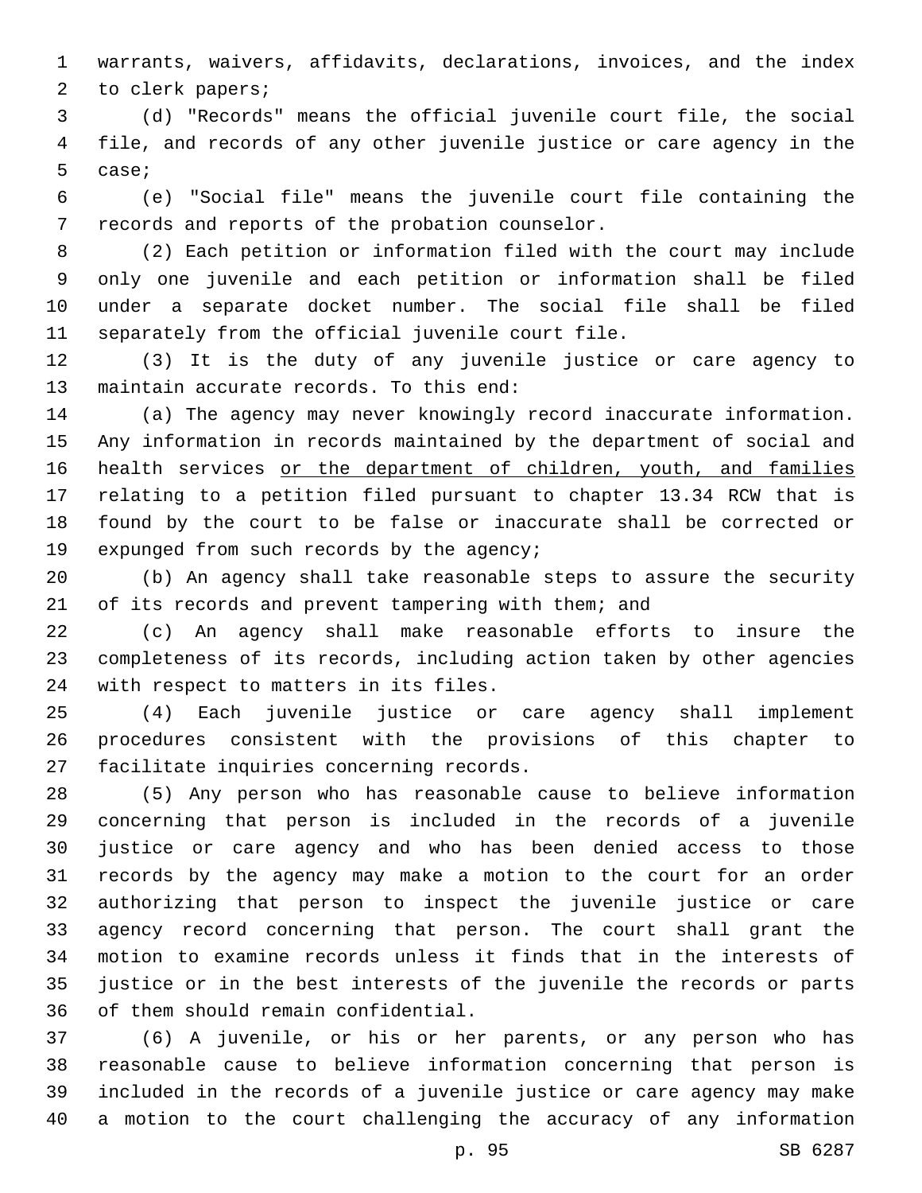warrants, waivers, affidavits, declarations, invoices, and the index to clerk papers;

(d) "Records" means the official juvenile court file, the social file, and records of any other juvenile justice or care agency in the case;

(e) "Social file" means the juvenile court file containing the records and reports of the probation counselor.

(2) Each petition or information filed with the court may include only one juvenile and each petition or information shall be filed under a separate docket number. The social file shall be filed separately from the official juvenile court file.

(3) It is the duty of any juvenile justice or care agency to maintain accurate records. To this end:

(a) The agency may never knowingly record inaccurate information. Any information in records maintained by the department of social and health services <u>or the department of children, youth, and families</u> relating to a petition filed pursuant to chapter 13.34 RCW that is found by the court to be false or inaccurate shall be corrected or expunged from such records by the agency;

(b) An agency shall take reasonable steps to assure the security of its records and prevent tampering with them; and

(c) An agency shall make reasonable efforts to insure the completeness of its records, including action taken by other agencies with respect to matters in its files.

(4) Each juvenile justice or care agency shall implement procedures consistent with the provisions of this chapter to facilitate inquiries concerning records.

(5) Any person who has reasonable cause to believe information concerning that person is included in the records of a juvenile justice or care agency and who has been denied access to those records by the agency may make a motion to the court for an order authorizing that person to inspect the juvenile justice or care agency record concerning that person. The court shall grant the motion to examine records unless it finds that in the interests of justice or in the best interests of the juvenile the records or parts of them should remain confidential.

(6) A juvenile, or his or her parents, or any person who has reasonable cause to believe information concerning that person is included in the records of a juvenile justice or care agency may make a motion to the court challenging the accuracy of any information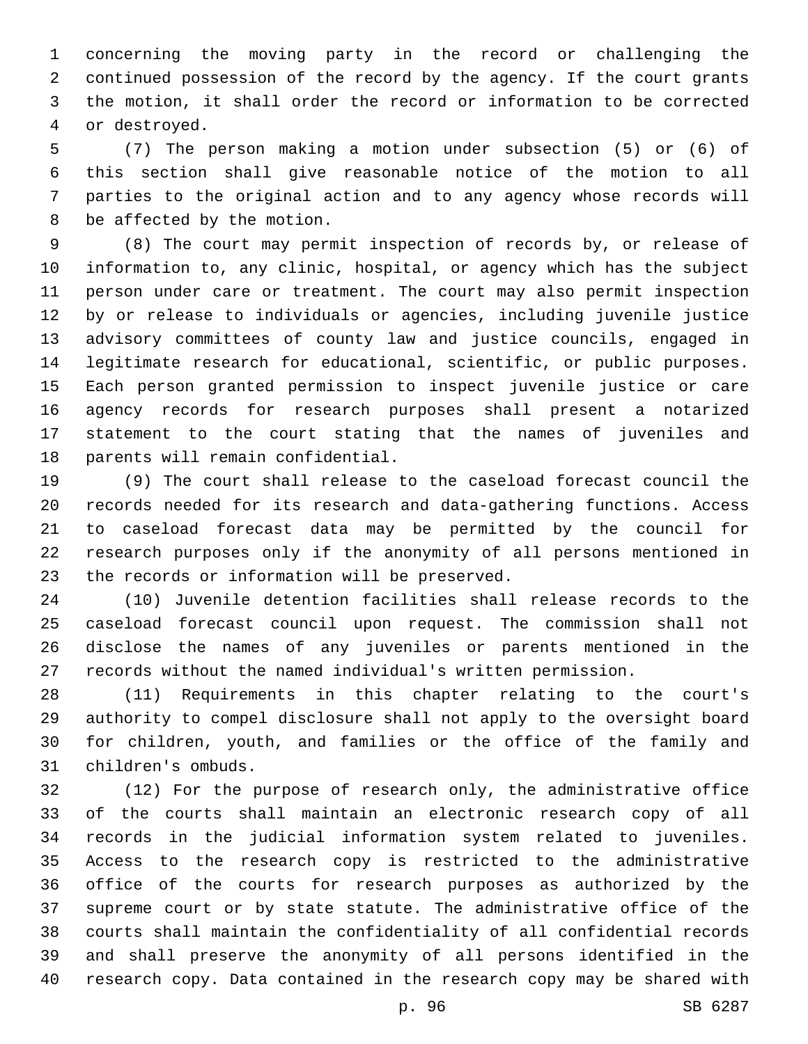concerning the moving party in the record or challenging the continued possession of the record by the agency. If the court grants the motion, it shall order the record or information to be corrected or destroyed.

(7) The person making a motion under subsection (5) or (6) of this section shall give reasonable notice of the motion to all parties to the original action and to any agency whose records will be affected by the motion.

(8) The court may permit inspection of records by, or release of information to, any clinic, hospital, or agency which has the subject person under care or treatment. The court may also permit inspection by or release to individuals or agencies, including juvenile justice advisory committees of county law and justice councils, engaged in legitimate research for educational, scientific, or public purposes. Each person granted permission to inspect juvenile justice or care agency records for research purposes shall present a notarized statement to the court stating that the names of juveniles and parents will remain confidential.

(9) The court shall release to the caseload forecast council the records needed for its research and data-gathering functions. Access to caseload forecast data may be permitted by the council for research purposes only if the anonymity of all persons mentioned in the records or information will be preserved.

(10) Juvenile detention facilities shall release records to the caseload forecast council upon request. The commission shall not disclose the names of any juveniles or parents mentioned in the records without the named individual's written permission.

(11) Requirements in this chapter relating to the court's authority to compel disclosure shall not apply to the oversight board for children, youth, and families or the office of the family and children's ombuds.

(12) For the purpose of research only, the administrative office of the courts shall maintain an electronic research copy of all records in the judicial information system related to juveniles. Access to the research copy is restricted to the administrative office of the courts for research purposes as authorized by the supreme court or by state statute. The administrative office of the courts shall maintain the confidentiality of all confidential records and shall preserve the anonymity of all persons identified in the research copy. Data contained in the research copy may be shared with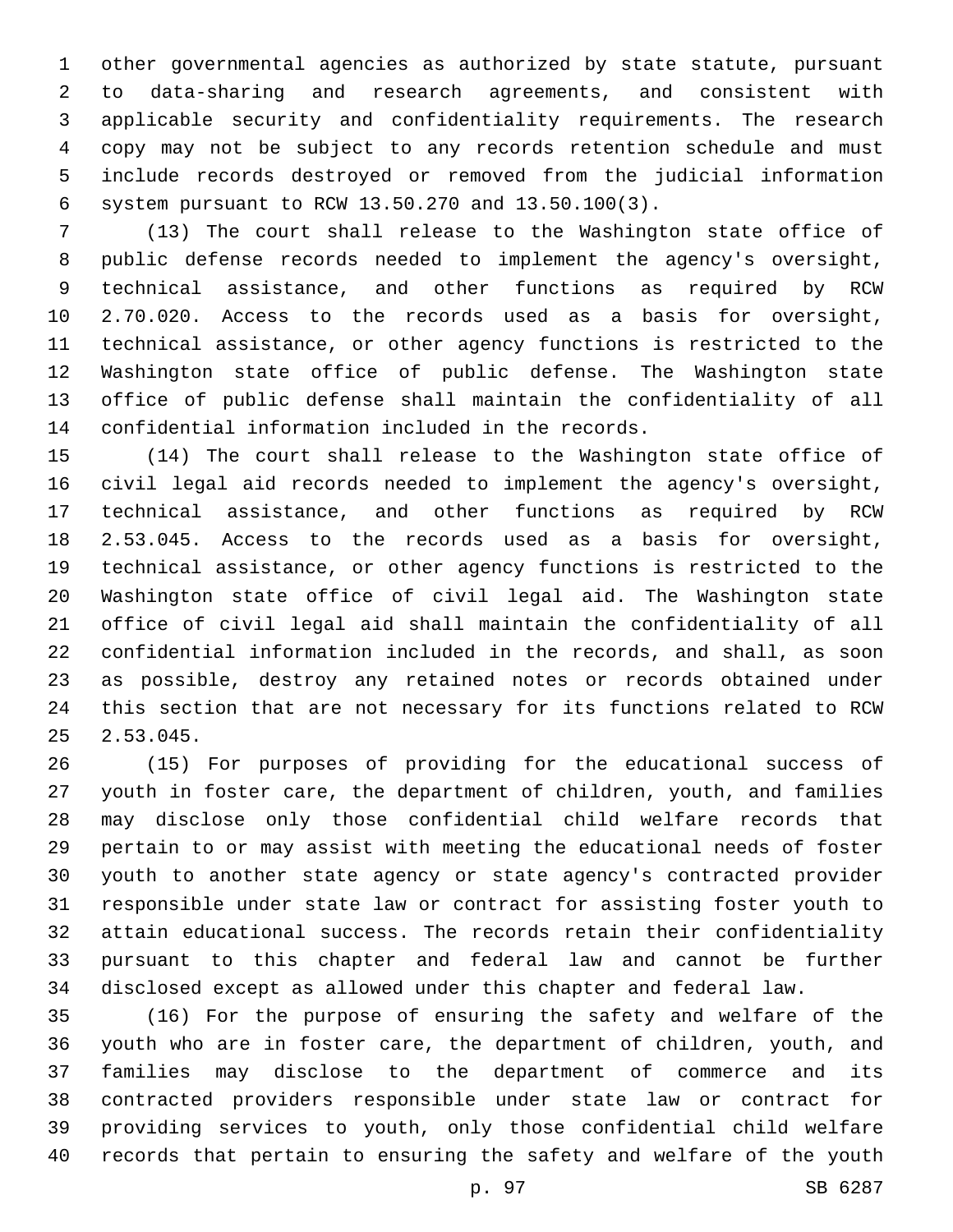other governmental agencies as authorized by state statute, pursuant to data-sharing and research agreements, and consistent with applicable security and confidentiality requirements. The research copy may not be subject to any records retention schedule and must include records destroyed or removed from the judicial information system pursuant to RCW 13.50.270 and 13.50.100(3).

(13) The court shall release to the Washington state office of public defense records needed to implement the agency's oversight, technical assistance, and other functions as required by RCW 2.70.020. Access to the records used as a basis for oversight, technical assistance, or other agency functions is restricted to the Washington state office of public defense. The Washington state office of public defense shall maintain the confidentiality of all confidential information included in the records.

(14) The court shall release to the Washington state office of civil legal aid records needed to implement the agency's oversight, technical assistance, and other functions as required by RCW 2.53.045. Access to the records used as a basis for oversight, technical assistance, or other agency functions is restricted to the Washington state office of civil legal aid. The Washington state office of civil legal aid shall maintain the confidentiality of all confidential information included in the records, and shall, as soon as possible, destroy any retained notes or records obtained under this section that are not necessary for its functions related to RCW 2.53.045.

(15) For purposes of providing for the educational success of youth in foster care, the department of children, youth, and families may disclose only those confidential child welfare records that pertain to or may assist with meeting the educational needs of foster youth to another state agency or state agency's contracted provider responsible under state law or contract for assisting foster youth to attain educational success. The records retain their confidentiality pursuant to this chapter and federal law and cannot be further disclosed except as allowed under this chapter and federal law.

(16) For the purpose of ensuring the safety and welfare of the youth who are in foster care, the department of children, youth, and families may disclose to the department of commerce and its contracted providers responsible under state law or contract for providing services to youth, only those confidential child welfare records that pertain to ensuring the safety and welfare of the youth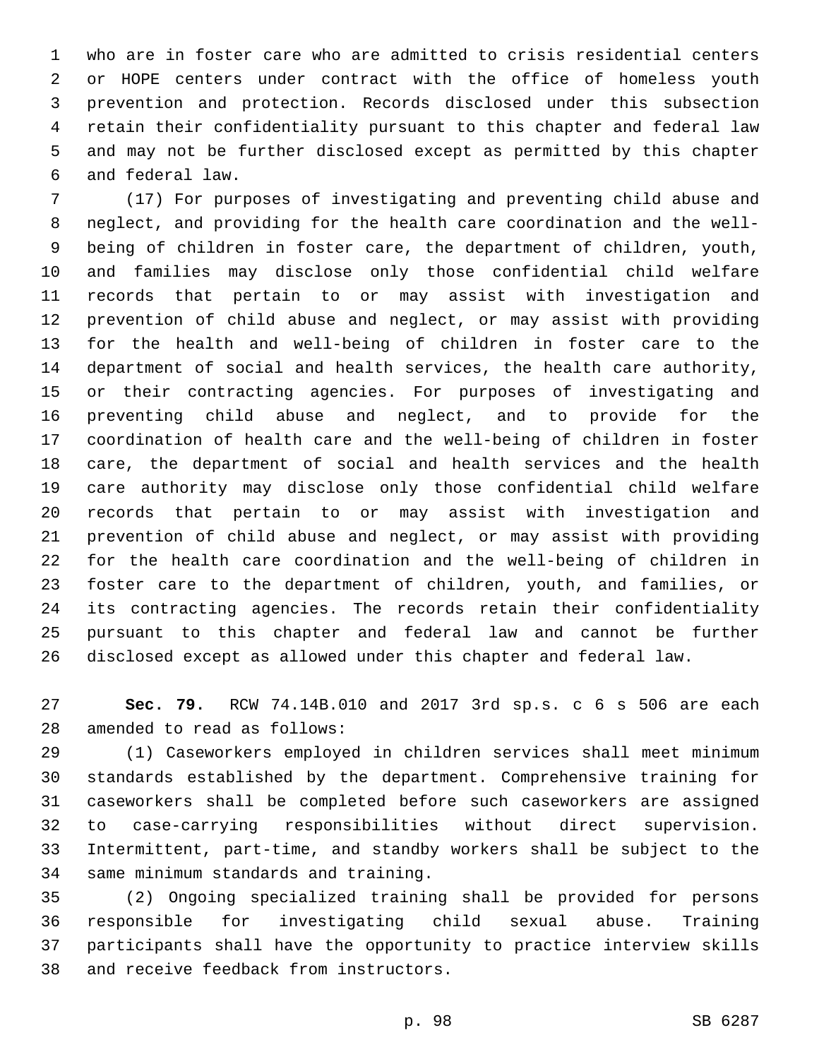who are in foster care who are admitted to crisis residential centers or HOPE centers under contract with the office of homeless youth prevention and protection. Records disclosed under this subsection retain their confidentiality pursuant to this chapter and federal law and may not be further disclosed except as permitted by this chapter and federal law.

(17) For purposes of investigating and preventing child abuse and neglect, and providing for the health care coordination and the well-being of children in foster care, the department of children, youth, and families may disclose only those confidential child welfare records that pertain to or may assist with investigation and prevention of child abuse and neglect, or may assist with providing for the health and well-being of children in foster care to the department of social and health services, the health care authority, or their contracting agencies. For purposes of investigating and preventing child abuse and neglect, and to provide for the coordination of health care and the well-being of children in foster care, the department of social and health services and the health care authority may disclose only those confidential child welfare records that pertain to or may assist with investigation and prevention of child abuse and neglect, or may assist with providing for the health care coordination and the well-being of children in foster care to the department of children, youth, and families, or its contracting agencies. The records retain their confidentiality pursuant to this chapter and federal law and cannot be further disclosed except as allowed under this chapter and federal law.

**Sec. 79.** RCW 74.14B.010 and 2017 3rd sp.s. c 6 s 506 are each amended to read as follows:

(1) Caseworkers employed in children services shall meet minimum standards established by the department. Comprehensive training for caseworkers shall be completed before such caseworkers are assigned to case-carrying responsibilities without direct supervision. Intermittent, part-time, and standby workers shall be subject to the same minimum standards and training.

(2) Ongoing specialized training shall be provided for persons responsible for investigating child sexual abuse. Training participants shall have the opportunity to practice interview skills and receive feedback from instructors.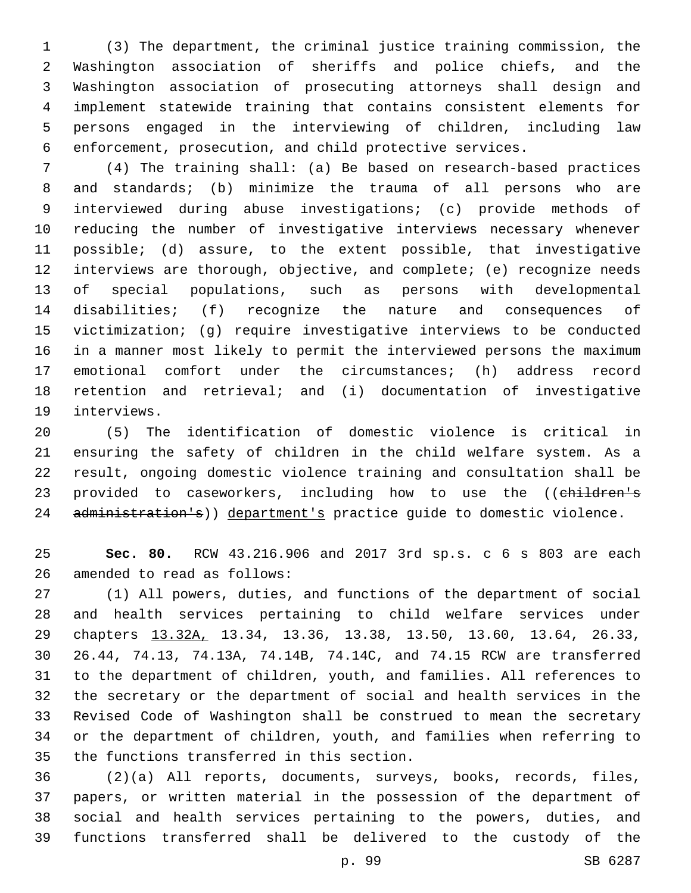(3) The department, the criminal justice training commission, the Washington association of sheriffs and police chiefs, and the Washington association of prosecuting attorneys shall design and implement statewide training that contains consistent elements for persons engaged in the interviewing of children, including law enforcement, prosecution, and child protective services.

(4) The training shall: (a) Be based on research-based practices and standards; (b) minimize the trauma of all persons who are interviewed during abuse investigations; (c) provide methods of reducing the number of investigative interviews necessary whenever possible; (d) assure, to the extent possible, that investigative interviews are thorough, objective, and complete; (e) recognize needs of special populations, such as persons with developmental disabilities; (f) recognize the nature and consequences of victimization; (g) require investigative interviews to be conducted in a manner most likely to permit the interviewed persons the maximum emotional comfort under the circumstances; (h) address record retention and retrieval; and (i) documentation of investigative interviews.

(5) The identification of domestic violence is critical in ensuring the safety of children in the child welfare system. As a result, ongoing domestic violence training and consultation shall be provided to caseworkers, including how to use the ((~~children's administration's~~)) <u>department's</u> practice guide to domestic violence.

**Sec. 80.** RCW 43.216.906 and 2017 3rd sp.s. c 6 s 803 are each amended to read as follows:

(1) All powers, duties, and functions of the department of social and health services pertaining to child welfare services under chapters <u>13.32A,</u> 13.34, 13.36, 13.38, 13.50, 13.60, 13.64, 26.33, 26.44, 74.13, 74.13A, 74.14B, 74.14C, and 74.15 RCW are transferred to the department of children, youth, and families. All references to the secretary or the department of social and health services in the Revised Code of Washington shall be construed to mean the secretary or the department of children, youth, and families when referring to the functions transferred in this section.

(2)(a) All reports, documents, surveys, books, records, files, papers, or written material in the possession of the department of social and health services pertaining to the powers, duties, and functions transferred shall be delivered to the custody of the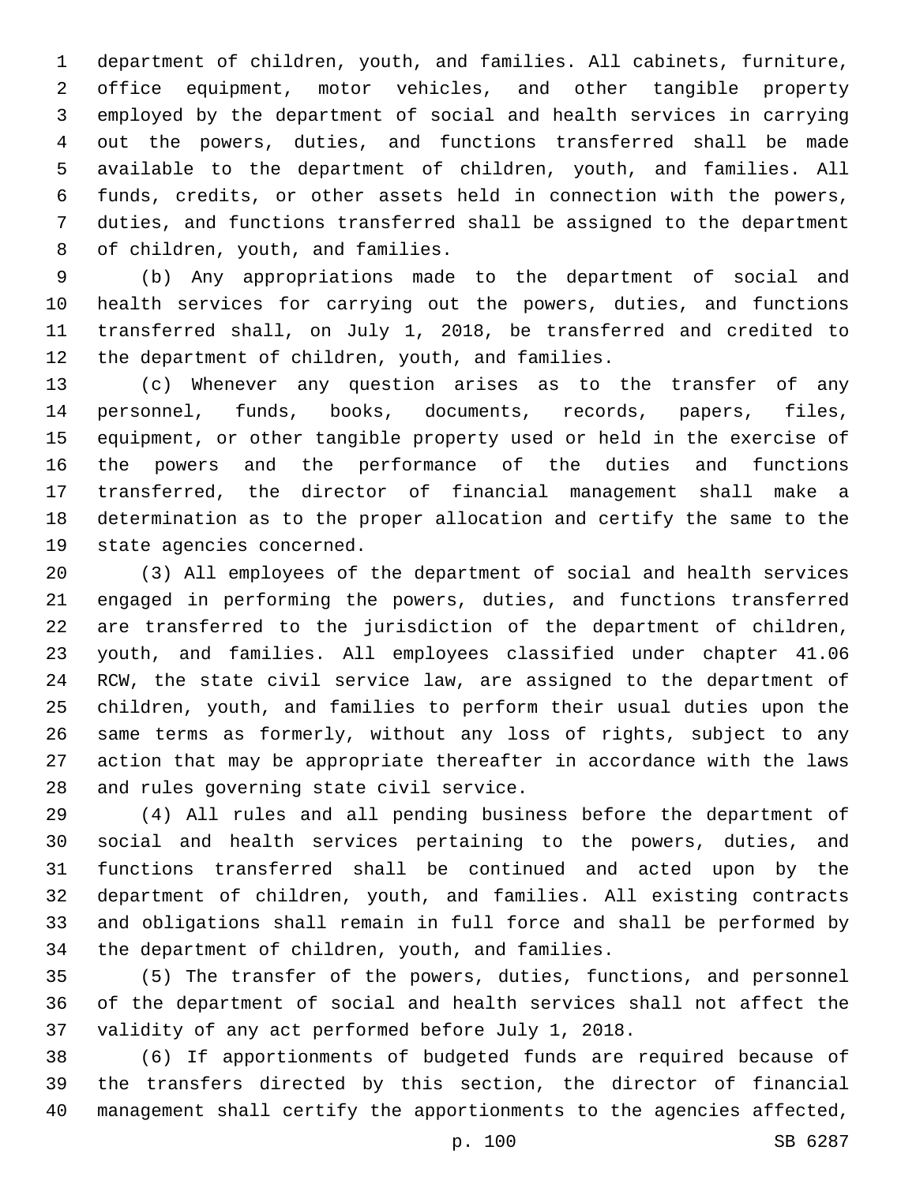department of children, youth, and families. All cabinets, furniture, office equipment, motor vehicles, and other tangible property employed by the department of social and health services in carrying out the powers, duties, and functions transferred shall be made available to the department of children, youth, and families. All funds, credits, or other assets held in connection with the powers, duties, and functions transferred shall be assigned to the department of children, youth, and families.

(b) Any appropriations made to the department of social and health services for carrying out the powers, duties, and functions transferred shall, on July 1, 2018, be transferred and credited to the department of children, youth, and families.

(c) Whenever any question arises as to the transfer of any personnel, funds, books, documents, records, papers, files, equipment, or other tangible property used or held in the exercise of the powers and the performance of the duties and functions transferred, the director of financial management shall make a determination as to the proper allocation and certify the same to the state agencies concerned.

(3) All employees of the department of social and health services engaged in performing the powers, duties, and functions transferred are transferred to the jurisdiction of the department of children, youth, and families. All employees classified under chapter 41.06 RCW, the state civil service law, are assigned to the department of children, youth, and families to perform their usual duties upon the same terms as formerly, without any loss of rights, subject to any action that may be appropriate thereafter in accordance with the laws and rules governing state civil service.

(4) All rules and all pending business before the department of social and health services pertaining to the powers, duties, and functions transferred shall be continued and acted upon by the department of children, youth, and families. All existing contracts and obligations shall remain in full force and shall be performed by the department of children, youth, and families.

(5) The transfer of the powers, duties, functions, and personnel of the department of social and health services shall not affect the validity of any act performed before July 1, 2018.

(6) If apportionments of budgeted funds are required because of the transfers directed by this section, the director of financial management shall certify the apportionments to the agencies affected,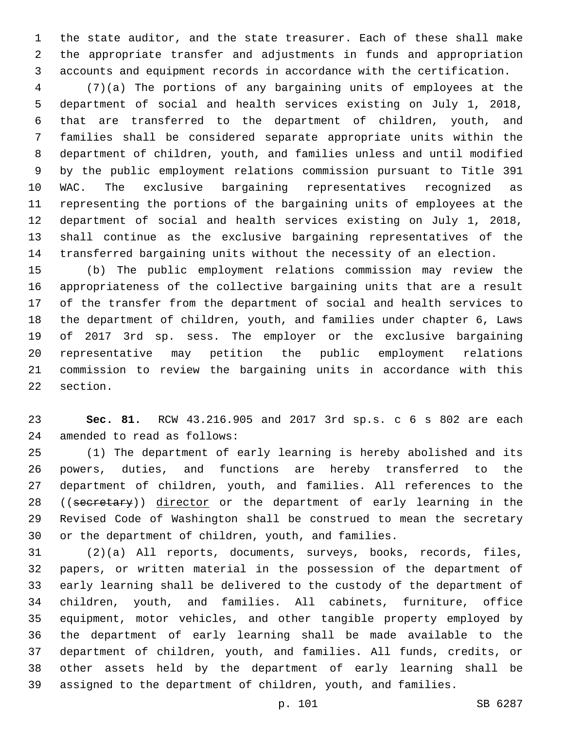the state auditor, and the state treasurer. Each of these shall make the appropriate transfer and adjustments in funds and appropriation accounts and equipment records in accordance with the certification.

(7)(a) The portions of any bargaining units of employees at the department of social and health services existing on July 1, 2018, that are transferred to the department of children, youth, and families shall be considered separate appropriate units within the department of children, youth, and families unless and until modified by the public employment relations commission pursuant to Title 391 WAC. The exclusive bargaining representatives recognized as representing the portions of the bargaining units of employees at the department of social and health services existing on July 1, 2018, shall continue as the exclusive bargaining representatives of the transferred bargaining units without the necessity of an election.

(b) The public employment relations commission may review the appropriateness of the collective bargaining units that are a result of the transfer from the department of social and health services to the department of children, youth, and families under chapter 6, Laws of 2017 3rd sp. sess. The employer or the exclusive bargaining representative may petition the public employment relations commission to review the bargaining units in accordance with this section.

**Sec. 81.** RCW 43.216.905 and 2017 3rd sp.s. c 6 s 802 are each amended to read as follows:

(1) The department of early learning is hereby abolished and its powers, duties, and functions are hereby transferred to the department of children, youth, and families. All references to the ((~~secretary~~)) director or the department of early learning in the Revised Code of Washington shall be construed to mean the secretary or the department of children, youth, and families.

(2)(a) All reports, documents, surveys, books, records, files, papers, or written material in the possession of the department of early learning shall be delivered to the custody of the department of children, youth, and families. All cabinets, furniture, office equipment, motor vehicles, and other tangible property employed by the department of early learning shall be made available to the department of children, youth, and families. All funds, credits, or other assets held by the department of early learning shall be assigned to the department of children, youth, and families.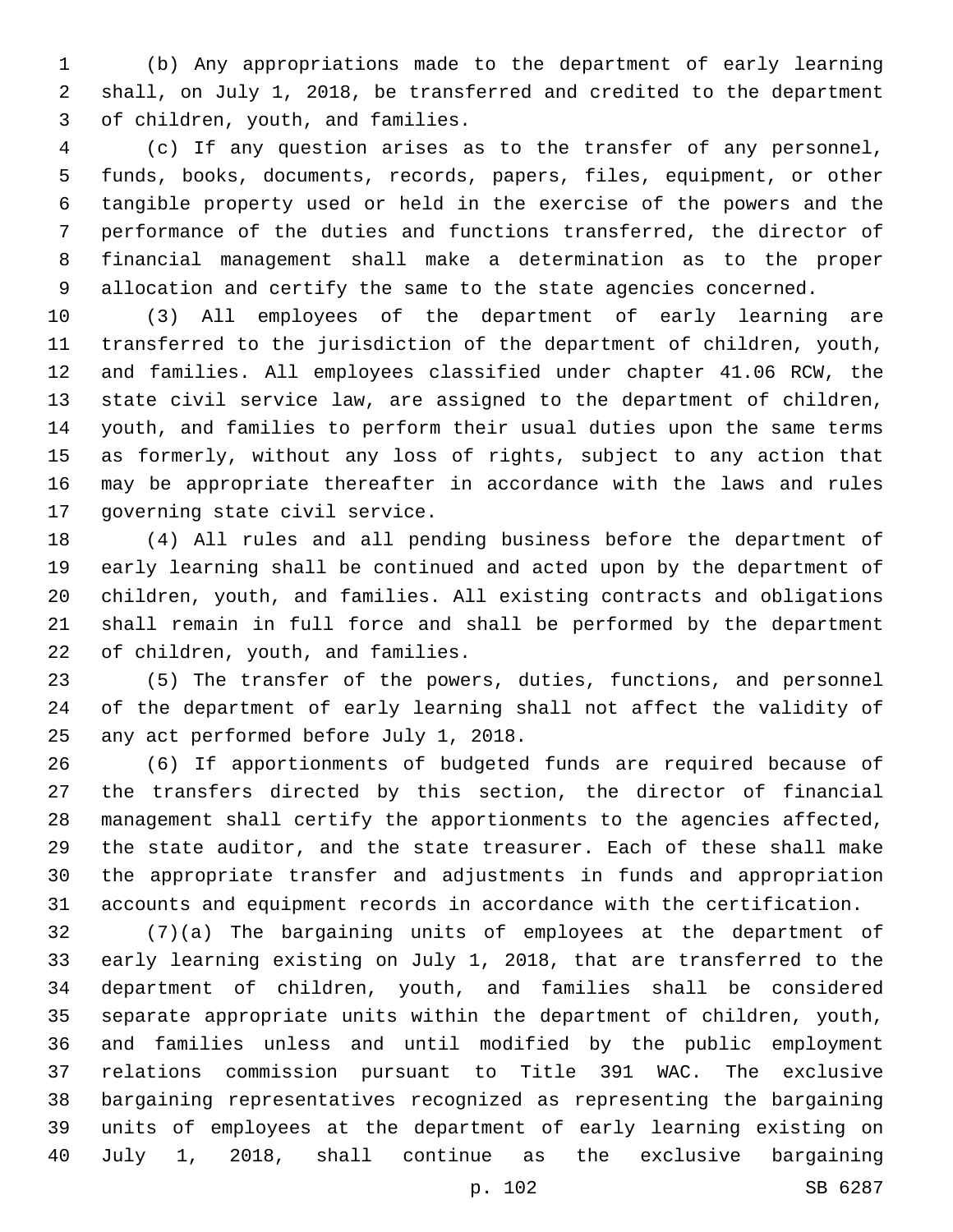(b) Any appropriations made to the department of early learning shall, on July 1, 2018, be transferred and credited to the department of children, youth, and families.

(c) If any question arises as to the transfer of any personnel, funds, books, documents, records, papers, files, equipment, or other tangible property used or held in the exercise of the powers and the performance of the duties and functions transferred, the director of financial management shall make a determination as to the proper allocation and certify the same to the state agencies concerned.

(3) All employees of the department of early learning are transferred to the jurisdiction of the department of children, youth, and families. All employees classified under chapter 41.06 RCW, the state civil service law, are assigned to the department of children, youth, and families to perform their usual duties upon the same terms as formerly, without any loss of rights, subject to any action that may be appropriate thereafter in accordance with the laws and rules governing state civil service.

(4) All rules and all pending business before the department of early learning shall be continued and acted upon by the department of children, youth, and families. All existing contracts and obligations shall remain in full force and shall be performed by the department of children, youth, and families.

(5) The transfer of the powers, duties, functions, and personnel of the department of early learning shall not affect the validity of any act performed before July 1, 2018.

(6) If apportionments of budgeted funds are required because of the transfers directed by this section, the director of financial management shall certify the apportionments to the agencies affected, the state auditor, and the state treasurer. Each of these shall make the appropriate transfer and adjustments in funds and appropriation accounts and equipment records in accordance with the certification.

(7)(a) The bargaining units of employees at the department of early learning existing on July 1, 2018, that are transferred to the department of children, youth, and families shall be considered separate appropriate units within the department of children, youth, and families unless and until modified by the public employment relations commission pursuant to Title 391 WAC. The exclusive bargaining representatives recognized as representing the bargaining units of employees at the department of early learning existing on July 1, 2018, shall continue as the exclusive bargaining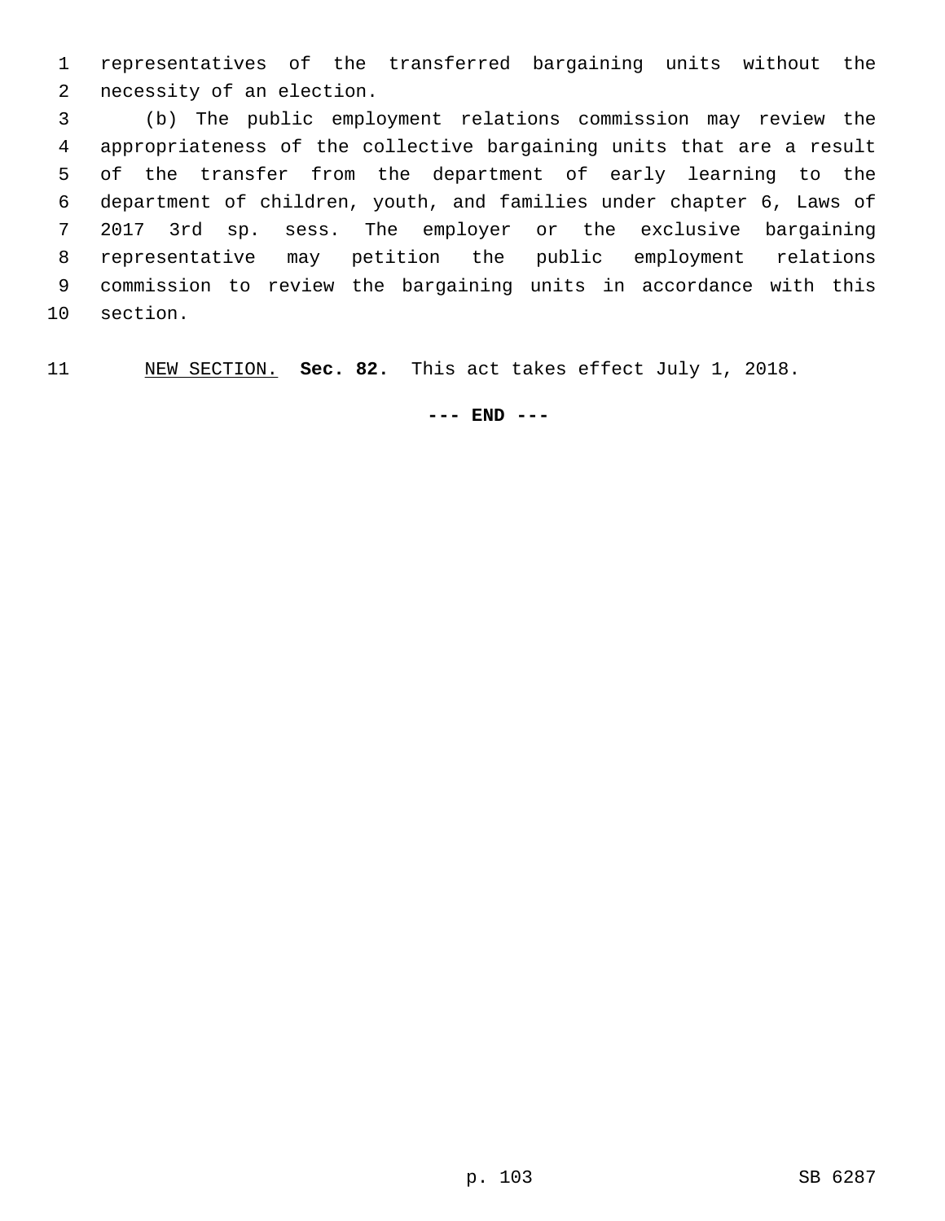representatives of the transferred bargaining units without the necessity of an election.

(b) The public employment relations commission may review the appropriateness of the collective bargaining units that are a result of the transfer from the department of early learning to the department of children, youth, and families under chapter 6, Laws of 2017 3rd sp. sess. The employer or the exclusive bargaining representative may petition the public employment relations commission to review the bargaining units in accordance with this section.

NEW SECTION. **Sec. 82.** This act takes effect July 1, 2018.

**--- END ---**